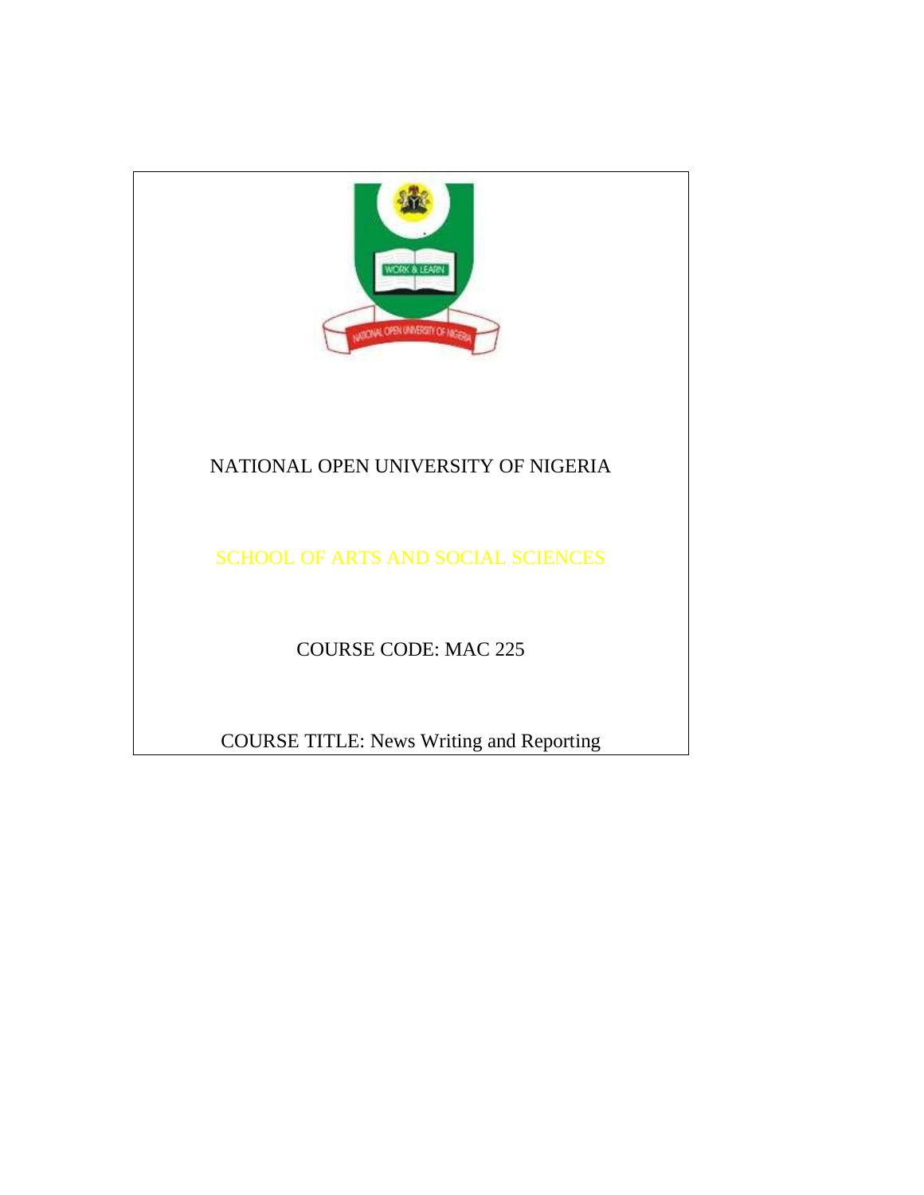NATIONAL OPEN UNIVERSITY OF NIGERIA

SCHOOL OF ARTS AND SOCIAL SCIENCES

COURSE CODE: MAC 225

COURSE TITLE: News Writing and Reporting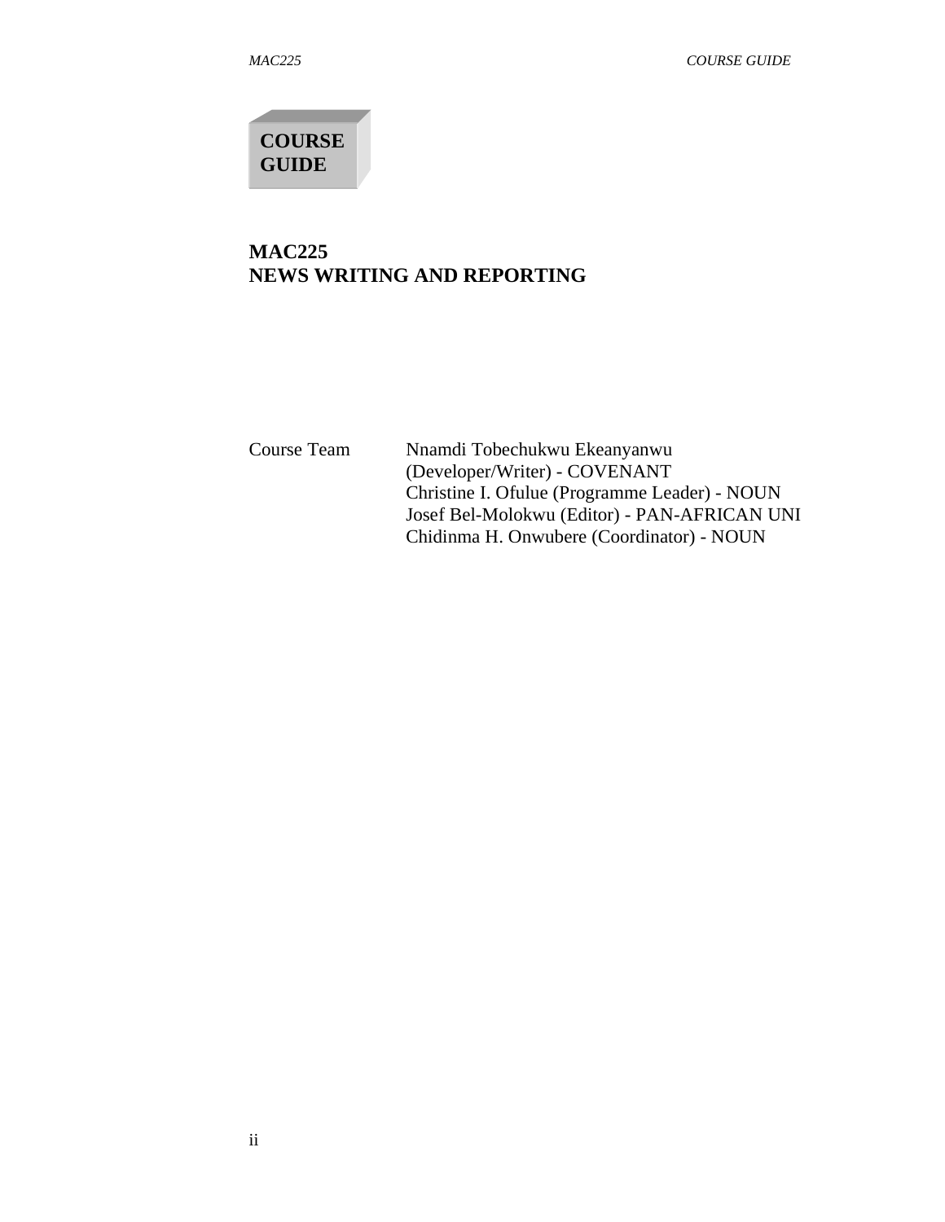**COURSE GUIDE**

# MAC225
# NEWS WRITING AND REPORTING

| Course Team | Nnamdi Tobechukwu Ekeanyanwu (Developer/Writer) - COVENANT |
| --- | --- |
| | Christine I. Ofulue (Programme Leader) - NOUN |
| | Josef Bel-Molokwu (Editor) - PAN-AFRICAN UNI |
| | Chidinma H. Onwubere (Coordinator) - NOUN |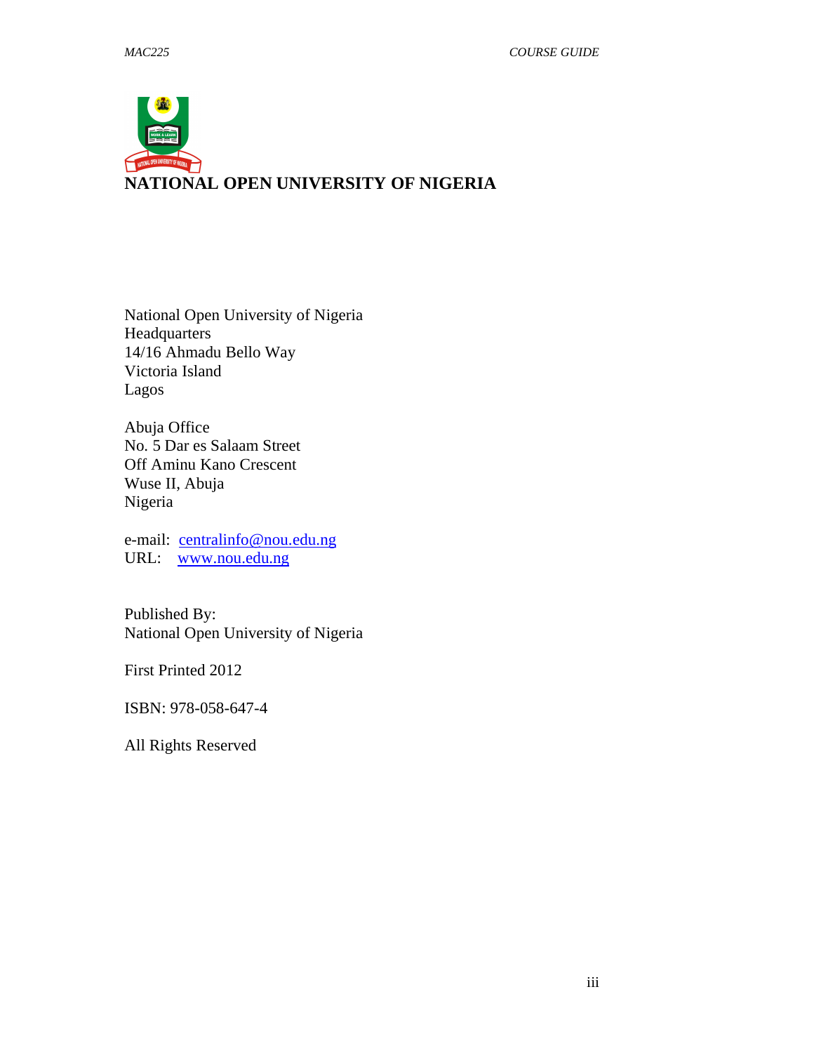# NATIONAL OPEN UNIVERSITY OF NIGERIA

National Open University of Nigeria
Headquarters
14/16 Ahmadu Bello Way
Victoria Island
Lagos

Abuja Office
No. 5 Dar es Salaam Street
Off Aminu Kano Crescent
Wuse II, Abuja
Nigeria

e-mail: centralinfo@nou.edu.ng
URL: www.nou.edu.ng

Published By:
National Open University of Nigeria

First Printed 2012

ISBN: 978-058-647-4

All Rights Reserved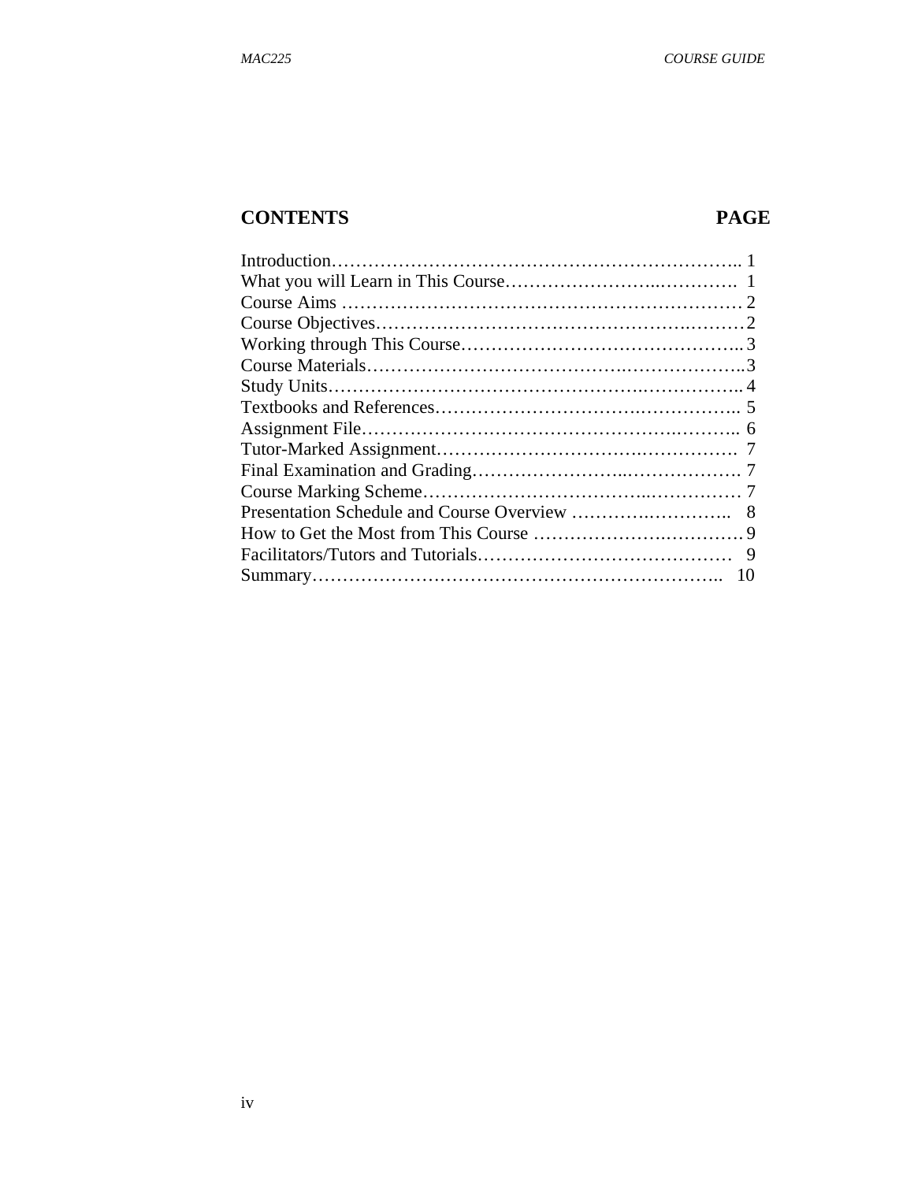## CONTENTS PAGE

| CONTENTS | PAGE |
|---|---|
| Introduction | 1 |
| What you will Learn in This Course | 1 |
| Course Aims | 2 |
| Course Objectives | 2 |
| Working through This Course | 3 |
| Course Materials | 3 |
| Study Units | 4 |
| Textbooks and References | 5 |
| Assignment File | 6 |
| Tutor-Marked Assignment | 7 |
| Final Examination and Grading | 7 |
| Course Marking Scheme | 7 |
| Presentation Schedule and Course Overview | 8 |
| How to Get the Most from This Course | 9 |
| Facilitators/Tutors and Tutorials | 9 |
| Summary | 10 |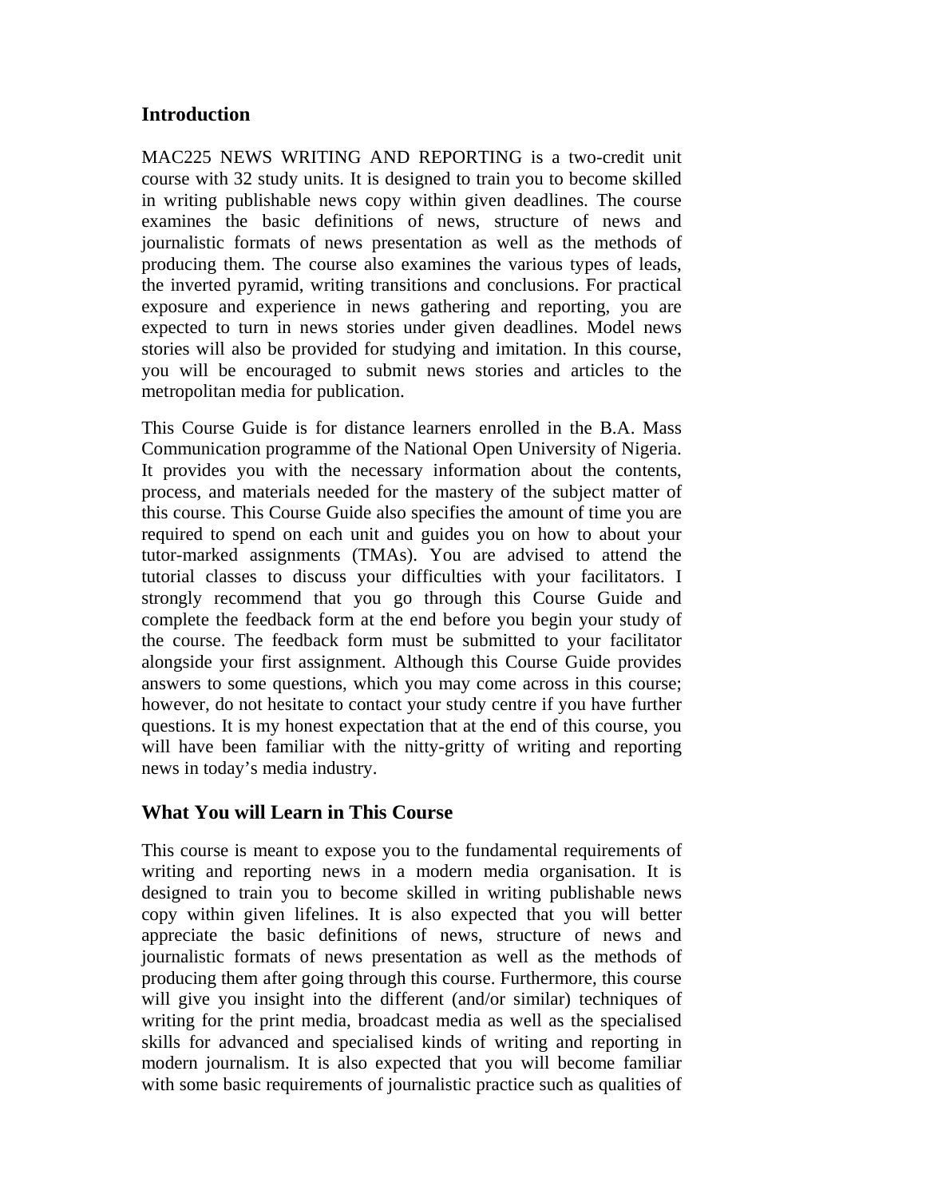## Introduction

MAC225 NEWS WRITING AND REPORTING is a two-credit unit course with 32 study units. It is designed to train you to become skilled in writing publishable news copy within given deadlines. The course examines the basic definitions of news, structure of news and journalistic formats of news presentation as well as the methods of producing them. The course also examines the various types of leads, the inverted pyramid, writing transitions and conclusions. For practical exposure and experience in news gathering and reporting, you are expected to turn in news stories under given deadlines. Model news stories will also be provided for studying and imitation. In this course, you will be encouraged to submit news stories and articles to the metropolitan media for publication.

This Course Guide is for distance learners enrolled in the B.A. Mass Communication programme of the National Open University of Nigeria. It provides you with the necessary information about the contents, process, and materials needed for the mastery of the subject matter of this course. This Course Guide also specifies the amount of time you are required to spend on each unit and guides you on how to about your tutor-marked assignments (TMAs). You are advised to attend the tutorial classes to discuss your difficulties with your facilitators. I strongly recommend that you go through this Course Guide and complete the feedback form at the end before you begin your study of the course. The feedback form must be submitted to your facilitator alongside your first assignment. Although this Course Guide provides answers to some questions, which you may come across in this course; however, do not hesitate to contact your study centre if you have further questions. It is my honest expectation that at the end of this course, you will have been familiar with the nitty-gritty of writing and reporting news in today's media industry.

## What You will Learn in This Course

This course is meant to expose you to the fundamental requirements of writing and reporting news in a modern media organisation. It is designed to train you to become skilled in writing publishable news copy within given lifelines. It is also expected that you will better appreciate the basic definitions of news, structure of news and journalistic formats of news presentation as well as the methods of producing them after going through this course. Furthermore, this course will give you insight into the different (and/or similar) techniques of writing for the print media, broadcast media as well as the specialised skills for advanced and specialised kinds of writing and reporting in modern journalism. It is also expected that you will become familiar with some basic requirements of journalistic practice such as qualities of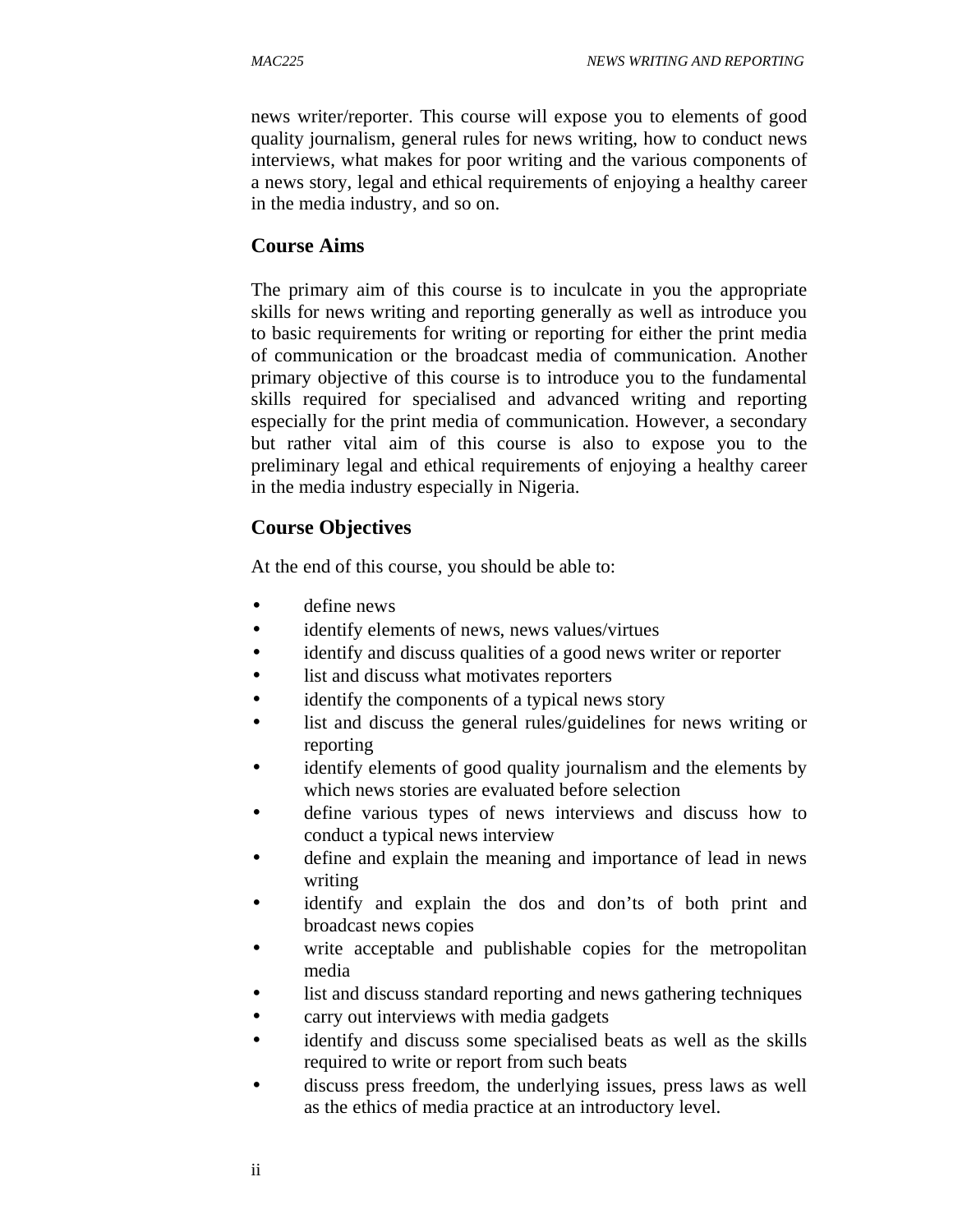news writer/reporter. This course will expose you to elements of good quality journalism, general rules for news writing, how to conduct news interviews, what makes for poor writing and the various components of a news story, legal and ethical requirements of enjoying a healthy career in the media industry, and so on.

## Course Aims

The primary aim of this course is to inculcate in you the appropriate skills for news writing and reporting generally as well as introduce you to basic requirements for writing or reporting for either the print media of communication or the broadcast media of communication. Another primary objective of this course is to introduce you to the fundamental skills required for specialised and advanced writing and reporting especially for the print media of communication. However, a secondary but rather vital aim of this course is also to expose you to the preliminary legal and ethical requirements of enjoying a healthy career in the media industry especially in Nigeria.

## Course Objectives

At the end of this course, you should be able to:

- define news
- identify elements of news, news values/virtues
- identify and discuss qualities of a good news writer or reporter
- list and discuss what motivates reporters
- identify the components of a typical news story
- list and discuss the general rules/guidelines for news writing or reporting
- identify elements of good quality journalism and the elements by which news stories are evaluated before selection
- define various types of news interviews and discuss how to conduct a typical news interview
- define and explain the meaning and importance of lead in news writing
- identify and explain the dos and don'ts of both print and broadcast news copies
- write acceptable and publishable copies for the metropolitan media
- list and discuss standard reporting and news gathering techniques
- carry out interviews with media gadgets
- identify and discuss some specialised beats as well as the skills required to write or report from such beats
- discuss press freedom, the underlying issues, press laws as well as the ethics of media practice at an introductory level.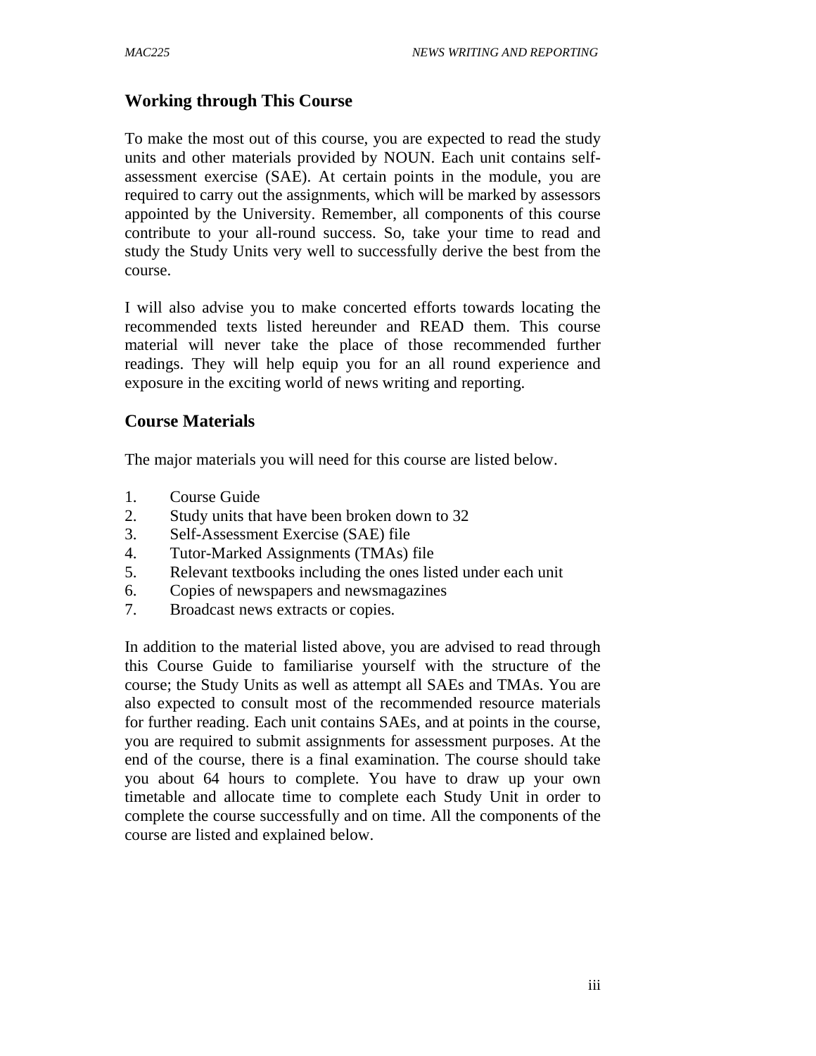## Working through This Course

To make the most out of this course, you are expected to read the study units and other materials provided by NOUN. Each unit contains self-assessment exercise (SAE). At certain points in the module, you are required to carry out the assignments, which will be marked by assessors appointed by the University. Remember, all components of this course contribute to your all-round success. So, take your time to read and study the Study Units very well to successfully derive the best from the course.

I will also advise you to make concerted efforts towards locating the recommended texts listed hereunder and READ them. This course material will never take the place of those recommended further readings. They will help equip you for an all round experience and exposure in the exciting world of news writing and reporting.

## Course Materials

The major materials you will need for this course are listed below.

1. Course Guide
2. Study units that have been broken down to 32
3. Self-Assessment Exercise (SAE) file
4. Tutor-Marked Assignments (TMAs) file
5. Relevant textbooks including the ones listed under each unit
6. Copies of newspapers and newsmagazines
7. Broadcast news extracts or copies.

In addition to the material listed above, you are advised to read through this Course Guide to familiarise yourself with the structure of the course; the Study Units as well as attempt all SAEs and TMAs. You are also expected to consult most of the recommended resource materials for further reading. Each unit contains SAEs, and at points in the course, you are required to submit assignments for assessment purposes. At the end of the course, there is a final examination. The course should take you about 64 hours to complete. You have to draw up your own timetable and allocate time to complete each Study Unit in order to complete the course successfully and on time. All the components of the course are listed and explained below.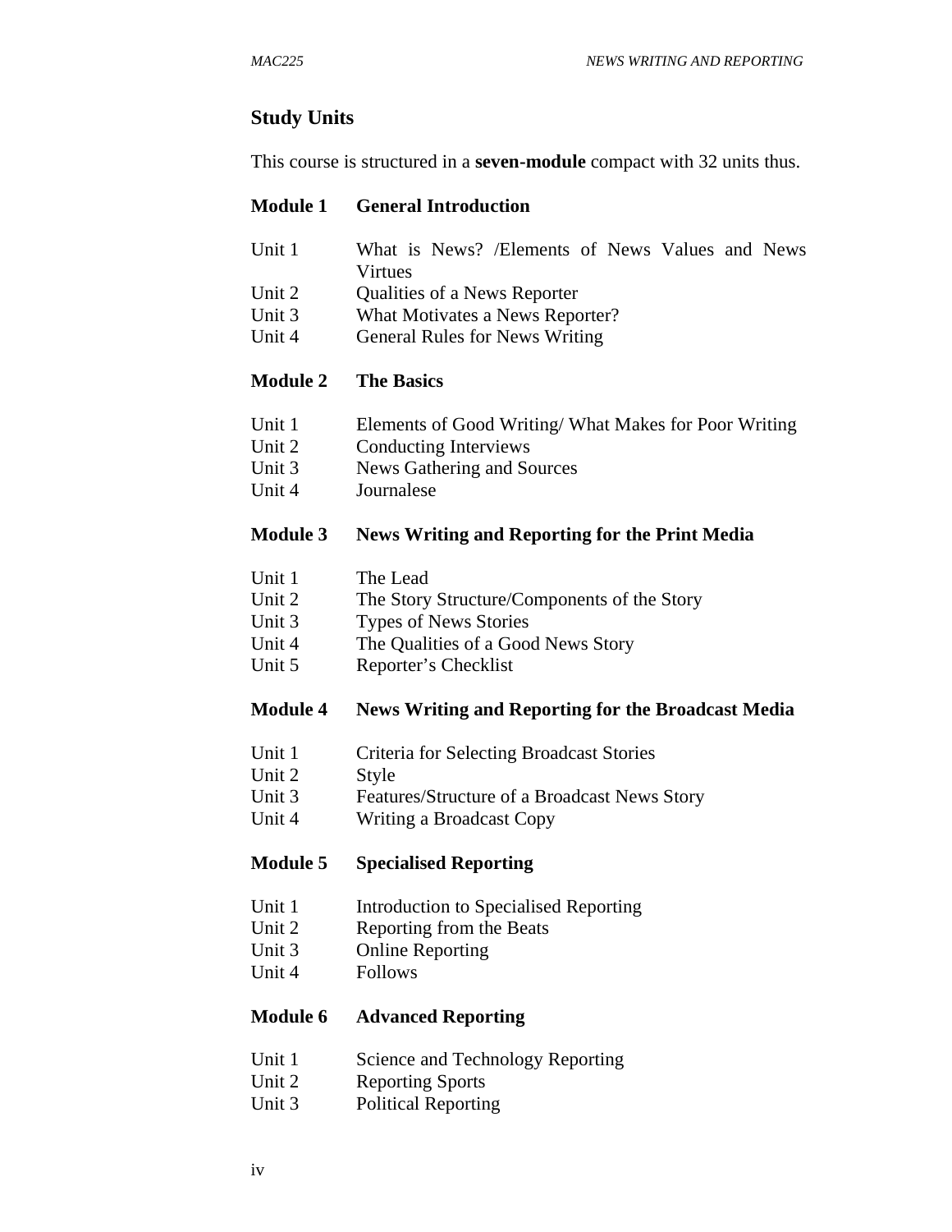## Study Units

This course is structured in a **seven-module** compact with 32 units thus.

### Module 1 General Introduction

Unit 1 What is News? /Elements of News Values and News Virtues
Unit 2 Qualities of a News Reporter
Unit 3 What Motivates a News Reporter?
Unit 4 General Rules for News Writing

### Module 2 The Basics

Unit 1 Elements of Good Writing/ What Makes for Poor Writing
Unit 2 Conducting Interviews
Unit 3 News Gathering and Sources
Unit 4 Journalese

### Module 3 News Writing and Reporting for the Print Media

Unit 1 The Lead
Unit 2 The Story Structure/Components of the Story
Unit 3 Types of News Stories
Unit 4 The Qualities of a Good News Story
Unit 5 Reporter's Checklist

### Module 4 News Writing and Reporting for the Broadcast Media

Unit 1 Criteria for Selecting Broadcast Stories
Unit 2 Style
Unit 3 Features/Structure of a Broadcast News Story
Unit 4 Writing a Broadcast Copy

### Module 5 Specialised Reporting

Unit 1 Introduction to Specialised Reporting
Unit 2 Reporting from the Beats
Unit 3 Online Reporting
Unit 4 Follows

### Module 6 Advanced Reporting

Unit 1 Science and Technology Reporting
Unit 2 Reporting Sports
Unit 3 Political Reporting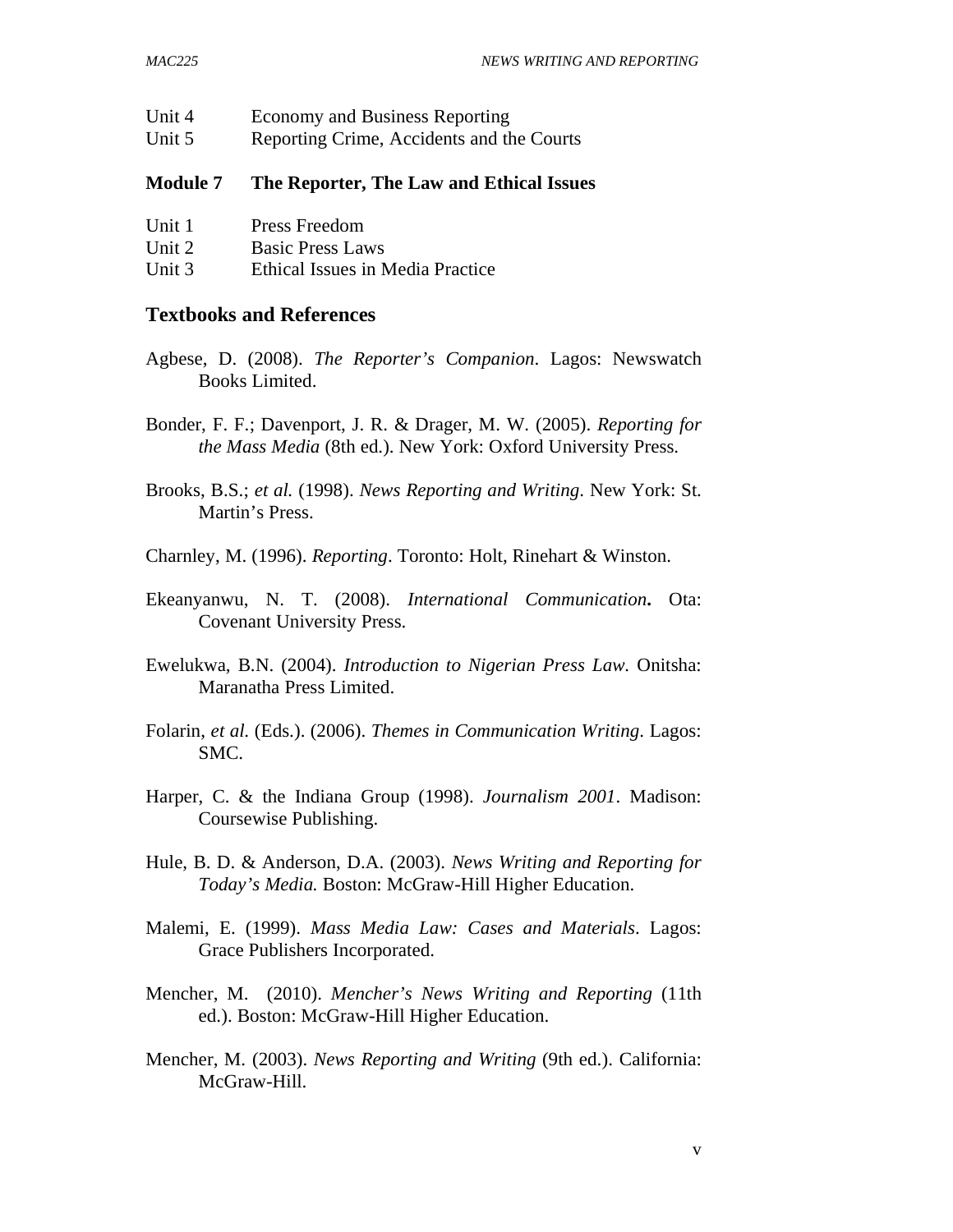Unit 4 Economy and Business Reporting
Unit 5 Reporting Crime, Accidents and the Courts

**Module 7 The Reporter, The Law and Ethical Issues**

Unit 1 Press Freedom
Unit 2 Basic Press Laws
Unit 3 Ethical Issues in Media Practice

## Textbooks and References

Agbese, D. (2008). *The Reporter's Companion*. Lagos: Newswatch Books Limited.

Bonder, F. F.; Davenport, J. R. & Drager, M. W. (2005). *Reporting for the Mass Media* (8th ed.). New York: Oxford University Press.

Brooks, B.S.; *et al.* (1998). *News Reporting and Writing*. New York: St. Martin's Press.

Charnley, M. (1996). *Reporting*. Toronto: Holt, Rinehart & Winston.

Ekeanyanwu, N. T. (2008). *International Communication***.** Ota: Covenant University Press.

Ewelukwa, B.N. (2004). *Introduction to Nigerian Press Law.* Onitsha: Maranatha Press Limited.

Folarin, *et al.* (Eds.). (2006). *Themes in Communication Writing*. Lagos: SMC.

Harper, C. & the Indiana Group (1998). *Journalism 2001*. Madison: Coursewise Publishing.

Hule, B. D. & Anderson, D.A. (2003). *News Writing and Reporting for Today's Media.* Boston: McGraw-Hill Higher Education.

Malemi, E. (1999). *Mass Media Law: Cases and Materials*. Lagos: Grace Publishers Incorporated.

Mencher, M. (2010). *Mencher's News Writing and Reporting* (11th ed.). Boston: McGraw-Hill Higher Education.

Mencher, M. (2003). *News Reporting and Writing* (9th ed.). California: McGraw-Hill.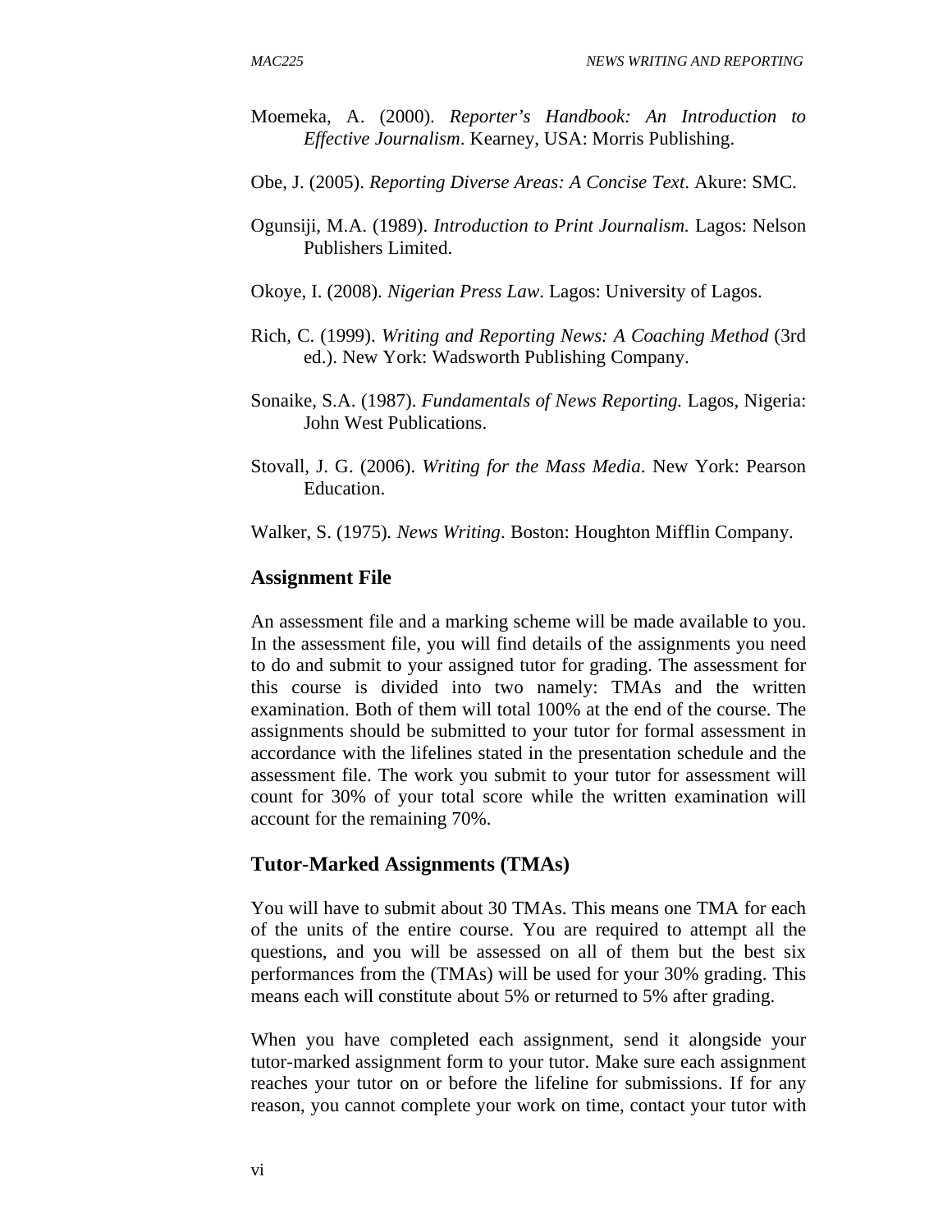Moemeka, A. (2000). *Reporter's Handbook: An Introduction to Effective Journalism*. Kearney, USA: Morris Publishing.

Obe, J. (2005). *Reporting Diverse Areas: A Concise Text*. Akure: SMC.

Ogunsiji, M.A. (1989). *Introduction to Print Journalism.* Lagos: Nelson Publishers Limited.

Okoye, I. (2008). *Nigerian Press Law*. Lagos: University of Lagos.

Rich, C. (1999). *Writing and Reporting News: A Coaching Method* (3rd ed.). New York: Wadsworth Publishing Company.

Sonaike, S.A. (1987). *Fundamentals of News Reporting.* Lagos, Nigeria: John West Publications.

Stovall, J. G. (2006). *Writing for the Mass Media*. New York: Pearson Education.

Walker, S. (1975). *News Writing*. Boston: Houghton Mifflin Company.

## Assignment File

An assessment file and a marking scheme will be made available to you. In the assessment file, you will find details of the assignments you need to do and submit to your assigned tutor for grading. The assessment for this course is divided into two namely: TMAs and the written examination. Both of them will total 100% at the end of the course. The assignments should be submitted to your tutor for formal assessment in accordance with the lifelines stated in the presentation schedule and the assessment file. The work you submit to your tutor for assessment will count for 30% of your total score while the written examination will account for the remaining 70%.

## Tutor-Marked Assignments (TMAs)

You will have to submit about 30 TMAs. This means one TMA for each of the units of the entire course. You are required to attempt all the questions, and you will be assessed on all of them but the best six performances from the (TMAs) will be used for your 30% grading. This means each will constitute about 5% or returned to 5% after grading.

When you have completed each assignment, send it alongside your tutor-marked assignment form to your tutor. Make sure each assignment reaches your tutor on or before the lifeline for submissions. If for any reason, you cannot complete your work on time, contact your tutor with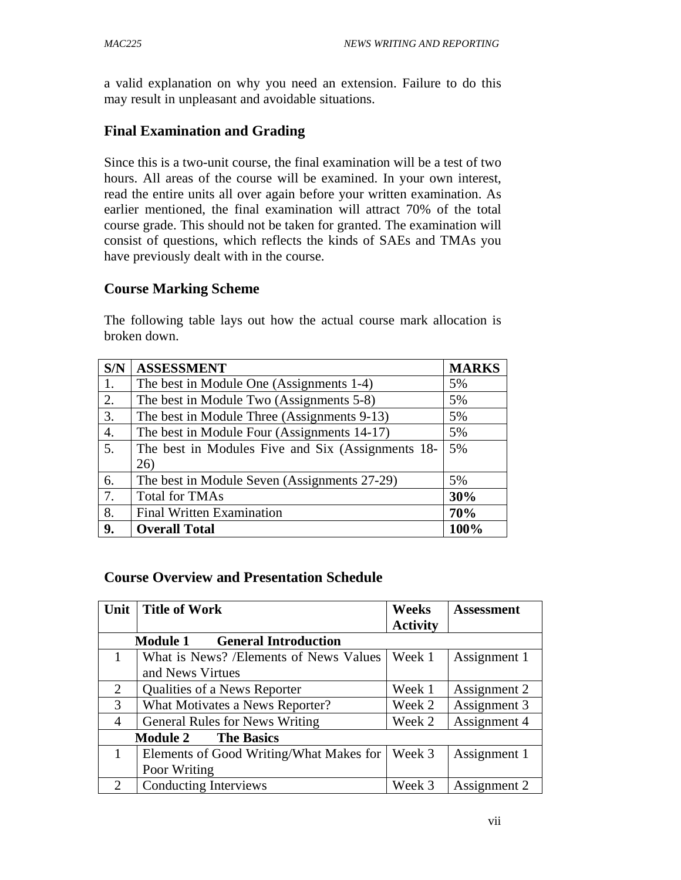a valid explanation on why you need an extension. Failure to do this may result in unpleasant and avoidable situations.

## Final Examination and Grading

Since this is a two-unit course, the final examination will be a test of two hours. All areas of the course will be examined. In your own interest, read the entire units all over again before your written examination. As earlier mentioned, the final examination will attract 70% of the total course grade. This should not be taken for granted. The examination will consist of questions, which reflects the kinds of SAEs and TMAs you have previously dealt with in the course.

## Course Marking Scheme

The following table lays out how the actual course mark allocation is broken down.

| S/N | ASSESSMENT | MARKS |
|---|---|---|
| 1. | The best in Module One (Assignments 1-4) | 5% |
| 2. | The best in Module Two (Assignments 5-8) | 5% |
| 3. | The best in Module Three (Assignments 9-13) | 5% |
| 4. | The best in Module Four (Assignments 14-17) | 5% |
| 5. | The best in Modules Five and Six (Assignments 18-26) | 5% |
| 6. | The best in Module Seven (Assignments 27-29) | 5% |
| 7. | Total for TMAs | **30%** |
| 8. | Final Written Examination | **70%** |
| **9.** | **Overall Total** | **100%** |

## Course Overview and Presentation Schedule

| Unit | Title of Work | Weeks Activity | Assessment |
|---|---|---|---|
| **Module 1** | **General Introduction** | | |
| 1 | What is News? /Elements of News Values and News Virtues | Week 1 | Assignment 1 |
| 2 | Qualities of a News Reporter | Week 1 | Assignment 2 |
| 3 | What Motivates a News Reporter? | Week 2 | Assignment 3 |
| 4 | General Rules for News Writing | Week 2 | Assignment 4 |
| **Module 2** | **The Basics** | | |
| 1 | Elements of Good Writing/What Makes for Poor Writing | Week 3 | Assignment 1 |
| 2 | Conducting Interviews | Week 3 | Assignment 2 |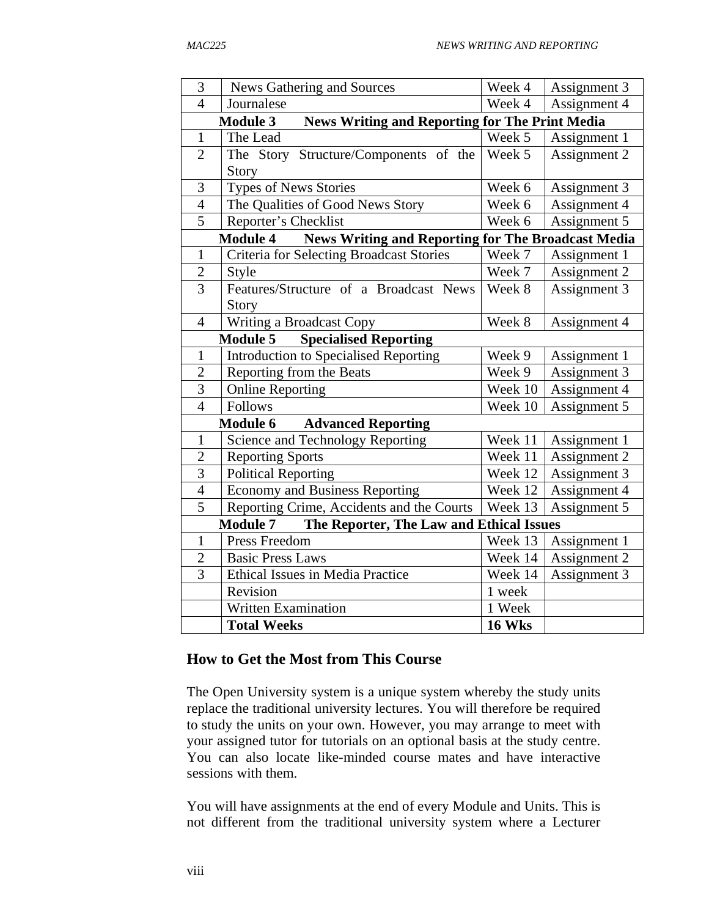| | | | |
|---|---|---|---|
| 3 | News Gathering and Sources | Week 4 | Assignment 3 |
| 4 | Journalese | Week 4 | Assignment 4 |
| | **Module 3 News Writing and Reporting for The Print Media** | | |
| 1 | The Lead | Week 5 | Assignment 1 |
| 2 | The Story Structure/Components of the Story | Week 5 | Assignment 2 |
| 3 | Types of News Stories | Week 6 | Assignment 3 |
| 4 | The Qualities of Good News Story | Week 6 | Assignment 4 |
| 5 | Reporter's Checklist | Week 6 | Assignment 5 |
| | **Module 4 News Writing and Reporting for The Broadcast Media** | | |
| 1 | Criteria for Selecting Broadcast Stories | Week 7 | Assignment 1 |
| 2 | Style | Week 7 | Assignment 2 |
| 3 | Features/Structure of a Broadcast News Story | Week 8 | Assignment 3 |
| 4 | Writing a Broadcast Copy | Week 8 | Assignment 4 |
| | **Module 5 Specialised Reporting** | | |
| 1 | Introduction to Specialised Reporting | Week 9 | Assignment 1 |
| 2 | Reporting from the Beats | Week 9 | Assignment 3 |
| 3 | Online Reporting | Week 10 | Assignment 4 |
| 4 | Follows | Week 10 | Assignment 5 |
| | **Module 6 Advanced Reporting** | | |
| 1 | Science and Technology Reporting | Week 11 | Assignment 1 |
| 2 | Reporting Sports | Week 11 | Assignment 2 |
| 3 | Political Reporting | Week 12 | Assignment 3 |
| 4 | Economy and Business Reporting | Week 12 | Assignment 4 |
| 5 | Reporting Crime, Accidents and the Courts | Week 13 | Assignment 5 |
| | **Module 7 The Reporter, The Law and Ethical Issues** | | |
| 1 | Press Freedom | Week 13 | Assignment 1 |
| 2 | Basic Press Laws | Week 14 | Assignment 2 |
| 3 | Ethical Issues in Media Practice | Week 14 | Assignment 3 |
| | Revision | 1 week | |
| | Written Examination | 1 Week | |
| | **Total Weeks** | **16 Wks** | |

## How to Get the Most from This Course

The Open University system is a unique system whereby the study units replace the traditional university lectures. You will therefore be required to study the units on your own. However, you may arrange to meet with your assigned tutor for tutorials on an optional basis at the study centre. You can also locate like-minded course mates and have interactive sessions with them.

You will have assignments at the end of every Module and Units. This is not different from the traditional university system where a Lecturer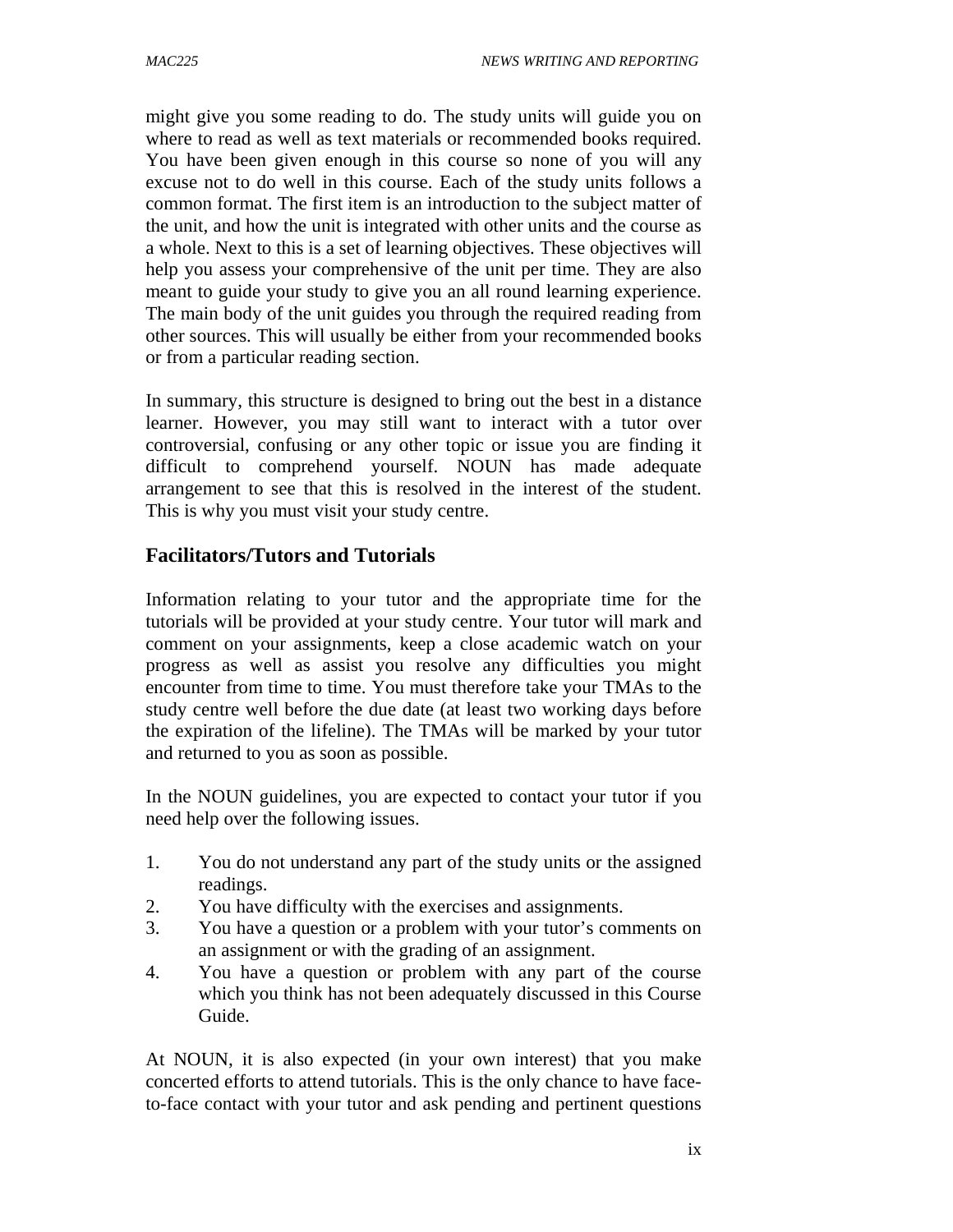might give you some reading to do. The study units will guide you on where to read as well as text materials or recommended books required. You have been given enough in this course so none of you will any excuse not to do well in this course. Each of the study units follows a common format. The first item is an introduction to the subject matter of the unit, and how the unit is integrated with other units and the course as a whole. Next to this is a set of learning objectives. These objectives will help you assess your comprehensive of the unit per time. They are also meant to guide your study to give you an all round learning experience. The main body of the unit guides you through the required reading from other sources. This will usually be either from your recommended books or from a particular reading section.

In summary, this structure is designed to bring out the best in a distance learner. However, you may still want to interact with a tutor over controversial, confusing or any other topic or issue you are finding it difficult to comprehend yourself. NOUN has made adequate arrangement to see that this is resolved in the interest of the student. This is why you must visit your study centre.

## Facilitators/Tutors and Tutorials

Information relating to your tutor and the appropriate time for the tutorials will be provided at your study centre. Your tutor will mark and comment on your assignments, keep a close academic watch on your progress as well as assist you resolve any difficulties you might encounter from time to time. You must therefore take your TMAs to the study centre well before the due date (at least two working days before the expiration of the lifeline). The TMAs will be marked by your tutor and returned to you as soon as possible.

In the NOUN guidelines, you are expected to contact your tutor if you need help over the following issues.

1. You do not understand any part of the study units or the assigned readings.
2. You have difficulty with the exercises and assignments.
3. You have a question or a problem with your tutor's comments on an assignment or with the grading of an assignment.
4. You have a question or problem with any part of the course which you think has not been adequately discussed in this Course Guide.

At NOUN, it is also expected (in your own interest) that you make concerted efforts to attend tutorials. This is the only chance to have face-to-face contact with your tutor and ask pending and pertinent questions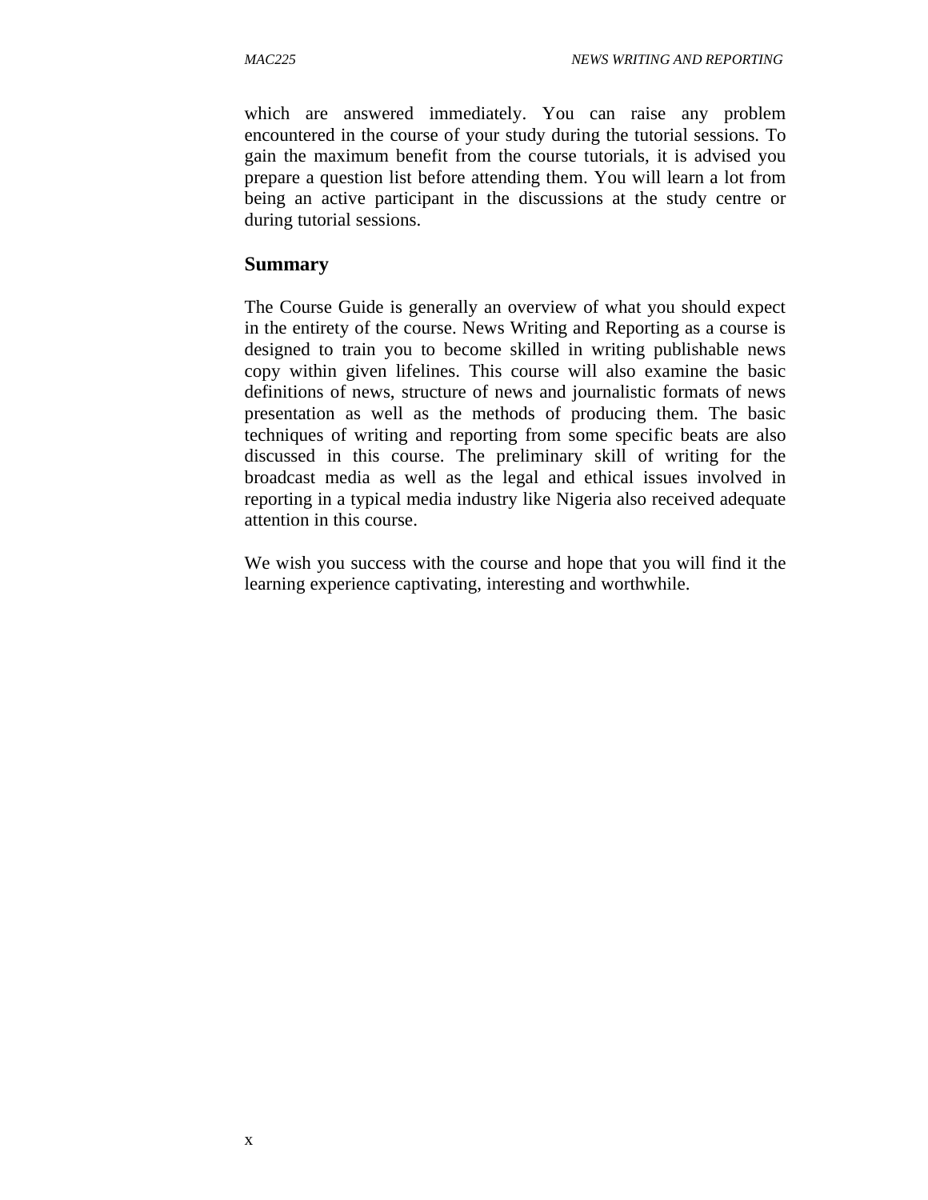which are answered immediately. You can raise any problem encountered in the course of your study during the tutorial sessions. To gain the maximum benefit from the course tutorials, it is advised you prepare a question list before attending them. You will learn a lot from being an active participant in the discussions at the study centre or during tutorial sessions.

## Summary

The Course Guide is generally an overview of what you should expect in the entirety of the course. News Writing and Reporting as a course is designed to train you to become skilled in writing publishable news copy within given lifelines. This course will also examine the basic definitions of news, structure of news and journalistic formats of news presentation as well as the methods of producing them. The basic techniques of writing and reporting from some specific beats are also discussed in this course. The preliminary skill of writing for the broadcast media as well as the legal and ethical issues involved in reporting in a typical media industry like Nigeria also received adequate attention in this course.

We wish you success with the course and hope that you will find it the learning experience captivating, interesting and worthwhile.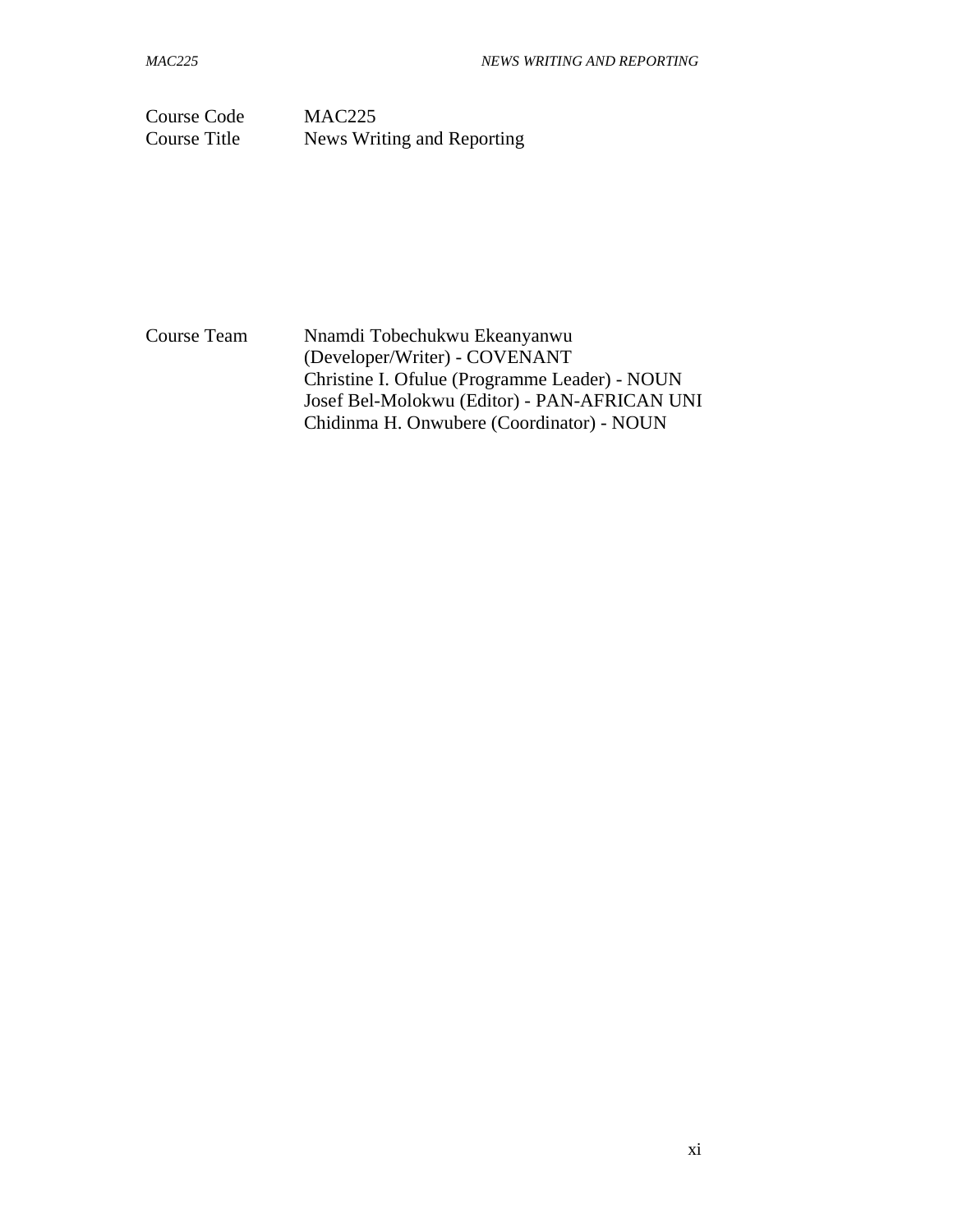| | |
|---|---|
| Course Code | MAC225 |
| Course Title | News Writing and Reporting |

| | |
|---|---|
| Course Team | Nnamdi Tobechukwu Ekeanyanwu (Developer/Writer) - COVENANT |
| | Christine I. Ofulue (Programme Leader) - NOUN |
| | Josef Bel-Molokwu (Editor) - PAN-AFRICAN UNI |
| | Chidinma H. Onwubere (Coordinator) - NOUN |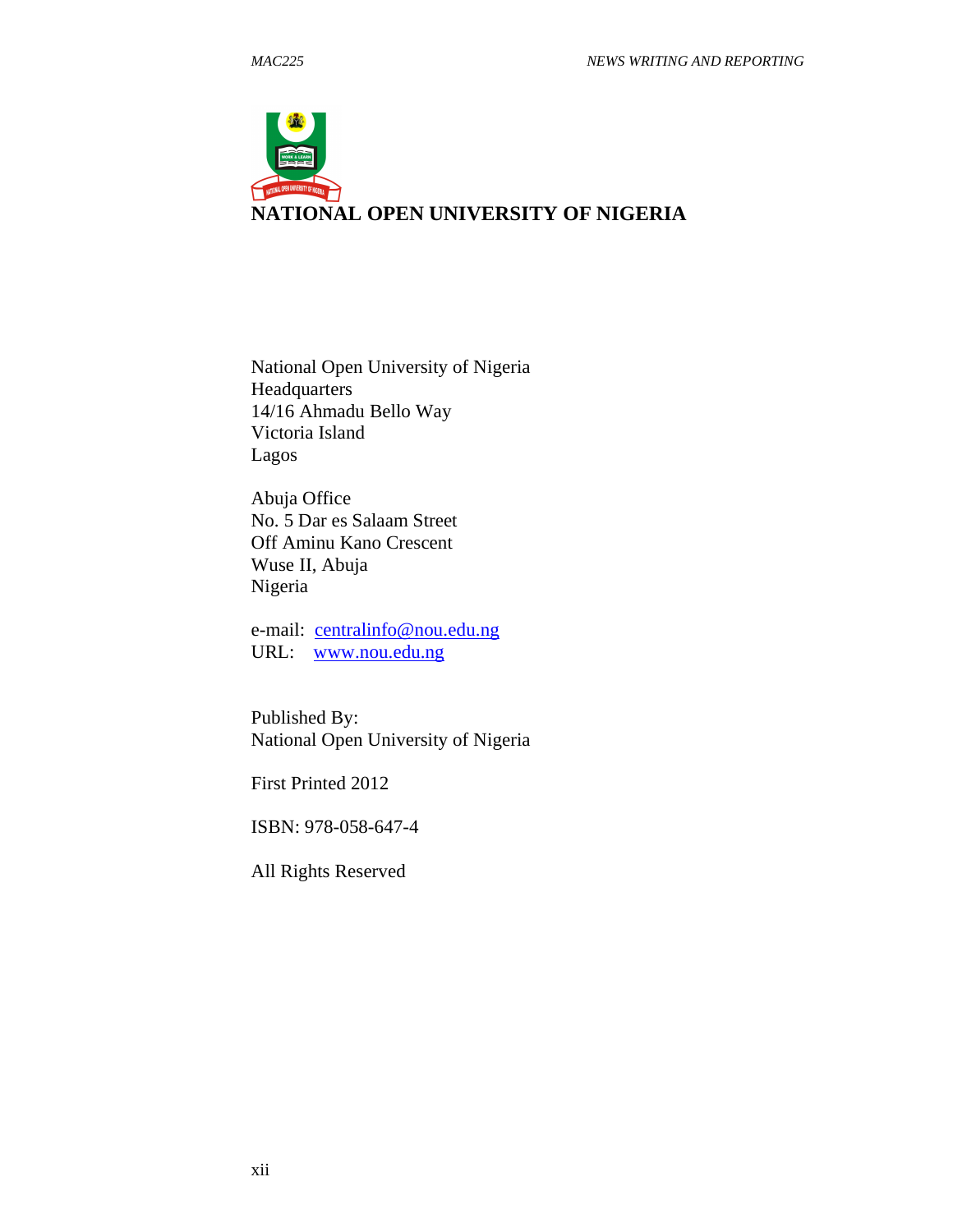**NATIONAL OPEN UNIVERSITY OF NIGERIA**

National Open University of Nigeria
Headquarters
14/16 Ahmadu Bello Way
Victoria Island
Lagos

Abuja Office
No. 5 Dar es Salaam Street
Off Aminu Kano Crescent
Wuse II, Abuja
Nigeria

e-mail: centralinfo@nou.edu.ng
URL: www.nou.edu.ng

Published By:
National Open University of Nigeria

First Printed 2012

ISBN: 978-058-647-4

All Rights Reserved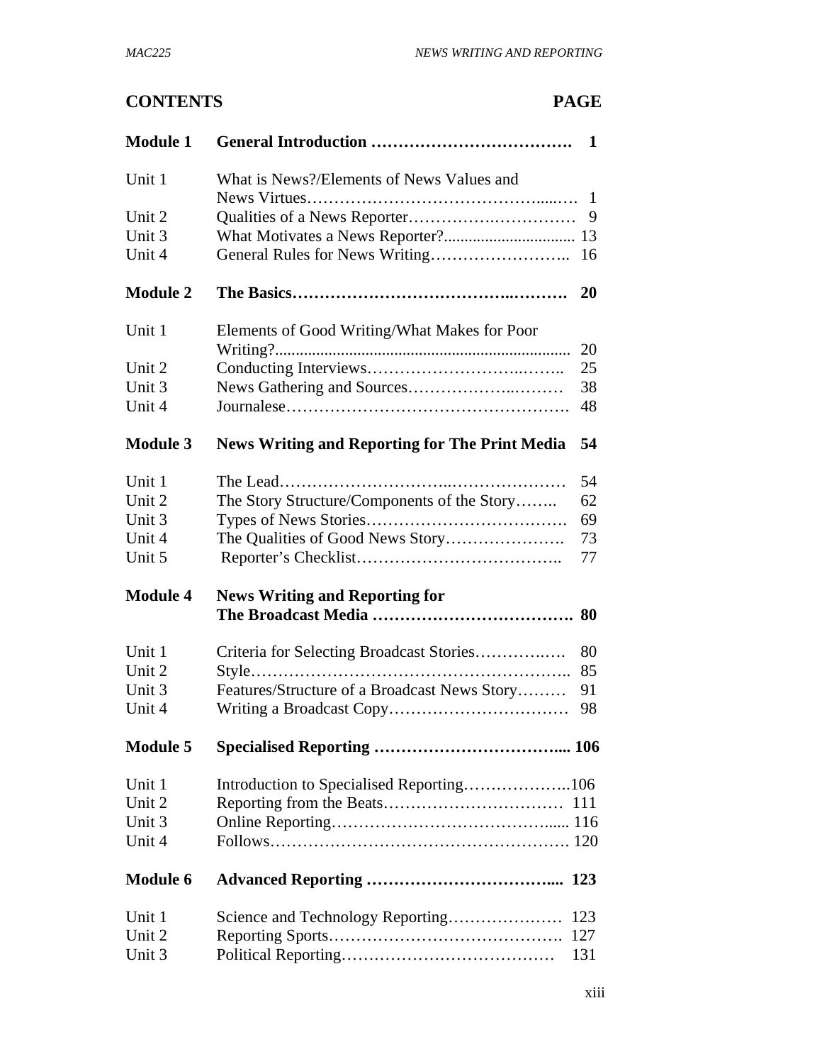## CONTENTS PAGE

| | | |
|---|---|---|
| **Module 1** | **General Introduction** | **1** |
| Unit 1 | What is News?/Elements of News Values and News Virtues | 1 |
| Unit 2 | Qualities of a News Reporter | 9 |
| Unit 3 | What Motivates a News Reporter? | 13 |
| Unit 4 | General Rules for News Writing | 16 |
| **Module 2** | **The Basics** | **20** |
| Unit 1 | Elements of Good Writing/What Makes for Poor Writing? | 20 |
| Unit 2 | Conducting Interviews | 25 |
| Unit 3 | News Gathering and Sources | 38 |
| Unit 4 | Journalese | 48 |
| **Module 3** | **News Writing and Reporting for The Print Media** | **54** |
| Unit 1 | The Lead | 54 |
| Unit 2 | The Story Structure/Components of the Story | 62 |
| Unit 3 | Types of News Stories | 69 |
| Unit 4 | The Qualities of Good News Story | 73 |
| Unit 5 | Reporter's Checklist | 77 |
| **Module 4** | **News Writing and Reporting for The Broadcast Media** | **80** |
| Unit 1 | Criteria for Selecting Broadcast Stories | 80 |
| Unit 2 | Style | 85 |
| Unit 3 | Features/Structure of a Broadcast News Story | 91 |
| Unit 4 | Writing a Broadcast Copy | 98 |
| **Module 5** | **Specialised Reporting** | **106** |
| Unit 1 | Introduction to Specialised Reporting | 106 |
| Unit 2 | Reporting from the Beats | 111 |
| Unit 3 | Online Reporting | 116 |
| Unit 4 | Follows | 120 |
| **Module 6** | **Advanced Reporting** | **123** |
| Unit 1 | Science and Technology Reporting | 123 |
| Unit 2 | Reporting Sports | 127 |
| Unit 3 | Political Reporting | 131 |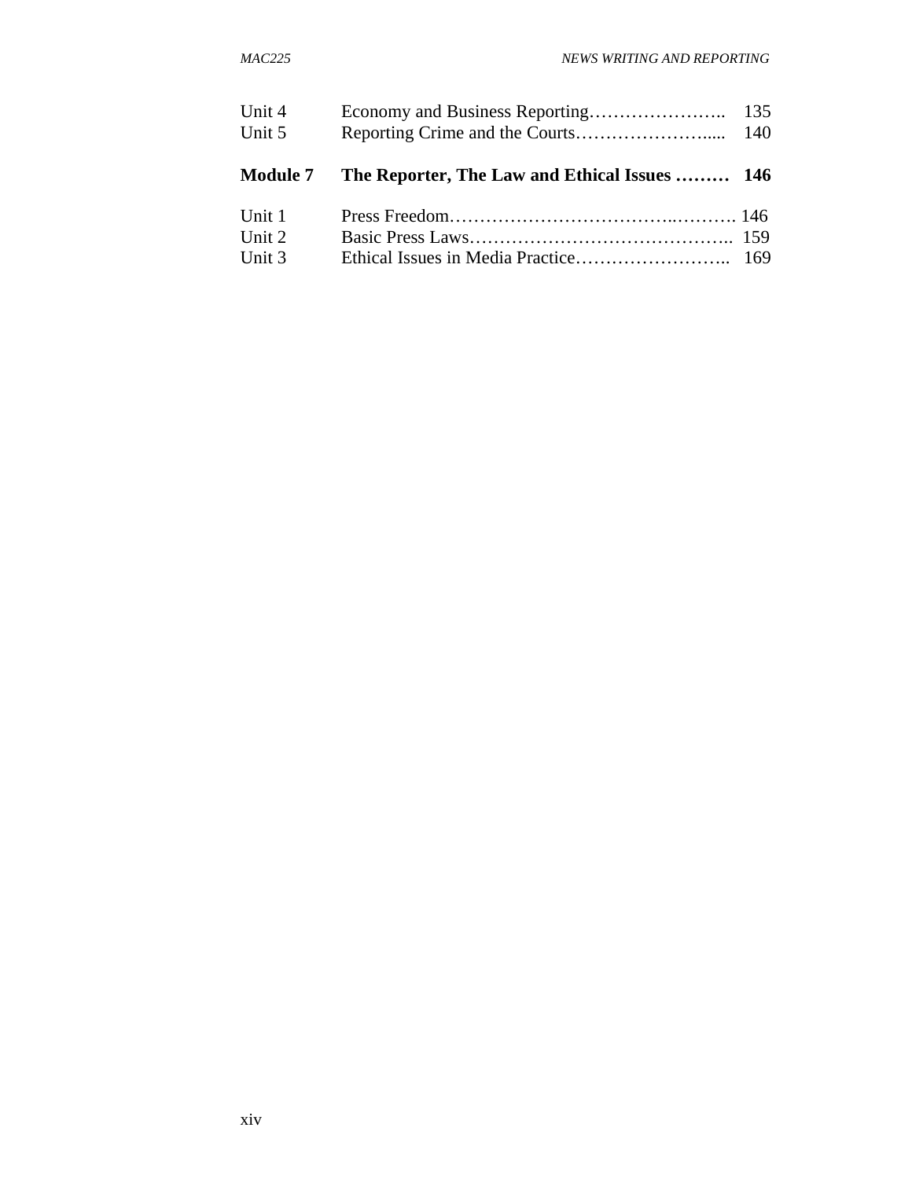| | | |
|---|---|---|
| Unit 4 | Economy and Business Reporting………………….. | 135 |
| Unit 5 | Reporting Crime and the Courts…………………..... | 140 |
| **Module 7** | **The Reporter, The Law and Ethical Issues ………** | **146** |
| Unit 1 | Press Freedom……………………………..………. | 146 |
| Unit 2 | Basic Press Laws…………………………………….. | 159 |
| Unit 3 | Ethical Issues in Media Practice…………………….. | 169 |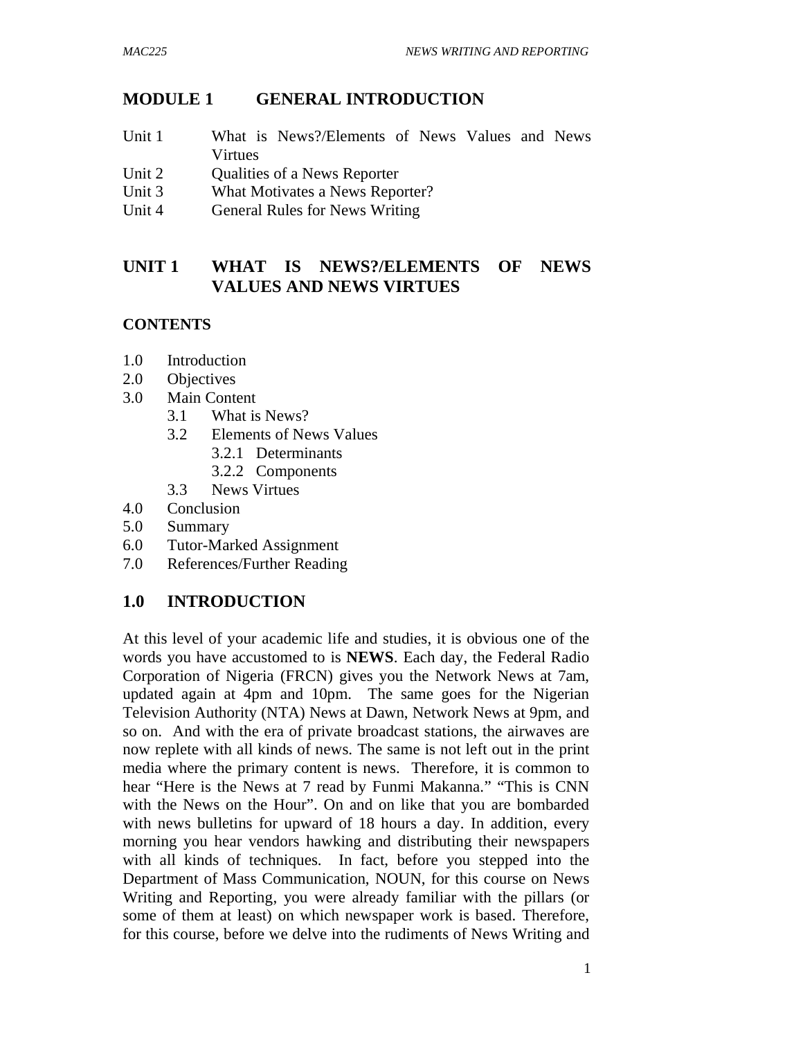# MODULE 1 GENERAL INTRODUCTION

Unit 1 What is News?/Elements of News Values and News Virtues
Unit 2 Qualities of a News Reporter
Unit 3 What Motivates a News Reporter?
Unit 4 General Rules for News Writing

## UNIT 1 WHAT IS NEWS?/ELEMENTS OF NEWS VALUES AND NEWS VIRTUES

**CONTENTS**

- 1.0 Introduction
- 2.0 Objectives
- 3.0 Main Content
  - 3.1 What is News?
  - 3.2 Elements of News Values
    - 3.2.1 Determinants
    - 3.2.2 Components
  - 3.3 News Virtues
- 4.0 Conclusion
- 5.0 Summary
- 6.0 Tutor-Marked Assignment
- 7.0 References/Further Reading

## 1.0 INTRODUCTION

At this level of your academic life and studies, it is obvious one of the words you have accustomed to is **NEWS**. Each day, the Federal Radio Corporation of Nigeria (FRCN) gives you the Network News at 7am, updated again at 4pm and 10pm. The same goes for the Nigerian Television Authority (NTA) News at Dawn, Network News at 9pm, and so on. And with the era of private broadcast stations, the airwaves are now replete with all kinds of news. The same is not left out in the print media where the primary content is news. Therefore, it is common to hear "Here is the News at 7 read by Funmi Makanna." "This is CNN with the News on the Hour". On and on like that you are bombarded with news bulletins for upward of 18 hours a day. In addition, every morning you hear vendors hawking and distributing their newspapers with all kinds of techniques. In fact, before you stepped into the Department of Mass Communication, NOUN, for this course on News Writing and Reporting, you were already familiar with the pillars (or some of them at least) on which newspaper work is based. Therefore, for this course, before we delve into the rudiments of News Writing and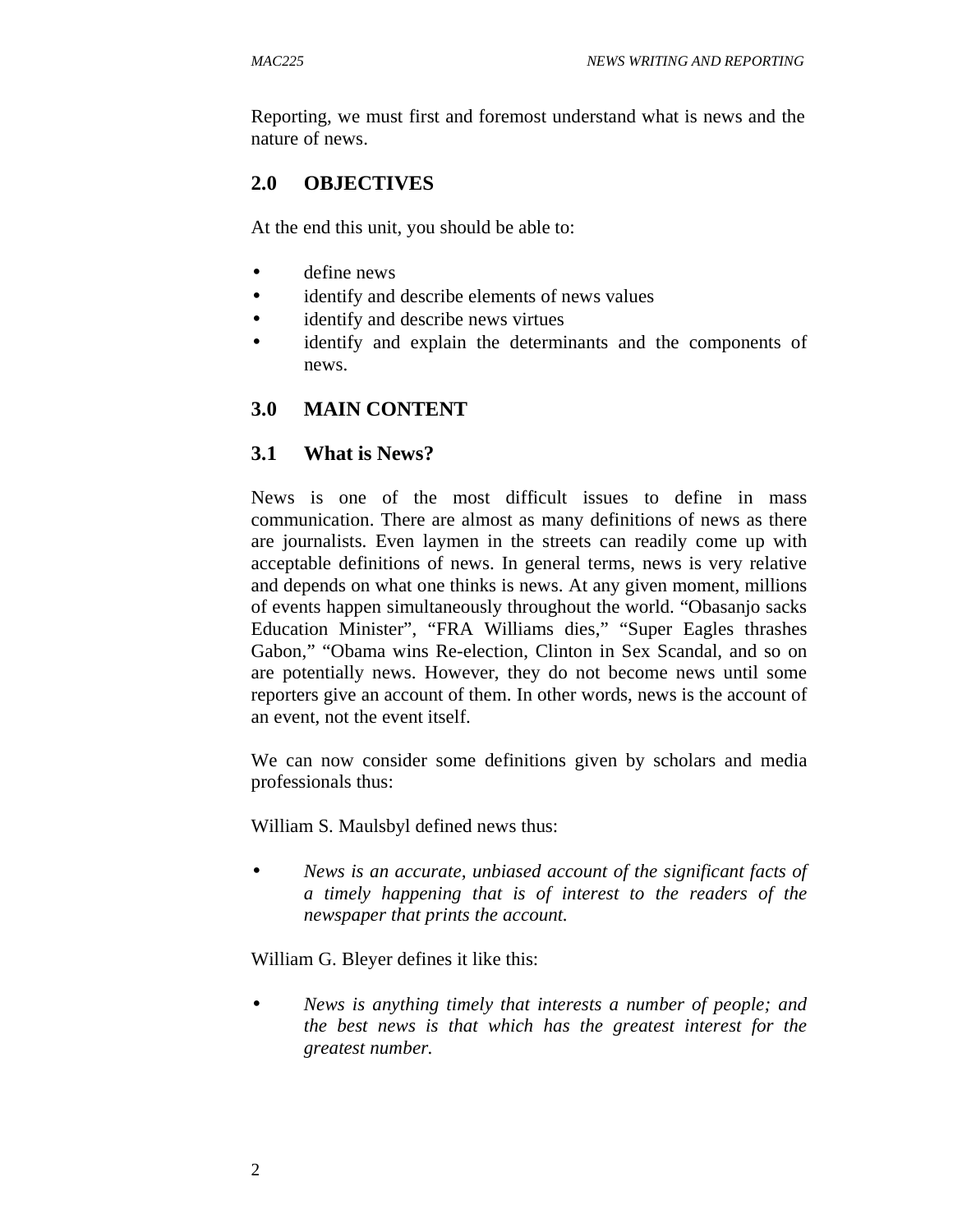Reporting, we must first and foremost understand what is news and the nature of news.

## 2.0 OBJECTIVES

At the end this unit, you should be able to:

- define news
- identify and describe elements of news values
- identify and describe news virtues
- identify and explain the determinants and the components of news.

## 3.0 MAIN CONTENT

### 3.1 What is News?

News is one of the most difficult issues to define in mass communication. There are almost as many definitions of news as there are journalists. Even laymen in the streets can readily come up with acceptable definitions of news. In general terms, news is very relative and depends on what one thinks is news. At any given moment, millions of events happen simultaneously throughout the world. "Obasanjo sacks Education Minister", "FRA Williams dies," "Super Eagles thrashes Gabon," "Obama wins Re-election, Clinton in Sex Scandal, and so on are potentially news. However, they do not become news until some reporters give an account of them. In other words, news is the account of an event, not the event itself.

We can now consider some definitions given by scholars and media professionals thus:

William S. Maulsbyl defined news thus:

- *News is an accurate, unbiased account of the significant facts of a timely happening that is of interest to the readers of the newspaper that prints the account.*

William G. Bleyer defines it like this:

- *News is anything timely that interests a number of people; and the best news is that which has the greatest interest for the greatest number.*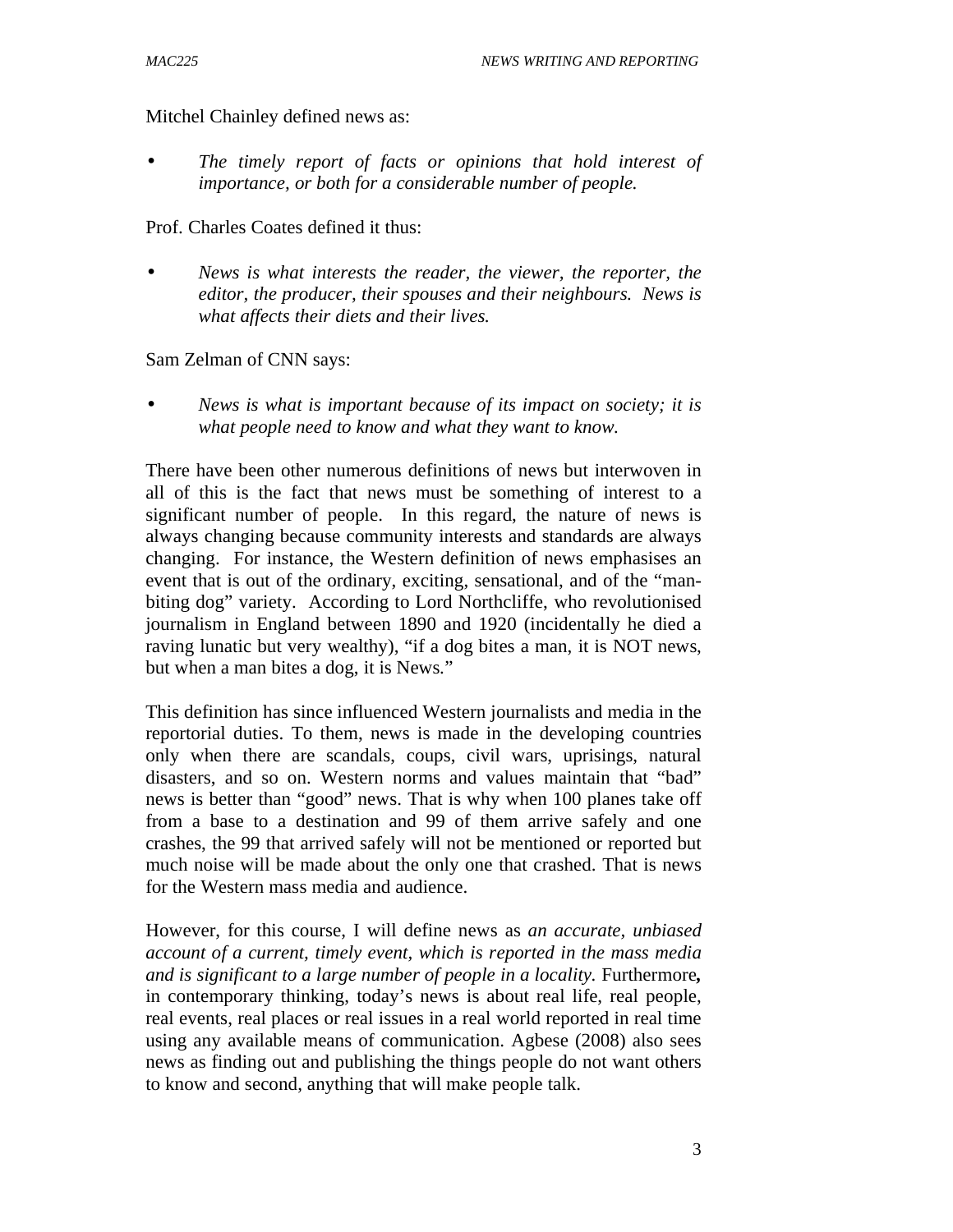Mitchel Chainley defined news as:

- *The timely report of facts or opinions that hold interest of importance, or both for a considerable number of people.*

Prof. Charles Coates defined it thus:

- *News is what interests the reader, the viewer, the reporter, the editor, the producer, their spouses and their neighbours. News is what affects their diets and their lives.*

Sam Zelman of CNN says:

- *News is what is important because of its impact on society; it is what people need to know and what they want to know.*

There have been other numerous definitions of news but interwoven in all of this is the fact that news must be something of interest to a significant number of people. In this regard, the nature of news is always changing because community interests and standards are always changing. For instance, the Western definition of news emphasises an event that is out of the ordinary, exciting, sensational, and of the "man-biting dog" variety. According to Lord Northcliffe, who revolutionised journalism in England between 1890 and 1920 (incidentally he died a raving lunatic but very wealthy), "if a dog bites a man, it is NOT news, but when a man bites a dog, it is News."

This definition has since influenced Western journalists and media in the reportorial duties. To them, news is made in the developing countries only when there are scandals, coups, civil wars, uprisings, natural disasters, and so on. Western norms and values maintain that "bad" news is better than "good" news. That is why when 100 planes take off from a base to a destination and 99 of them arrive safely and one crashes, the 99 that arrived safely will not be mentioned or reported but much noise will be made about the only one that crashed. That is news for the Western mass media and audience.

However, for this course, I will define news as *an accurate, unbiased account of a current, timely event, which is reported in the mass media and is significant to a large number of people in a locality.* Furthermore**,** in contemporary thinking, today's news is about real life, real people, real events, real places or real issues in a real world reported in real time using any available means of communication. Agbese (2008) also sees news as finding out and publishing the things people do not want others to know and second, anything that will make people talk.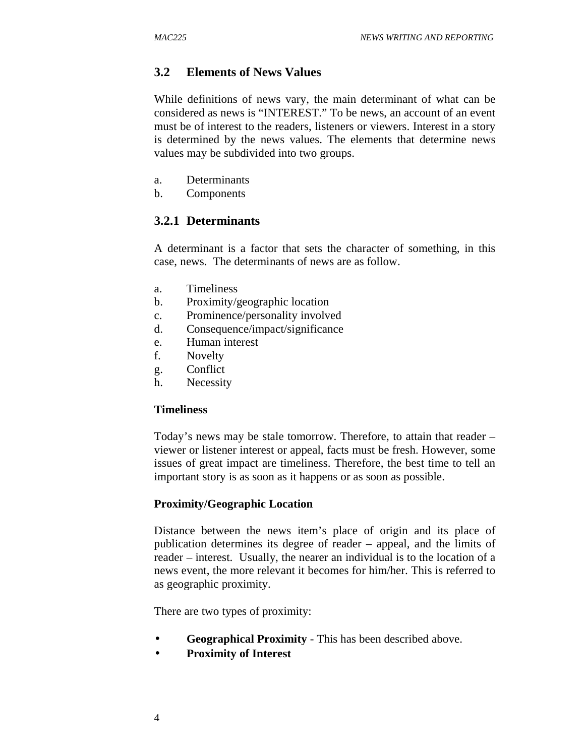## 3.2 Elements of News Values

While definitions of news vary, the main determinant of what can be considered as news is "INTEREST." To be news, an account of an event must be of interest to the readers, listeners or viewers. Interest in a story is determined by the news values. The elements that determine news values may be subdivided into two groups.

a. Determinants
b. Components

### 3.2.1 Determinants

A determinant is a factor that sets the character of something, in this case, news. The determinants of news are as follow.

a. Timeliness
b. Proximity/geographic location
c. Prominence/personality involved
d. Consequence/impact/significance
e. Human interest
f. Novelty
g. Conflict
h. Necessity

**Timeliness**

Today's news may be stale tomorrow. Therefore, to attain that reader – viewer or listener interest or appeal, facts must be fresh. However, some issues of great impact are timeliness. Therefore, the best time to tell an important story is as soon as it happens or as soon as possible.

**Proximity/Geographic Location**

Distance between the news item's place of origin and its place of publication determines its degree of reader – appeal, and the limits of reader – interest. Usually, the nearer an individual is to the location of a news event, the more relevant it becomes for him/her. This is referred to as geographic proximity.

There are two types of proximity:

- **Geographical Proximity** - This has been described above.
- **Proximity of Interest**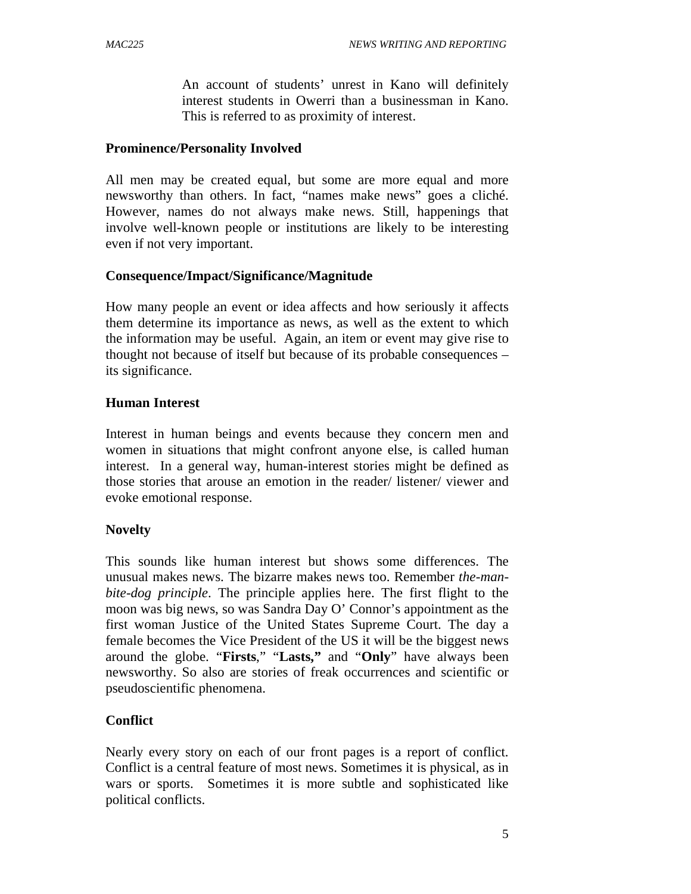An account of students' unrest in Kano will definitely interest students in Owerri than a businessman in Kano. This is referred to as proximity of interest.

**Prominence/Personality Involved**

All men may be created equal, but some are more equal and more newsworthy than others. In fact, "names make news" goes a cliché. However, names do not always make news. Still, happenings that involve well-known people or institutions are likely to be interesting even if not very important.

**Consequence/Impact/Significance/Magnitude**

How many people an event or idea affects and how seriously it affects them determine its importance as news, as well as the extent to which the information may be useful. Again, an item or event may give rise to thought not because of itself but because of its probable consequences – its significance.

**Human Interest**

Interest in human beings and events because they concern men and women in situations that might confront anyone else, is called human interest. In a general way, human-interest stories might be defined as those stories that arouse an emotion in the reader/ listener/ viewer and evoke emotional response.

**Novelty**

This sounds like human interest but shows some differences. The unusual makes news. The bizarre makes news too. Remember *the-man-bite-dog principle*. The principle applies here. The first flight to the moon was big news, so was Sandra Day O' Connor's appointment as the first woman Justice of the United States Supreme Court. The day a female becomes the Vice President of the US it will be the biggest news around the globe. "**Firsts**," "**Lasts,"** and "**Only**" have always been newsworthy. So also are stories of freak occurrences and scientific or pseudoscientific phenomena.

**Conflict**

Nearly every story on each of our front pages is a report of conflict. Conflict is a central feature of most news. Sometimes it is physical, as in wars or sports. Sometimes it is more subtle and sophisticated like political conflicts.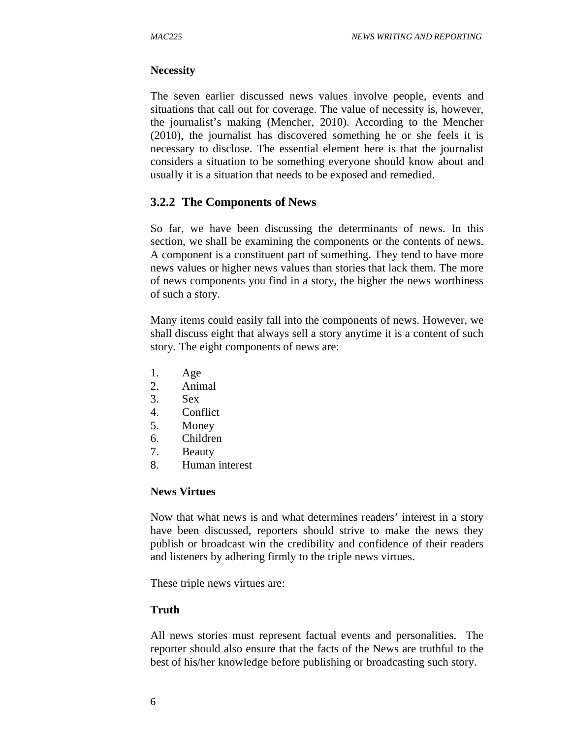**Necessity**

The seven earlier discussed news values involve people, events and situations that call out for coverage. The value of necessity is, however, the journalist's making (Mencher, 2010). According to the Mencher (2010), the journalist has discovered something he or she feels it is necessary to disclose. The essential element here is that the journalist considers a situation to be something everyone should know about and usually it is a situation that needs to be exposed and remedied.

### 3.2.2 The Components of News

So far, we have been discussing the determinants of news. In this section, we shall be examining the components or the contents of news. A component is a constituent part of something. They tend to have more news values or higher news values than stories that lack them. The more of news components you find in a story, the higher the news worthiness of such a story.

Many items could easily fall into the components of news. However, we shall discuss eight that always sell a story anytime it is a content of such story. The eight components of news are:

1. Age
2. Animal
3. Sex
4. Conflict
5. Money
6. Children
7. Beauty
8. Human interest

**News Virtues**

Now that what news is and what determines readers' interest in a story have been discussed, reporters should strive to make the news they publish or broadcast win the credibility and confidence of their readers and listeners by adhering firmly to the triple news virtues.

These triple news virtues are:

**Truth**

All news stories must represent factual events and personalities. The reporter should also ensure that the facts of the News are truthful to the best of his/her knowledge before publishing or broadcasting such story.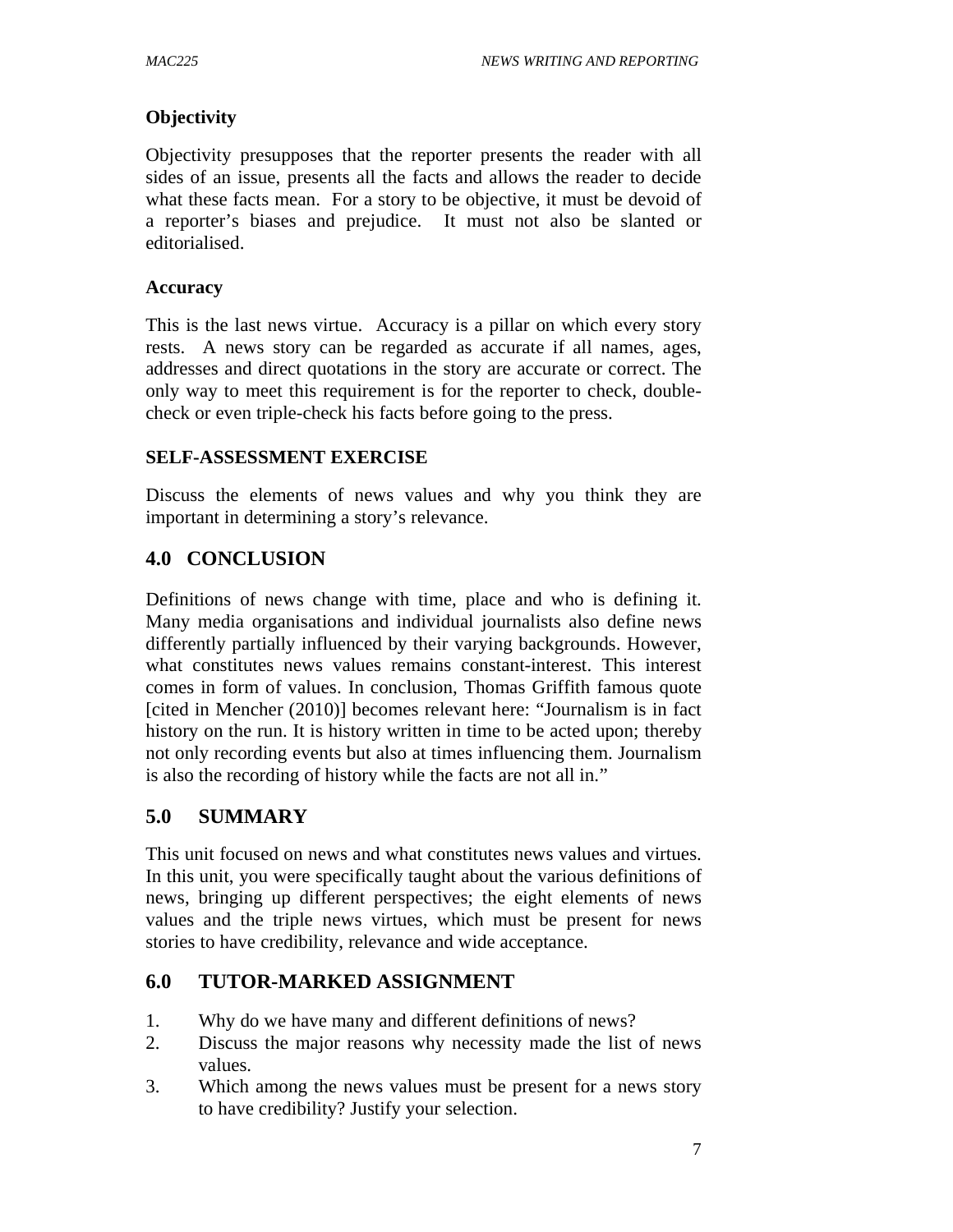### Objectivity

Objectivity presupposes that the reporter presents the reader with all sides of an issue, presents all the facts and allows the reader to decide what these facts mean. For a story to be objective, it must be devoid of a reporter's biases and prejudice. It must not also be slanted or editorialised.

### Accuracy

This is the last news virtue. Accuracy is a pillar on which every story rests. A news story can be regarded as accurate if all names, ages, addresses and direct quotations in the story are accurate or correct. The only way to meet this requirement is for the reporter to check, double-check or even triple-check his facts before going to the press.

### SELF-ASSESSMENT EXERCISE

Discuss the elements of news values and why you think they are important in determining a story's relevance.

## 4.0 CONCLUSION

Definitions of news change with time, place and who is defining it. Many media organisations and individual journalists also define news differently partially influenced by their varying backgrounds. However, what constitutes news values remains constant-interest. This interest comes in form of values. In conclusion, Thomas Griffith famous quote [cited in Mencher (2010)] becomes relevant here: "Journalism is in fact history on the run. It is history written in time to be acted upon; thereby not only recording events but also at times influencing them. Journalism is also the recording of history while the facts are not all in."

## 5.0 SUMMARY

This unit focused on news and what constitutes news values and virtues. In this unit, you were specifically taught about the various definitions of news, bringing up different perspectives; the eight elements of news values and the triple news virtues, which must be present for news stories to have credibility, relevance and wide acceptance.

## 6.0 TUTOR-MARKED ASSIGNMENT

1. Why do we have many and different definitions of news?
2. Discuss the major reasons why necessity made the list of news values.
3. Which among the news values must be present for a news story to have credibility? Justify your selection.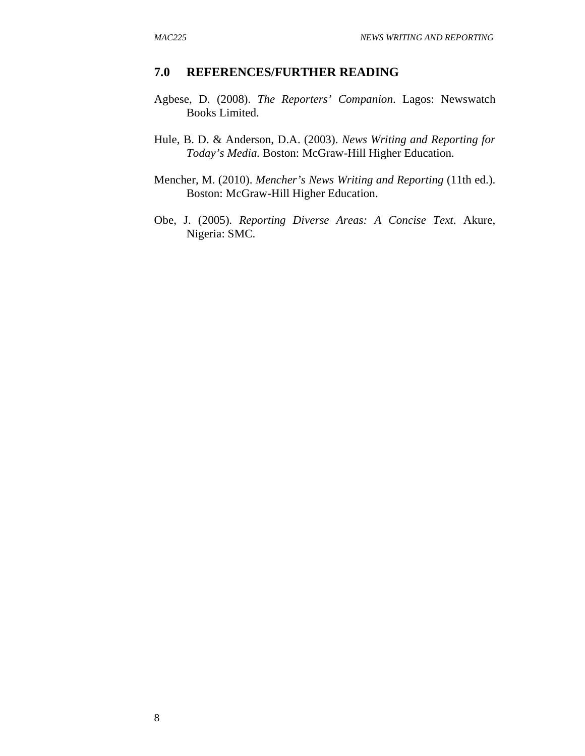## 7.0 REFERENCES/FURTHER READING

Agbese, D. (2008). *The Reporters' Companion*. Lagos: Newswatch Books Limited.

Hule, B. D. & Anderson, D.A. (2003). *News Writing and Reporting for Today's Media.* Boston: McGraw-Hill Higher Education.

Mencher, M. (2010). *Mencher's News Writing and Reporting* (11th ed.). Boston: McGraw-Hill Higher Education.

Obe, J. (2005). *Reporting Diverse Areas: A Concise Text*. Akure, Nigeria: SMC.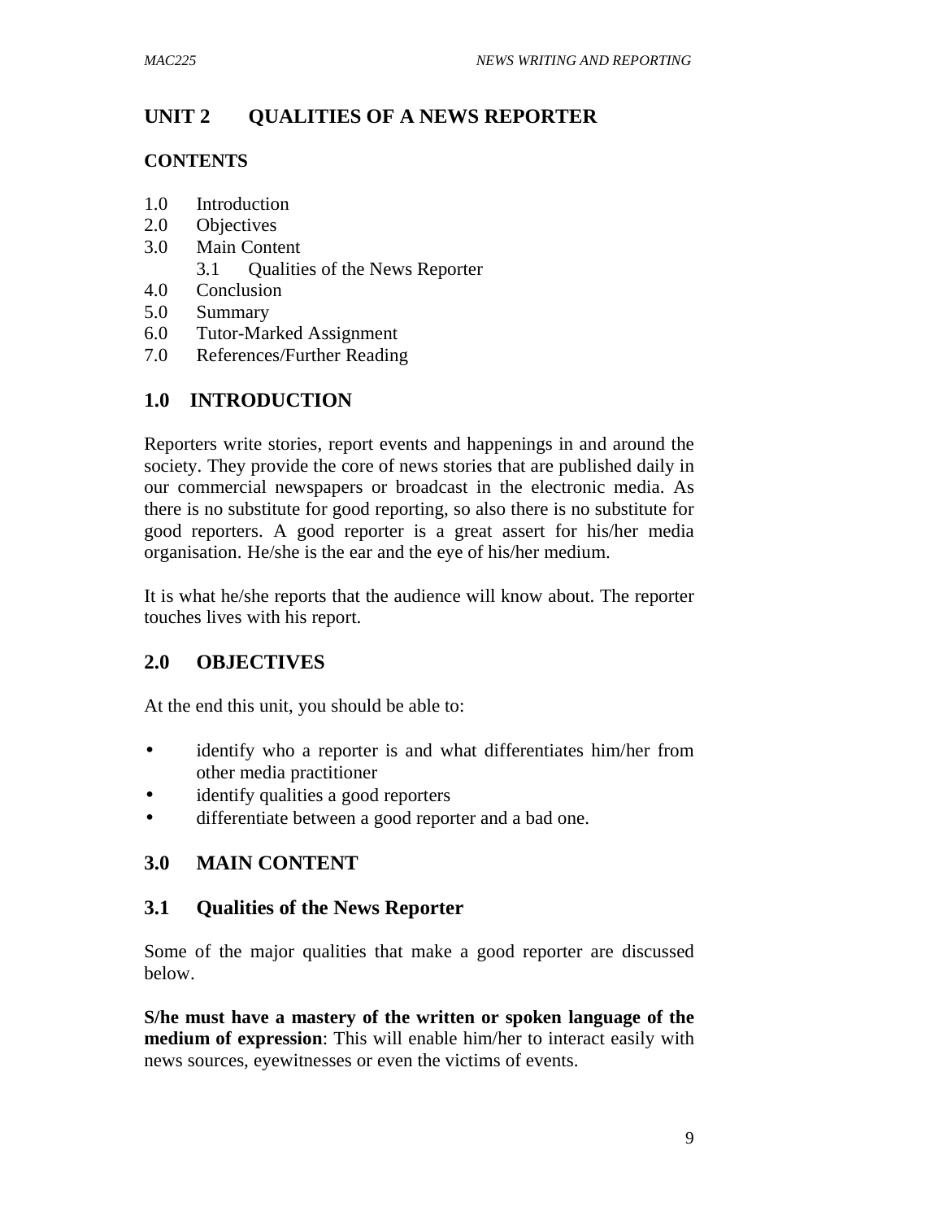# UNIT 2 QUALITIES OF A NEWS REPORTER

**CONTENTS**

1.0 Introduction
2.0 Objectives
3.0 Main Content
   3.1 Qualities of the News Reporter
4.0 Conclusion
5.0 Summary
6.0 Tutor-Marked Assignment
7.0 References/Further Reading

## 1.0 INTRODUCTION

Reporters write stories, report events and happenings in and around the society. They provide the core of news stories that are published daily in our commercial newspapers or broadcast in the electronic media. As there is no substitute for good reporting, so also there is no substitute for good reporters. A good reporter is a great assert for his/her media organisation. He/she is the ear and the eye of his/her medium.

It is what he/she reports that the audience will know about. The reporter touches lives with his report.

## 2.0 OBJECTIVES

At the end this unit, you should be able to:

- identify who a reporter is and what differentiates him/her from other media practitioner
- identify qualities a good reporters
- differentiate between a good reporter and a bad one.

## 3.0 MAIN CONTENT

### 3.1 Qualities of the News Reporter

Some of the major qualities that make a good reporter are discussed below.

**S/he must have a mastery of the written or spoken language of the medium of expression**: This will enable him/her to interact easily with news sources, eyewitnesses or even the victims of events.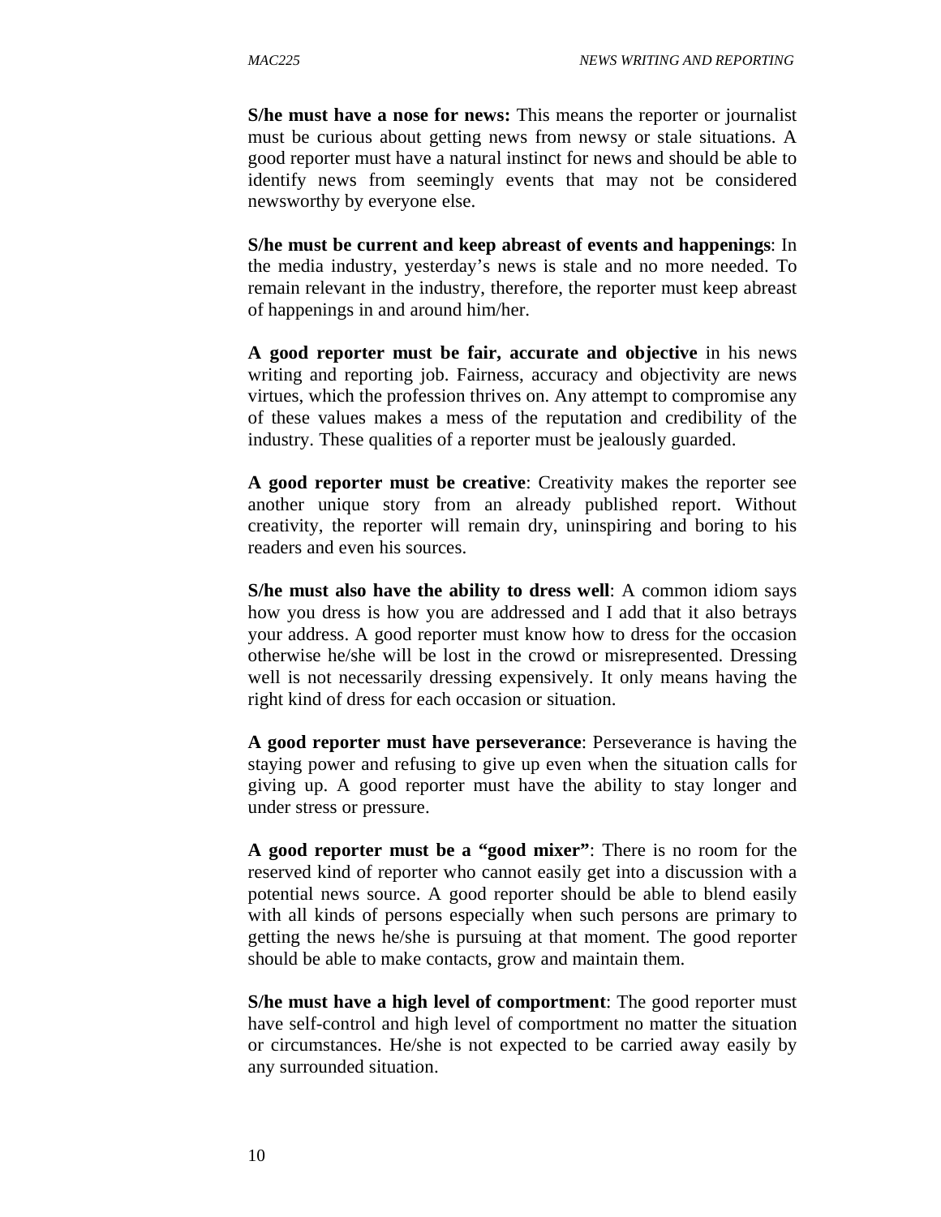**S/he must have a nose for news:** This means the reporter or journalist must be curious about getting news from newsy or stale situations. A good reporter must have a natural instinct for news and should be able to identify news from seemingly events that may not be considered newsworthy by everyone else.

**S/he must be current and keep abreast of events and happenings**: In the media industry, yesterday's news is stale and no more needed. To remain relevant in the industry, therefore, the reporter must keep abreast of happenings in and around him/her.

**A good reporter must be fair, accurate and objective** in his news writing and reporting job. Fairness, accuracy and objectivity are news virtues, which the profession thrives on. Any attempt to compromise any of these values makes a mess of the reputation and credibility of the industry. These qualities of a reporter must be jealously guarded.

**A good reporter must be creative**: Creativity makes the reporter see another unique story from an already published report. Without creativity, the reporter will remain dry, uninspiring and boring to his readers and even his sources.

**S/he must also have the ability to dress well**: A common idiom says how you dress is how you are addressed and I add that it also betrays your address. A good reporter must know how to dress for the occasion otherwise he/she will be lost in the crowd or misrepresented. Dressing well is not necessarily dressing expensively. It only means having the right kind of dress for each occasion or situation.

**A good reporter must have perseverance**: Perseverance is having the staying power and refusing to give up even when the situation calls for giving up. A good reporter must have the ability to stay longer and under stress or pressure.

**A good reporter must be a "good mixer"**: There is no room for the reserved kind of reporter who cannot easily get into a discussion with a potential news source. A good reporter should be able to blend easily with all kinds of persons especially when such persons are primary to getting the news he/she is pursuing at that moment. The good reporter should be able to make contacts, grow and maintain them.

**S/he must have a high level of comportment**: The good reporter must have self-control and high level of comportment no matter the situation or circumstances. He/she is not expected to be carried away easily by any surrounded situation.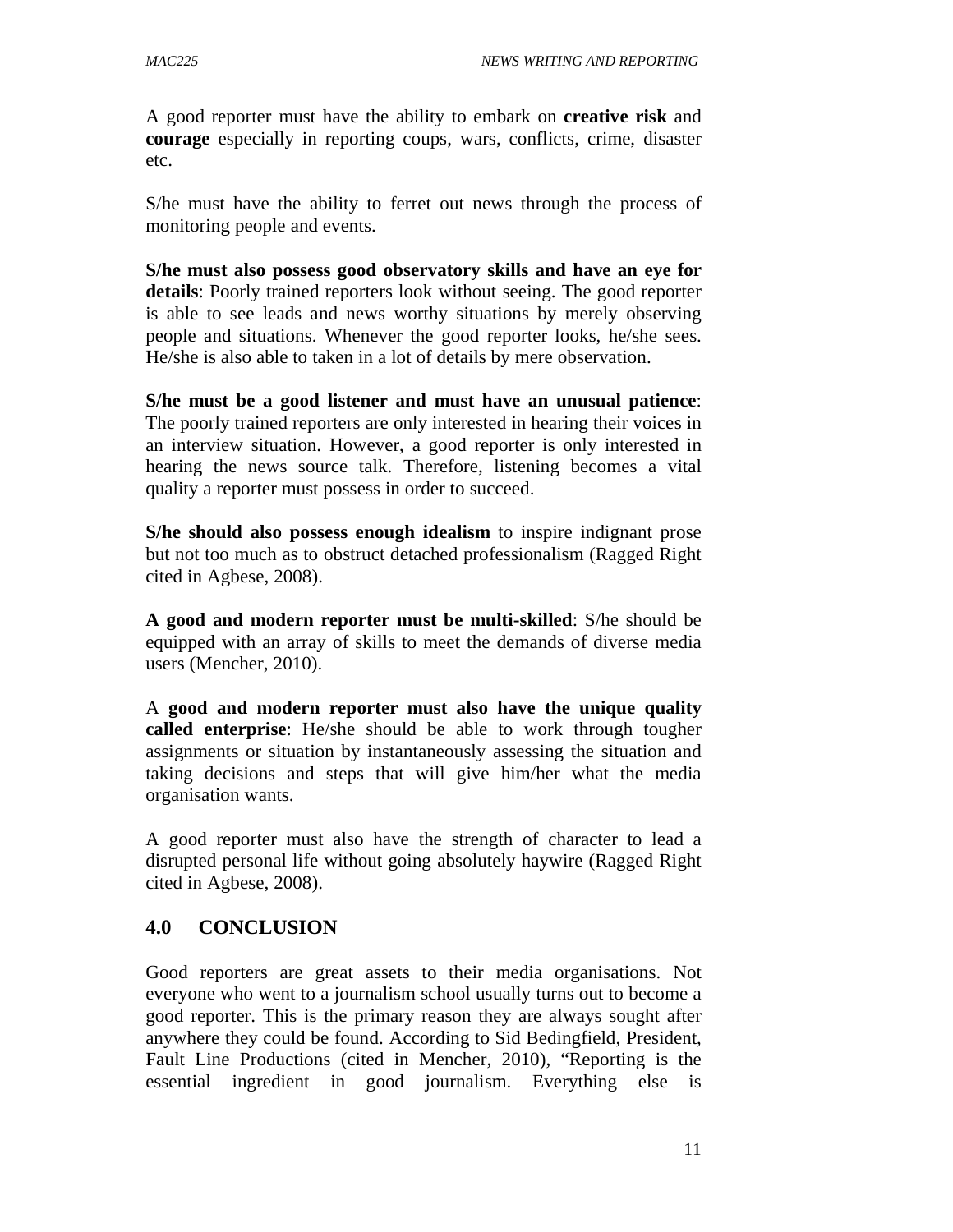A good reporter must have the ability to embark on **creative risk** and **courage** especially in reporting coups, wars, conflicts, crime, disaster etc.

S/he must have the ability to ferret out news through the process of monitoring people and events.

**S/he must also possess good observatory skills and have an eye for details**: Poorly trained reporters look without seeing. The good reporter is able to see leads and news worthy situations by merely observing people and situations. Whenever the good reporter looks, he/she sees. He/she is also able to taken in a lot of details by mere observation.

**S/he must be a good listener and must have an unusual patience**: The poorly trained reporters are only interested in hearing their voices in an interview situation. However, a good reporter is only interested in hearing the news source talk. Therefore, listening becomes a vital quality a reporter must possess in order to succeed.

**S/he should also possess enough idealism** to inspire indignant prose but not too much as to obstruct detached professionalism (Ragged Right cited in Agbese, 2008).

**A good and modern reporter must be multi-skilled**: S/he should be equipped with an array of skills to meet the demands of diverse media users (Mencher, 2010).

A **good and modern reporter must also have the unique quality called enterprise**: He/she should be able to work through tougher assignments or situation by instantaneously assessing the situation and taking decisions and steps that will give him/her what the media organisation wants.

A good reporter must also have the strength of character to lead a disrupted personal life without going absolutely haywire (Ragged Right cited in Agbese, 2008).

## 4.0 CONCLUSION

Good reporters are great assets to their media organisations. Not everyone who went to a journalism school usually turns out to become a good reporter. This is the primary reason they are always sought after anywhere they could be found. According to Sid Bedingfield, President, Fault Line Productions (cited in Mencher, 2010), "Reporting is the essential ingredient in good journalism. Everything else is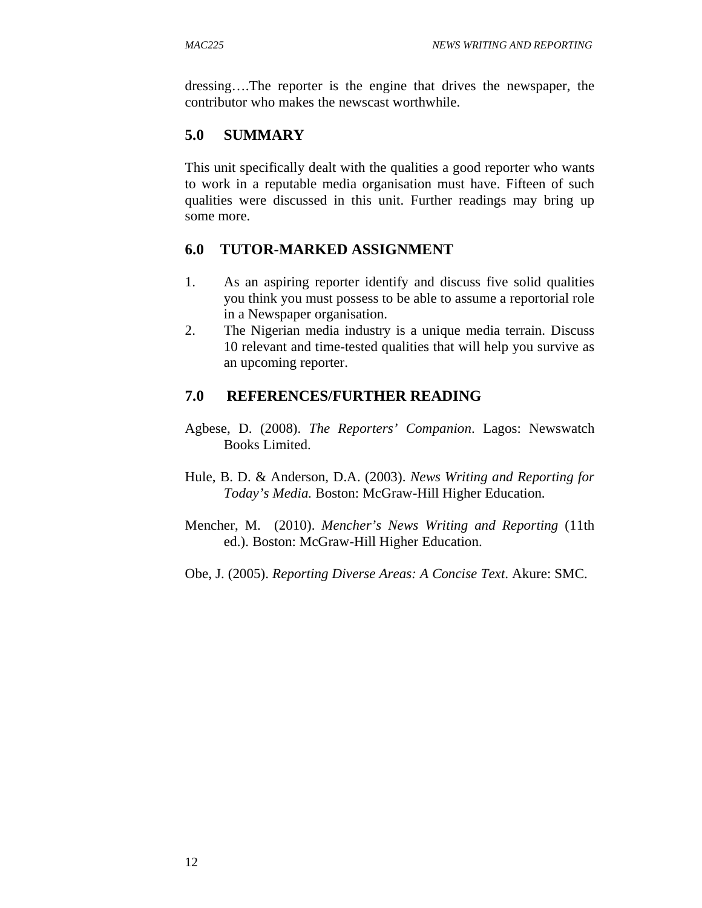dressing….The reporter is the engine that drives the newspaper, the contributor who makes the newscast worthwhile.

## 5.0 SUMMARY

This unit specifically dealt with the qualities a good reporter who wants to work in a reputable media organisation must have. Fifteen of such qualities were discussed in this unit. Further readings may bring up some more.

## 6.0 TUTOR-MARKED ASSIGNMENT

1. As an aspiring reporter identify and discuss five solid qualities you think you must possess to be able to assume a reportorial role in a Newspaper organisation.
2. The Nigerian media industry is a unique media terrain. Discuss 10 relevant and time-tested qualities that will help you survive as an upcoming reporter.

## 7.0 REFERENCES/FURTHER READING

Agbese, D. (2008). *The Reporters' Companion*. Lagos: Newswatch Books Limited.

Hule, B. D. & Anderson, D.A. (2003). *News Writing and Reporting for Today's Media.* Boston: McGraw-Hill Higher Education.

Mencher, M. (2010). *Mencher's News Writing and Reporting* (11th ed.). Boston: McGraw-Hill Higher Education.

Obe, J. (2005). *Reporting Diverse Areas: A Concise Text*. Akure: SMC.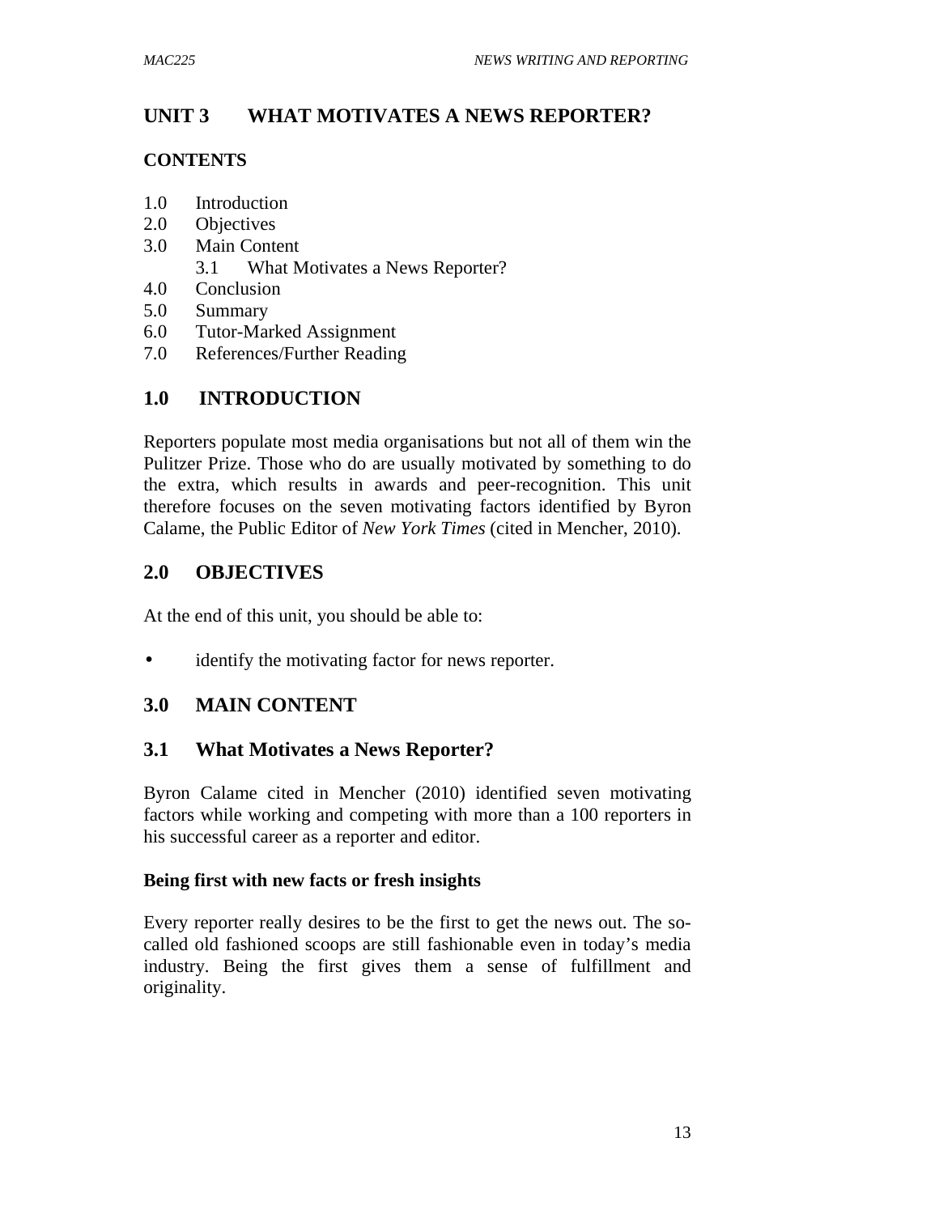# UNIT 3 WHAT MOTIVATES A NEWS REPORTER?

## CONTENTS

1.0 Introduction
2.0 Objectives
3.0 Main Content
    3.1 What Motivates a News Reporter?
4.0 Conclusion
5.0 Summary
6.0 Tutor-Marked Assignment
7.0 References/Further Reading

## 1.0 INTRODUCTION

Reporters populate most media organisations but not all of them win the Pulitzer Prize. Those who do are usually motivated by something to do the extra, which results in awards and peer-recognition. This unit therefore focuses on the seven motivating factors identified by Byron Calame, the Public Editor of *New York Times* (cited in Mencher, 2010).

## 2.0 OBJECTIVES

At the end of this unit, you should be able to:

- identify the motivating factor for news reporter.

## 3.0 MAIN CONTENT

### 3.1 What Motivates a News Reporter?

Byron Calame cited in Mencher (2010) identified seven motivating factors while working and competing with more than a 100 reporters in his successful career as a reporter and editor.

**Being first with new facts or fresh insights**

Every reporter really desires to be the first to get the news out. The so-called old fashioned scoops are still fashionable even in today's media industry. Being the first gives them a sense of fulfillment and originality.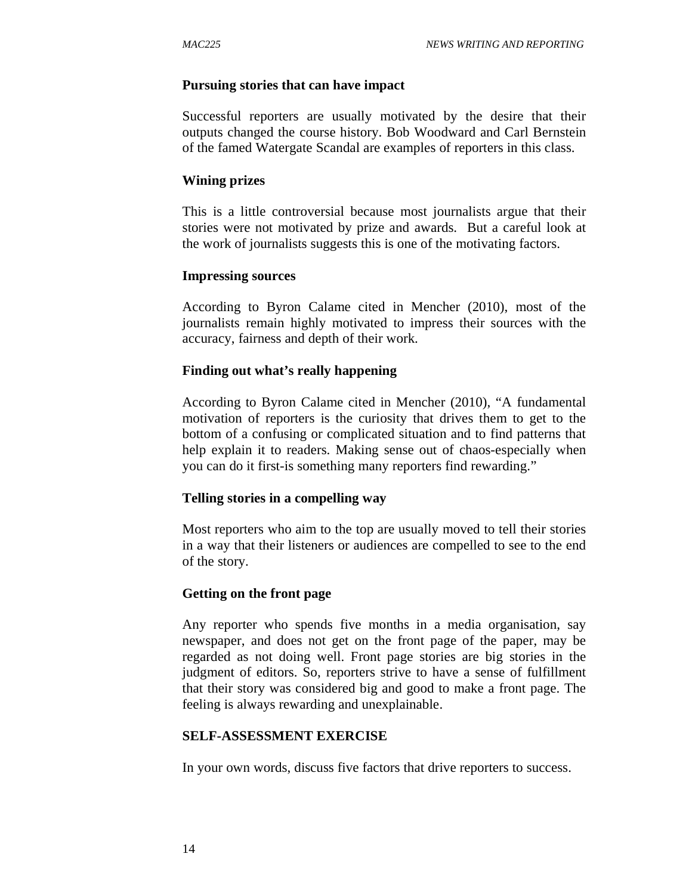**Pursuing stories that can have impact**

Successful reporters are usually motivated by the desire that their outputs changed the course history. Bob Woodward and Carl Bernstein of the famed Watergate Scandal are examples of reporters in this class.

**Wining prizes**

This is a little controversial because most journalists argue that their stories were not motivated by prize and awards. But a careful look at the work of journalists suggests this is one of the motivating factors.

**Impressing sources**

According to Byron Calame cited in Mencher (2010), most of the journalists remain highly motivated to impress their sources with the accuracy, fairness and depth of their work.

**Finding out what's really happening**

According to Byron Calame cited in Mencher (2010), "A fundamental motivation of reporters is the curiosity that drives them to get to the bottom of a confusing or complicated situation and to find patterns that help explain it to readers. Making sense out of chaos-especially when you can do it first-is something many reporters find rewarding."

**Telling stories in a compelling way**

Most reporters who aim to the top are usually moved to tell their stories in a way that their listeners or audiences are compelled to see to the end of the story.

**Getting on the front page**

Any reporter who spends five months in a media organisation, say newspaper, and does not get on the front page of the paper, may be regarded as not doing well. Front page stories are big stories in the judgment of editors. So, reporters strive to have a sense of fulfillment that their story was considered big and good to make a front page. The feeling is always rewarding and unexplainable.

**SELF-ASSESSMENT EXERCISE**

In your own words, discuss five factors that drive reporters to success.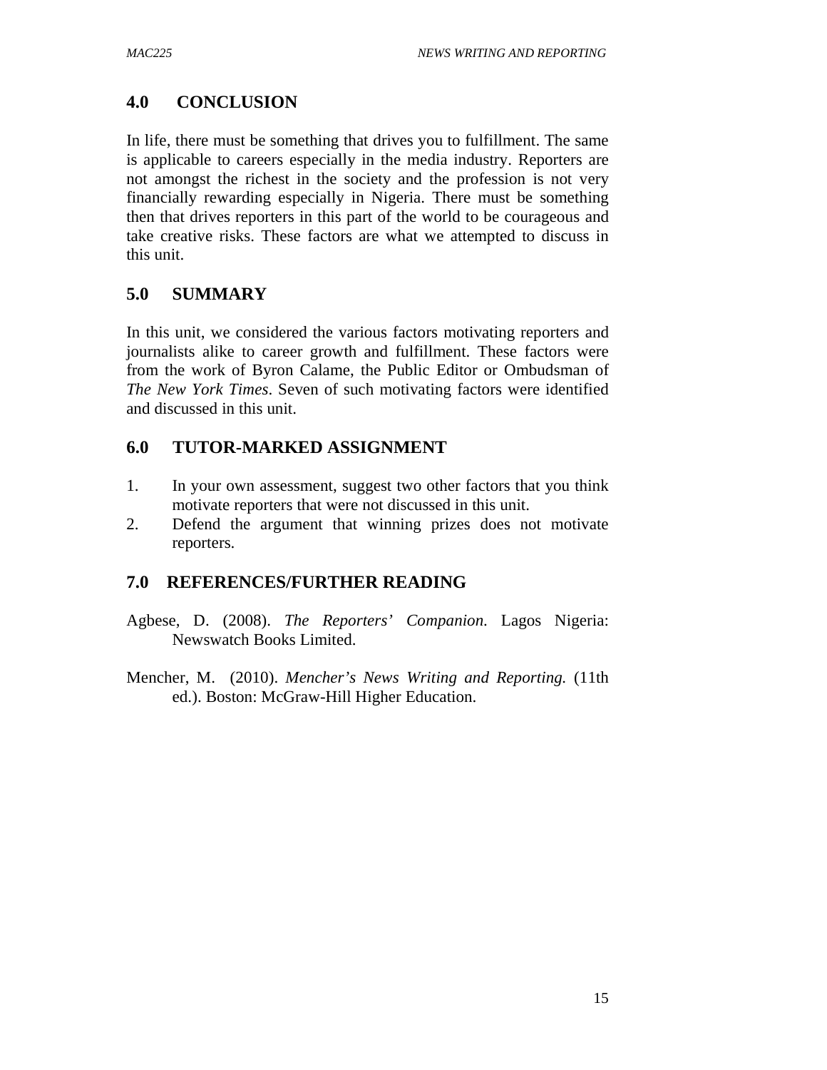## 4.0 CONCLUSION

In life, there must be something that drives you to fulfillment. The same is applicable to careers especially in the media industry. Reporters are not amongst the richest in the society and the profession is not very financially rewarding especially in Nigeria. There must be something then that drives reporters in this part of the world to be courageous and take creative risks. These factors are what we attempted to discuss in this unit.

## 5.0 SUMMARY

In this unit, we considered the various factors motivating reporters and journalists alike to career growth and fulfillment. These factors were from the work of Byron Calame, the Public Editor or Ombudsman of *The New York Times*. Seven of such motivating factors were identified and discussed in this unit.

## 6.0 TUTOR-MARKED ASSIGNMENT

1. In your own assessment, suggest two other factors that you think motivate reporters that were not discussed in this unit.
2. Defend the argument that winning prizes does not motivate reporters.

## 7.0 REFERENCES/FURTHER READING

Agbese, D. (2008). *The Reporters' Companion.* Lagos Nigeria: Newswatch Books Limited.

Mencher, M. (2010). *Mencher's News Writing and Reporting.* (11th ed.). Boston: McGraw-Hill Higher Education.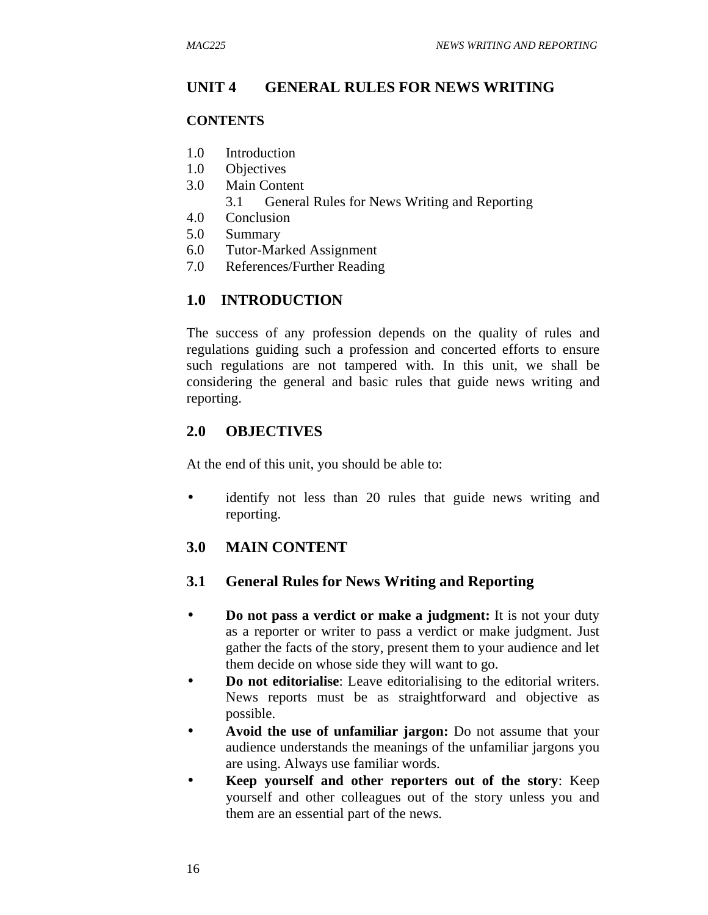# UNIT 4 GENERAL RULES FOR NEWS WRITING

## CONTENTS

1.0 Introduction
1.0 Objectives
3.0 Main Content
    3.1 General Rules for News Writing and Reporting
4.0 Conclusion
5.0 Summary
6.0 Tutor-Marked Assignment
7.0 References/Further Reading

## 1.0 INTRODUCTION

The success of any profession depends on the quality of rules and regulations guiding such a profession and concerted efforts to ensure such regulations are not tampered with. In this unit, we shall be considering the general and basic rules that guide news writing and reporting.

## 2.0 OBJECTIVES

At the end of this unit, you should be able to:

- identify not less than 20 rules that guide news writing and reporting.

## 3.0 MAIN CONTENT

### 3.1 General Rules for News Writing and Reporting

- **Do not pass a verdict or make a judgment:** It is not your duty as a reporter or writer to pass a verdict or make judgment. Just gather the facts of the story, present them to your audience and let them decide on whose side they will want to go.
- **Do not editorialise**: Leave editorialising to the editorial writers. News reports must be as straightforward and objective as possible.
- **Avoid the use of unfamiliar jargon:** Do not assume that your audience understands the meanings of the unfamiliar jargons you are using. Always use familiar words.
- **Keep yourself and other reporters out of the story**: Keep yourself and other colleagues out of the story unless you and them are an essential part of the news.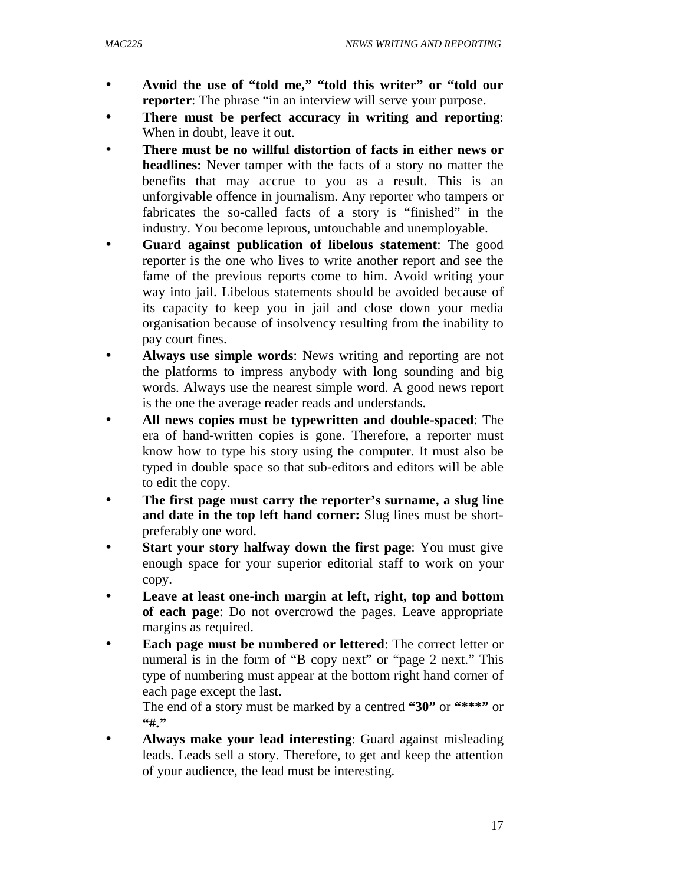- **Avoid the use of "told me," "told this writer" or "told our reporter**: The phrase "in an interview will serve your purpose.
- **There must be perfect accuracy in writing and reporting**: When in doubt, leave it out.
- **There must be no willful distortion of facts in either news or headlines:** Never tamper with the facts of a story no matter the benefits that may accrue to you as a result. This is an unforgivable offence in journalism. Any reporter who tampers or fabricates the so-called facts of a story is "finished" in the industry. You become leprous, untouchable and unemployable.
- **Guard against publication of libelous statement**: The good reporter is the one who lives to write another report and see the fame of the previous reports come to him. Avoid writing your way into jail. Libelous statements should be avoided because of its capacity to keep you in jail and close down your media organisation because of insolvency resulting from the inability to pay court fines.
- **Always use simple words**: News writing and reporting are not the platforms to impress anybody with long sounding and big words. Always use the nearest simple word. A good news report is the one the average reader reads and understands.
- **All news copies must be typewritten and double-spaced**: The era of hand-written copies is gone. Therefore, a reporter must know how to type his story using the computer. It must also be typed in double space so that sub-editors and editors will be able to edit the copy.
- **The first page must carry the reporter's surname, a slug line and date in the top left hand corner:** Slug lines must be short-preferably one word.
- **Start your story halfway down the first page**: You must give enough space for your superior editorial staff to work on your copy.
- **Leave at least one-inch margin at left, right, top and bottom of each page**: Do not overcrowd the pages. Leave appropriate margins as required.
- **Each page must be numbered or lettered**: The correct letter or numeral is in the form of "B copy next" or "page 2 next." This type of numbering must appear at the bottom right hand corner of each page except the last.

  The end of a story must be marked by a centred **"30"** or **"\*\*\*"** or **"#."**
- **Always make your lead interesting**: Guard against misleading leads. Leads sell a story. Therefore, to get and keep the attention of your audience, the lead must be interesting.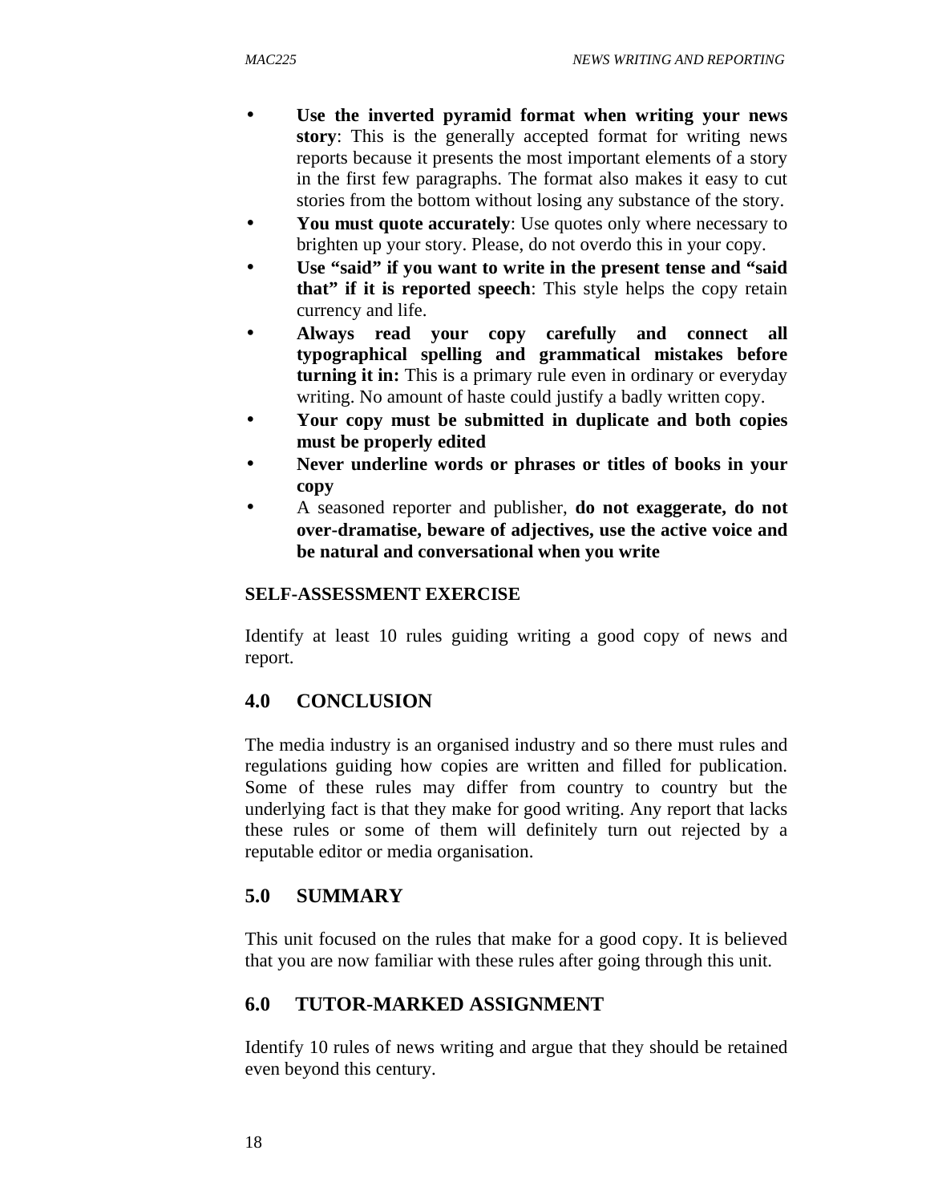- **Use the inverted pyramid format when writing your news story**: This is the generally accepted format for writing news reports because it presents the most important elements of a story in the first few paragraphs. The format also makes it easy to cut stories from the bottom without losing any substance of the story.
- **You must quote accurately**: Use quotes only where necessary to brighten up your story. Please, do not overdo this in your copy.
- **Use "said" if you want to write in the present tense and "said that" if it is reported speech**: This style helps the copy retain currency and life.
- **Always read your copy carefully and connect all typographical spelling and grammatical mistakes before turning it in:** This is a primary rule even in ordinary or everyday writing. No amount of haste could justify a badly written copy.
- **Your copy must be submitted in duplicate and both copies must be properly edited**
- **Never underline words or phrases or titles of books in your copy**
- A seasoned reporter and publisher, **do not exaggerate, do not over-dramatise, beware of adjectives, use the active voice and be natural and conversational when you write**

**SELF-ASSESSMENT EXERCISE**

Identify at least 10 rules guiding writing a good copy of news and report.

## 4.0 CONCLUSION

The media industry is an organised industry and so there must rules and regulations guiding how copies are written and filled for publication. Some of these rules may differ from country to country but the underlying fact is that they make for good writing. Any report that lacks these rules or some of them will definitely turn out rejected by a reputable editor or media organisation.

## 5.0 SUMMARY

This unit focused on the rules that make for a good copy. It is believed that you are now familiar with these rules after going through this unit.

## 6.0 TUTOR-MARKED ASSIGNMENT

Identify 10 rules of news writing and argue that they should be retained even beyond this century.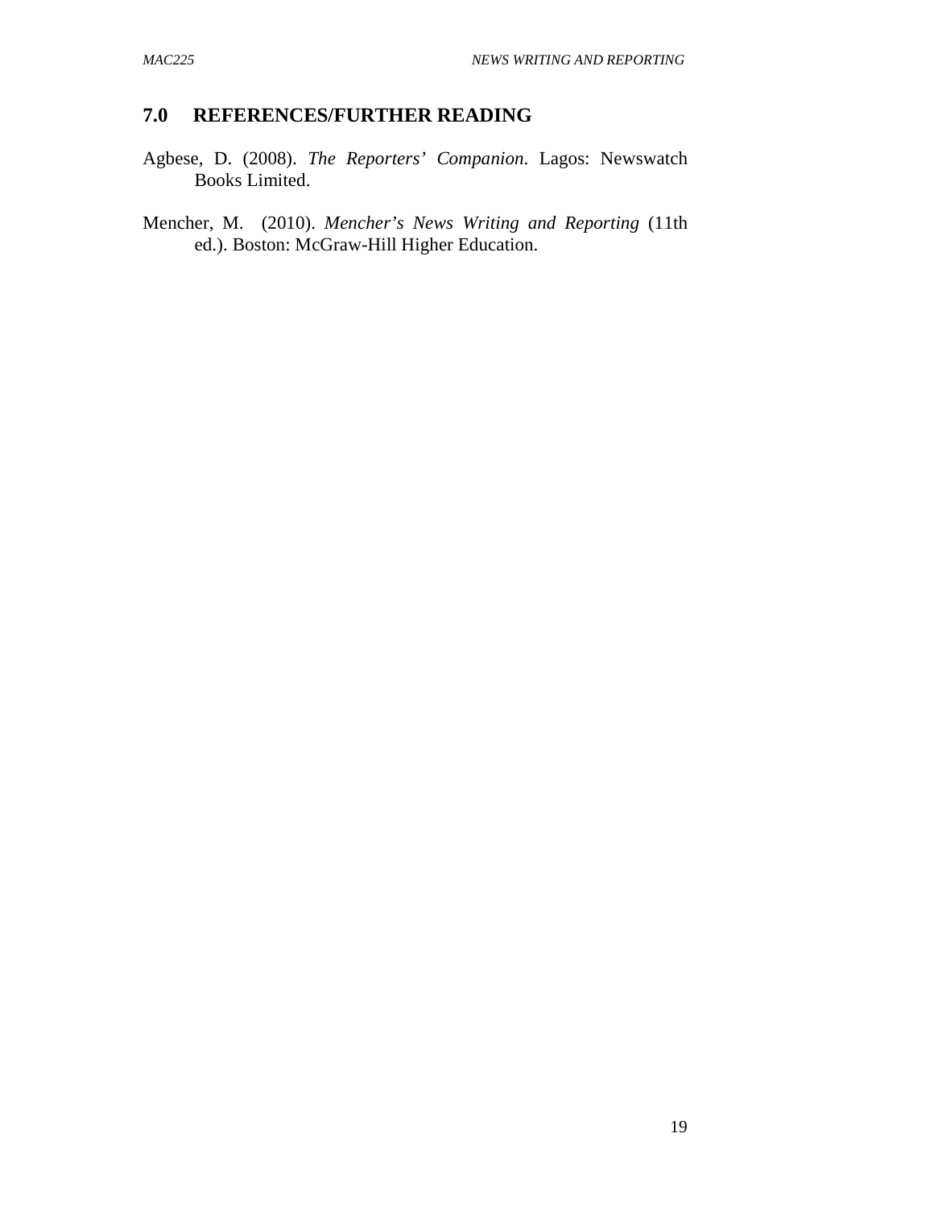## 7.0 REFERENCES/FURTHER READING

Agbese, D. (2008). *The Reporters' Companion*. Lagos: Newswatch Books Limited.

Mencher, M. (2010). *Mencher's News Writing and Reporting* (11th ed.). Boston: McGraw-Hill Higher Education.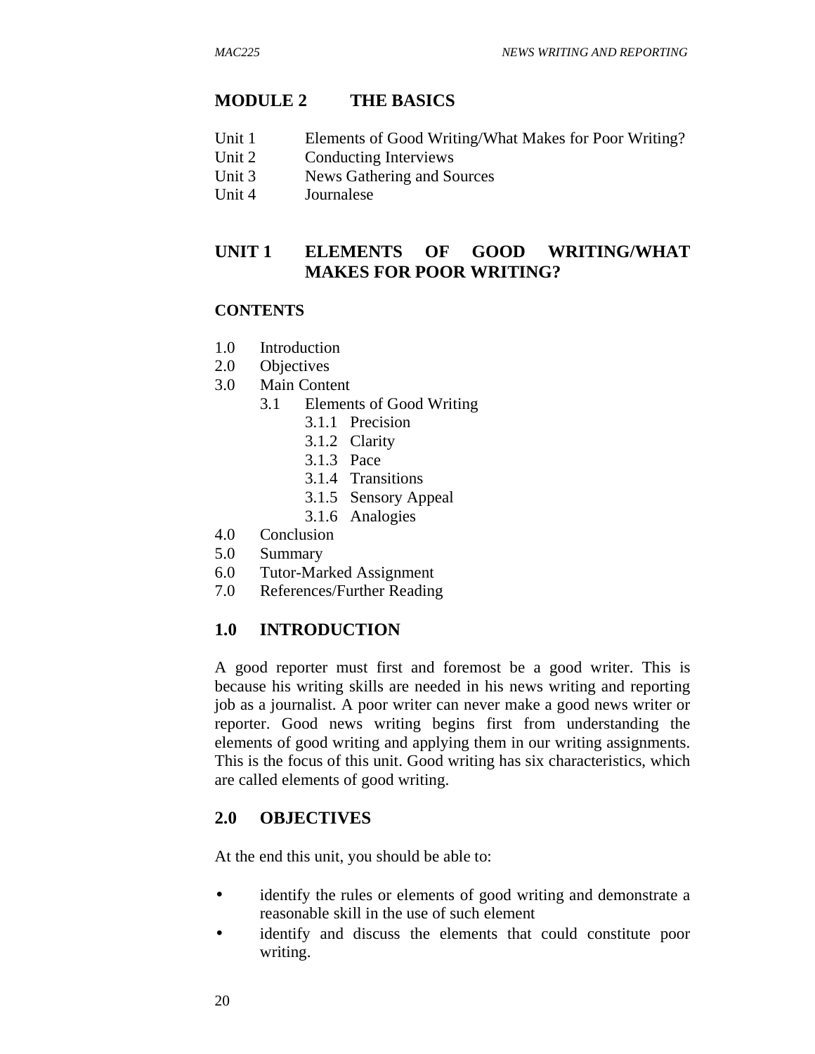# MODULE 2 THE BASICS

Unit 1 Elements of Good Writing/What Makes for Poor Writing?
Unit 2 Conducting Interviews
Unit 3 News Gathering and Sources
Unit 4 Journalese

## UNIT 1 ELEMENTS OF GOOD WRITING/WHAT MAKES FOR POOR WRITING?

**CONTENTS**

1.0 Introduction
2.0 Objectives
3.0 Main Content
 3.1 Elements of Good Writing
  3.1.1 Precision
  3.1.2 Clarity
  3.1.3 Pace
  3.1.4 Transitions
  3.1.5 Sensory Appeal
  3.1.6 Analogies
4.0 Conclusion
5.0 Summary
6.0 Tutor-Marked Assignment
7.0 References/Further Reading

## 1.0 INTRODUCTION

A good reporter must first and foremost be a good writer. This is because his writing skills are needed in his news writing and reporting job as a journalist. A poor writer can never make a good news writer or reporter. Good news writing begins first from understanding the elements of good writing and applying them in our writing assignments. This is the focus of this unit. Good writing has six characteristics, which are called elements of good writing.

## 2.0 OBJECTIVES

At the end this unit, you should be able to:

- identify the rules or elements of good writing and demonstrate a reasonable skill in the use of such element
- identify and discuss the elements that could constitute poor writing.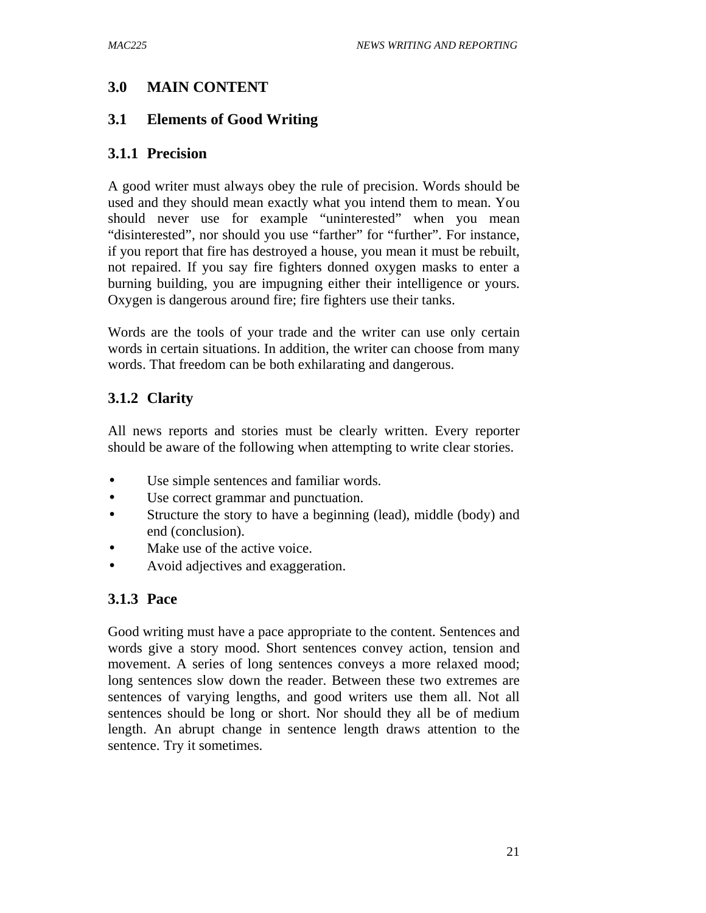## 3.0 MAIN CONTENT

### 3.1 Elements of Good Writing

#### 3.1.1 Precision

A good writer must always obey the rule of precision. Words should be used and they should mean exactly what you intend them to mean. You should never use for example "uninterested" when you mean "disinterested", nor should you use "farther" for "further". For instance, if you report that fire has destroyed a house, you mean it must be rebuilt, not repaired. If you say fire fighters donned oxygen masks to enter a burning building, you are impugning either their intelligence or yours. Oxygen is dangerous around fire; fire fighters use their tanks.

Words are the tools of your trade and the writer can use only certain words in certain situations. In addition, the writer can choose from many words. That freedom can be both exhilarating and dangerous.

#### 3.1.2 Clarity

All news reports and stories must be clearly written. Every reporter should be aware of the following when attempting to write clear stories.

- Use simple sentences and familiar words.
- Use correct grammar and punctuation.
- Structure the story to have a beginning (lead), middle (body) and end (conclusion).
- Make use of the active voice.
- Avoid adjectives and exaggeration.

#### 3.1.3 Pace

Good writing must have a pace appropriate to the content. Sentences and words give a story mood. Short sentences convey action, tension and movement. A series of long sentences conveys a more relaxed mood; long sentences slow down the reader. Between these two extremes are sentences of varying lengths, and good writers use them all. Not all sentences should be long or short. Nor should they all be of medium length. An abrupt change in sentence length draws attention to the sentence. Try it sometimes.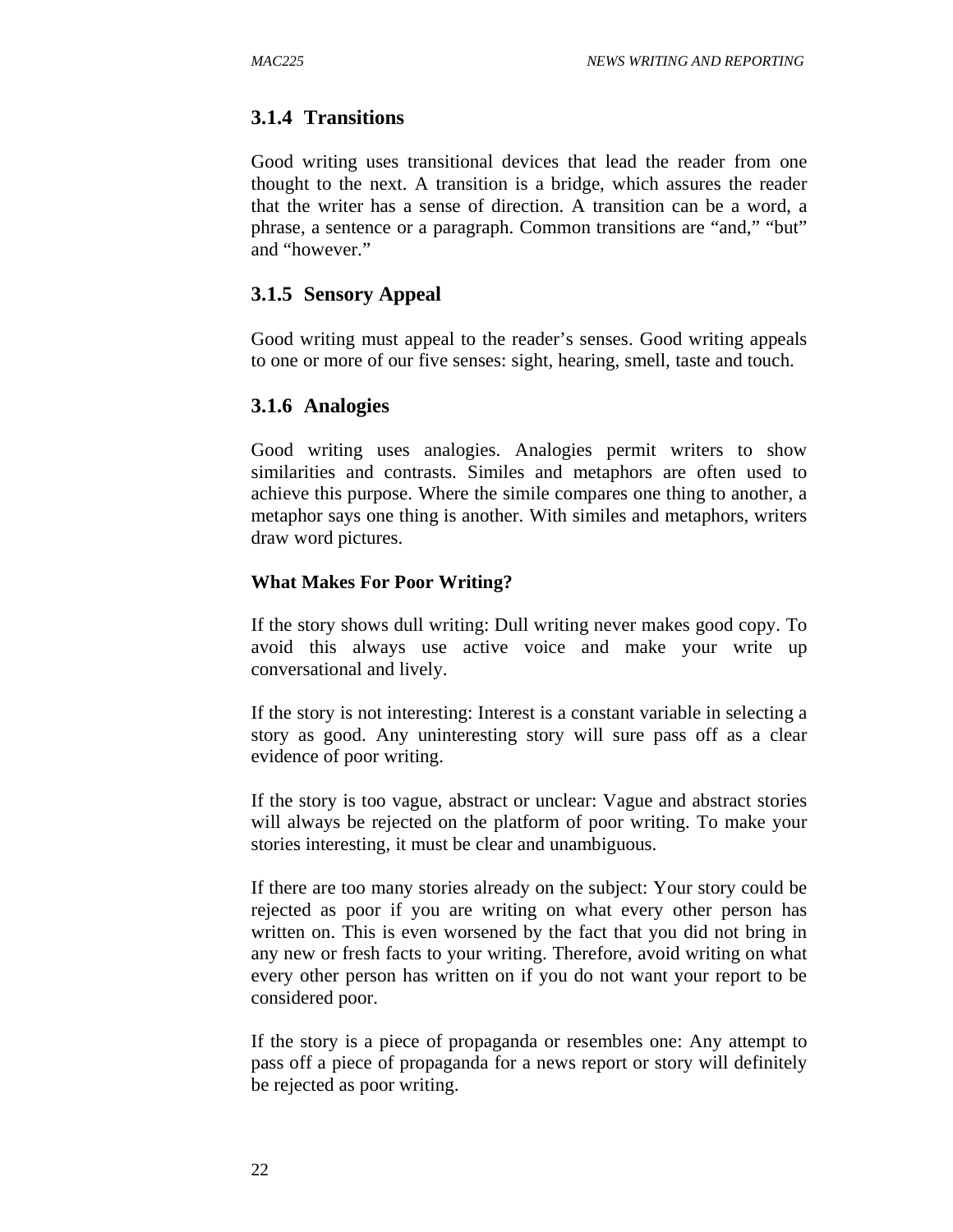### 3.1.4 Transitions

Good writing uses transitional devices that lead the reader from one thought to the next. A transition is a bridge, which assures the reader that the writer has a sense of direction. A transition can be a word, a phrase, a sentence or a paragraph. Common transitions are "and," "but" and "however."

### 3.1.5 Sensory Appeal

Good writing must appeal to the reader's senses. Good writing appeals to one or more of our five senses: sight, hearing, smell, taste and touch.

### 3.1.6 Analogies

Good writing uses analogies. Analogies permit writers to show similarities and contrasts. Similes and metaphors are often used to achieve this purpose. Where the simile compares one thing to another, a metaphor says one thing is another. With similes and metaphors, writers draw word pictures.

**What Makes For Poor Writing?**

If the story shows dull writing: Dull writing never makes good copy. To avoid this always use active voice and make your write up conversational and lively.

If the story is not interesting: Interest is a constant variable in selecting a story as good. Any uninteresting story will sure pass off as a clear evidence of poor writing.

If the story is too vague, abstract or unclear: Vague and abstract stories will always be rejected on the platform of poor writing. To make your stories interesting, it must be clear and unambiguous.

If there are too many stories already on the subject: Your story could be rejected as poor if you are writing on what every other person has written on. This is even worsened by the fact that you did not bring in any new or fresh facts to your writing. Therefore, avoid writing on what every other person has written on if you do not want your report to be considered poor.

If the story is a piece of propaganda or resembles one: Any attempt to pass off a piece of propaganda for a news report or story will definitely be rejected as poor writing.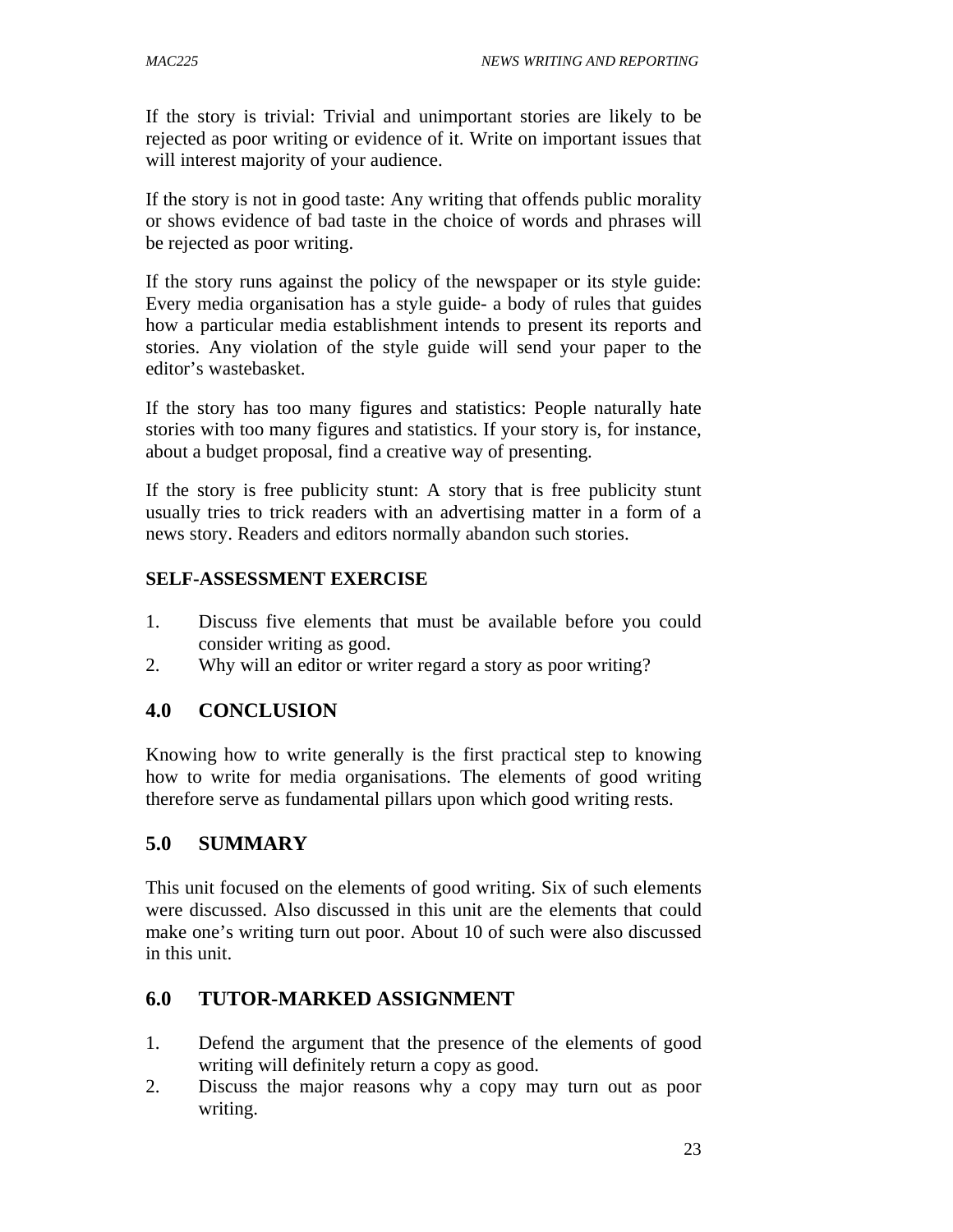If the story is trivial: Trivial and unimportant stories are likely to be rejected as poor writing or evidence of it. Write on important issues that will interest majority of your audience.

If the story is not in good taste: Any writing that offends public morality or shows evidence of bad taste in the choice of words and phrases will be rejected as poor writing.

If the story runs against the policy of the newspaper or its style guide: Every media organisation has a style guide- a body of rules that guides how a particular media establishment intends to present its reports and stories. Any violation of the style guide will send your paper to the editor's wastebasket.

If the story has too many figures and statistics: People naturally hate stories with too many figures and statistics. If your story is, for instance, about a budget proposal, find a creative way of presenting.

If the story is free publicity stunt: A story that is free publicity stunt usually tries to trick readers with an advertising matter in a form of a news story. Readers and editors normally abandon such stories.

**SELF-ASSESSMENT EXERCISE**

1. Discuss five elements that must be available before you could consider writing as good.
2. Why will an editor or writer regard a story as poor writing?

## 4.0 CONCLUSION

Knowing how to write generally is the first practical step to knowing how to write for media organisations. The elements of good writing therefore serve as fundamental pillars upon which good writing rests.

## 5.0 SUMMARY

This unit focused on the elements of good writing. Six of such elements were discussed. Also discussed in this unit are the elements that could make one's writing turn out poor. About 10 of such were also discussed in this unit.

## 6.0 TUTOR-MARKED ASSIGNMENT

1. Defend the argument that the presence of the elements of good writing will definitely return a copy as good.
2. Discuss the major reasons why a copy may turn out as poor writing.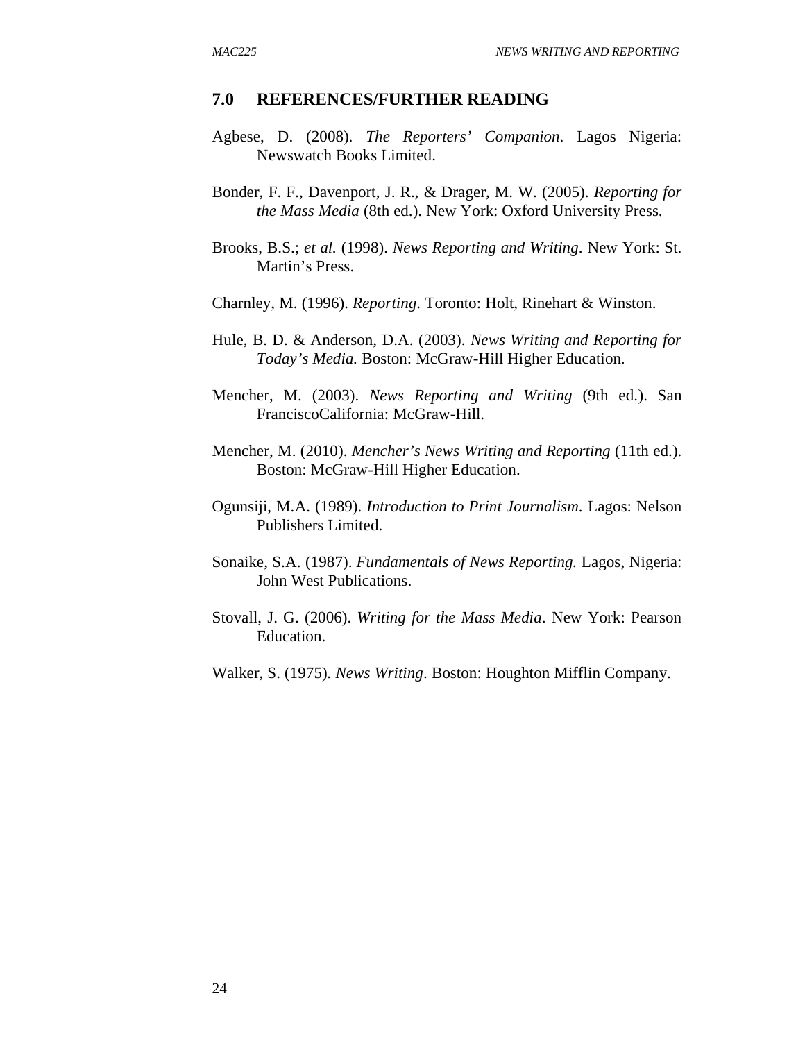## 7.0 REFERENCES/FURTHER READING

Agbese, D. (2008). *The Reporters' Companion*. Lagos Nigeria: Newswatch Books Limited.

Bonder, F. F., Davenport, J. R., & Drager, M. W. (2005). *Reporting for the Mass Media* (8th ed.). New York: Oxford University Press.

Brooks, B.S.; *et al.* (1998). *News Reporting and Writing*. New York: St. Martin's Press.

Charnley, M. (1996). *Reporting*. Toronto: Holt, Rinehart & Winston.

Hule, B. D. & Anderson, D.A. (2003). *News Writing and Reporting for Today's Media.* Boston: McGraw-Hill Higher Education.

Mencher, M. (2003). *News Reporting and Writing* (9th ed.). San FranciscoCalifornia: McGraw-Hill.

Mencher, M. (2010). *Mencher's News Writing and Reporting* (11th ed.). Boston: McGraw-Hill Higher Education.

Ogunsiji, M.A. (1989). *Introduction to Print Journalism.* Lagos: Nelson Publishers Limited.

Sonaike, S.A. (1987). *Fundamentals of News Reporting.* Lagos, Nigeria: John West Publications.

Stovall, J. G. (2006). *Writing for the Mass Media*. New York: Pearson Education.

Walker, S. (1975). *News Writing*. Boston: Houghton Mifflin Company.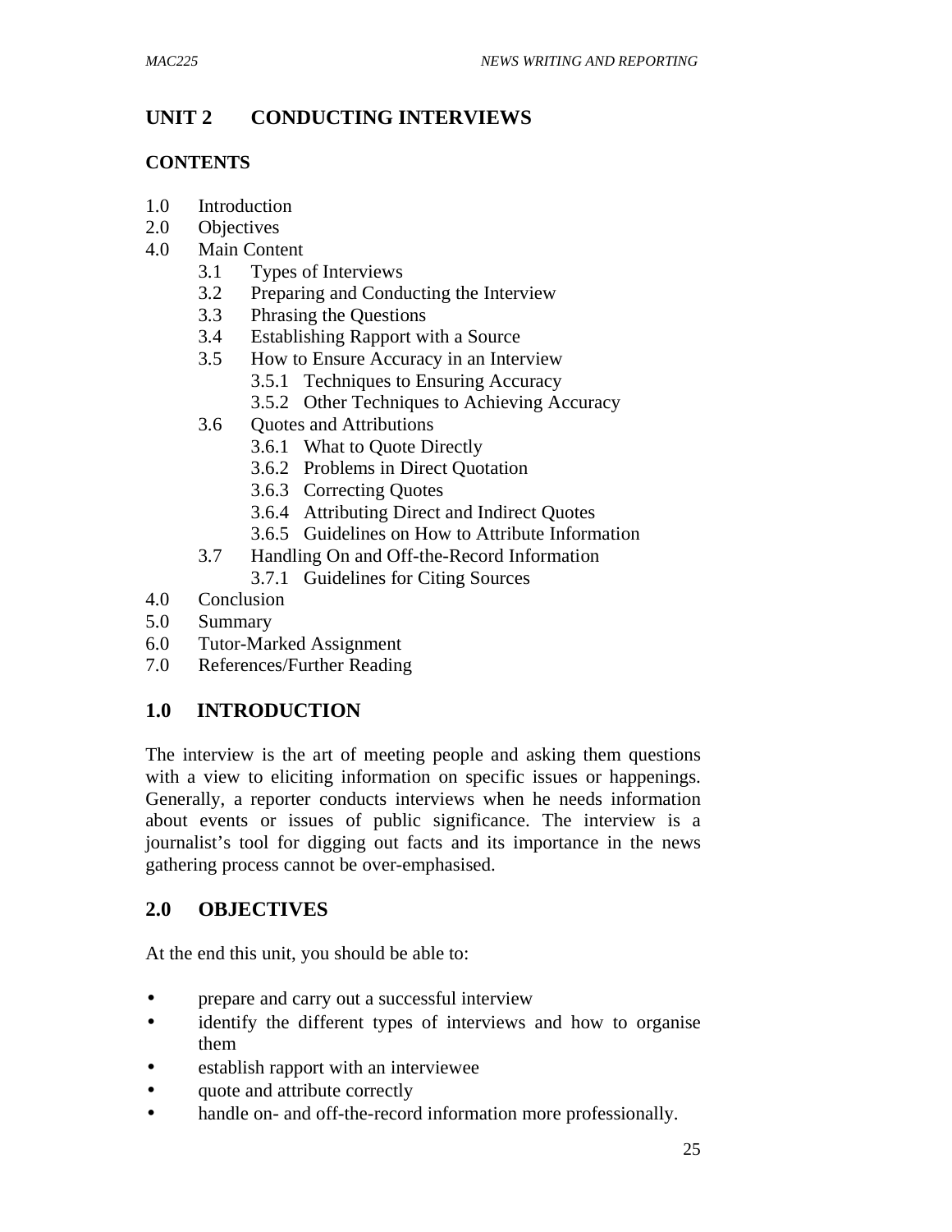# UNIT 2 CONDUCTING INTERVIEWS

## CONTENTS

1.0 Introduction
2.0 Objectives
4.0 Main Content
  3.1 Types of Interviews
  3.2 Preparing and Conducting the Interview
  3.3 Phrasing the Questions
  3.4 Establishing Rapport with a Source
  3.5 How to Ensure Accuracy in an Interview
    3.5.1 Techniques to Ensuring Accuracy
    3.5.2 Other Techniques to Achieving Accuracy
  3.6 Quotes and Attributions
    3.6.1 What to Quote Directly
    3.6.2 Problems in Direct Quotation
    3.6.3 Correcting Quotes
    3.6.4 Attributing Direct and Indirect Quotes
    3.6.5 Guidelines on How to Attribute Information
  3.7 Handling On and Off-the-Record Information
    3.7.1 Guidelines for Citing Sources
4.0 Conclusion
5.0 Summary
6.0 Tutor-Marked Assignment
7.0 References/Further Reading

## 1.0 INTRODUCTION

The interview is the art of meeting people and asking them questions with a view to eliciting information on specific issues or happenings. Generally, a reporter conducts interviews when he needs information about events or issues of public significance. The interview is a journalist's tool for digging out facts and its importance in the news gathering process cannot be over-emphasised.

## 2.0 OBJECTIVES

At the end this unit, you should be able to:

- prepare and carry out a successful interview
- identify the different types of interviews and how to organise them
- establish rapport with an interviewee
- quote and attribute correctly
- handle on- and off-the-record information more professionally.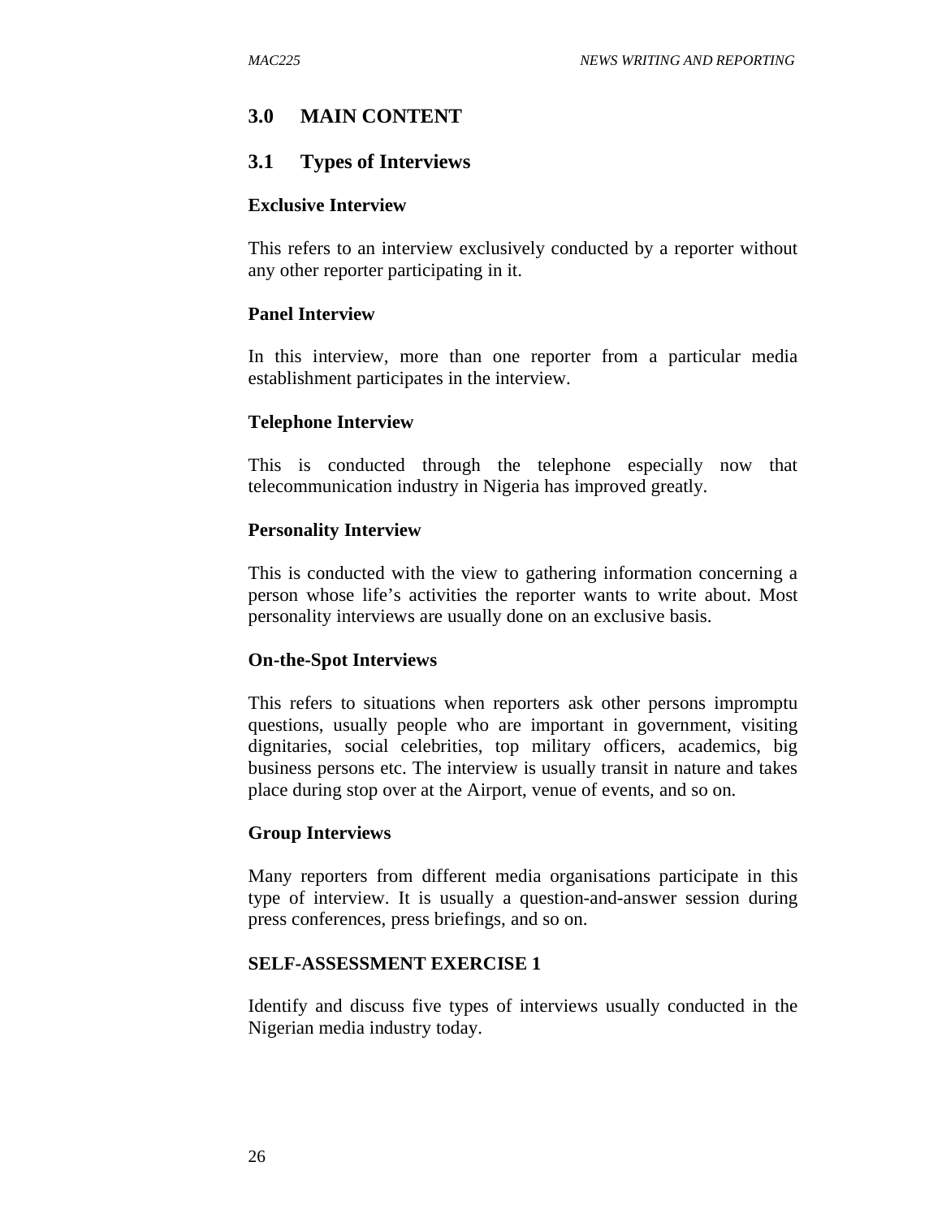## 3.0 MAIN CONTENT

### 3.1 Types of Interviews

**Exclusive Interview**

This refers to an interview exclusively conducted by a reporter without any other reporter participating in it.

**Panel Interview**

In this interview, more than one reporter from a particular media establishment participates in the interview.

**Telephone Interview**

This is conducted through the telephone especially now that telecommunication industry in Nigeria has improved greatly.

**Personality Interview**

This is conducted with the view to gathering information concerning a person whose life's activities the reporter wants to write about. Most personality interviews are usually done on an exclusive basis.

**On-the-Spot Interviews**

This refers to situations when reporters ask other persons impromptu questions, usually people who are important in government, visiting dignitaries, social celebrities, top military officers, academics, big business persons etc. The interview is usually transit in nature and takes place during stop over at the Airport, venue of events, and so on.

**Group Interviews**

Many reporters from different media organisations participate in this type of interview. It is usually a question-and-answer session during press conferences, press briefings, and so on.

**SELF-ASSESSMENT EXERCISE 1**

Identify and discuss five types of interviews usually conducted in the Nigerian media industry today.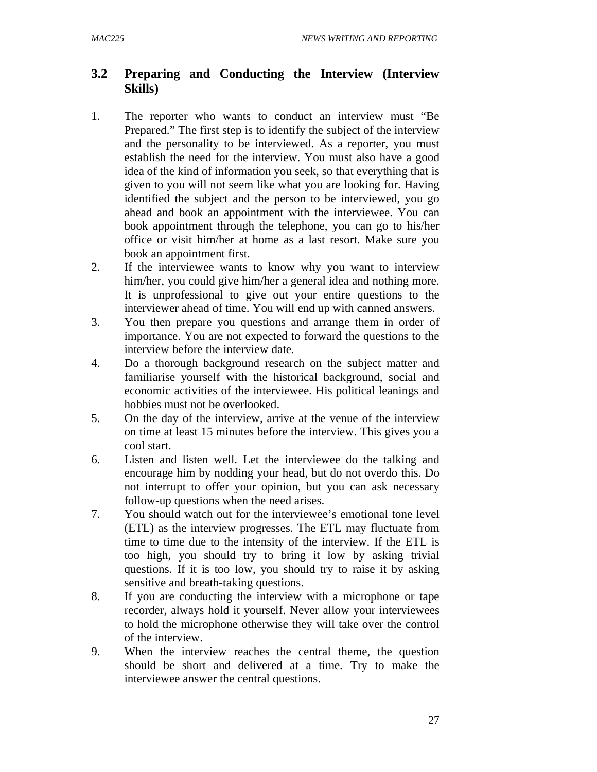## 3.2 Preparing and Conducting the Interview (Interview Skills)

1. The reporter who wants to conduct an interview must "Be Prepared." The first step is to identify the subject of the interview and the personality to be interviewed. As a reporter, you must establish the need for the interview. You must also have a good idea of the kind of information you seek, so that everything that is given to you will not seem like what you are looking for. Having identified the subject and the person to be interviewed, you go ahead and book an appointment with the interviewee. You can book appointment through the telephone, you can go to his/her office or visit him/her at home as a last resort. Make sure you book an appointment first.
2. If the interviewee wants to know why you want to interview him/her, you could give him/her a general idea and nothing more. It is unprofessional to give out your entire questions to the interviewer ahead of time. You will end up with canned answers.
3. You then prepare you questions and arrange them in order of importance. You are not expected to forward the questions to the interview before the interview date.
4. Do a thorough background research on the subject matter and familiarise yourself with the historical background, social and economic activities of the interviewee. His political leanings and hobbies must not be overlooked.
5. On the day of the interview, arrive at the venue of the interview on time at least 15 minutes before the interview. This gives you a cool start.
6. Listen and listen well. Let the interviewee do the talking and encourage him by nodding your head, but do not overdo this. Do not interrupt to offer your opinion, but you can ask necessary follow-up questions when the need arises.
7. You should watch out for the interviewee's emotional tone level (ETL) as the interview progresses. The ETL may fluctuate from time to time due to the intensity of the interview. If the ETL is too high, you should try to bring it low by asking trivial questions. If it is too low, you should try to raise it by asking sensitive and breath-taking questions.
8. If you are conducting the interview with a microphone or tape recorder, always hold it yourself. Never allow your interviewees to hold the microphone otherwise they will take over the control of the interview.
9. When the interview reaches the central theme, the question should be short and delivered at a time. Try to make the interviewee answer the central questions.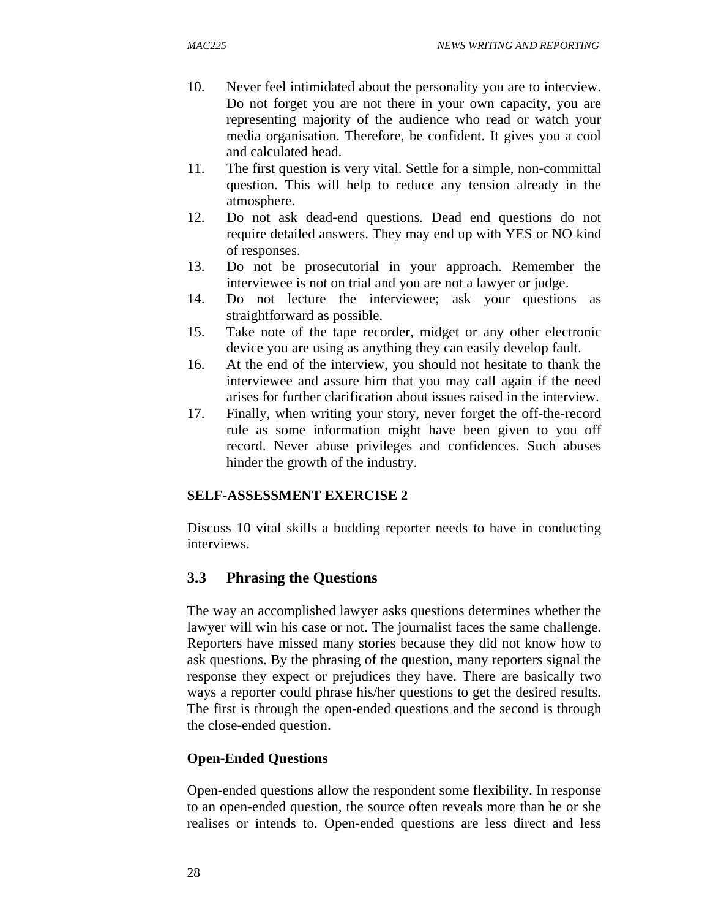10. Never feel intimidated about the personality you are to interview. Do not forget you are not there in your own capacity, you are representing majority of the audience who read or watch your media organisation. Therefore, be confident. It gives you a cool and calculated head.
11. The first question is very vital. Settle for a simple, non-committal question. This will help to reduce any tension already in the atmosphere.
12. Do not ask dead-end questions. Dead end questions do not require detailed answers. They may end up with YES or NO kind of responses.
13. Do not be prosecutorial in your approach. Remember the interviewee is not on trial and you are not a lawyer or judge.
14. Do not lecture the interviewee; ask your questions as straightforward as possible.
15. Take note of the tape recorder, midget or any other electronic device you are using as anything they can easily develop fault.
16. At the end of the interview, you should not hesitate to thank the interviewee and assure him that you may call again if the need arises for further clarification about issues raised in the interview.
17. Finally, when writing your story, never forget the off-the-record rule as some information might have been given to you off record. Never abuse privileges and confidences. Such abuses hinder the growth of the industry.

**SELF-ASSESSMENT EXERCISE 2**

Discuss 10 vital skills a budding reporter needs to have in conducting interviews.

## 3.3 Phrasing the Questions

The way an accomplished lawyer asks questions determines whether the lawyer will win his case or not. The journalist faces the same challenge. Reporters have missed many stories because they did not know how to ask questions. By the phrasing of the question, many reporters signal the response they expect or prejudices they have. There are basically two ways a reporter could phrase his/her questions to get the desired results. The first is through the open-ended questions and the second is through the close-ended question.

**Open-Ended Questions**

Open-ended questions allow the respondent some flexibility. In response to an open-ended question, the source often reveals more than he or she realises or intends to. Open-ended questions are less direct and less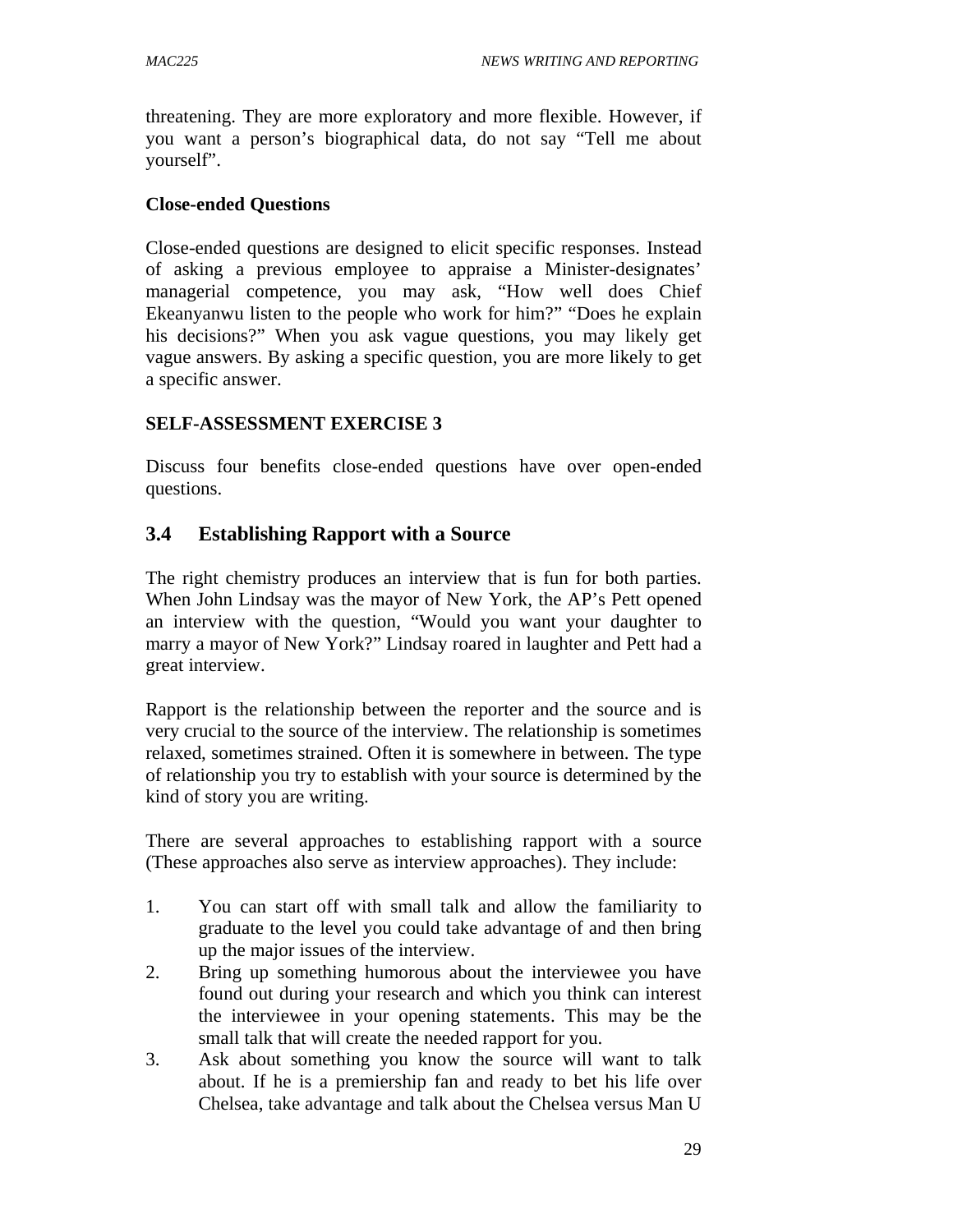threatening. They are more exploratory and more flexible. However, if you want a person's biographical data, do not say "Tell me about yourself".

**Close-ended Questions**

Close-ended questions are designed to elicit specific responses. Instead of asking a previous employee to appraise a Minister-designates' managerial competence, you may ask, "How well does Chief Ekeanyanwu listen to the people who work for him?" "Does he explain his decisions?" When you ask vague questions, you may likely get vague answers. By asking a specific question, you are more likely to get a specific answer.

**SELF-ASSESSMENT EXERCISE 3**

Discuss four benefits close-ended questions have over open-ended questions.

## 3.4 Establishing Rapport with a Source

The right chemistry produces an interview that is fun for both parties. When John Lindsay was the mayor of New York, the AP's Pett opened an interview with the question, "Would you want your daughter to marry a mayor of New York?" Lindsay roared in laughter and Pett had a great interview.

Rapport is the relationship between the reporter and the source and is very crucial to the source of the interview. The relationship is sometimes relaxed, sometimes strained. Often it is somewhere in between. The type of relationship you try to establish with your source is determined by the kind of story you are writing.

There are several approaches to establishing rapport with a source (These approaches also serve as interview approaches). They include:

1. You can start off with small talk and allow the familiarity to graduate to the level you could take advantage of and then bring up the major issues of the interview.
2. Bring up something humorous about the interviewee you have found out during your research and which you think can interest the interviewee in your opening statements. This may be the small talk that will create the needed rapport for you.
3. Ask about something you know the source will want to talk about. If he is a premiership fan and ready to bet his life over Chelsea, take advantage and talk about the Chelsea versus Man U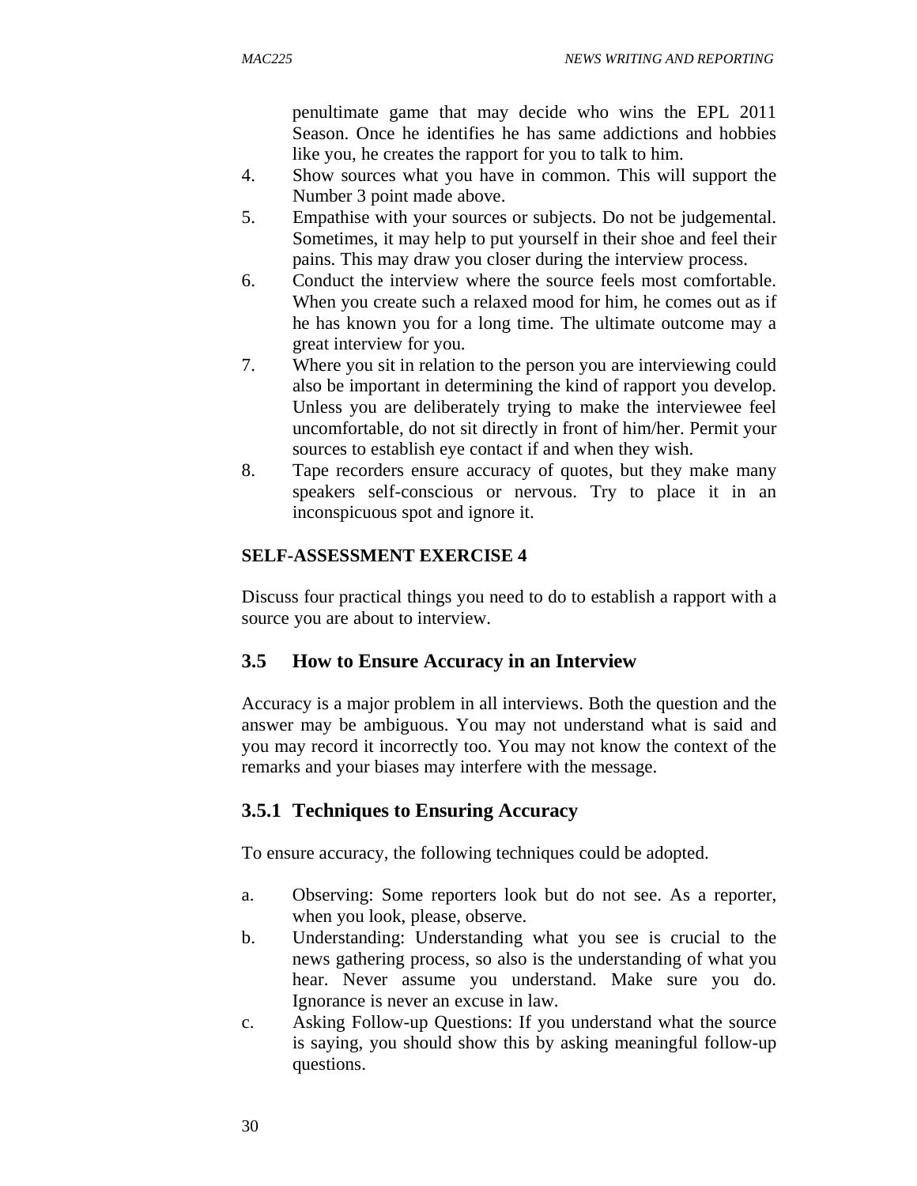penultimate game that may decide who wins the EPL 2011 Season. Once he identifies he has same addictions and hobbies like you, he creates the rapport for you to talk to him.

4. Show sources what you have in common. This will support the Number 3 point made above.
5. Empathise with your sources or subjects. Do not be judgemental. Sometimes, it may help to put yourself in their shoe and feel their pains. This may draw you closer during the interview process.
6. Conduct the interview where the source feels most comfortable. When you create such a relaxed mood for him, he comes out as if he has known you for a long time. The ultimate outcome may a great interview for you.
7. Where you sit in relation to the person you are interviewing could also be important in determining the kind of rapport you develop. Unless you are deliberately trying to make the interviewee feel uncomfortable, do not sit directly in front of him/her. Permit your sources to establish eye contact if and when they wish.
8. Tape recorders ensure accuracy of quotes, but they make many speakers self-conscious or nervous. Try to place it in an inconspicuous spot and ignore it.

**SELF-ASSESSMENT EXERCISE 4**

Discuss four practical things you need to do to establish a rapport with a source you are about to interview.

## 3.5 How to Ensure Accuracy in an Interview

Accuracy is a major problem in all interviews. Both the question and the answer may be ambiguous. You may not understand what is said and you may record it incorrectly too. You may not know the context of the remarks and your biases may interfere with the message.

### 3.5.1 Techniques to Ensuring Accuracy

To ensure accuracy, the following techniques could be adopted.

a. Observing: Some reporters look but do not see. As a reporter, when you look, please, observe.
b. Understanding: Understanding what you see is crucial to the news gathering process, so also is the understanding of what you hear. Never assume you understand. Make sure you do. Ignorance is never an excuse in law.
c. Asking Follow-up Questions: If you understand what the source is saying, you should show this by asking meaningful follow-up questions.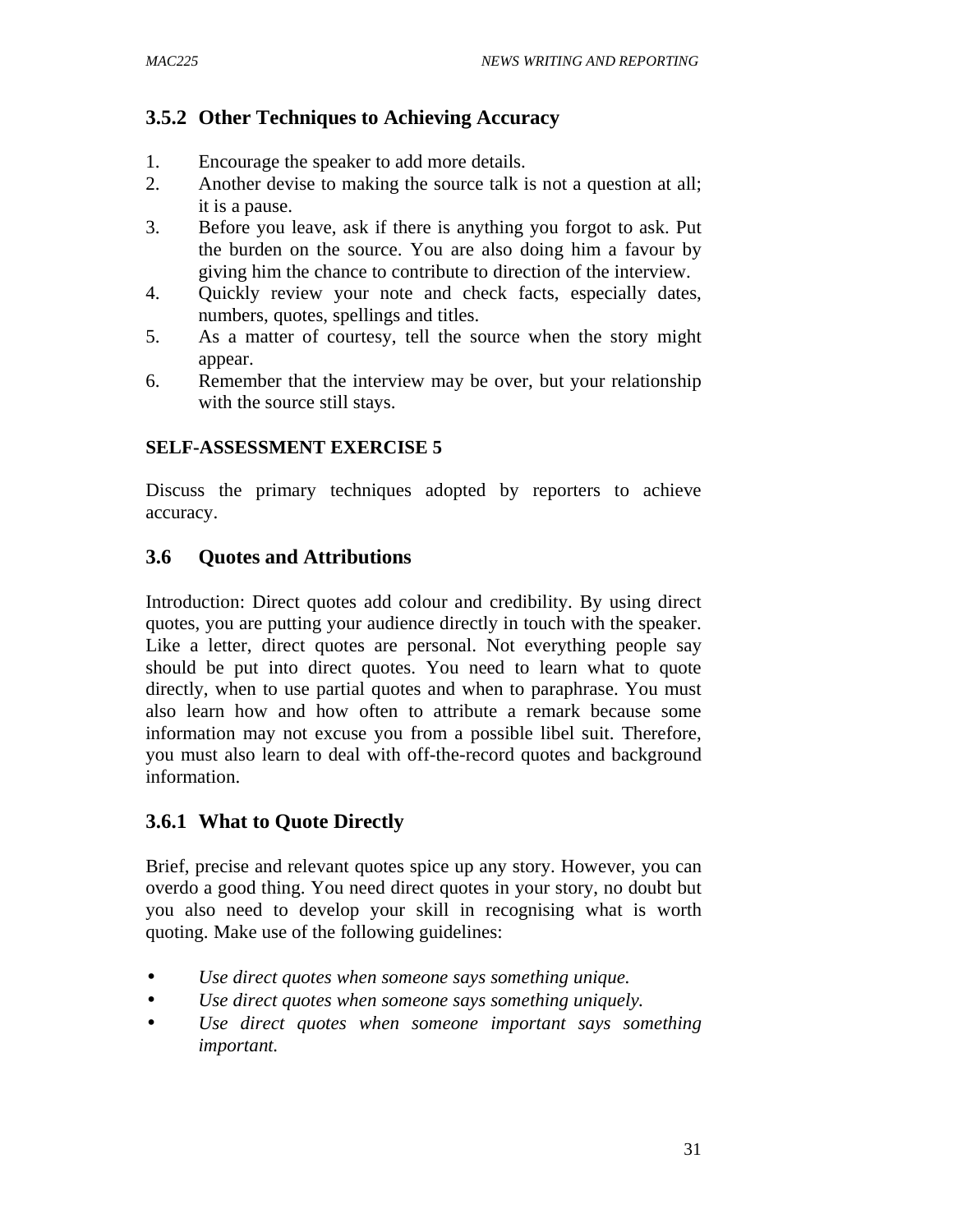### 3.5.2 Other Techniques to Achieving Accuracy

1. Encourage the speaker to add more details.
2. Another devise to making the source talk is not a question at all; it is a pause.
3. Before you leave, ask if there is anything you forgot to ask. Put the burden on the source. You are also doing him a favour by giving him the chance to contribute to direction of the interview.
4. Quickly review your note and check facts, especially dates, numbers, quotes, spellings and titles.
5. As a matter of courtesy, tell the source when the story might appear.
6. Remember that the interview may be over, but your relationship with the source still stays.

**SELF-ASSESSMENT EXERCISE 5**

Discuss the primary techniques adopted by reporters to achieve accuracy.

## 3.6 Quotes and Attributions

Introduction: Direct quotes add colour and credibility. By using direct quotes, you are putting your audience directly in touch with the speaker. Like a letter, direct quotes are personal. Not everything people say should be put into direct quotes. You need to learn what to quote directly, when to use partial quotes and when to paraphrase. You must also learn how and how often to attribute a remark because some information may not excuse you from a possible libel suit. Therefore, you must also learn to deal with off-the-record quotes and background information.

### 3.6.1 What to Quote Directly

Brief, precise and relevant quotes spice up any story. However, you can overdo a good thing. You need direct quotes in your story, no doubt but you also need to develop your skill in recognising what is worth quoting. Make use of the following guidelines:

- *Use direct quotes when someone says something unique.*
- *Use direct quotes when someone says something uniquely.*
- *Use direct quotes when someone important says something important.*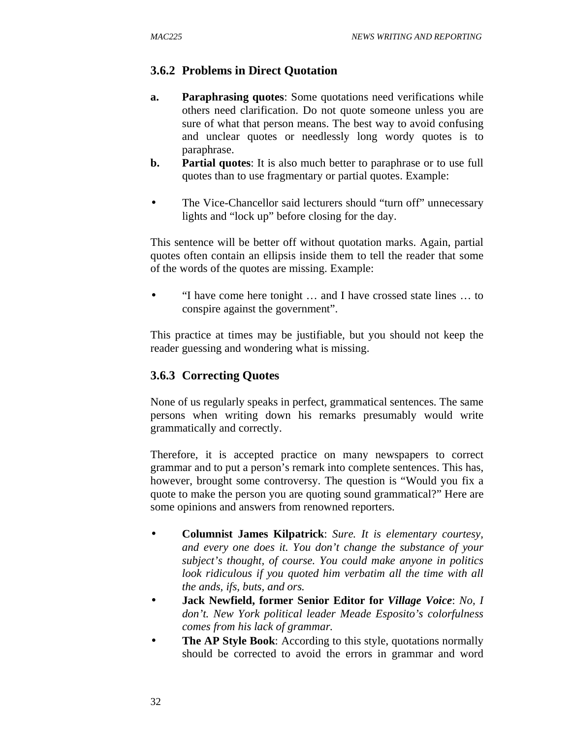### 3.6.2 Problems in Direct Quotation

**a.** **Paraphrasing quotes**: Some quotations need verifications while others need clarification. Do not quote someone unless you are sure of what that person means. The best way to avoid confusing and unclear quotes or needlessly long wordy quotes is to paraphrase.

**b.** **Partial quotes**: It is also much better to paraphrase or to use full quotes than to use fragmentary or partial quotes. Example:

- The Vice-Chancellor said lecturers should “turn off” unnecessary lights and “lock up” before closing for the day.

This sentence will be better off without quotation marks. Again, partial quotes often contain an ellipsis inside them to tell the reader that some of the words of the quotes are missing. Example:

- “I have come here tonight … and I have crossed state lines … to conspire against the government”.

This practice at times may be justifiable, but you should not keep the reader guessing and wondering what is missing.

### 3.6.3 Correcting Quotes

None of us regularly speaks in perfect, grammatical sentences. The same persons when writing down his remarks presumably would write grammatically and correctly.

Therefore, it is accepted practice on many newspapers to correct grammar and to put a person’s remark into complete sentences. This has, however, brought some controversy. The question is “Would you fix a quote to make the person you are quoting sound grammatical?” Here are some opinions and answers from renowned reporters.

- **Columnist James Kilpatrick**: *Sure. It is elementary courtesy, and every one does it. You don’t change the substance of your subject’s thought, of course. You could make anyone in politics look ridiculous if you quoted him verbatim all the time with all the ands, ifs, buts, and ors.*
- **Jack Newfield, former Senior Editor for *Village Voice***: *No, I don’t. New York political leader Meade Esposito’s colorfulness comes from his lack of grammar.*
- **The AP Style Book**: According to this style, quotations normally should be corrected to avoid the errors in grammar and word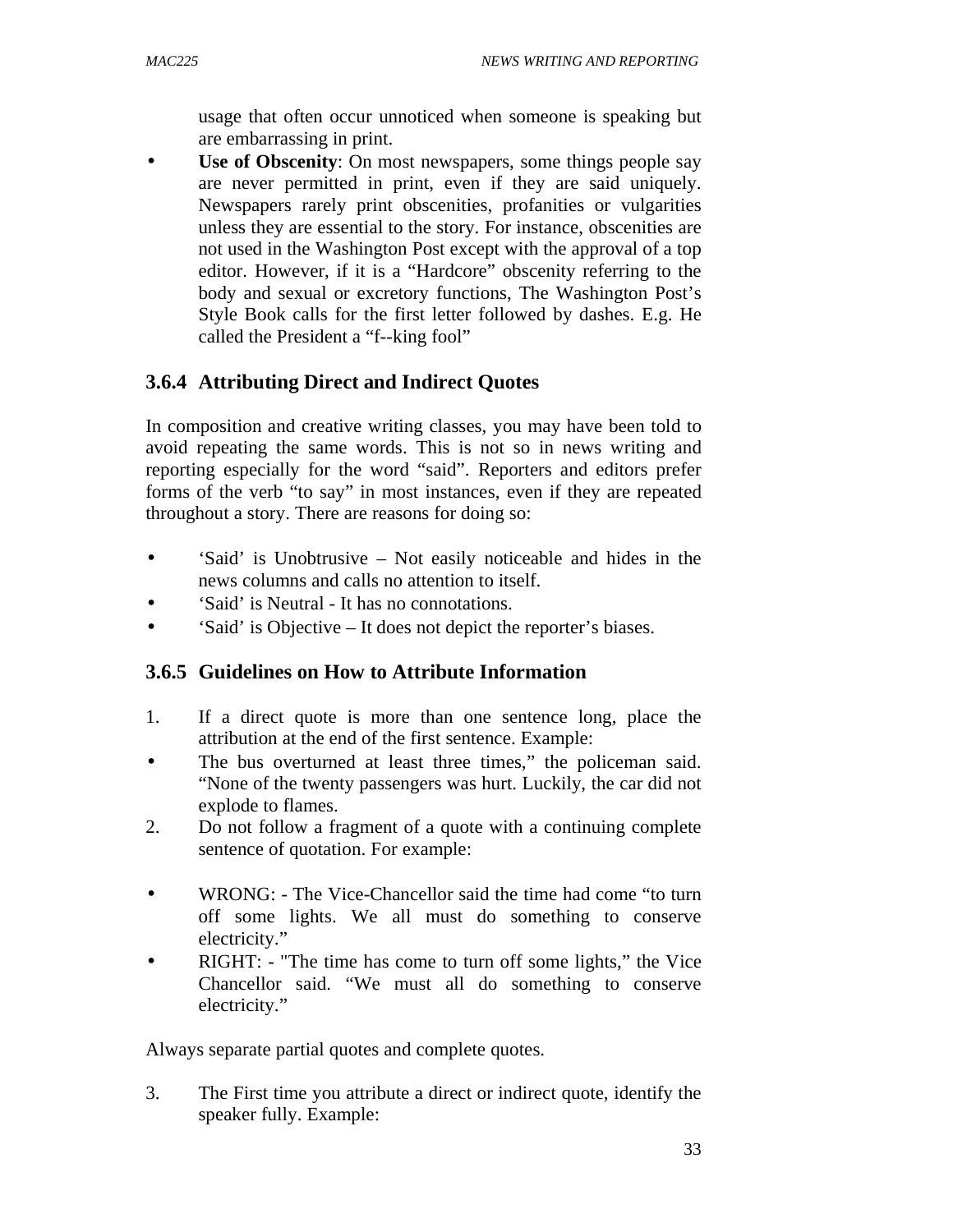usage that often occur unnoticed when someone is speaking but are embarrassing in print.

- **Use of Obscenity**: On most newspapers, some things people say are never permitted in print, even if they are said uniquely. Newspapers rarely print obscenities, profanities or vulgarities unless they are essential to the story. For instance, obscenities are not used in the Washington Post except with the approval of a top editor. However, if it is a "Hardcore" obscenity referring to the body and sexual or excretory functions, The Washington Post's Style Book calls for the first letter followed by dashes. E.g. He called the President a "f--king fool"

### 3.6.4 Attributing Direct and Indirect Quotes

In composition and creative writing classes, you may have been told to avoid repeating the same words. This is not so in news writing and reporting especially for the word "said". Reporters and editors prefer forms of the verb "to say" in most instances, even if they are repeated throughout a story. There are reasons for doing so:

- 'Said' is Unobtrusive – Not easily noticeable and hides in the news columns and calls no attention to itself.
- 'Said' is Neutral - It has no connotations.
- 'Said' is Objective – It does not depict the reporter's biases.

### 3.6.5 Guidelines on How to Attribute Information

1. If a direct quote is more than one sentence long, place the attribution at the end of the first sentence. Example:

- The bus overturned at least three times," the policeman said. "None of the twenty passengers was hurt. Luckily, the car did not explode to flames.

2. Do not follow a fragment of a quote with a continuing complete sentence of quotation. For example:

- WRONG: - The Vice-Chancellor said the time had come "to turn off some lights. We all must do something to conserve electricity."
- RIGHT: - "The time has come to turn off some lights," the Vice Chancellor said. "We must all do something to conserve electricity."

Always separate partial quotes and complete quotes.

3. The First time you attribute a direct or indirect quote, identify the speaker fully. Example: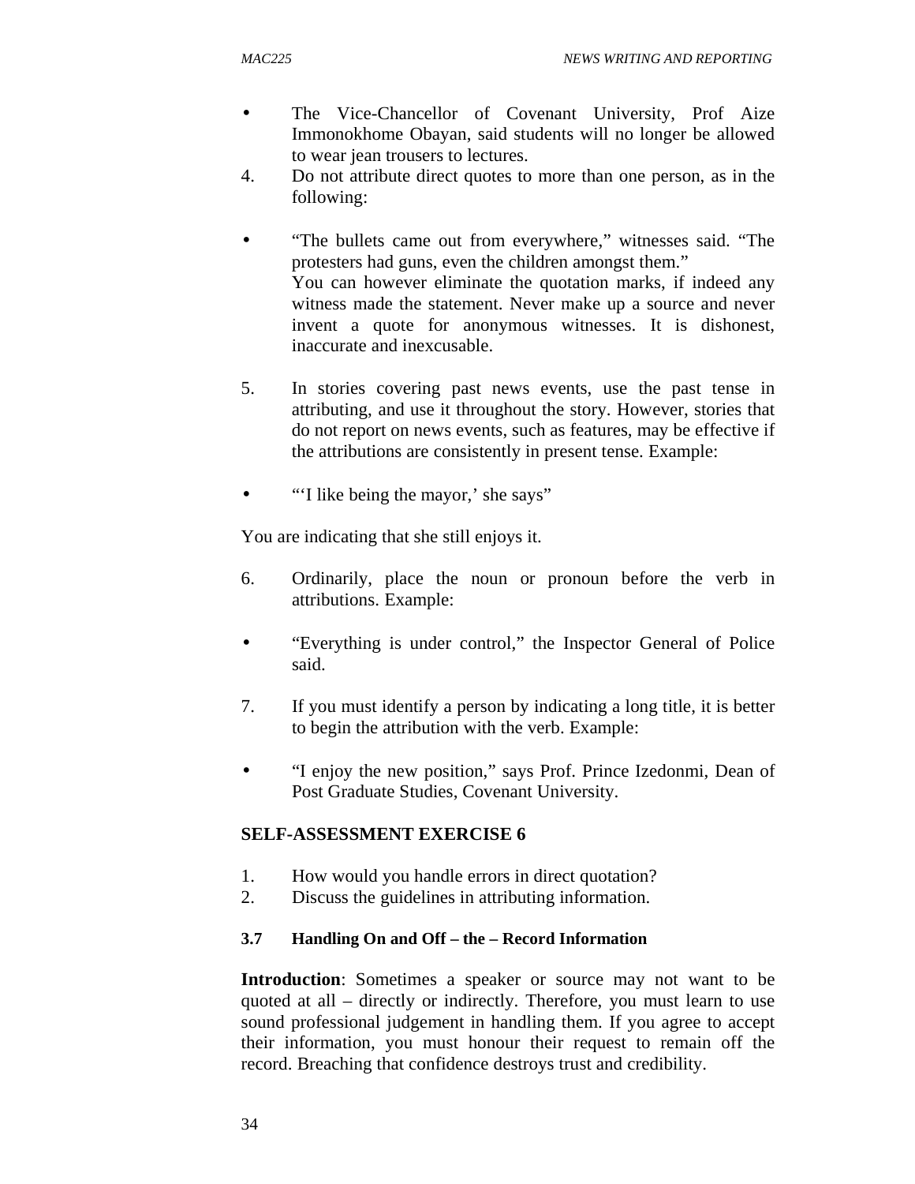- The Vice-Chancellor of Covenant University, Prof Aize Immonokhome Obayan, said students will no longer be allowed to wear jean trousers to lectures.

4. Do not attribute direct quotes to more than one person, as in the following:

- "The bullets came out from everywhere," witnesses said. "The protesters had guns, even the children amongst them."
  You can however eliminate the quotation marks, if indeed any witness made the statement. Never make up a source and never invent a quote for anonymous witnesses. It is dishonest, inaccurate and inexcusable.

5. In stories covering past news events, use the past tense in attributing, and use it throughout the story. However, stories that do not report on news events, such as features, may be effective if the attributions are consistently in present tense. Example:

- "'I like being the mayor,' she says"

You are indicating that she still enjoys it.

6. Ordinarily, place the noun or pronoun before the verb in attributions. Example:

- "Everything is under control," the Inspector General of Police said.

7. If you must identify a person by indicating a long title, it is better to begin the attribution with the verb. Example:

- "I enjoy the new position," says Prof. Prince Izedonmi, Dean of Post Graduate Studies, Covenant University.

**SELF-ASSESSMENT EXERCISE 6**

1. How would you handle errors in direct quotation?
2. Discuss the guidelines in attributing information.

### 3.7 Handling On and Off – the – Record Information

**Introduction**: Sometimes a speaker or source may not want to be quoted at all – directly or indirectly. Therefore, you must learn to use sound professional judgement in handling them. If you agree to accept their information, you must honour their request to remain off the record. Breaching that confidence destroys trust and credibility.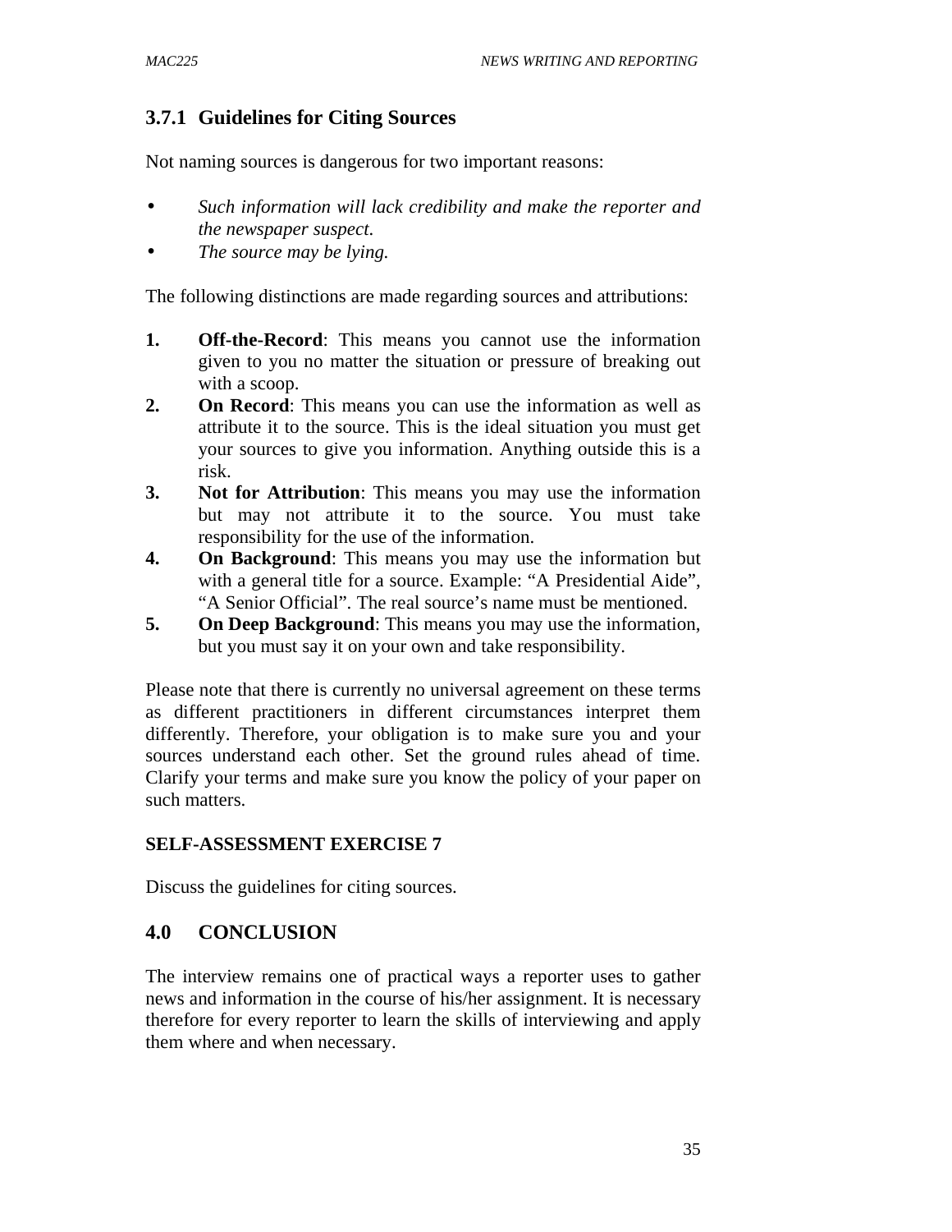### 3.7.1 Guidelines for Citing Sources

Not naming sources is dangerous for two important reasons:

- *Such information will lack credibility and make the reporter and the newspaper suspect.*
- *The source may be lying.*

The following distinctions are made regarding sources and attributions:

1. **Off-the-Record**: This means you cannot use the information given to you no matter the situation or pressure of breaking out with a scoop.
2. **On Record**: This means you can use the information as well as attribute it to the source. This is the ideal situation you must get your sources to give you information. Anything outside this is a risk.
3. **Not for Attribution**: This means you may use the information but may not attribute it to the source. You must take responsibility for the use of the information.
4. **On Background**: This means you may use the information but with a general title for a source. Example: "A Presidential Aide", "A Senior Official". The real source's name must be mentioned.
5. **On Deep Background**: This means you may use the information, but you must say it on your own and take responsibility.

Please note that there is currently no universal agreement on these terms as different practitioners in different circumstances interpret them differently. Therefore, your obligation is to make sure you and your sources understand each other. Set the ground rules ahead of time. Clarify your terms and make sure you know the policy of your paper on such matters.

**SELF-ASSESSMENT EXERCISE 7**

Discuss the guidelines for citing sources.

## 4.0 CONCLUSION

The interview remains one of practical ways a reporter uses to gather news and information in the course of his/her assignment. It is necessary therefore for every reporter to learn the skills of interviewing and apply them where and when necessary.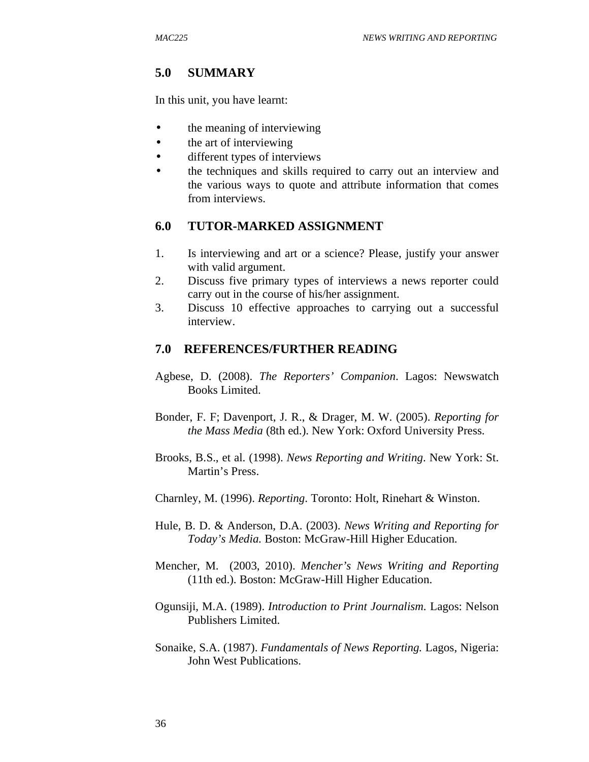## 5.0 SUMMARY

In this unit, you have learnt:

- the meaning of interviewing
- the art of interviewing
- different types of interviews
- the techniques and skills required to carry out an interview and the various ways to quote and attribute information that comes from interviews.

## 6.0 TUTOR-MARKED ASSIGNMENT

1. Is interviewing and art or a science? Please, justify your answer with valid argument.
2. Discuss five primary types of interviews a news reporter could carry out in the course of his/her assignment.
3. Discuss 10 effective approaches to carrying out a successful interview.

## 7.0 REFERENCES/FURTHER READING

Agbese, D. (2008). *The Reporters' Companion*. Lagos: Newswatch Books Limited.

Bonder, F. F; Davenport, J. R., & Drager, M. W. (2005). *Reporting for the Mass Media* (8th ed.). New York: Oxford University Press.

Brooks, B.S., et al. (1998). *News Reporting and Writing*. New York: St. Martin's Press.

Charnley, M. (1996). *Reporting*. Toronto: Holt, Rinehart & Winston.

Hule, B. D. & Anderson, D.A. (2003). *News Writing and Reporting for Today's Media.* Boston: McGraw-Hill Higher Education.

Mencher, M. (2003, 2010). *Mencher's News Writing and Reporting* (11th ed.). Boston: McGraw-Hill Higher Education.

Ogunsiji, M.A. (1989). *Introduction to Print Journalism.* Lagos: Nelson Publishers Limited.

Sonaike, S.A. (1987). *Fundamentals of News Reporting.* Lagos, Nigeria: John West Publications.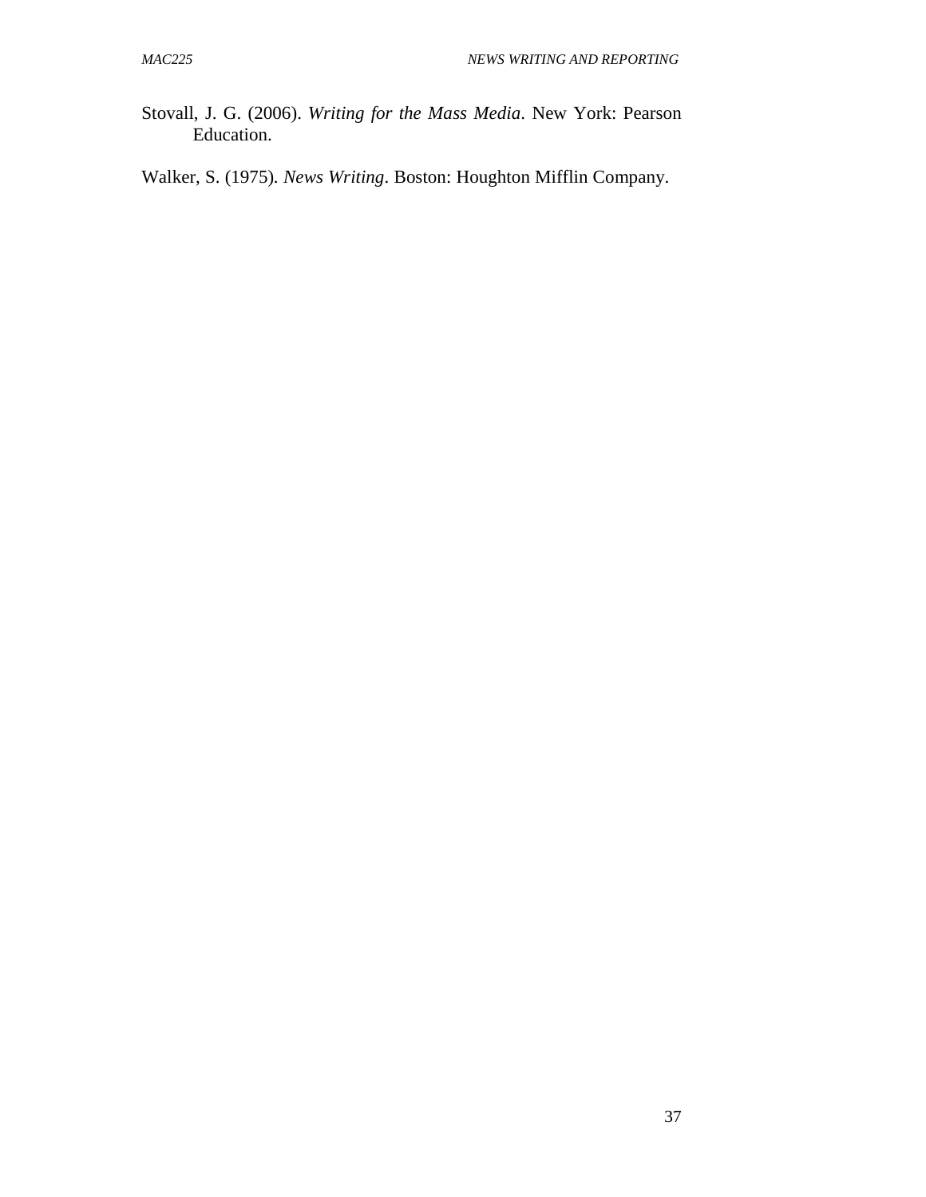Stovall, J. G. (2006). *Writing for the Mass Media*. New York: Pearson Education.

Walker, S. (1975). *News Writing*. Boston: Houghton Mifflin Company.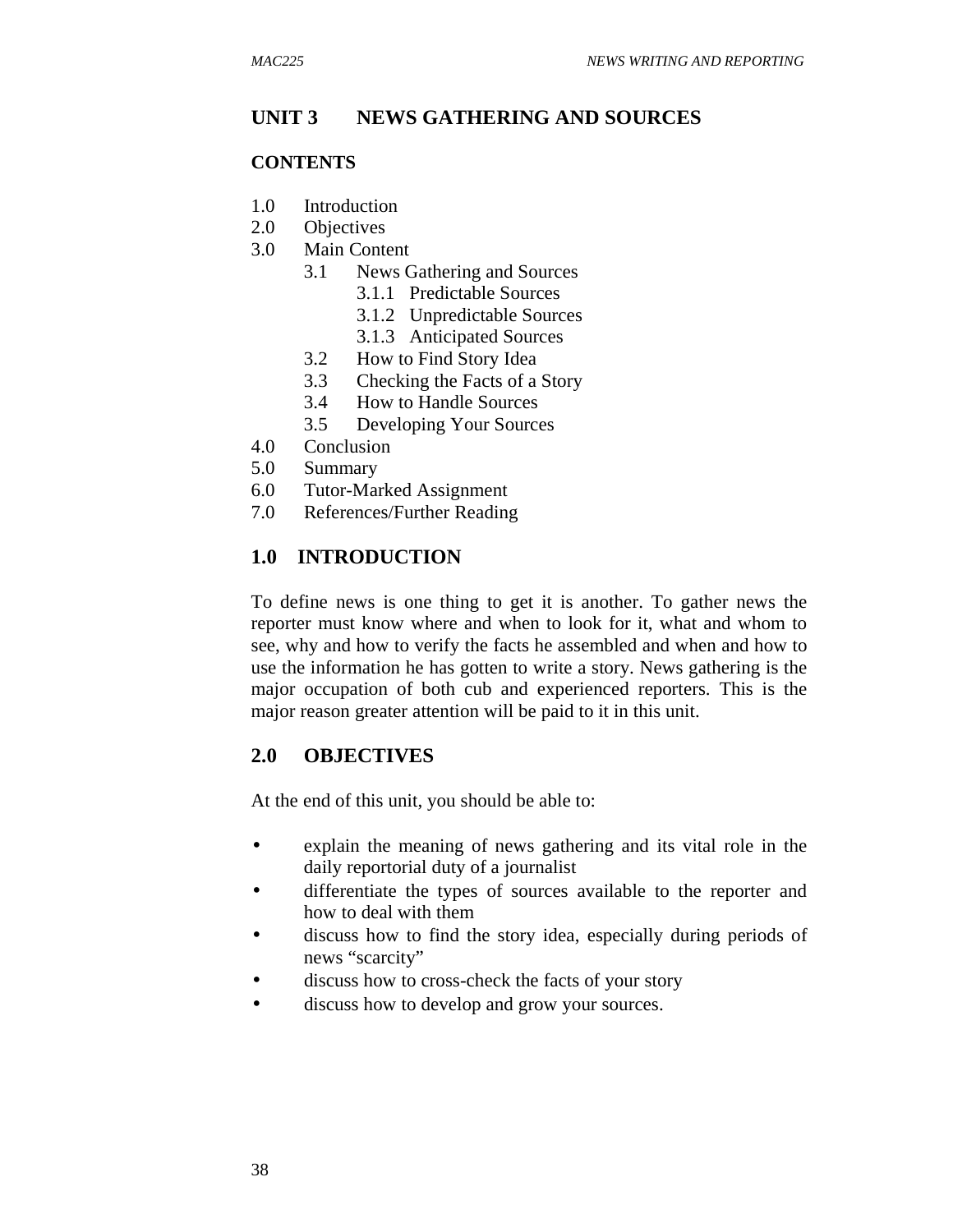# UNIT 3 NEWS GATHERING AND SOURCES

## CONTENTS

1.0 Introduction
2.0 Objectives
3.0 Main Content
  3.1 News Gathering and Sources
    3.1.1 Predictable Sources
    3.1.2 Unpredictable Sources
    3.1.3 Anticipated Sources
  3.2 How to Find Story Idea
  3.3 Checking the Facts of a Story
  3.4 How to Handle Sources
  3.5 Developing Your Sources
4.0 Conclusion
5.0 Summary
6.0 Tutor-Marked Assignment
7.0 References/Further Reading

## 1.0 INTRODUCTION

To define news is one thing to get it is another. To gather news the reporter must know where and when to look for it, what and whom to see, why and how to verify the facts he assembled and when and how to use the information he has gotten to write a story. News gathering is the major occupation of both cub and experienced reporters. This is the major reason greater attention will be paid to it in this unit.

## 2.0 OBJECTIVES

At the end of this unit, you should be able to:

- explain the meaning of news gathering and its vital role in the daily reportorial duty of a journalist
- differentiate the types of sources available to the reporter and how to deal with them
- discuss how to find the story idea, especially during periods of news "scarcity"
- discuss how to cross-check the facts of your story
- discuss how to develop and grow your sources.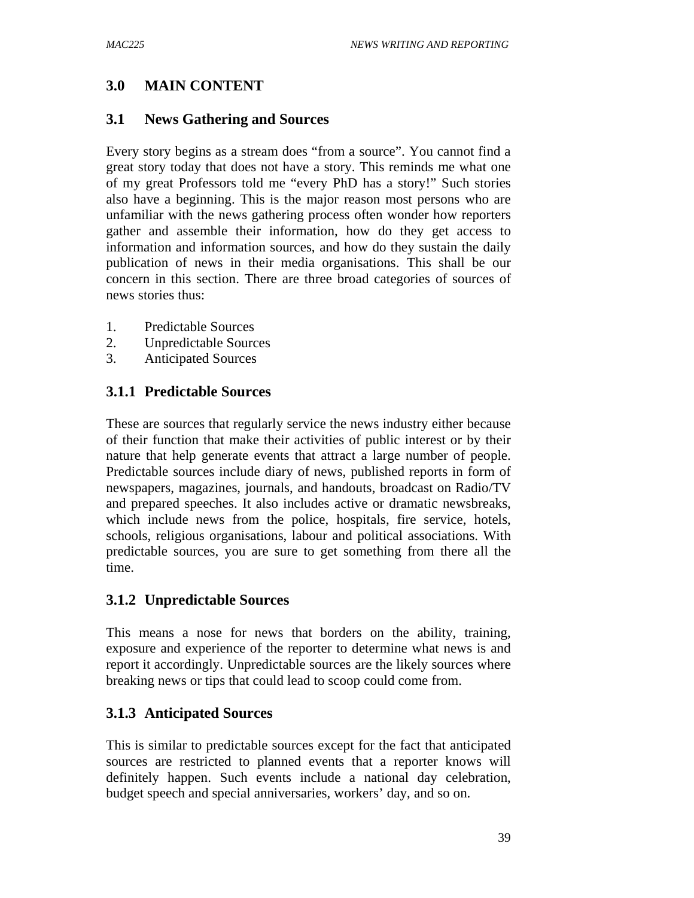## 3.0 MAIN CONTENT

### 3.1 News Gathering and Sources

Every story begins as a stream does "from a source". You cannot find a great story today that does not have a story. This reminds me what one of my great Professors told me "every PhD has a story!" Such stories also have a beginning. This is the major reason most persons who are unfamiliar with the news gathering process often wonder how reporters gather and assemble their information, how do they get access to information and information sources, and how do they sustain the daily publication of news in their media organisations. This shall be our concern in this section. There are three broad categories of sources of news stories thus:

1. Predictable Sources
2. Unpredictable Sources
3. Anticipated Sources

#### 3.1.1 Predictable Sources

These are sources that regularly service the news industry either because of their function that make their activities of public interest or by their nature that help generate events that attract a large number of people. Predictable sources include diary of news, published reports in form of newspapers, magazines, journals, and handouts, broadcast on Radio/TV and prepared speeches. It also includes active or dramatic newsbreaks, which include news from the police, hospitals, fire service, hotels, schools, religious organisations, labour and political associations. With predictable sources, you are sure to get something from there all the time.

#### 3.1.2 Unpredictable Sources

This means a nose for news that borders on the ability, training, exposure and experience of the reporter to determine what news is and report it accordingly. Unpredictable sources are the likely sources where breaking news or tips that could lead to scoop could come from.

#### 3.1.3 Anticipated Sources

This is similar to predictable sources except for the fact that anticipated sources are restricted to planned events that a reporter knows will definitely happen. Such events include a national day celebration, budget speech and special anniversaries, workers' day, and so on.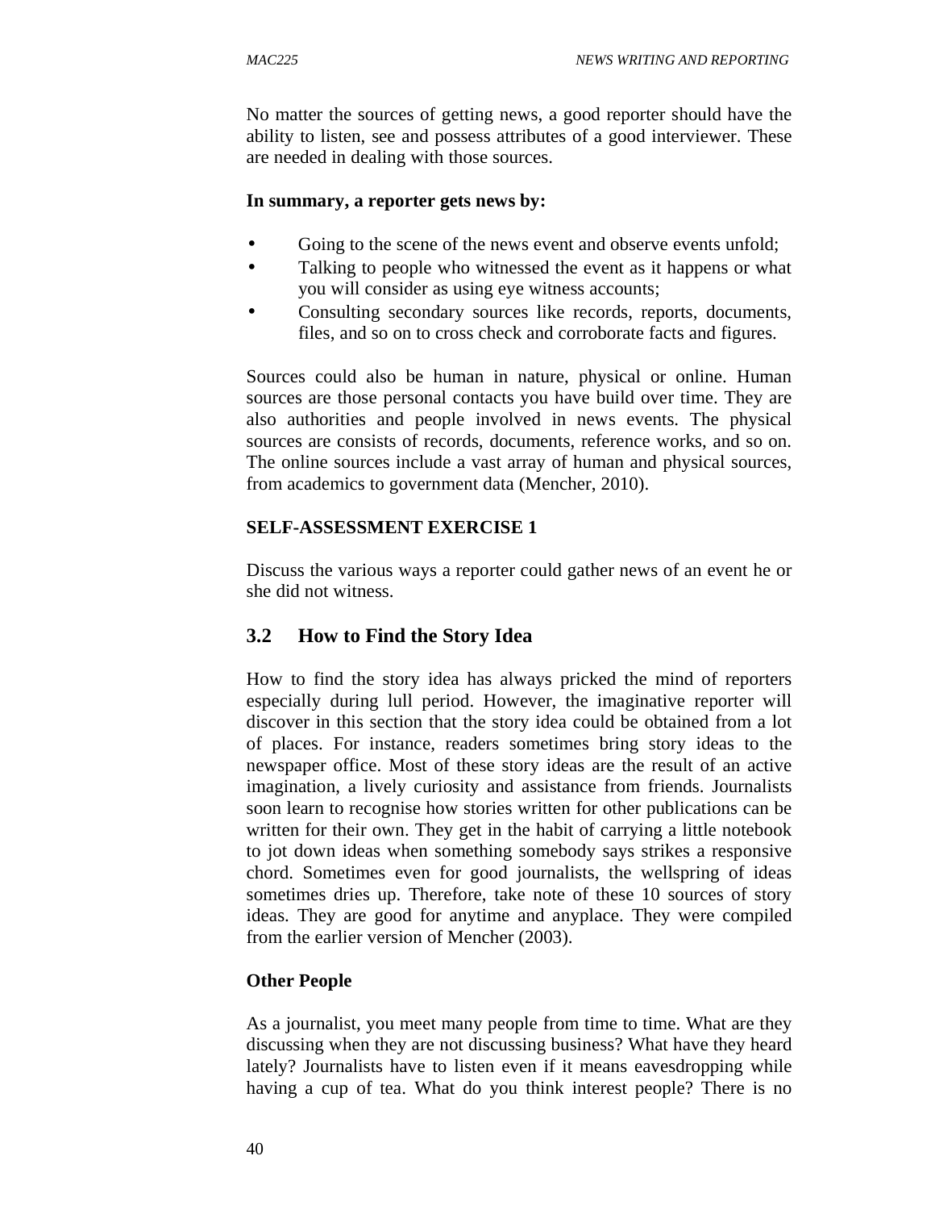No matter the sources of getting news, a good reporter should have the ability to listen, see and possess attributes of a good interviewer. These are needed in dealing with those sources.

**In summary, a reporter gets news by:**

- Going to the scene of the news event and observe events unfold;
- Talking to people who witnessed the event as it happens or what you will consider as using eye witness accounts;
- Consulting secondary sources like records, reports, documents, files, and so on to cross check and corroborate facts and figures.

Sources could also be human in nature, physical or online. Human sources are those personal contacts you have build over time. They are also authorities and people involved in news events. The physical sources are consists of records, documents, reference works, and so on. The online sources include a vast array of human and physical sources, from academics to government data (Mencher, 2010).

**SELF-ASSESSMENT EXERCISE 1**

Discuss the various ways a reporter could gather news of an event he or she did not witness.

## 3.2 How to Find the Story Idea

How to find the story idea has always pricked the mind of reporters especially during lull period. However, the imaginative reporter will discover in this section that the story idea could be obtained from a lot of places. For instance, readers sometimes bring story ideas to the newspaper office. Most of these story ideas are the result of an active imagination, a lively curiosity and assistance from friends. Journalists soon learn to recognise how stories written for other publications can be written for their own. They get in the habit of carrying a little notebook to jot down ideas when something somebody says strikes a responsive chord. Sometimes even for good journalists, the wellspring of ideas sometimes dries up. Therefore, take note of these 10 sources of story ideas. They are good for anytime and anyplace. They were compiled from the earlier version of Mencher (2003).

**Other People**

As a journalist, you meet many people from time to time. What are they discussing when they are not discussing business? What have they heard lately? Journalists have to listen even if it means eavesdropping while having a cup of tea. What do you think interest people? There is no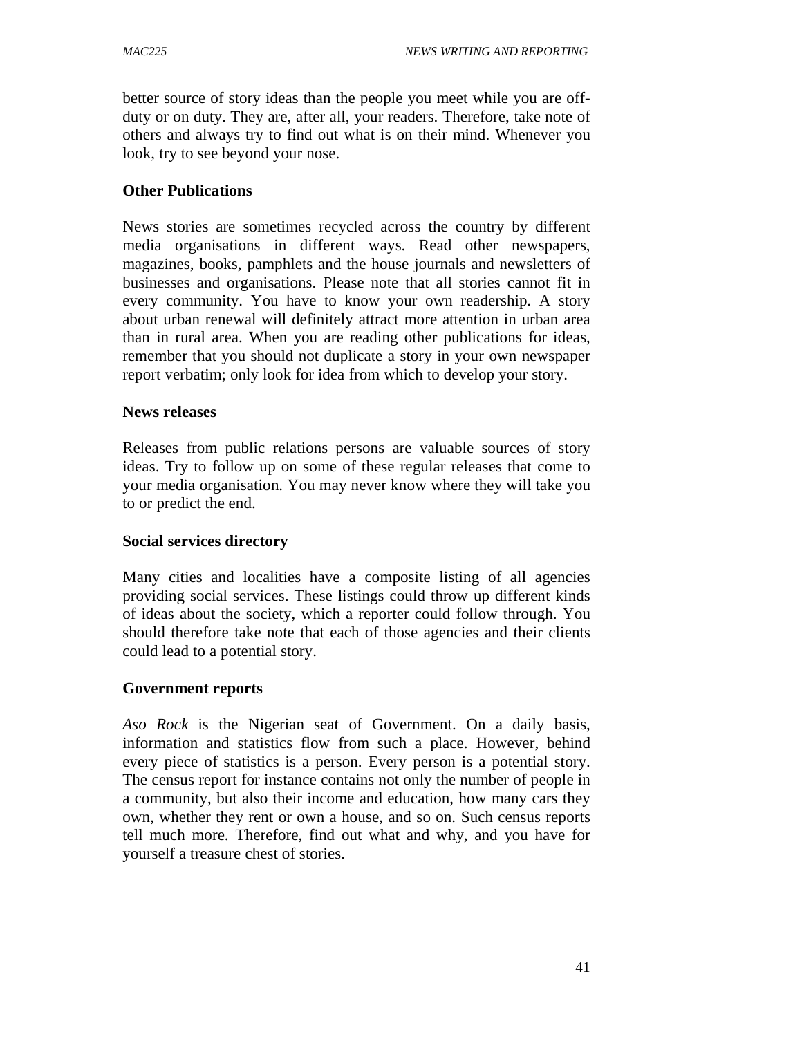better source of story ideas than the people you meet while you are off-duty or on duty. They are, after all, your readers. Therefore, take note of others and always try to find out what is on their mind. Whenever you look, try to see beyond your nose.

**Other Publications**

News stories are sometimes recycled across the country by different media organisations in different ways. Read other newspapers, magazines, books, pamphlets and the house journals and newsletters of businesses and organisations. Please note that all stories cannot fit in every community. You have to know your own readership. A story about urban renewal will definitely attract more attention in urban area than in rural area. When you are reading other publications for ideas, remember that you should not duplicate a story in your own newspaper report verbatim; only look for idea from which to develop your story.

**News releases**

Releases from public relations persons are valuable sources of story ideas. Try to follow up on some of these regular releases that come to your media organisation. You may never know where they will take you to or predict the end.

**Social services directory**

Many cities and localities have a composite listing of all agencies providing social services. These listings could throw up different kinds of ideas about the society, which a reporter could follow through. You should therefore take note that each of those agencies and their clients could lead to a potential story.

**Government reports**

*Aso Rock* is the Nigerian seat of Government. On a daily basis, information and statistics flow from such a place. However, behind every piece of statistics is a person. Every person is a potential story. The census report for instance contains not only the number of people in a community, but also their income and education, how many cars they own, whether they rent or own a house, and so on. Such census reports tell much more. Therefore, find out what and why, and you have for yourself a treasure chest of stories.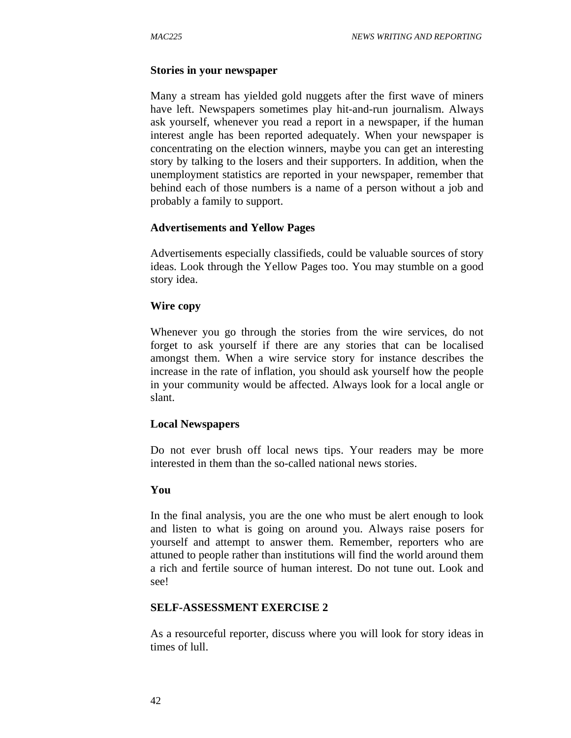**Stories in your newspaper**

Many a stream has yielded gold nuggets after the first wave of miners have left. Newspapers sometimes play hit-and-run journalism. Always ask yourself, whenever you read a report in a newspaper, if the human interest angle has been reported adequately. When your newspaper is concentrating on the election winners, maybe you can get an interesting story by talking to the losers and their supporters. In addition, when the unemployment statistics are reported in your newspaper, remember that behind each of those numbers is a name of a person without a job and probably a family to support.

**Advertisements and Yellow Pages**

Advertisements especially classifieds, could be valuable sources of story ideas. Look through the Yellow Pages too. You may stumble on a good story idea.

**Wire copy**

Whenever you go through the stories from the wire services, do not forget to ask yourself if there are any stories that can be localised amongst them. When a wire service story for instance describes the increase in the rate of inflation, you should ask yourself how the people in your community would be affected. Always look for a local angle or slant.

**Local Newspapers**

Do not ever brush off local news tips. Your readers may be more interested in them than the so-called national news stories.

**You**

In the final analysis, you are the one who must be alert enough to look and listen to what is going on around you. Always raise posers for yourself and attempt to answer them. Remember, reporters who are attuned to people rather than institutions will find the world around them a rich and fertile source of human interest. Do not tune out. Look and see!

**SELF-ASSESSMENT EXERCISE 2**

As a resourceful reporter, discuss where you will look for story ideas in times of lull.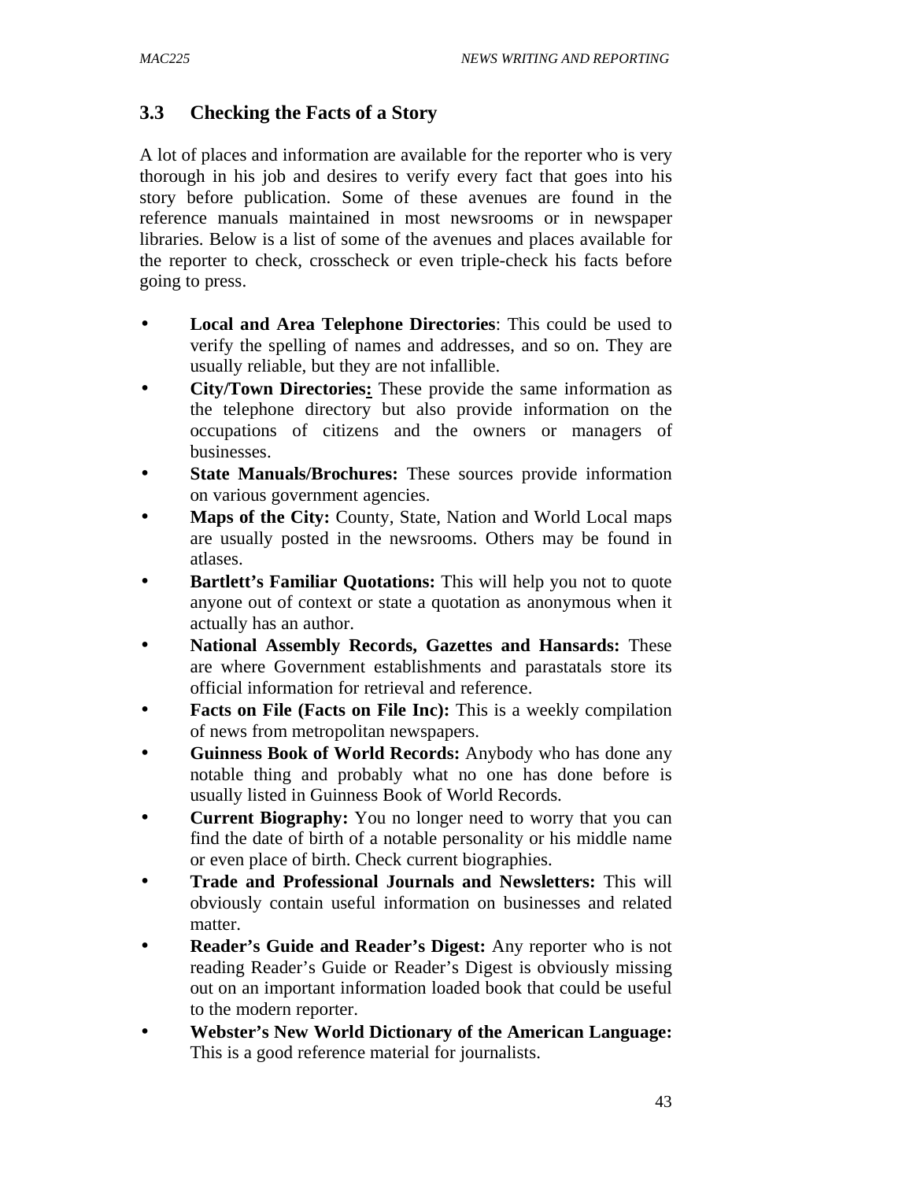### 3.3 Checking the Facts of a Story

A lot of places and information are available for the reporter who is very thorough in his job and desires to verify every fact that goes into his story before publication. Some of these avenues are found in the reference manuals maintained in most newsrooms or in newspaper libraries. Below is a list of some of the avenues and places available for the reporter to check, crosscheck or even triple-check his facts before going to press.

- **Local and Area Telephone Directories**: This could be used to verify the spelling of names and addresses, and so on. They are usually reliable, but they are not infallible.
- **City/Town Directories:** These provide the same information as the telephone directory but also provide information on the occupations of citizens and the owners or managers of businesses.
- **State Manuals/Brochures:** These sources provide information on various government agencies.
- **Maps of the City:** County, State, Nation and World Local maps are usually posted in the newsrooms. Others may be found in atlases.
- **Bartlett's Familiar Quotations:** This will help you not to quote anyone out of context or state a quotation as anonymous when it actually has an author.
- **National Assembly Records, Gazettes and Hansards:** These are where Government establishments and parastatals store its official information for retrieval and reference.
- **Facts on File (Facts on File Inc):** This is a weekly compilation of news from metropolitan newspapers.
- **Guinness Book of World Records:** Anybody who has done any notable thing and probably what no one has done before is usually listed in Guinness Book of World Records.
- **Current Biography:** You no longer need to worry that you can find the date of birth of a notable personality or his middle name or even place of birth. Check current biographies.
- **Trade and Professional Journals and Newsletters:** This will obviously contain useful information on businesses and related matter.
- **Reader's Guide and Reader's Digest:** Any reporter who is not reading Reader's Guide or Reader's Digest is obviously missing out on an important information loaded book that could be useful to the modern reporter.
- **Webster's New World Dictionary of the American Language:** This is a good reference material for journalists.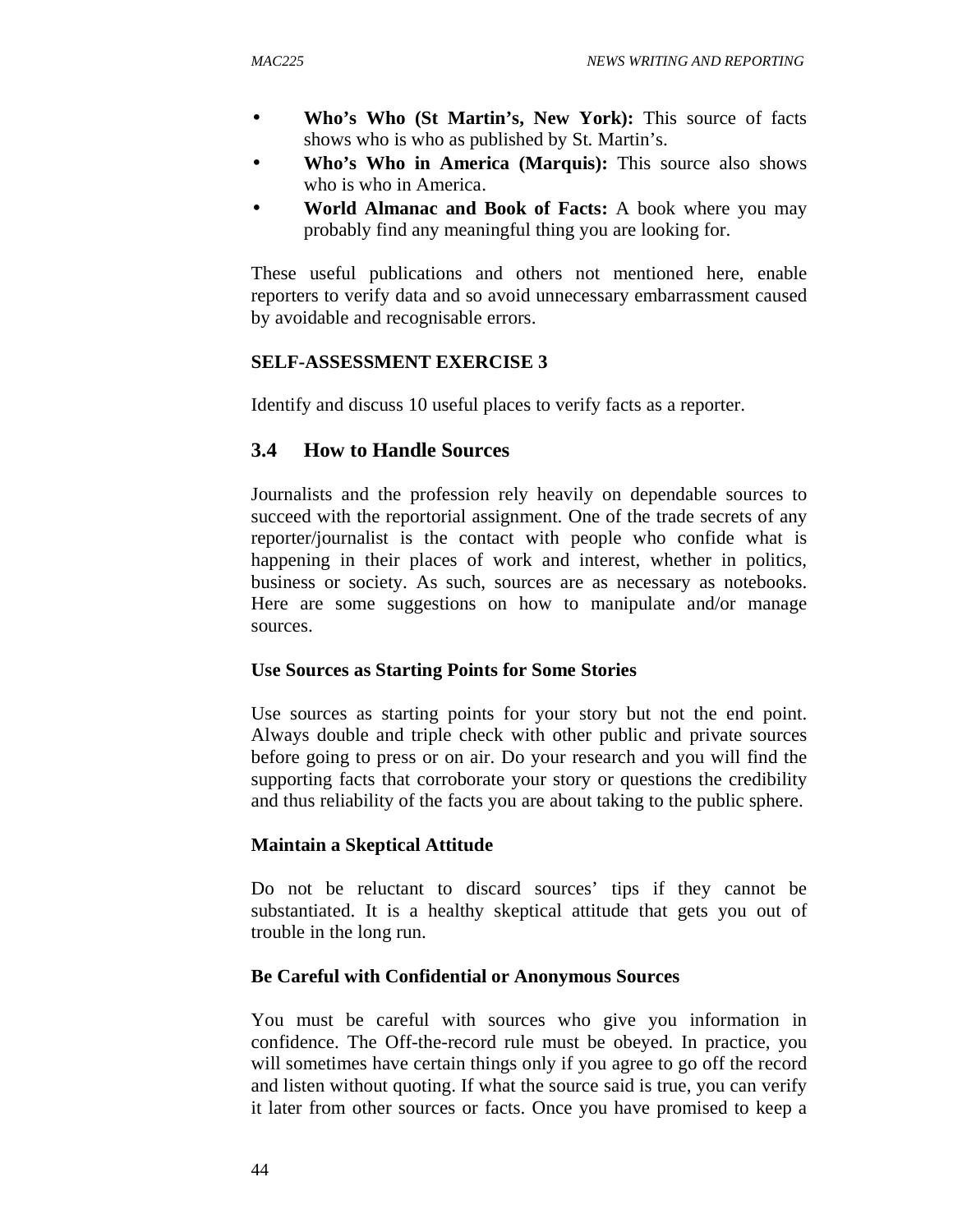- **Who's Who (St Martin's, New York):** This source of facts shows who is who as published by St. Martin's.
- **Who's Who in America (Marquis):** This source also shows who is who in America.
- **World Almanac and Book of Facts:** A book where you may probably find any meaningful thing you are looking for.

These useful publications and others not mentioned here, enable reporters to verify data and so avoid unnecessary embarrassment caused by avoidable and recognisable errors.

**SELF-ASSESSMENT EXERCISE 3**

Identify and discuss 10 useful places to verify facts as a reporter.

## 3.4 How to Handle Sources

Journalists and the profession rely heavily on dependable sources to succeed with the reportorial assignment. One of the trade secrets of any reporter/journalist is the contact with people who confide what is happening in their places of work and interest, whether in politics, business or society. As such, sources are as necessary as notebooks. Here are some suggestions on how to manipulate and/or manage sources.

**Use Sources as Starting Points for Some Stories**

Use sources as starting points for your story but not the end point. Always double and triple check with other public and private sources before going to press or on air. Do your research and you will find the supporting facts that corroborate your story or questions the credibility and thus reliability of the facts you are about taking to the public sphere.

**Maintain a Skeptical Attitude**

Do not be reluctant to discard sources' tips if they cannot be substantiated. It is a healthy skeptical attitude that gets you out of trouble in the long run.

**Be Careful with Confidential or Anonymous Sources**

You must be careful with sources who give you information in confidence. The Off-the-record rule must be obeyed. In practice, you will sometimes have certain things only if you agree to go off the record and listen without quoting. If what the source said is true, you can verify it later from other sources or facts. Once you have promised to keep a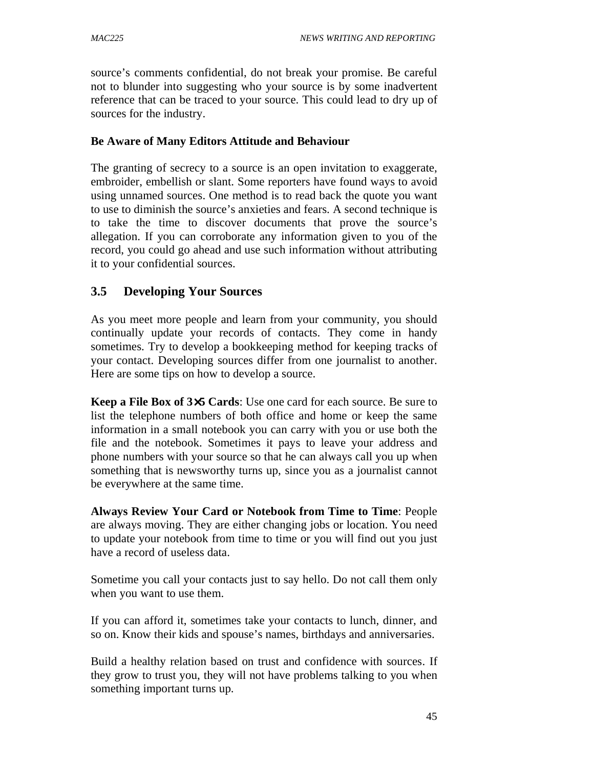source's comments confidential, do not break your promise. Be careful not to blunder into suggesting who your source is by some inadvertent reference that can be traced to your source. This could lead to dry up of sources for the industry.

**Be Aware of Many Editors Attitude and Behaviour**

The granting of secrecy to a source is an open invitation to exaggerate, embroider, embellish or slant. Some reporters have found ways to avoid using unnamed sources. One method is to read back the quote you want to use to diminish the source's anxieties and fears. A second technique is to take the time to discover documents that prove the source's allegation. If you can corroborate any information given to you of the record, you could go ahead and use such information without attributing it to your confidential sources.

## 3.5 Developing Your Sources

As you meet more people and learn from your community, you should continually update your records of contacts. They come in handy sometimes. Try to develop a bookkeeping method for keeping tracks of your contact. Developing sources differ from one journalist to another. Here are some tips on how to develop a source.

**Keep a File Box of 3×5 Cards**: Use one card for each source. Be sure to list the telephone numbers of both office and home or keep the same information in a small notebook you can carry with you or use both the file and the notebook. Sometimes it pays to leave your address and phone numbers with your source so that he can always call you up when something that is newsworthy turns up, since you as a journalist cannot be everywhere at the same time.

**Always Review Your Card or Notebook from Time to Time**: People are always moving. They are either changing jobs or location. You need to update your notebook from time to time or you will find out you just have a record of useless data.

Sometime you call your contacts just to say hello. Do not call them only when you want to use them.

If you can afford it, sometimes take your contacts to lunch, dinner, and so on. Know their kids and spouse's names, birthdays and anniversaries.

Build a healthy relation based on trust and confidence with sources. If they grow to trust you, they will not have problems talking to you when something important turns up.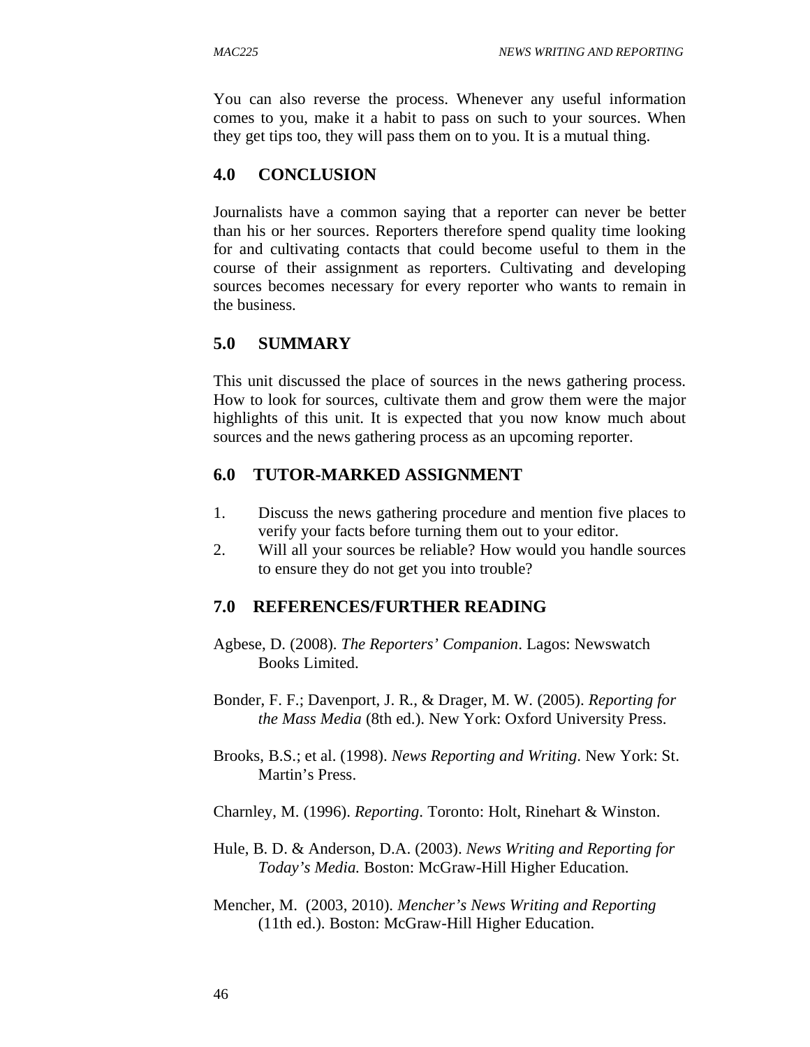You can also reverse the process. Whenever any useful information comes to you, make it a habit to pass on such to your sources. When they get tips too, they will pass them on to you. It is a mutual thing.

## 4.0 CONCLUSION

Journalists have a common saying that a reporter can never be better than his or her sources. Reporters therefore spend quality time looking for and cultivating contacts that could become useful to them in the course of their assignment as reporters. Cultivating and developing sources becomes necessary for every reporter who wants to remain in the business.

## 5.0 SUMMARY

This unit discussed the place of sources in the news gathering process. How to look for sources, cultivate them and grow them were the major highlights of this unit. It is expected that you now know much about sources and the news gathering process as an upcoming reporter.

## 6.0 TUTOR-MARKED ASSIGNMENT

1. Discuss the news gathering procedure and mention five places to verify your facts before turning them out to your editor.
2. Will all your sources be reliable? How would you handle sources to ensure they do not get you into trouble?

## 7.0 REFERENCES/FURTHER READING

Agbese, D. (2008). *The Reporters' Companion*. Lagos: Newswatch Books Limited.

Bonder, F. F.; Davenport, J. R., & Drager, M. W. (2005). *Reporting for the Mass Media* (8th ed.). New York: Oxford University Press.

Brooks, B.S.; et al. (1998). *News Reporting and Writing*. New York: St. Martin's Press.

Charnley, M. (1996). *Reporting*. Toronto: Holt, Rinehart & Winston.

Hule, B. D. & Anderson, D.A. (2003). *News Writing and Reporting for Today's Media.* Boston: McGraw-Hill Higher Education.

Mencher, M. (2003, 2010). *Mencher's News Writing and Reporting* (11th ed.). Boston: McGraw-Hill Higher Education.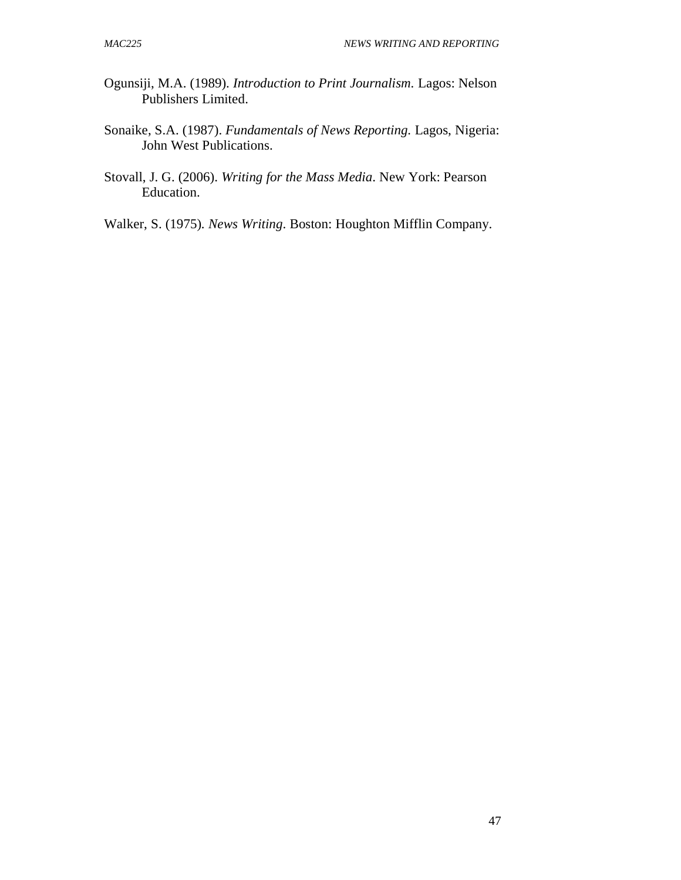Ogunsiji, M.A. (1989). *Introduction to Print Journalism.* Lagos: Nelson Publishers Limited.

Sonaike, S.A. (1987). *Fundamentals of News Reporting.* Lagos, Nigeria: John West Publications.

Stovall, J. G. (2006). *Writing for the Mass Media*. New York: Pearson Education.

Walker, S. (1975). *News Writing*. Boston: Houghton Mifflin Company.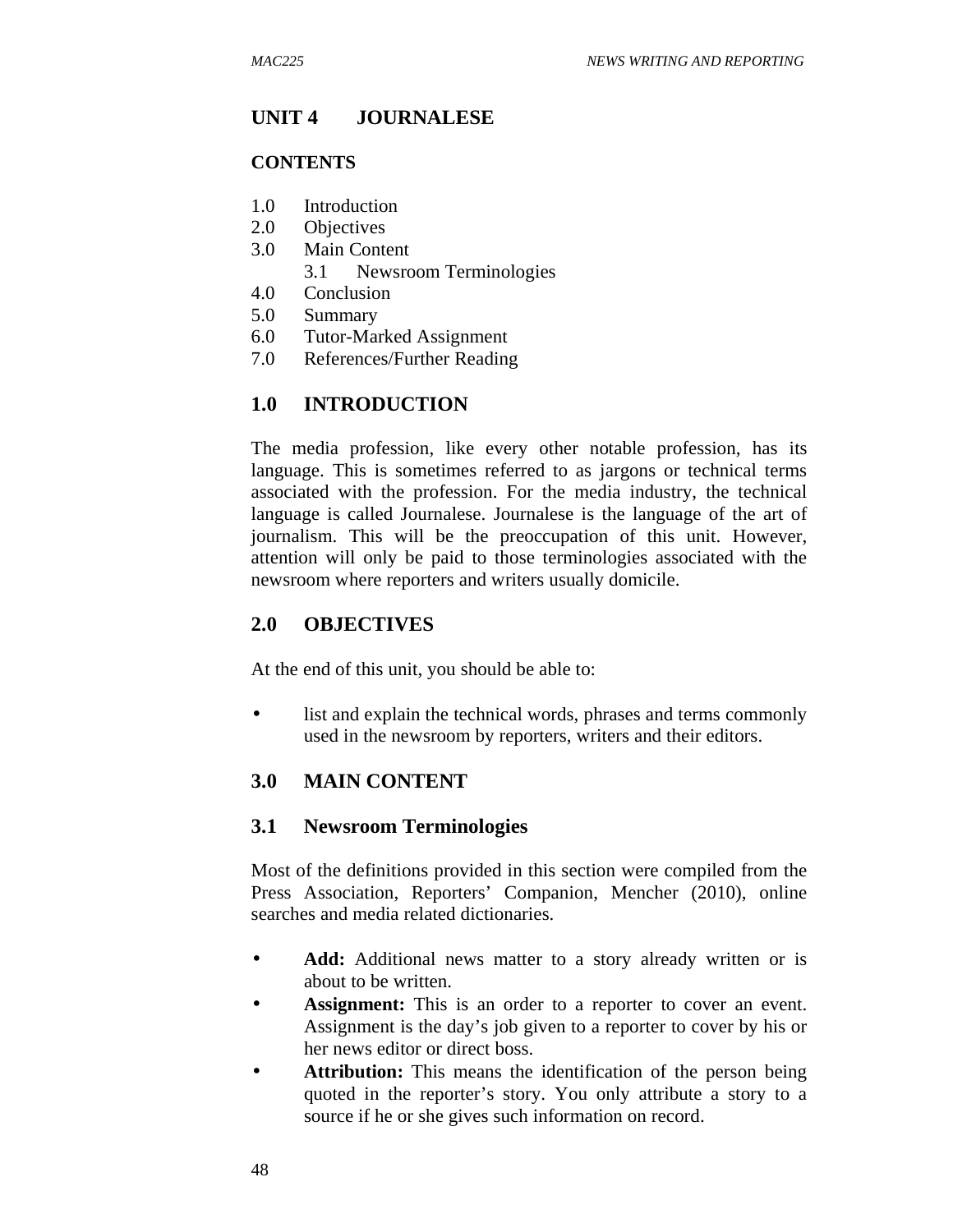# UNIT 4 JOURNALESE

## CONTENTS

1.0 Introduction
2.0 Objectives
3.0 Main Content
    3.1 Newsroom Terminologies
4.0 Conclusion
5.0 Summary
6.0 Tutor-Marked Assignment
7.0 References/Further Reading

## 1.0 INTRODUCTION

The media profession, like every other notable profession, has its language. This is sometimes referred to as jargons or technical terms associated with the profession. For the media industry, the technical language is called Journalese. Journalese is the language of the art of journalism. This will be the preoccupation of this unit. However, attention will only be paid to those terminologies associated with the newsroom where reporters and writers usually domicile.

## 2.0 OBJECTIVES

At the end of this unit, you should be able to:

- list and explain the technical words, phrases and terms commonly used in the newsroom by reporters, writers and their editors.

## 3.0 MAIN CONTENT

### 3.1 Newsroom Terminologies

Most of the definitions provided in this section were compiled from the Press Association, Reporters' Companion, Mencher (2010), online searches and media related dictionaries.

- **Add:** Additional news matter to a story already written or is about to be written.
- **Assignment:** This is an order to a reporter to cover an event. Assignment is the day's job given to a reporter to cover by his or her news editor or direct boss.
- **Attribution:** This means the identification of the person being quoted in the reporter's story. You only attribute a story to a source if he or she gives such information on record.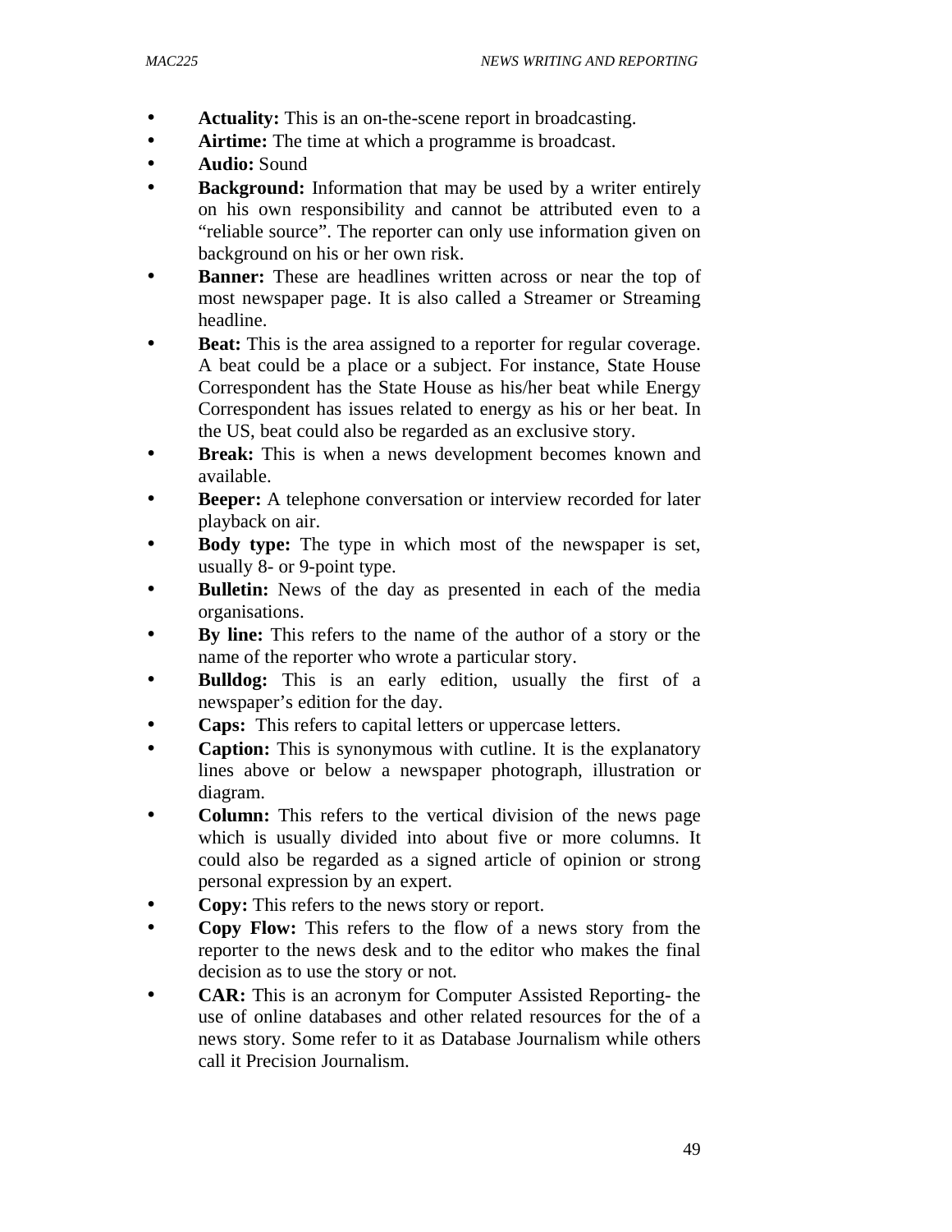- **Actuality:** This is an on-the-scene report in broadcasting.
- **Airtime:** The time at which a programme is broadcast.
- **Audio:** Sound
- **Background:** Information that may be used by a writer entirely on his own responsibility and cannot be attributed even to a "reliable source". The reporter can only use information given on background on his or her own risk.
- **Banner:** These are headlines written across or near the top of most newspaper page. It is also called a Streamer or Streaming headline.
- **Beat:** This is the area assigned to a reporter for regular coverage. A beat could be a place or a subject. For instance, State House Correspondent has the State House as his/her beat while Energy Correspondent has issues related to energy as his or her beat. In the US, beat could also be regarded as an exclusive story.
- **Break:** This is when a news development becomes known and available.
- **Beeper:** A telephone conversation or interview recorded for later playback on air.
- **Body type:** The type in which most of the newspaper is set, usually 8- or 9-point type.
- **Bulletin:** News of the day as presented in each of the media organisations.
- **By line:** This refers to the name of the author of a story or the name of the reporter who wrote a particular story.
- **Bulldog:** This is an early edition, usually the first of a newspaper's edition for the day.
- **Caps:** This refers to capital letters or uppercase letters.
- **Caption:** This is synonymous with cutline. It is the explanatory lines above or below a newspaper photograph, illustration or diagram.
- **Column:** This refers to the vertical division of the news page which is usually divided into about five or more columns. It could also be regarded as a signed article of opinion or strong personal expression by an expert.
- **Copy:** This refers to the news story or report.
- **Copy Flow:** This refers to the flow of a news story from the reporter to the news desk and to the editor who makes the final decision as to use the story or not.
- **CAR:** This is an acronym for Computer Assisted Reporting- the use of online databases and other related resources for the of a news story. Some refer to it as Database Journalism while others call it Precision Journalism.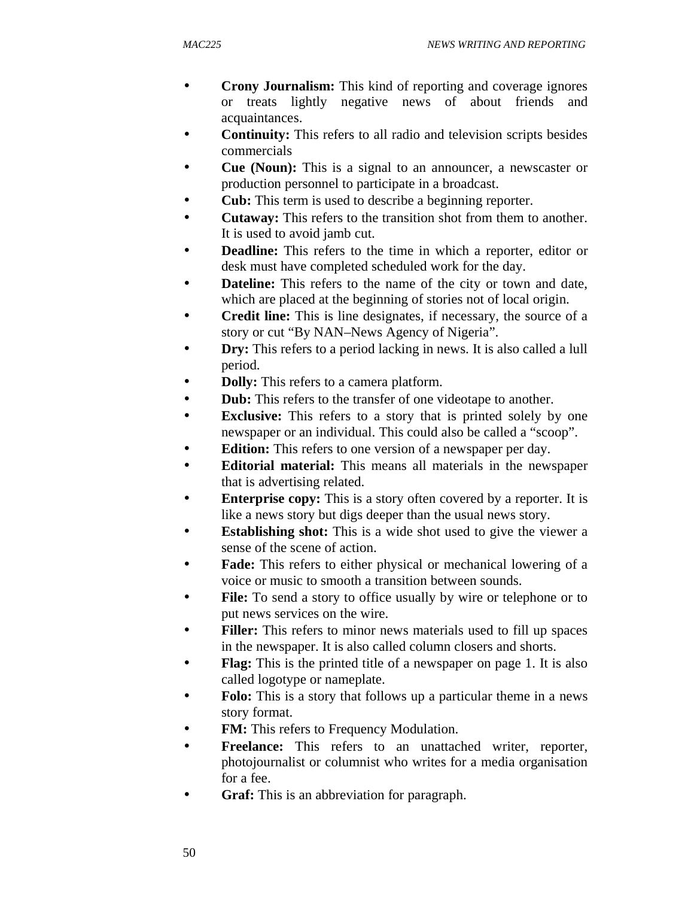- **Crony Journalism:** This kind of reporting and coverage ignores or treats lightly negative news of about friends and acquaintances.
- **Continuity:** This refers to all radio and television scripts besides commercials
- **Cue (Noun):** This is a signal to an announcer, a newscaster or production personnel to participate in a broadcast.
- **Cub:** This term is used to describe a beginning reporter.
- **Cutaway:** This refers to the transition shot from them to another. It is used to avoid jamb cut.
- **Deadline:** This refers to the time in which a reporter, editor or desk must have completed scheduled work for the day.
- **Dateline:** This refers to the name of the city or town and date, which are placed at the beginning of stories not of local origin.
- **Credit line:** This is line designates, if necessary, the source of a story or cut "By NAN–News Agency of Nigeria".
- **Dry:** This refers to a period lacking in news. It is also called a lull period.
- **Dolly:** This refers to a camera platform.
- **Dub:** This refers to the transfer of one videotape to another.
- **Exclusive:** This refers to a story that is printed solely by one newspaper or an individual. This could also be called a "scoop".
- **Edition:** This refers to one version of a newspaper per day.
- **Editorial material:** This means all materials in the newspaper that is advertising related.
- **Enterprise copy:** This is a story often covered by a reporter. It is like a news story but digs deeper than the usual news story.
- **Establishing shot:** This is a wide shot used to give the viewer a sense of the scene of action.
- **Fade:** This refers to either physical or mechanical lowering of a voice or music to smooth a transition between sounds.
- **File:** To send a story to office usually by wire or telephone or to put news services on the wire.
- **Filler:** This refers to minor news materials used to fill up spaces in the newspaper. It is also called column closers and shorts.
- **Flag:** This is the printed title of a newspaper on page 1. It is also called logotype or nameplate.
- **Folo:** This is a story that follows up a particular theme in a news story format.
- **FM:** This refers to Frequency Modulation.
- **Freelance:** This refers to an unattached writer, reporter, photojournalist or columnist who writes for a media organisation for a fee.
- **Graf:** This is an abbreviation for paragraph.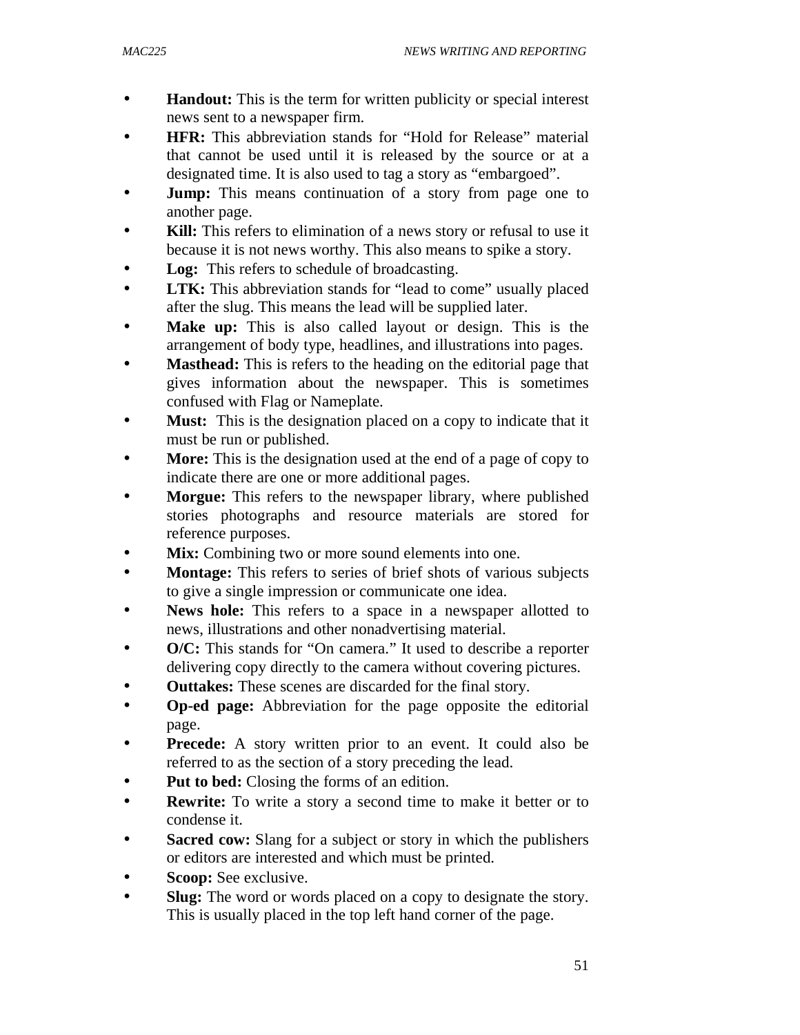- **Handout:** This is the term for written publicity or special interest news sent to a newspaper firm.
- **HFR:** This abbreviation stands for "Hold for Release" material that cannot be used until it is released by the source or at a designated time. It is also used to tag a story as "embargoed".
- **Jump:** This means continuation of a story from page one to another page.
- **Kill:** This refers to elimination of a news story or refusal to use it because it is not news worthy. This also means to spike a story.
- **Log:** This refers to schedule of broadcasting.
- **LTK:** This abbreviation stands for "lead to come" usually placed after the slug. This means the lead will be supplied later.
- **Make up:** This is also called layout or design. This is the arrangement of body type, headlines, and illustrations into pages.
- **Masthead:** This is refers to the heading on the editorial page that gives information about the newspaper. This is sometimes confused with Flag or Nameplate.
- **Must:** This is the designation placed on a copy to indicate that it must be run or published.
- **More:** This is the designation used at the end of a page of copy to indicate there are one or more additional pages.
- **Morgue:** This refers to the newspaper library, where published stories photographs and resource materials are stored for reference purposes.
- **Mix:** Combining two or more sound elements into one.
- **Montage:** This refers to series of brief shots of various subjects to give a single impression or communicate one idea.
- **News hole:** This refers to a space in a newspaper allotted to news, illustrations and other nonadvertising material.
- **O/C:** This stands for "On camera." It used to describe a reporter delivering copy directly to the camera without covering pictures.
- **Outtakes:** These scenes are discarded for the final story.
- **Op-ed page:** Abbreviation for the page opposite the editorial page.
- **Precede:** A story written prior to an event. It could also be referred to as the section of a story preceding the lead.
- **Put to bed:** Closing the forms of an edition.
- **Rewrite:** To write a story a second time to make it better or to condense it.
- **Sacred cow:** Slang for a subject or story in which the publishers or editors are interested and which must be printed.
- **Scoop:** See exclusive.
- **Slug:** The word or words placed on a copy to designate the story. This is usually placed in the top left hand corner of the page.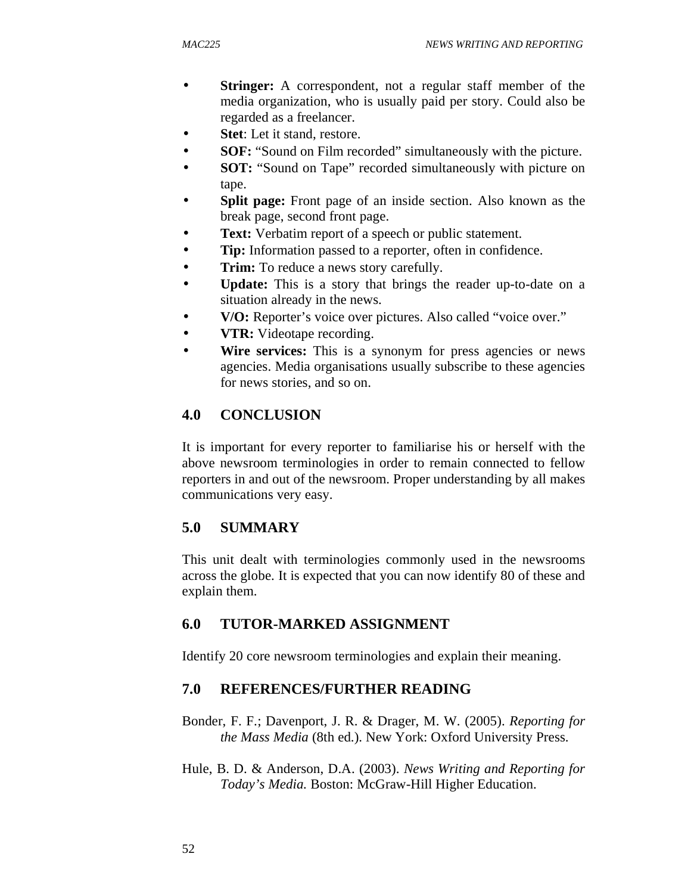- **Stringer:** A correspondent, not a regular staff member of the media organization, who is usually paid per story. Could also be regarded as a freelancer.
- **Stet**: Let it stand, restore.
- **SOF:** "Sound on Film recorded" simultaneously with the picture.
- **SOT:** "Sound on Tape" recorded simultaneously with picture on tape.
- **Split page:** Front page of an inside section. Also known as the break page, second front page.
- **Text:** Verbatim report of a speech or public statement.
- **Tip:** Information passed to a reporter, often in confidence.
- **Trim:** To reduce a news story carefully.
- **Update:** This is a story that brings the reader up-to-date on a situation already in the news.
- **V/O:** Reporter's voice over pictures. Also called "voice over."
- **VTR:** Videotape recording.
- **Wire services:** This is a synonym for press agencies or news agencies. Media organisations usually subscribe to these agencies for news stories, and so on.

## 4.0 CONCLUSION

It is important for every reporter to familiarise his or herself with the above newsroom terminologies in order to remain connected to fellow reporters in and out of the newsroom. Proper understanding by all makes communications very easy.

## 5.0 SUMMARY

This unit dealt with terminologies commonly used in the newsrooms across the globe. It is expected that you can now identify 80 of these and explain them.

## 6.0 TUTOR-MARKED ASSIGNMENT

Identify 20 core newsroom terminologies and explain their meaning.

## 7.0 REFERENCES/FURTHER READING

Bonder, F. F.; Davenport, J. R. & Drager, M. W. (2005). *Reporting for the Mass Media* (8th ed.). New York: Oxford University Press.

Hule, B. D. & Anderson, D.A. (2003). *News Writing and Reporting for Today's Media.* Boston: McGraw-Hill Higher Education.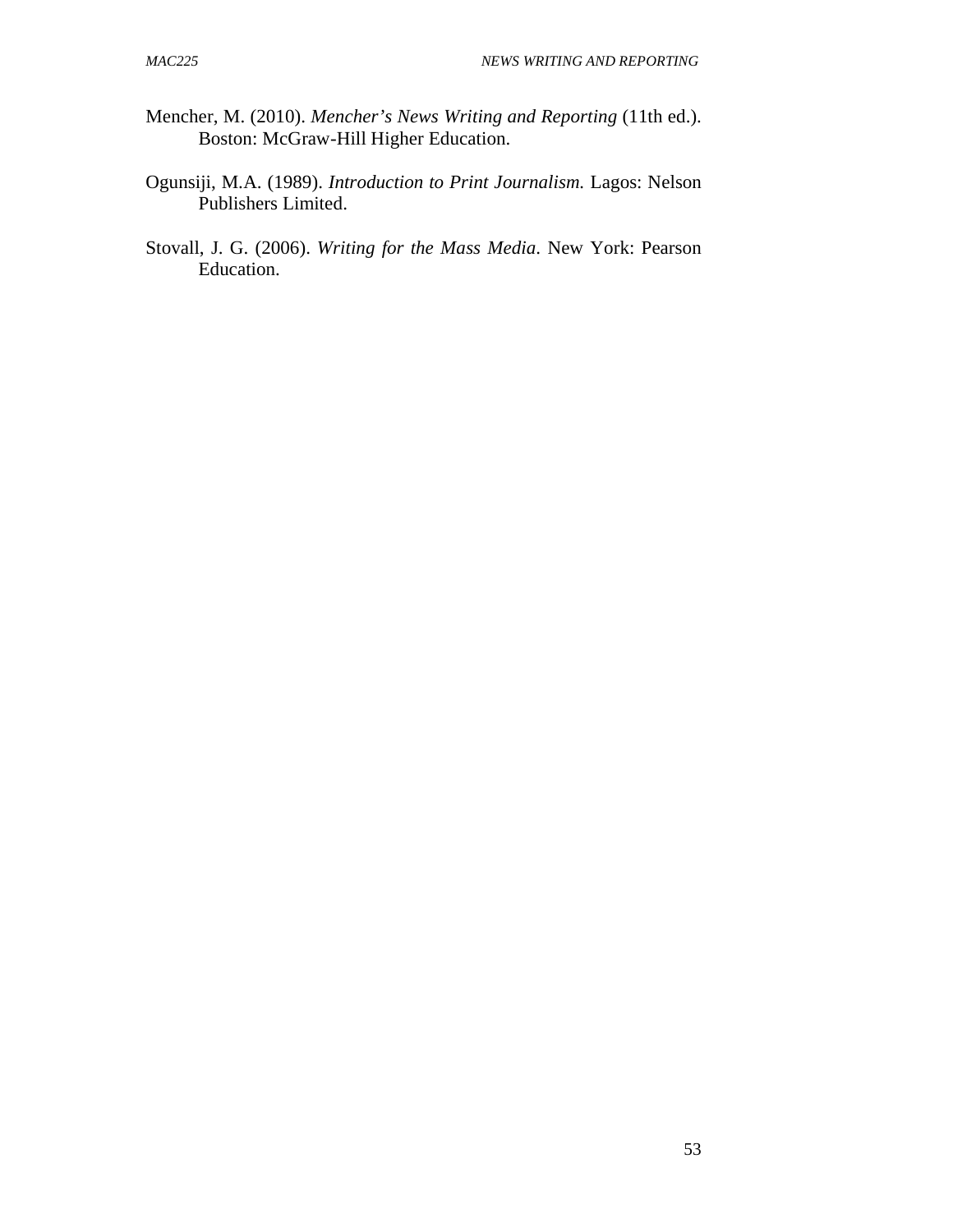Mencher, M. (2010). *Mencher's News Writing and Reporting* (11th ed.). Boston: McGraw-Hill Higher Education.

Ogunsiji, M.A. (1989). *Introduction to Print Journalism.* Lagos: Nelson Publishers Limited.

Stovall, J. G. (2006). *Writing for the Mass Media*. New York: Pearson Education.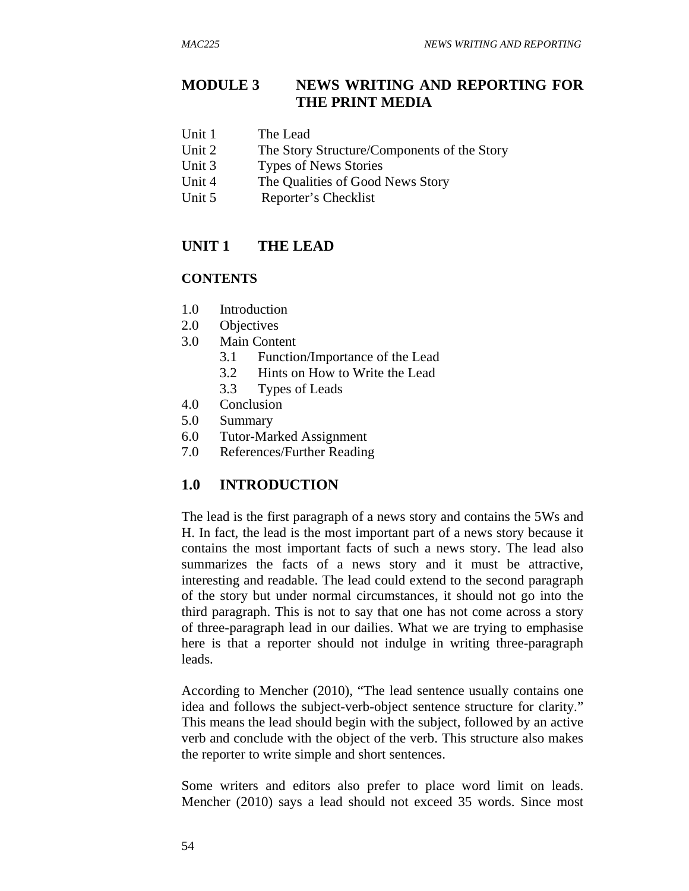# MODULE 3 NEWS WRITING AND REPORTING FOR THE PRINT MEDIA

Unit 1 The Lead
Unit 2 The Story Structure/Components of the Story
Unit 3 Types of News Stories
Unit 4 The Qualities of Good News Story
Unit 5 Reporter's Checklist

## UNIT 1 THE LEAD

### CONTENTS

1.0 Introduction
2.0 Objectives
3.0 Main Content
  3.1 Function/Importance of the Lead
  3.2 Hints on How to Write the Lead
  3.3 Types of Leads
4.0 Conclusion
5.0 Summary
6.0 Tutor-Marked Assignment
7.0 References/Further Reading

## 1.0 INTRODUCTION

The lead is the first paragraph of a news story and contains the 5Ws and H. In fact, the lead is the most important part of a news story because it contains the most important facts of such a news story. The lead also summarizes the facts of a news story and it must be attractive, interesting and readable. The lead could extend to the second paragraph of the story but under normal circumstances, it should not go into the third paragraph. This is not to say that one has not come across a story of three-paragraph lead in our dailies. What we are trying to emphasise here is that a reporter should not indulge in writing three-paragraph leads.

According to Mencher (2010), "The lead sentence usually contains one idea and follows the subject-verb-object sentence structure for clarity." This means the lead should begin with the subject, followed by an active verb and conclude with the object of the verb. This structure also makes the reporter to write simple and short sentences.

Some writers and editors also prefer to place word limit on leads. Mencher (2010) says a lead should not exceed 35 words. Since most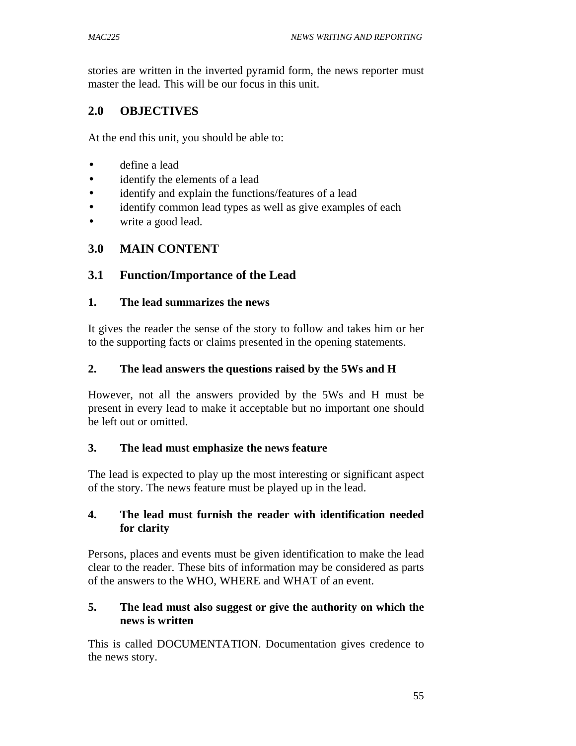stories are written in the inverted pyramid form, the news reporter must master the lead. This will be our focus in this unit.

## 2.0 OBJECTIVES

At the end this unit, you should be able to:

- define a lead
- identify the elements of a lead
- identify and explain the functions/features of a lead
- identify common lead types as well as give examples of each
- write a good lead.

## 3.0 MAIN CONTENT

### 3.1 Function/Importance of the Lead

**1. The lead summarizes the news**

It gives the reader the sense of the story to follow and takes him or her to the supporting facts or claims presented in the opening statements.

**2. The lead answers the questions raised by the 5Ws and H**

However, not all the answers provided by the 5Ws and H must be present in every lead to make it acceptable but no important one should be left out or omitted.

**3. The lead must emphasize the news feature**

The lead is expected to play up the most interesting or significant aspect of the story. The news feature must be played up in the lead.

**4. The lead must furnish the reader with identification needed for clarity**

Persons, places and events must be given identification to make the lead clear to the reader. These bits of information may be considered as parts of the answers to the WHO, WHERE and WHAT of an event.

**5. The lead must also suggest or give the authority on which the news is written**

This is called DOCUMENTATION. Documentation gives credence to the news story.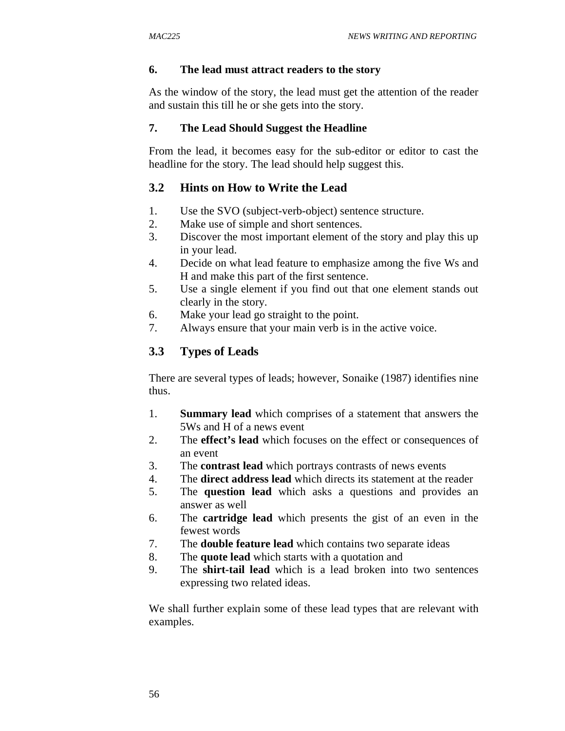### 6. The lead must attract readers to the story

As the window of the story, the lead must get the attention of the reader and sustain this till he or she gets into the story.

### 7. The Lead Should Suggest the Headline

From the lead, it becomes easy for the sub-editor or editor to cast the headline for the story. The lead should help suggest this.

## 3.2 Hints on How to Write the Lead

1. Use the SVO (subject-verb-object) sentence structure.
2. Make use of simple and short sentences.
3. Discover the most important element of the story and play this up in your lead.
4. Decide on what lead feature to emphasize among the five Ws and H and make this part of the first sentence.
5. Use a single element if you find out that one element stands out clearly in the story.
6. Make your lead go straight to the point.
7. Always ensure that your main verb is in the active voice.

## 3.3 Types of Leads

There are several types of leads; however, Sonaike (1987) identifies nine thus.

1. **Summary lead** which comprises of a statement that answers the 5Ws and H of a news event
2. The **effect's lead** which focuses on the effect or consequences of an event
3. The **contrast lead** which portrays contrasts of news events
4. The **direct address lead** which directs its statement at the reader
5. The **question lead** which asks a questions and provides an answer as well
6. The **cartridge lead** which presents the gist of an even in the fewest words
7. The **double feature lead** which contains two separate ideas
8. The **quote lead** which starts with a quotation and
9. The **shirt-tail lead** which is a lead broken into two sentences expressing two related ideas.

We shall further explain some of these lead types that are relevant with examples.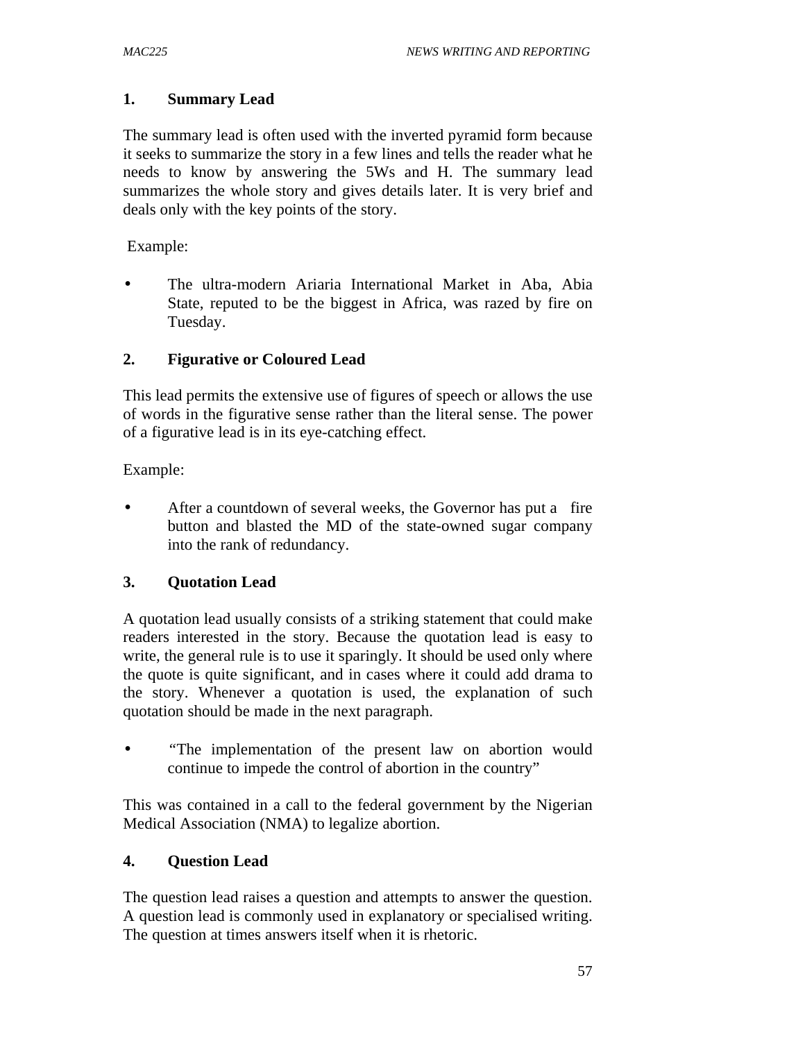### 1. Summary Lead

The summary lead is often used with the inverted pyramid form because it seeks to summarize the story in a few lines and tells the reader what he needs to know by answering the 5Ws and H. The summary lead summarizes the whole story and gives details later. It is very brief and deals only with the key points of the story.

Example:

- The ultra-modern Ariaria International Market in Aba, Abia State, reputed to be the biggest in Africa, was razed by fire on Tuesday.

### 2. Figurative or Coloured Lead

This lead permits the extensive use of figures of speech or allows the use of words in the figurative sense rather than the literal sense. The power of a figurative lead is in its eye-catching effect.

Example:

- After a countdown of several weeks, the Governor has put a fire button and blasted the MD of the state-owned sugar company into the rank of redundancy.

### 3. Quotation Lead

A quotation lead usually consists of a striking statement that could make readers interested in the story. Because the quotation lead is easy to write, the general rule is to use it sparingly. It should be used only where the quote is quite significant, and in cases where it could add drama to the story. Whenever a quotation is used, the explanation of such quotation should be made in the next paragraph.

- "The implementation of the present law on abortion would continue to impede the control of abortion in the country"

This was contained in a call to the federal government by the Nigerian Medical Association (NMA) to legalize abortion.

### 4. Question Lead

The question lead raises a question and attempts to answer the question. A question lead is commonly used in explanatory or specialised writing. The question at times answers itself when it is rhetoric.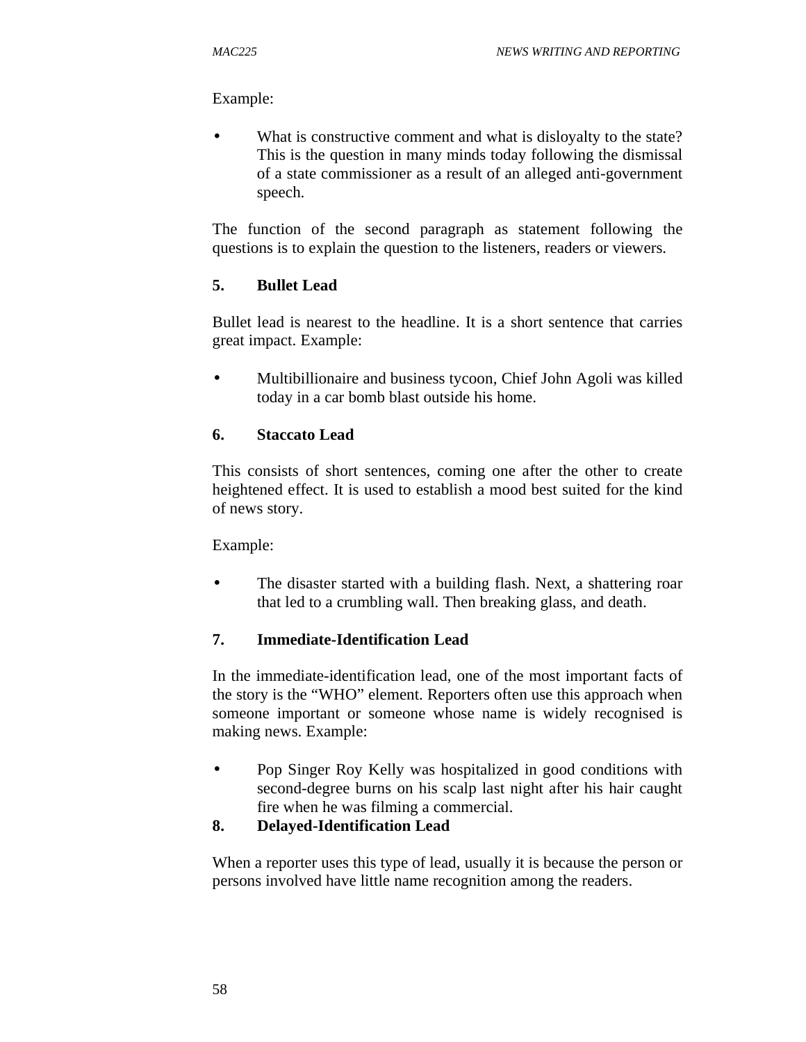Example:

- What is constructive comment and what is disloyalty to the state? This is the question in many minds today following the dismissal of a state commissioner as a result of an alleged anti-government speech.

The function of the second paragraph as statement following the questions is to explain the question to the listeners, readers or viewers.

**5. Bullet Lead**

Bullet lead is nearest to the headline. It is a short sentence that carries great impact. Example:

- Multibillionaire and business tycoon, Chief John Agoli was killed today in a car bomb blast outside his home.

**6. Staccato Lead**

This consists of short sentences, coming one after the other to create heightened effect. It is used to establish a mood best suited for the kind of news story.

Example:

- The disaster started with a building flash. Next, a shattering roar that led to a crumbling wall. Then breaking glass, and death.

**7. Immediate-Identification Lead**

In the immediate-identification lead, one of the most important facts of the story is the "WHO" element. Reporters often use this approach when someone important or someone whose name is widely recognised is making news. Example:

- Pop Singer Roy Kelly was hospitalized in good conditions with second-degree burns on his scalp last night after his hair caught fire when he was filming a commercial.

**8. Delayed-Identification Lead**

When a reporter uses this type of lead, usually it is because the person or persons involved have little name recognition among the readers.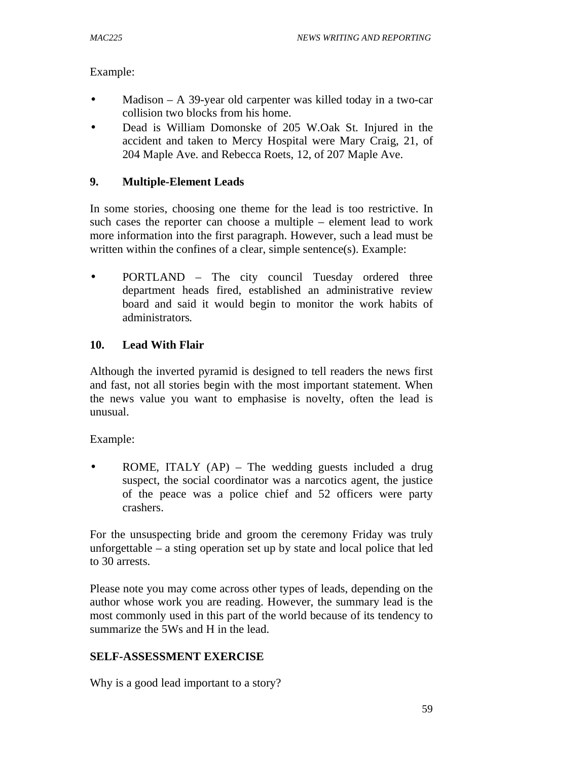Example:

- Madison – A 39-year old carpenter was killed today in a two-car collision two blocks from his home.
- Dead is William Domonske of 205 W.Oak St. Injured in the accident and taken to Mercy Hospital were Mary Craig, 21, of 204 Maple Ave. and Rebecca Roets, 12, of 207 Maple Ave.

### 9. Multiple-Element Leads

In some stories, choosing one theme for the lead is too restrictive. In such cases the reporter can choose a multiple – element lead to work more information into the first paragraph. However, such a lead must be written within the confines of a clear, simple sentence(s). Example:

- PORTLAND – The city council Tuesday ordered three department heads fired, established an administrative review board and said it would begin to monitor the work habits of administrators*.*

### 10. Lead With Flair

Although the inverted pyramid is designed to tell readers the news first and fast, not all stories begin with the most important statement. When the news value you want to emphasise is novelty, often the lead is unusual.

Example:

- ROME, ITALY (AP) – The wedding guests included a drug suspect, the social coordinator was a narcotics agent, the justice of the peace was a police chief and 52 officers were party crashers.

For the unsuspecting bride and groom the ceremony Friday was truly unforgettable – a sting operation set up by state and local police that led to 30 arrests.

Please note you may come across other types of leads, depending on the author whose work you are reading. However, the summary lead is the most commonly used in this part of the world because of its tendency to summarize the 5Ws and H in the lead.

**SELF-ASSESSMENT EXERCISE**

Why is a good lead important to a story?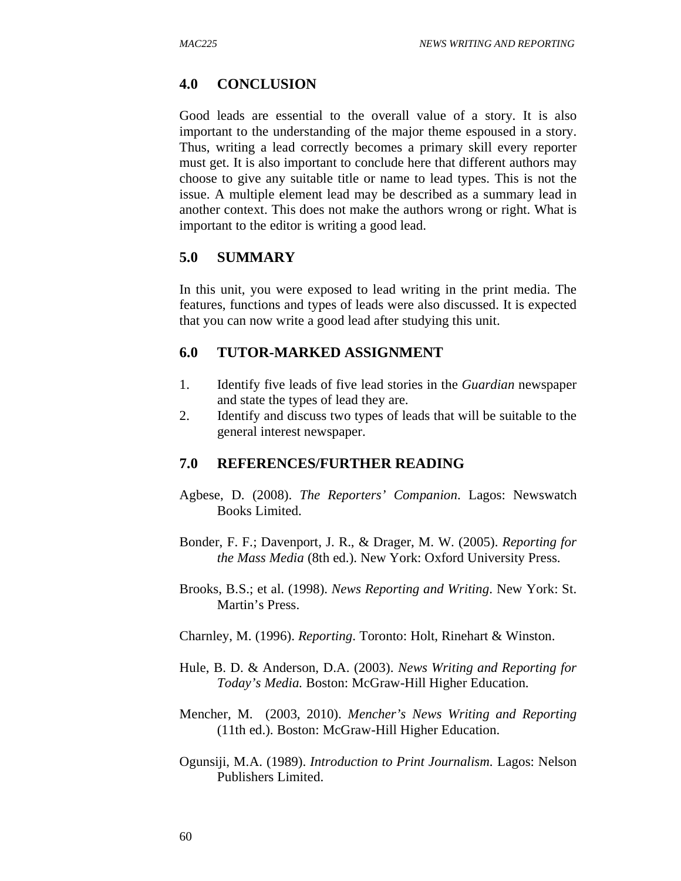## 4.0 CONCLUSION

Good leads are essential to the overall value of a story. It is also important to the understanding of the major theme espoused in a story. Thus, writing a lead correctly becomes a primary skill every reporter must get. It is also important to conclude here that different authors may choose to give any suitable title or name to lead types. This is not the issue. A multiple element lead may be described as a summary lead in another context. This does not make the authors wrong or right. What is important to the editor is writing a good lead.

## 5.0 SUMMARY

In this unit, you were exposed to lead writing in the print media. The features, functions and types of leads were also discussed. It is expected that you can now write a good lead after studying this unit.

## 6.0 TUTOR-MARKED ASSIGNMENT

1. Identify five leads of five lead stories in the *Guardian* newspaper and state the types of lead they are.
2. Identify and discuss two types of leads that will be suitable to the general interest newspaper.

## 7.0 REFERENCES/FURTHER READING

Agbese, D. (2008). *The Reporters' Companion*. Lagos: Newswatch Books Limited.

Bonder, F. F.; Davenport, J. R., & Drager, M. W. (2005). *Reporting for the Mass Media* (8th ed.). New York: Oxford University Press.

Brooks, B.S.; et al. (1998). *News Reporting and Writing*. New York: St. Martin's Press.

Charnley, M. (1996). *Reporting*. Toronto: Holt, Rinehart & Winston.

Hule, B. D. & Anderson, D.A. (2003). *News Writing and Reporting for Today's Media.* Boston: McGraw-Hill Higher Education.

Mencher, M. (2003, 2010). *Mencher's News Writing and Reporting* (11th ed.). Boston: McGraw-Hill Higher Education.

Ogunsiji, M.A. (1989). *Introduction to Print Journalism*. Lagos: Nelson Publishers Limited.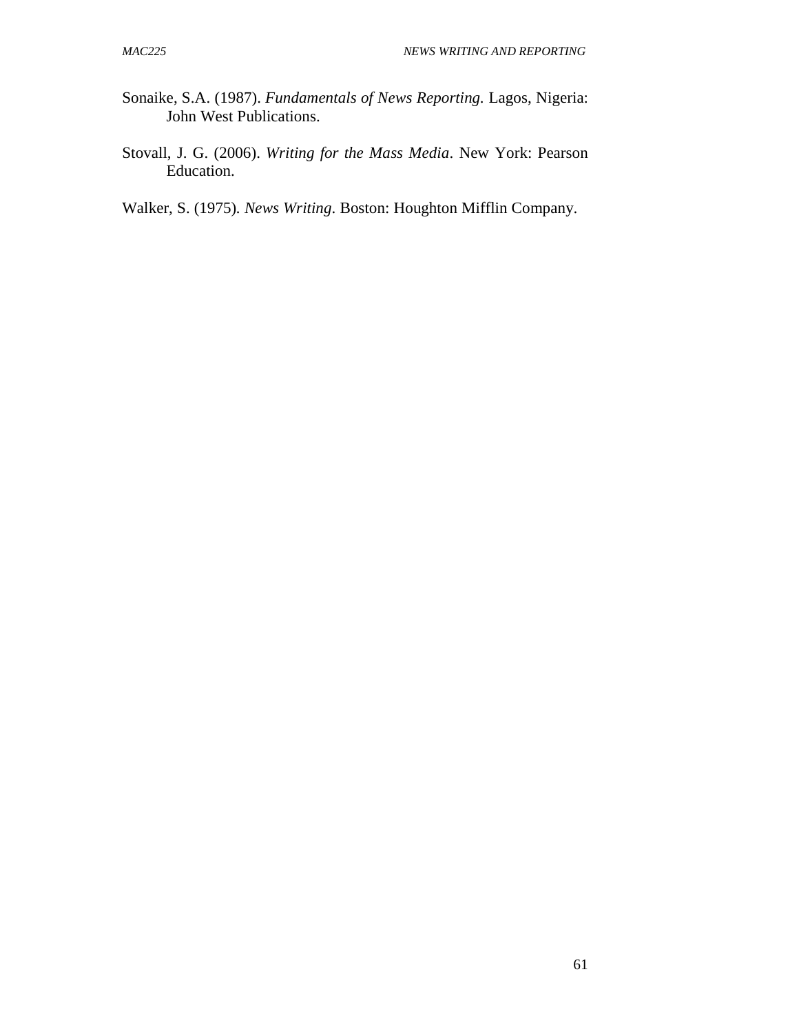Sonaike, S.A. (1987). *Fundamentals of News Reporting*. Lagos, Nigeria: John West Publications.

Stovall, J. G. (2006). *Writing for the Mass Media*. New York: Pearson Education.

Walker, S. (1975). *News Writing*. Boston: Houghton Mifflin Company.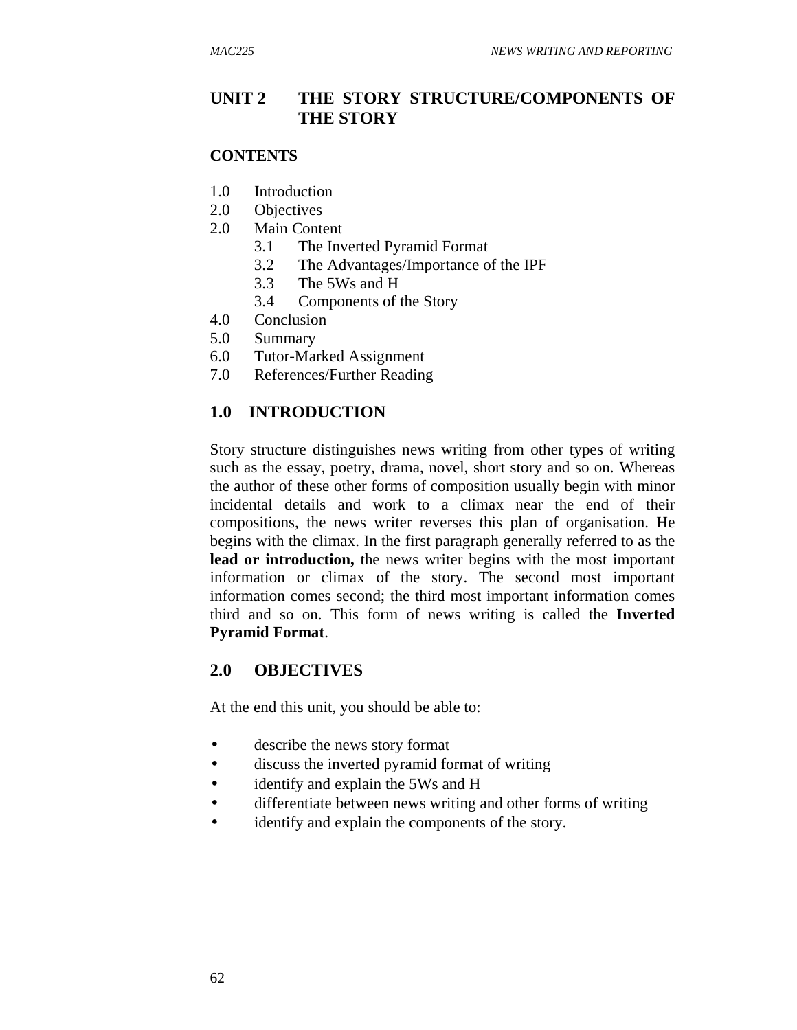# UNIT 2 THE STORY STRUCTURE/COMPONENTS OF THE STORY

## CONTENTS

1.0 Introduction
2.0 Objectives
2.0 Main Content
 3.1 The Inverted Pyramid Format
 3.2 The Advantages/Importance of the IPF
 3.3 The 5Ws and H
 3.4 Components of the Story
4.0 Conclusion
5.0 Summary
6.0 Tutor-Marked Assignment
7.0 References/Further Reading

## 1.0 INTRODUCTION

Story structure distinguishes news writing from other types of writing such as the essay, poetry, drama, novel, short story and so on. Whereas the author of these other forms of composition usually begin with minor incidental details and work to a climax near the end of their compositions, the news writer reverses this plan of organisation. He begins with the climax. In the first paragraph generally referred to as the **lead or introduction,** the news writer begins with the most important information or climax of the story. The second most important information comes second; the third most important information comes third and so on. This form of news writing is called the **Inverted Pyramid Format**.

## 2.0 OBJECTIVES

At the end this unit, you should be able to:

- describe the news story format
- discuss the inverted pyramid format of writing
- identify and explain the 5Ws and H
- differentiate between news writing and other forms of writing
- identify and explain the components of the story.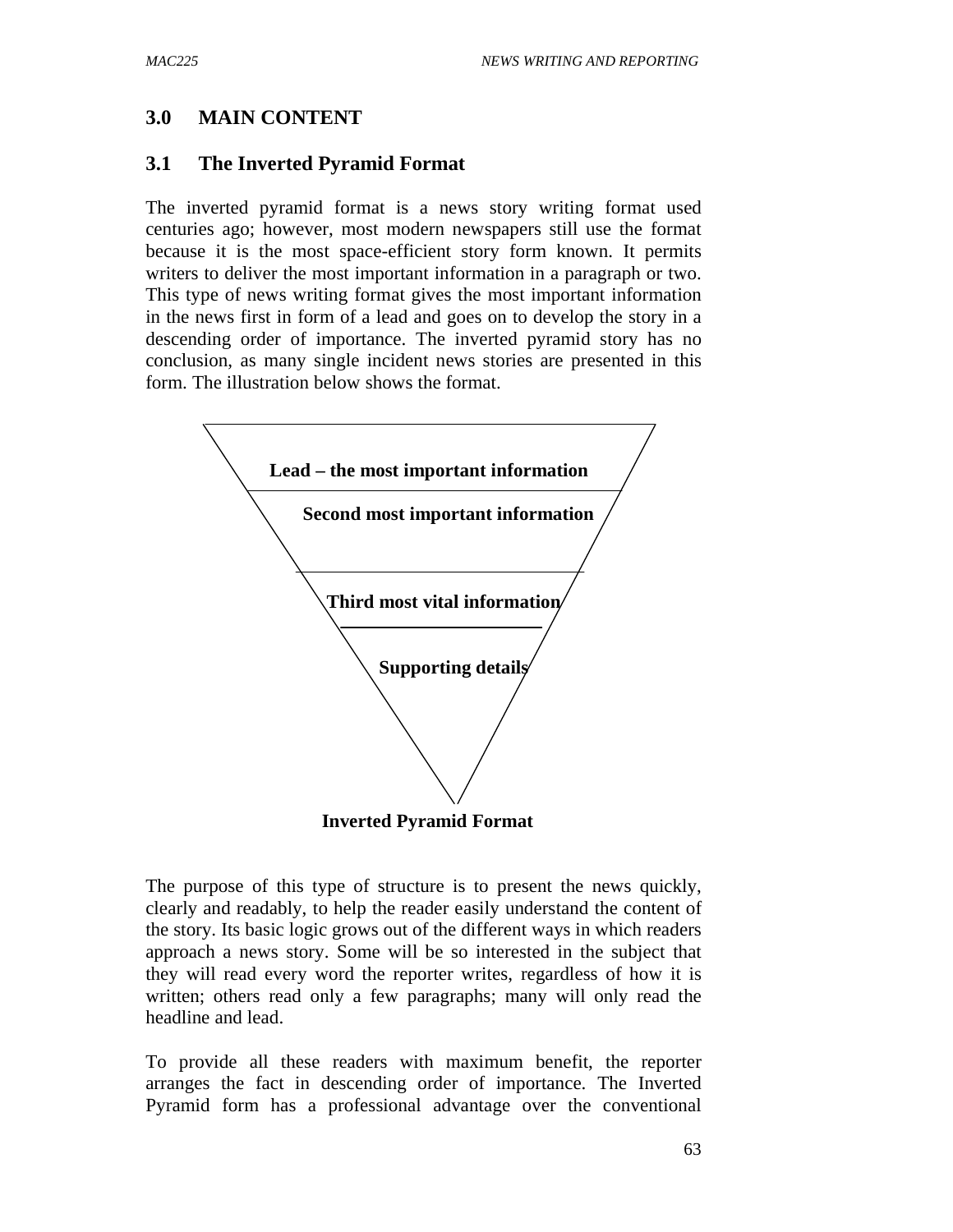## 3.0 MAIN CONTENT

### 3.1 The Inverted Pyramid Format

The inverted pyramid format is a news story writing format used centuries ago; however, most modern newspapers still use the format because it is the most space-efficient story form known. It permits writers to deliver the most important information in a paragraph or two. This type of news writing format gives the most important information in the news first in form of a lead and goes on to develop the story in a descending order of importance. The inverted pyramid story has no conclusion, as many single incident news stories are presented in this form. The illustration below shows the format.

**Lead – the most important information**

**Second most important information**

**Third most vital information**

**Supporting details**

**Inverted Pyramid Format**

The purpose of this type of structure is to present the news quickly, clearly and readably, to help the reader easily understand the content of the story. Its basic logic grows out of the different ways in which readers approach a news story. Some will be so interested in the subject that they will read every word the reporter writes, regardless of how it is written; others read only a few paragraphs; many will only read the headline and lead.

To provide all these readers with maximum benefit, the reporter arranges the fact in descending order of importance. The Inverted Pyramid form has a professional advantage over the conventional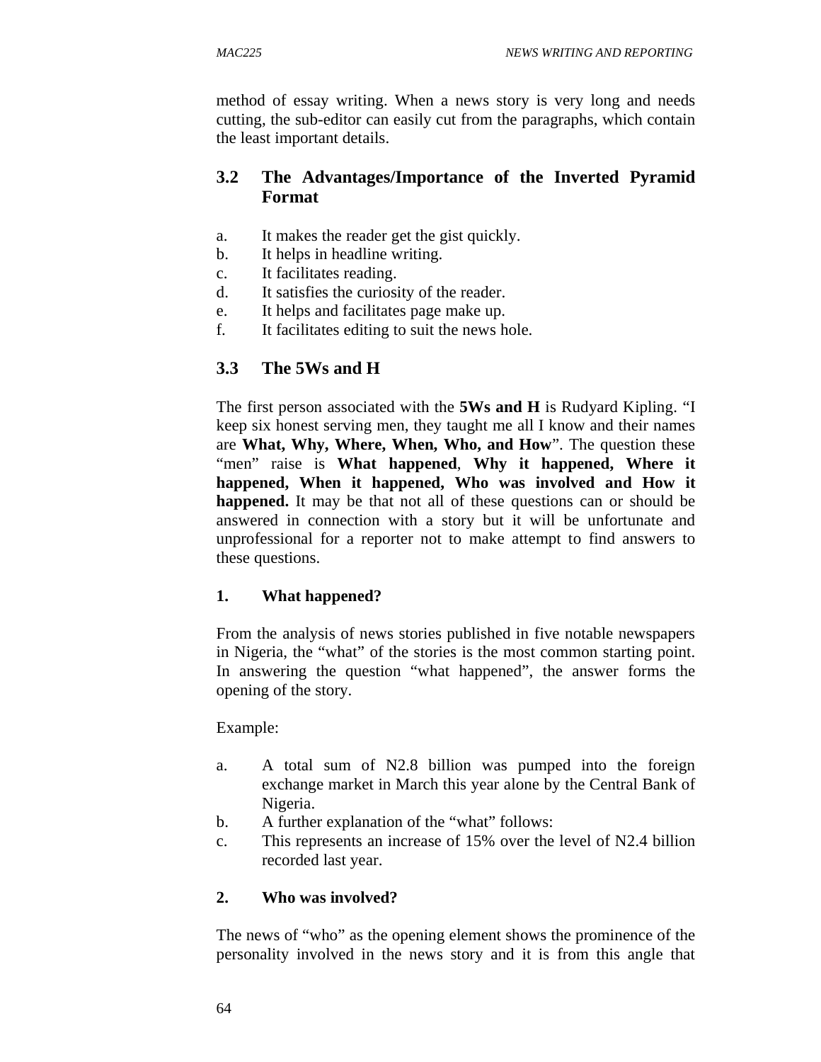method of essay writing. When a news story is very long and needs cutting, the sub-editor can easily cut from the paragraphs, which contain the least important details.

### 3.2 The Advantages/Importance of the Inverted Pyramid Format

a. It makes the reader get the gist quickly.
b. It helps in headline writing.
c. It facilitates reading.
d. It satisfies the curiosity of the reader.
e. It helps and facilitates page make up.
f. It facilitates editing to suit the news hole.

### 3.3 The 5Ws and H

The first person associated with the **5Ws and H** is Rudyard Kipling. "I keep six honest serving men, they taught me all I know and their names are **What, Why, Where, When, Who, and How**". The question these "men" raise is **What happened**, **Why it happened, Where it happened, When it happened, Who was involved and How it happened.** It may be that not all of these questions can or should be answered in connection with a story but it will be unfortunate and unprofessional for a reporter not to make attempt to find answers to these questions.

**1. What happened?**

From the analysis of news stories published in five notable newspapers in Nigeria, the "what" of the stories is the most common starting point. In answering the question "what happened", the answer forms the opening of the story.

Example:

a. A total sum of N2.8 billion was pumped into the foreign exchange market in March this year alone by the Central Bank of Nigeria.
b. A further explanation of the "what" follows:
c. This represents an increase of 15% over the level of N2.4 billion recorded last year.

**2. Who was involved?**

The news of "who" as the opening element shows the prominence of the personality involved in the news story and it is from this angle that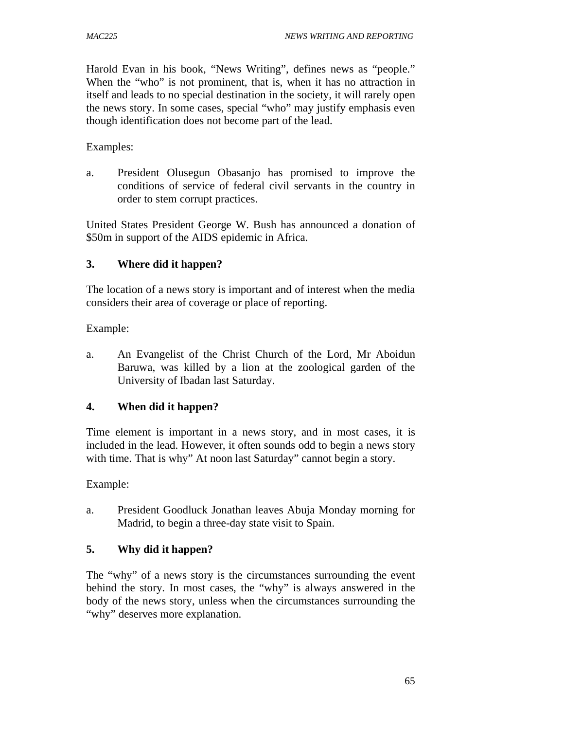Harold Evan in his book, "News Writing", defines news as "people." When the "who" is not prominent, that is, when it has no attraction in itself and leads to no special destination in the society, it will rarely open the news story. In some cases, special "who" may justify emphasis even though identification does not become part of the lead.

Examples:

a. President Olusegun Obasanjo has promised to improve the conditions of service of federal civil servants in the country in order to stem corrupt practices.

United States President George W. Bush has announced a donation of \$50m in support of the AIDS epidemic in Africa.

### 3. Where did it happen?

The location of a news story is important and of interest when the media considers their area of coverage or place of reporting.

Example:

a. An Evangelist of the Christ Church of the Lord, Mr Aboidun Baruwa, was killed by a lion at the zoological garden of the University of Ibadan last Saturday.

### 4. When did it happen?

Time element is important in a news story, and in most cases, it is included in the lead. However, it often sounds odd to begin a news story with time. That is why" At noon last Saturday" cannot begin a story.

Example:

a. President Goodluck Jonathan leaves Abuja Monday morning for Madrid, to begin a three-day state visit to Spain.

### 5. Why did it happen?

The "why" of a news story is the circumstances surrounding the event behind the story. In most cases, the "why" is always answered in the body of the news story, unless when the circumstances surrounding the "why" deserves more explanation.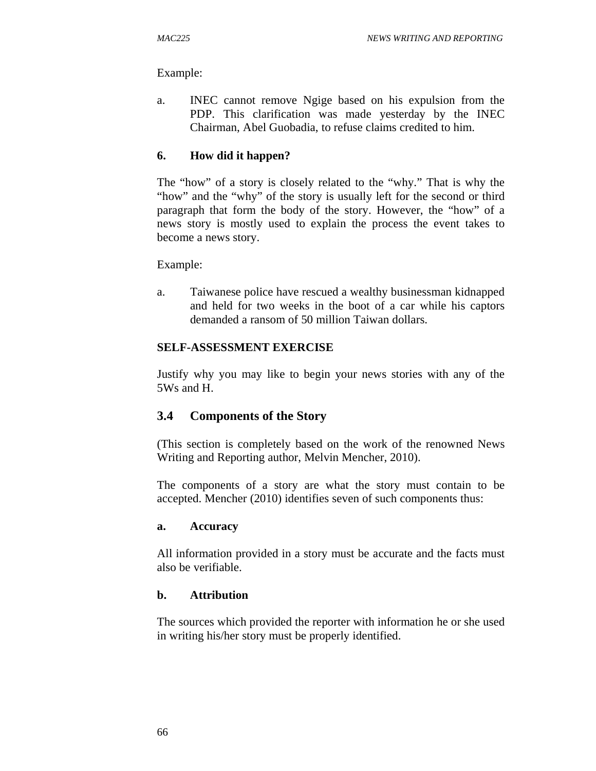Example:

a. INEC cannot remove Ngige based on his expulsion from the PDP. This clarification was made yesterday by the INEC Chairman, Abel Guobadia, to refuse claims credited to him.

**6. How did it happen?**

The "how" of a story is closely related to the "why." That is why the "how" and the "why" of the story is usually left for the second or third paragraph that form the body of the story. However, the "how" of a news story is mostly used to explain the process the event takes to become a news story.

Example:

a. Taiwanese police have rescued a wealthy businessman kidnapped and held for two weeks in the boot of a car while his captors demanded a ransom of 50 million Taiwan dollars.

**SELF-ASSESSMENT EXERCISE**

Justify why you may like to begin your news stories with any of the 5Ws and H.

## 3.4 Components of the Story

(This section is completely based on the work of the renowned News Writing and Reporting author, Melvin Mencher, 2010).

The components of a story are what the story must contain to be accepted. Mencher (2010) identifies seven of such components thus:

**a. Accuracy**

All information provided in a story must be accurate and the facts must also be verifiable.

**b. Attribution**

The sources which provided the reporter with information he or she used in writing his/her story must be properly identified.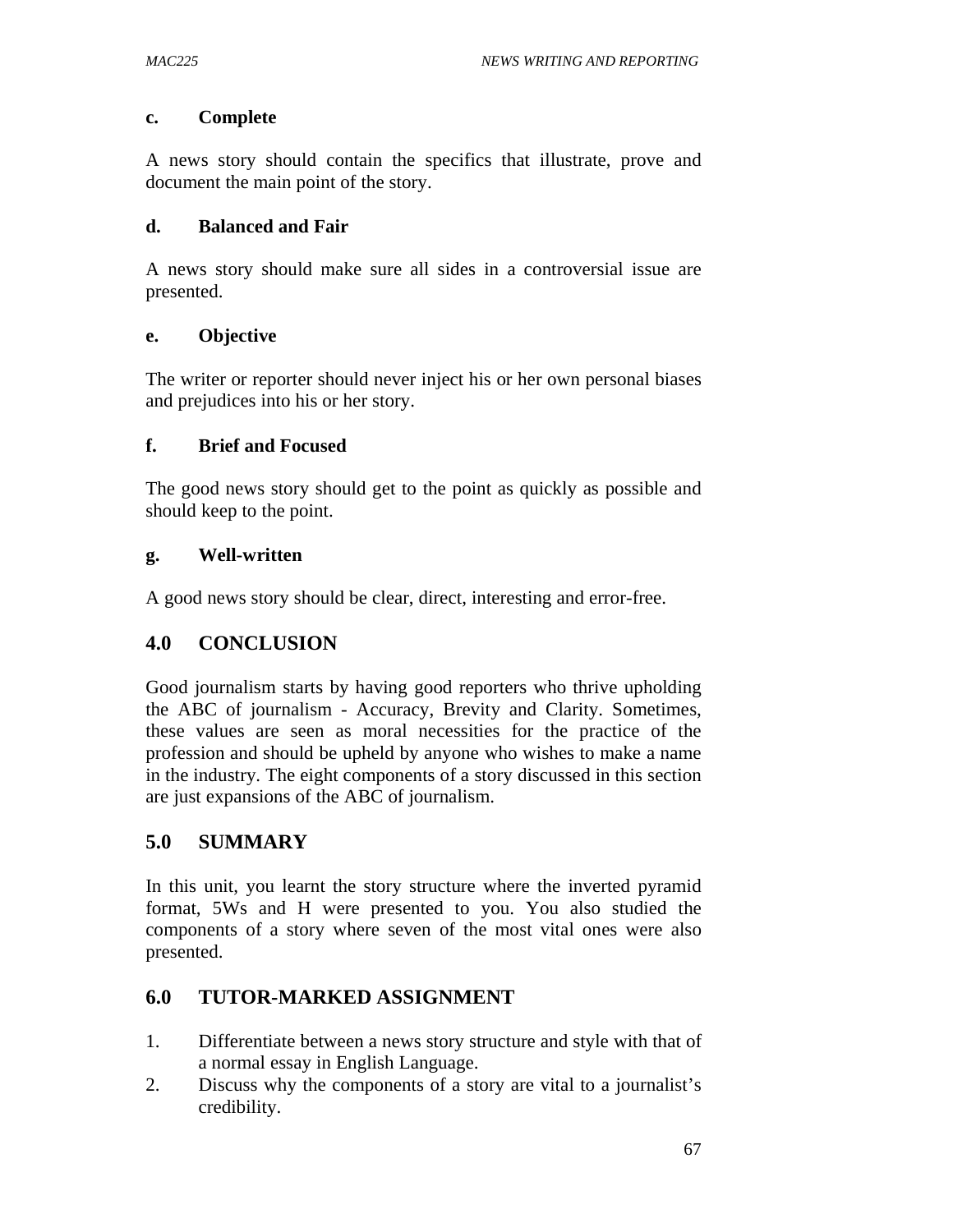#### c. Complete

A news story should contain the specifics that illustrate, prove and document the main point of the story.

#### d. Balanced and Fair

A news story should make sure all sides in a controversial issue are presented.

#### e. Objective

The writer or reporter should never inject his or her own personal biases and prejudices into his or her story.

#### f. Brief and Focused

The good news story should get to the point as quickly as possible and should keep to the point.

#### g. Well-written

A good news story should be clear, direct, interesting and error-free.

## 4.0 CONCLUSION

Good journalism starts by having good reporters who thrive upholding the ABC of journalism - Accuracy, Brevity and Clarity. Sometimes, these values are seen as moral necessities for the practice of the profession and should be upheld by anyone who wishes to make a name in the industry. The eight components of a story discussed in this section are just expansions of the ABC of journalism.

## 5.0 SUMMARY

In this unit, you learnt the story structure where the inverted pyramid format, 5Ws and H were presented to you. You also studied the components of a story where seven of the most vital ones were also presented.

## 6.0 TUTOR-MARKED ASSIGNMENT

1. Differentiate between a news story structure and style with that of a normal essay in English Language.
2. Discuss why the components of a story are vital to a journalist's credibility.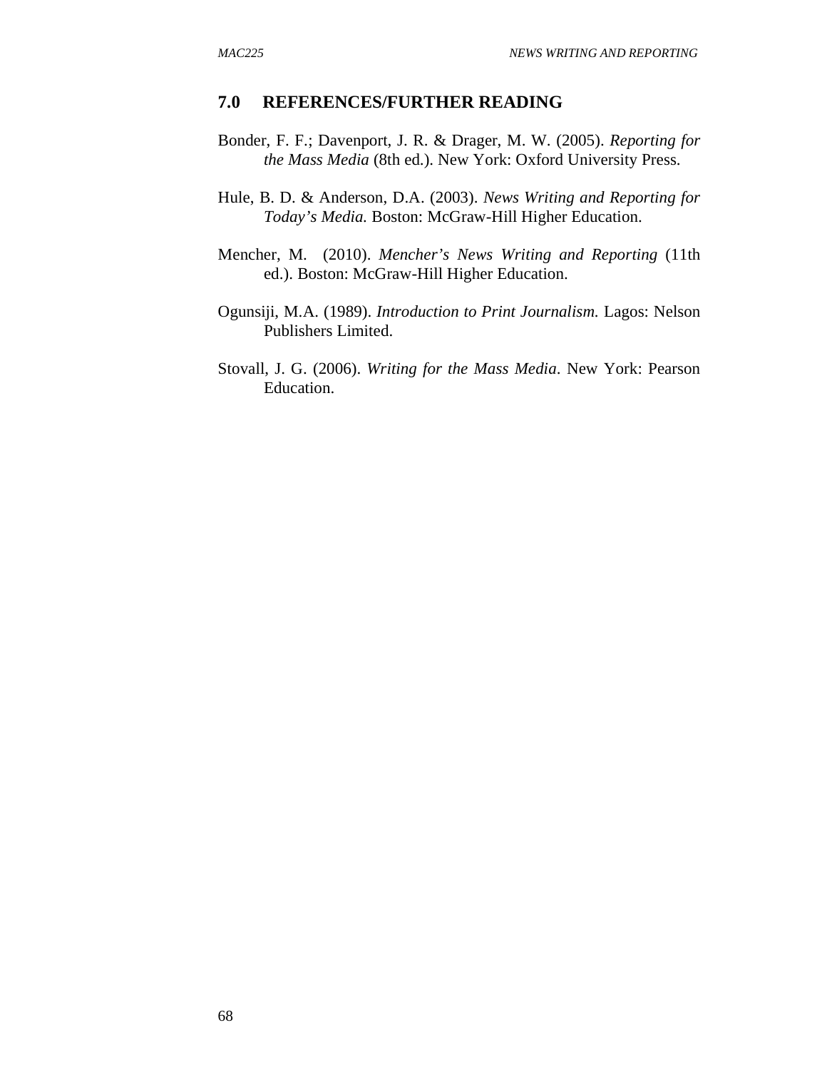## 7.0 REFERENCES/FURTHER READING

Bonder, F. F.; Davenport, J. R. & Drager, M. W. (2005). *Reporting for the Mass Media* (8th ed.). New York: Oxford University Press.

Hule, B. D. & Anderson, D.A. (2003). *News Writing and Reporting for Today's Media.* Boston: McGraw-Hill Higher Education.

Mencher, M. (2010). *Mencher's News Writing and Reporting* (11th ed.). Boston: McGraw-Hill Higher Education.

Ogunsiji, M.A. (1989). *Introduction to Print Journalism.* Lagos: Nelson Publishers Limited.

Stovall, J. G. (2006). *Writing for the Mass Media*. New York: Pearson Education.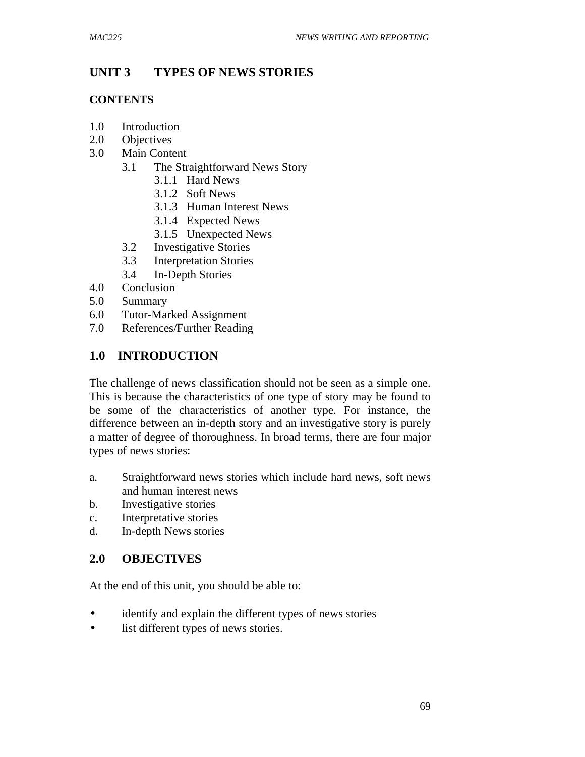# UNIT 3 TYPES OF NEWS STORIES

## CONTENTS

1.0 Introduction
2.0 Objectives
3.0 Main Content
    3.1 The Straightforward News Story
        3.1.1 Hard News
        3.1.2 Soft News
        3.1.3 Human Interest News
        3.1.4 Expected News
        3.1.5 Unexpected News
    3.2 Investigative Stories
    3.3 Interpretation Stories
    3.4 In-Depth Stories
4.0 Conclusion
5.0 Summary
6.0 Tutor-Marked Assignment
7.0 References/Further Reading

## 1.0 INTRODUCTION

The challenge of news classification should not be seen as a simple one. This is because the characteristics of one type of story may be found to be some of the characteristics of another type. For instance, the difference between an in-depth story and an investigative story is purely a matter of degree of thoroughness. In broad terms, there are four major types of news stories:

a. Straightforward news stories which include hard news, soft news and human interest news
b. Investigative stories
c. Interpretative stories
d. In-depth News stories

## 2.0 OBJECTIVES

At the end of this unit, you should be able to:

- identify and explain the different types of news stories
- list different types of news stories.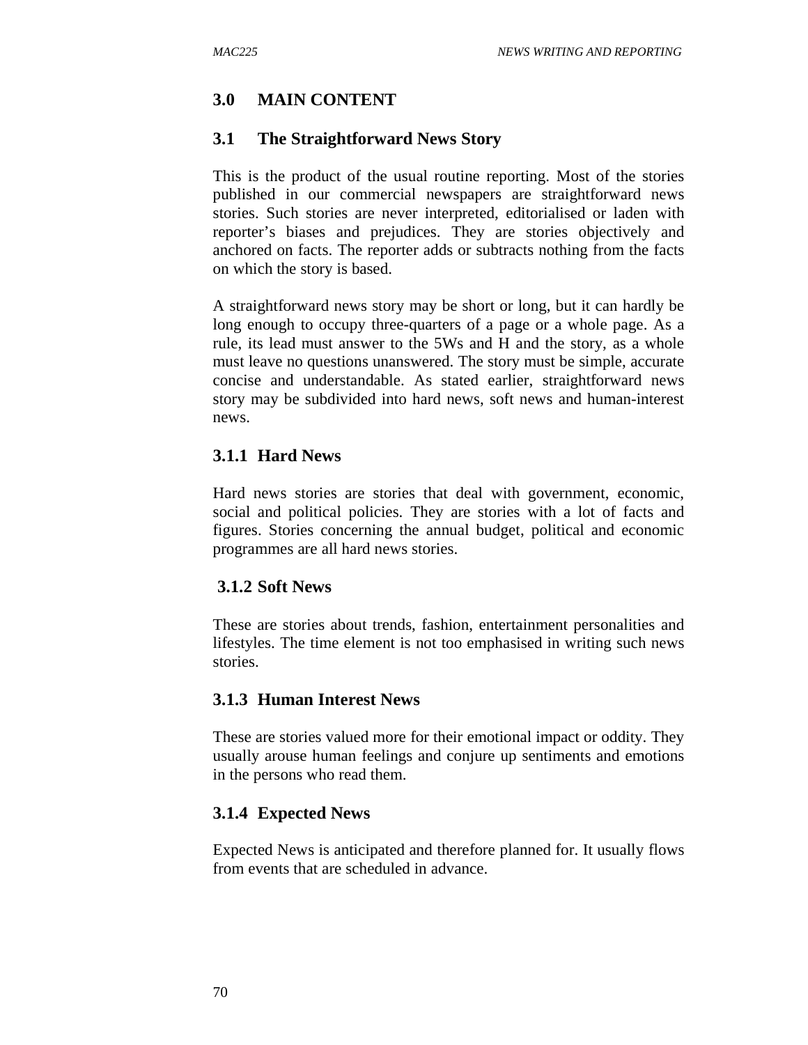## 3.0 MAIN CONTENT

### 3.1 The Straightforward News Story

This is the product of the usual routine reporting. Most of the stories published in our commercial newspapers are straightforward news stories. Such stories are never interpreted, editorialised or laden with reporter's biases and prejudices. They are stories objectively and anchored on facts. The reporter adds or subtracts nothing from the facts on which the story is based.

A straightforward news story may be short or long, but it can hardly be long enough to occupy three-quarters of a page or a whole page. As a rule, its lead must answer to the 5Ws and H and the story, as a whole must leave no questions unanswered. The story must be simple, accurate concise and understandable. As stated earlier, straightforward news story may be subdivided into hard news, soft news and human-interest news.

#### 3.1.1 Hard News

Hard news stories are stories that deal with government, economic, social and political policies. They are stories with a lot of facts and figures. Stories concerning the annual budget, political and economic programmes are all hard news stories.

#### 3.1.2 Soft News

These are stories about trends, fashion, entertainment personalities and lifestyles. The time element is not too emphasised in writing such news stories.

#### 3.1.3 Human Interest News

These are stories valued more for their emotional impact or oddity. They usually arouse human feelings and conjure up sentiments and emotions in the persons who read them.

#### 3.1.4 Expected News

Expected News is anticipated and therefore planned for. It usually flows from events that are scheduled in advance.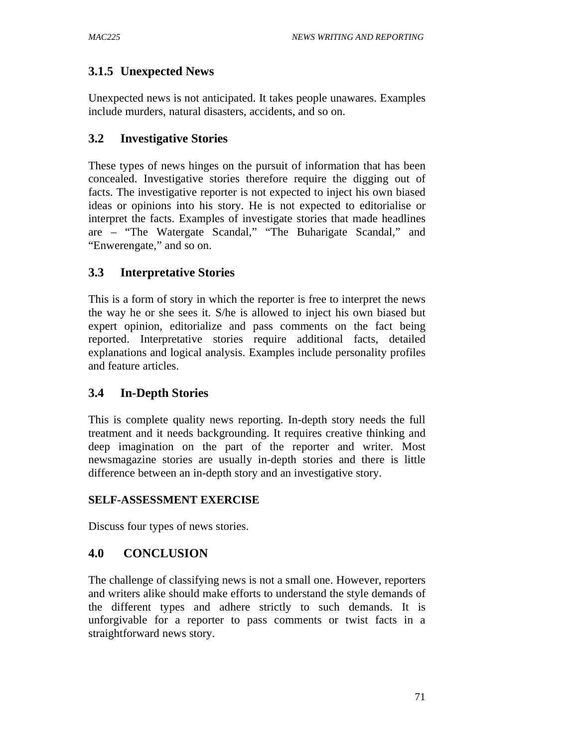### 3.1.5 Unexpected News

Unexpected news is not anticipated. It takes people unawares. Examples include murders, natural disasters, accidents, and so on.

## 3.2 Investigative Stories

These types of news hinges on the pursuit of information that has been concealed. Investigative stories therefore require the digging out of facts. The investigative reporter is not expected to inject his own biased ideas or opinions into his story. He is not expected to editorialise or interpret the facts. Examples of investigate stories that made headlines are – "The Watergate Scandal," "The Buharigate Scandal," and "Enwerengate," and so on.

## 3.3 Interpretative Stories

This is a form of story in which the reporter is free to interpret the news the way he or she sees it. S/he is allowed to inject his own biased but expert opinion, editorialize and pass comments on the fact being reported. Interpretative stories require additional facts, detailed explanations and logical analysis. Examples include personality profiles and feature articles.

## 3.4 In-Depth Stories

This is complete quality news reporting. In-depth story needs the full treatment and it needs backgrounding. It requires creative thinking and deep imagination on the part of the reporter and writer. Most newsmagazine stories are usually in-depth stories and there is little difference between an in-depth story and an investigative story.

**SELF-ASSESSMENT EXERCISE**

Discuss four types of news stories.

## 4.0 CONCLUSION

The challenge of classifying news is not a small one. However, reporters and writers alike should make efforts to understand the style demands of the different types and adhere strictly to such demands. It is unforgivable for a reporter to pass comments or twist facts in a straightforward news story.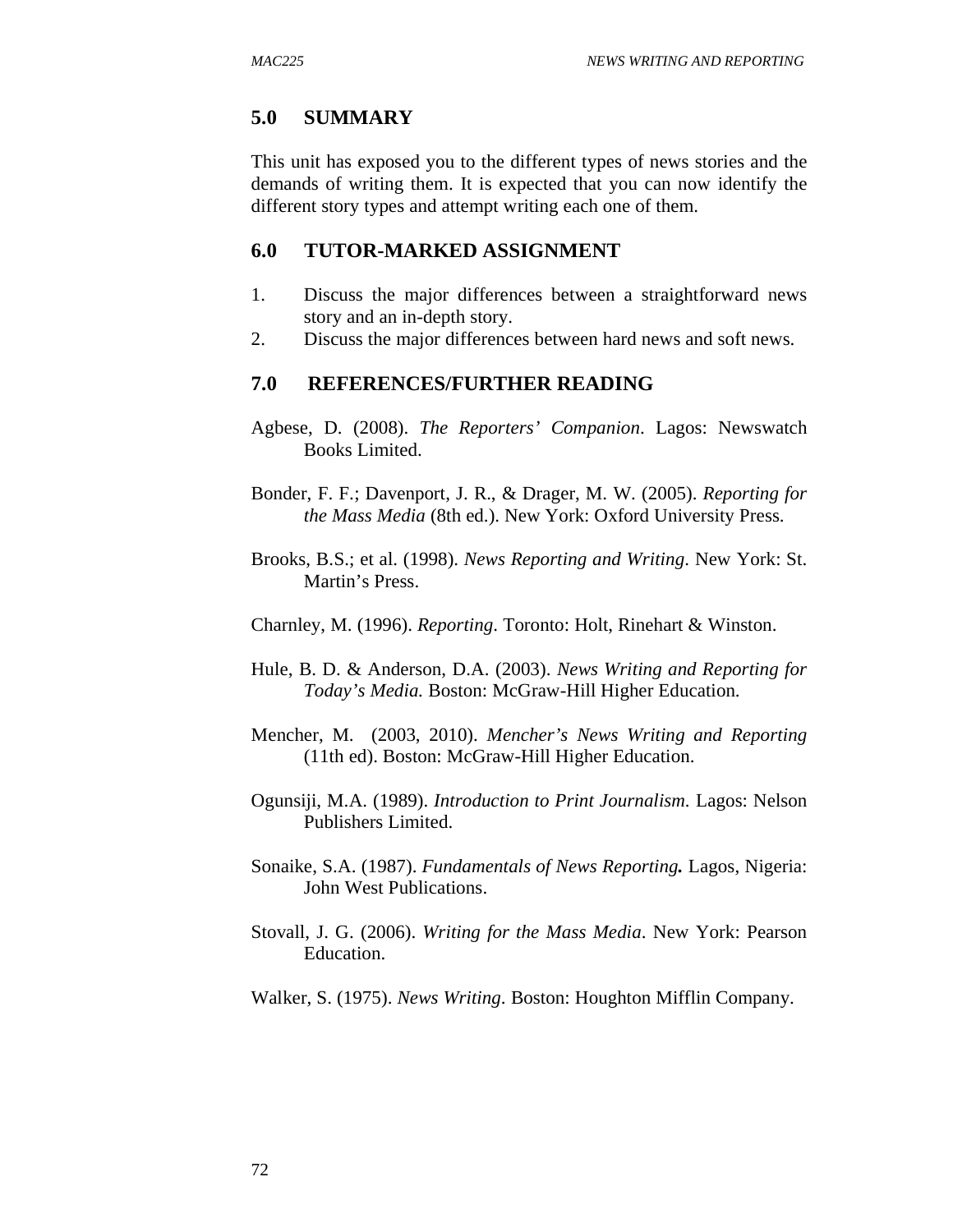## 5.0 SUMMARY

This unit has exposed you to the different types of news stories and the demands of writing them. It is expected that you can now identify the different story types and attempt writing each one of them.

## 6.0 TUTOR-MARKED ASSIGNMENT

1. Discuss the major differences between a straightforward news story and an in-depth story.
2. Discuss the major differences between hard news and soft news.

## 7.0 REFERENCES/FURTHER READING

Agbese, D. (2008). *The Reporters' Companion*. Lagos: Newswatch Books Limited.

Bonder, F. F.; Davenport, J. R., & Drager, M. W. (2005). *Reporting for the Mass Media* (8th ed.). New York: Oxford University Press.

Brooks, B.S.; et al. (1998). *News Reporting and Writing*. New York: St. Martin's Press.

Charnley, M. (1996). *Reporting*. Toronto: Holt, Rinehart & Winston.

Hule, B. D. & Anderson, D.A. (2003). *News Writing and Reporting for Today's Media.* Boston: McGraw-Hill Higher Education.

Mencher, M. (2003, 2010). *Mencher's News Writing and Reporting* (11th ed). Boston: McGraw-Hill Higher Education.

Ogunsiji, M.A. (1989). *Introduction to Print Journalism*. Lagos: Nelson Publishers Limited.

Sonaike, S.A. (1987). *Fundamentals of News Reporting.* Lagos, Nigeria: John West Publications.

Stovall, J. G. (2006). *Writing for the Mass Media*. New York: Pearson Education.

Walker, S. (1975). *News Writing*. Boston: Houghton Mifflin Company.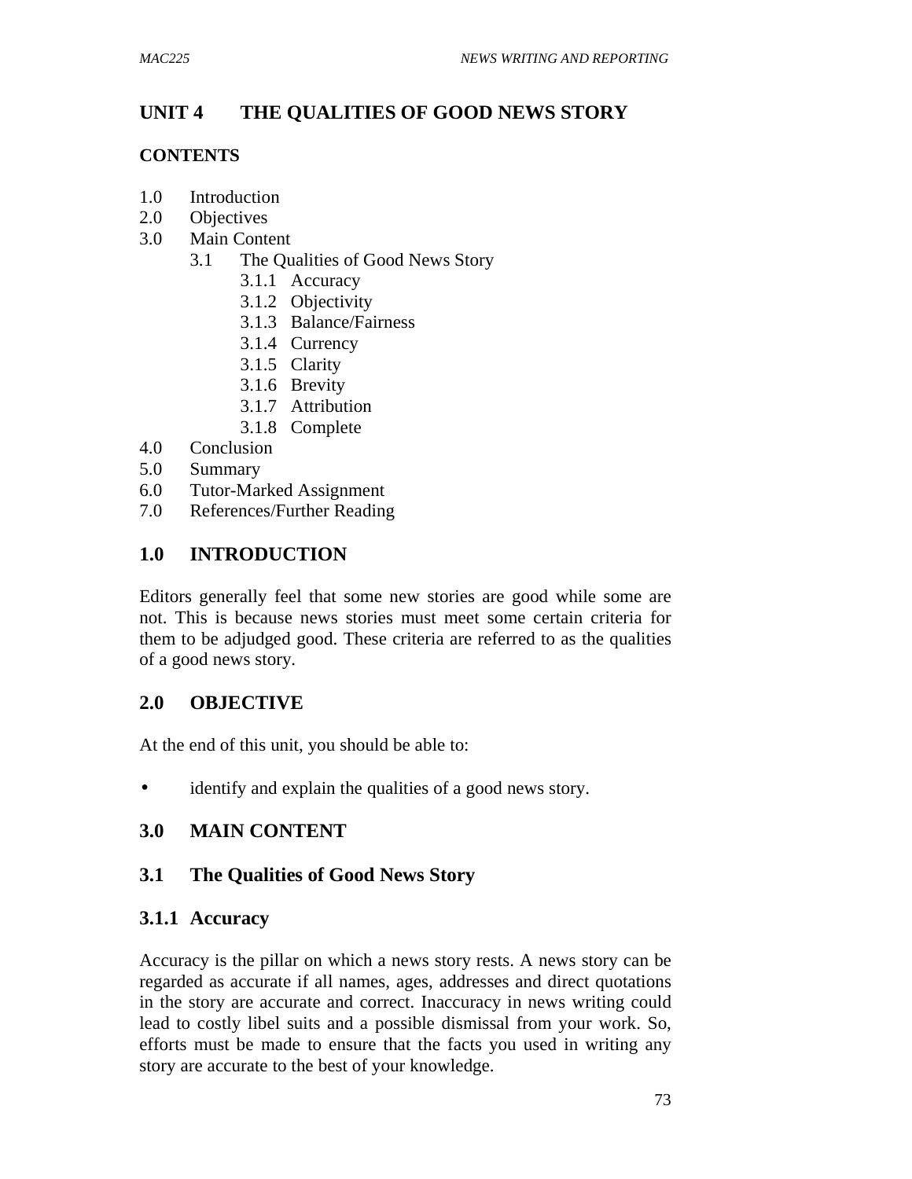# UNIT 4 THE QUALITIES OF GOOD NEWS STORY

**CONTENTS**

1.0 Introduction
2.0 Objectives
3.0 Main Content
  3.1 The Qualities of Good News Story
    3.1.1 Accuracy
    3.1.2 Objectivity
    3.1.3 Balance/Fairness
    3.1.4 Currency
    3.1.5 Clarity
    3.1.6 Brevity
    3.1.7 Attribution
    3.1.8 Complete
4.0 Conclusion
5.0 Summary
6.0 Tutor-Marked Assignment
7.0 References/Further Reading

## 1.0 INTRODUCTION

Editors generally feel that some new stories are good while some are not. This is because news stories must meet some certain criteria for them to be adjudged good. These criteria are referred to as the qualities of a good news story.

## 2.0 OBJECTIVE

At the end of this unit, you should be able to:

- identify and explain the qualities of a good news story.

## 3.0 MAIN CONTENT

## 3.1 The Qualities of Good News Story

### 3.1.1 Accuracy

Accuracy is the pillar on which a news story rests. A news story can be regarded as accurate if all names, ages, addresses and direct quotations in the story are accurate and correct. Inaccuracy in news writing could lead to costly libel suits and a possible dismissal from your work. So, efforts must be made to ensure that the facts you used in writing any story are accurate to the best of your knowledge.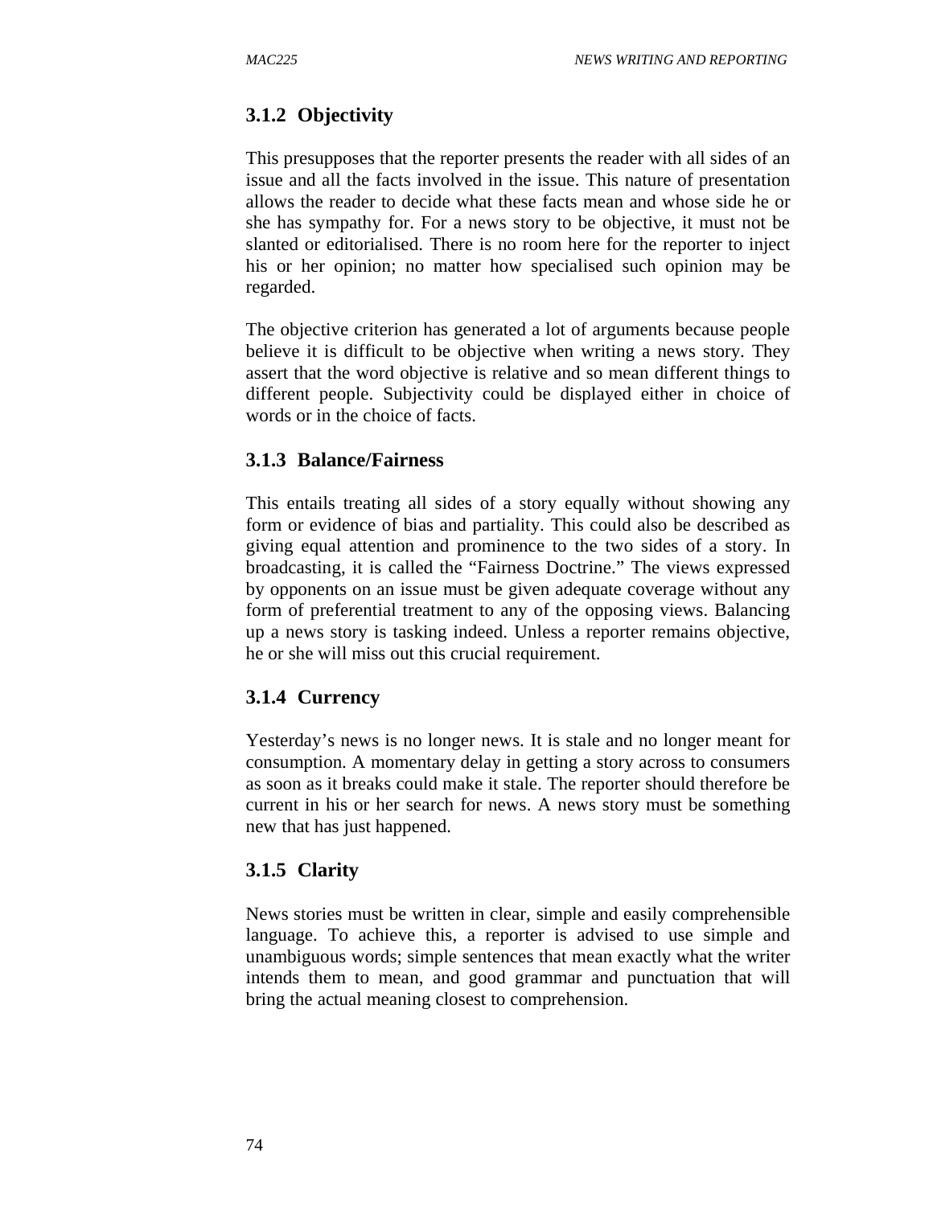### 3.1.2 Objectivity

This presupposes that the reporter presents the reader with all sides of an issue and all the facts involved in the issue. This nature of presentation allows the reader to decide what these facts mean and whose side he or she has sympathy for. For a news story to be objective, it must not be slanted or editorialised. There is no room here for the reporter to inject his or her opinion; no matter how specialised such opinion may be regarded.

The objective criterion has generated a lot of arguments because people believe it is difficult to be objective when writing a news story. They assert that the word objective is relative and so mean different things to different people. Subjectivity could be displayed either in choice of words or in the choice of facts.

### 3.1.3 Balance/Fairness

This entails treating all sides of a story equally without showing any form or evidence of bias and partiality. This could also be described as giving equal attention and prominence to the two sides of a story. In broadcasting, it is called the "Fairness Doctrine." The views expressed by opponents on an issue must be given adequate coverage without any form of preferential treatment to any of the opposing views. Balancing up a news story is tasking indeed. Unless a reporter remains objective, he or she will miss out this crucial requirement.

### 3.1.4 Currency

Yesterday's news is no longer news. It is stale and no longer meant for consumption. A momentary delay in getting a story across to consumers as soon as it breaks could make it stale. The reporter should therefore be current in his or her search for news. A news story must be something new that has just happened.

### 3.1.5 Clarity

News stories must be written in clear, simple and easily comprehensible language. To achieve this, a reporter is advised to use simple and unambiguous words; simple sentences that mean exactly what the writer intends them to mean, and good grammar and punctuation that will bring the actual meaning closest to comprehension.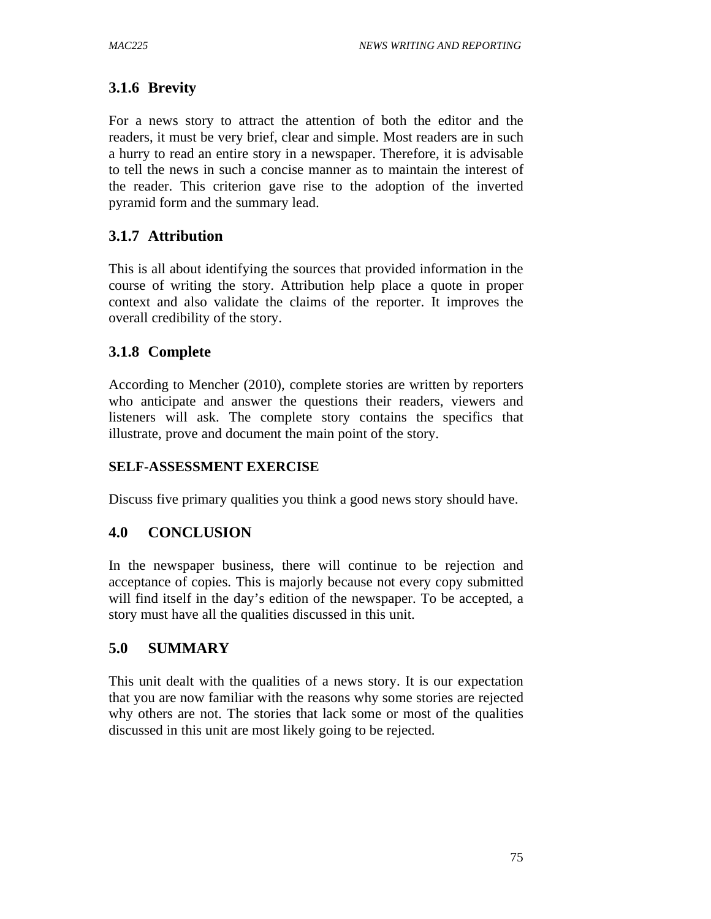### 3.1.6 Brevity

For a news story to attract the attention of both the editor and the readers, it must be very brief, clear and simple. Most readers are in such a hurry to read an entire story in a newspaper. Therefore, it is advisable to tell the news in such a concise manner as to maintain the interest of the reader. This criterion gave rise to the adoption of the inverted pyramid form and the summary lead.

### 3.1.7 Attribution

This is all about identifying the sources that provided information in the course of writing the story. Attribution help place a quote in proper context and also validate the claims of the reporter. It improves the overall credibility of the story.

### 3.1.8 Complete

According to Mencher (2010), complete stories are written by reporters who anticipate and answer the questions their readers, viewers and listeners will ask. The complete story contains the specifics that illustrate, prove and document the main point of the story.

**SELF-ASSESSMENT EXERCISE**

Discuss five primary qualities you think a good news story should have.

## 4.0 CONCLUSION

In the newspaper business, there will continue to be rejection and acceptance of copies. This is majorly because not every copy submitted will find itself in the day's edition of the newspaper. To be accepted, a story must have all the qualities discussed in this unit.

## 5.0 SUMMARY

This unit dealt with the qualities of a news story. It is our expectation that you are now familiar with the reasons why some stories are rejected why others are not. The stories that lack some or most of the qualities discussed in this unit are most likely going to be rejected.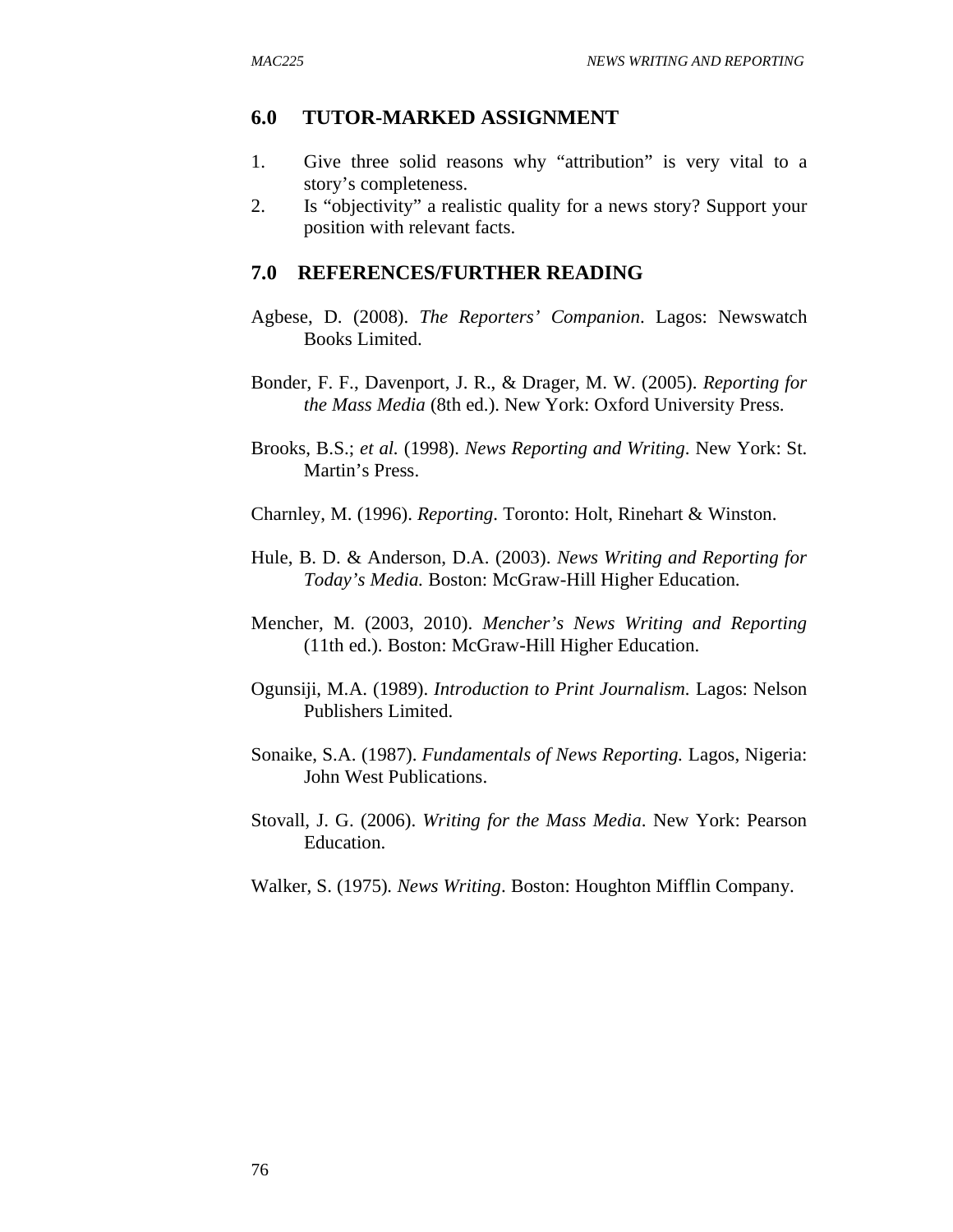## 6.0 TUTOR-MARKED ASSIGNMENT

1. Give three solid reasons why "attribution" is very vital to a story's completeness.
2. Is "objectivity" a realistic quality for a news story? Support your position with relevant facts.

## 7.0 REFERENCES/FURTHER READING

Agbese, D. (2008). *The Reporters' Companion*. Lagos: Newswatch Books Limited.

Bonder, F. F., Davenport, J. R., & Drager, M. W. (2005). *Reporting for the Mass Media* (8th ed.). New York: Oxford University Press.

Brooks, B.S.; *et al.* (1998). *News Reporting and Writing*. New York: St. Martin's Press.

Charnley, M. (1996). *Reporting*. Toronto: Holt, Rinehart & Winston.

Hule, B. D. & Anderson, D.A. (2003). *News Writing and Reporting for Today's Media.* Boston: McGraw-Hill Higher Education.

Mencher, M. (2003, 2010). *Mencher's News Writing and Reporting* (11th ed.). Boston: McGraw-Hill Higher Education.

Ogunsiji, M.A. (1989). *Introduction to Print Journalism.* Lagos: Nelson Publishers Limited.

Sonaike, S.A. (1987). *Fundamentals of News Reporting.* Lagos, Nigeria: John West Publications.

Stovall, J. G. (2006). *Writing for the Mass Media*. New York: Pearson Education.

Walker, S. (1975). *News Writing*. Boston: Houghton Mifflin Company.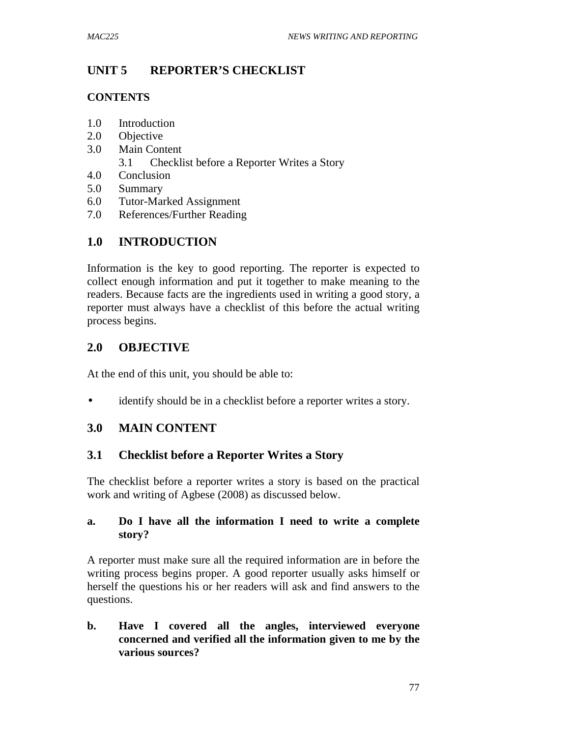# UNIT 5 REPORTER'S CHECKLIST

## CONTENTS

1.0 Introduction
2.0 Objective
3.0 Main Content
  3.1 Checklist before a Reporter Writes a Story
4.0 Conclusion
5.0 Summary
6.0 Tutor-Marked Assignment
7.0 References/Further Reading

## 1.0 INTRODUCTION

Information is the key to good reporting. The reporter is expected to collect enough information and put it together to make meaning to the readers. Because facts are the ingredients used in writing a good story, a reporter must always have a checklist of this before the actual writing process begins.

## 2.0 OBJECTIVE

At the end of this unit, you should be able to:

- identify should be in a checklist before a reporter writes a story.

## 3.0 MAIN CONTENT

### 3.1 Checklist before a Reporter Writes a Story

The checklist before a reporter writes a story is based on the practical work and writing of Agbese (2008) as discussed below.

**a. Do I have all the information I need to write a complete story?**

A reporter must make sure all the required information are in before the writing process begins proper. A good reporter usually asks himself or herself the questions his or her readers will ask and find answers to the questions.

**b. Have I covered all the angles, interviewed everyone concerned and verified all the information given to me by the various sources?**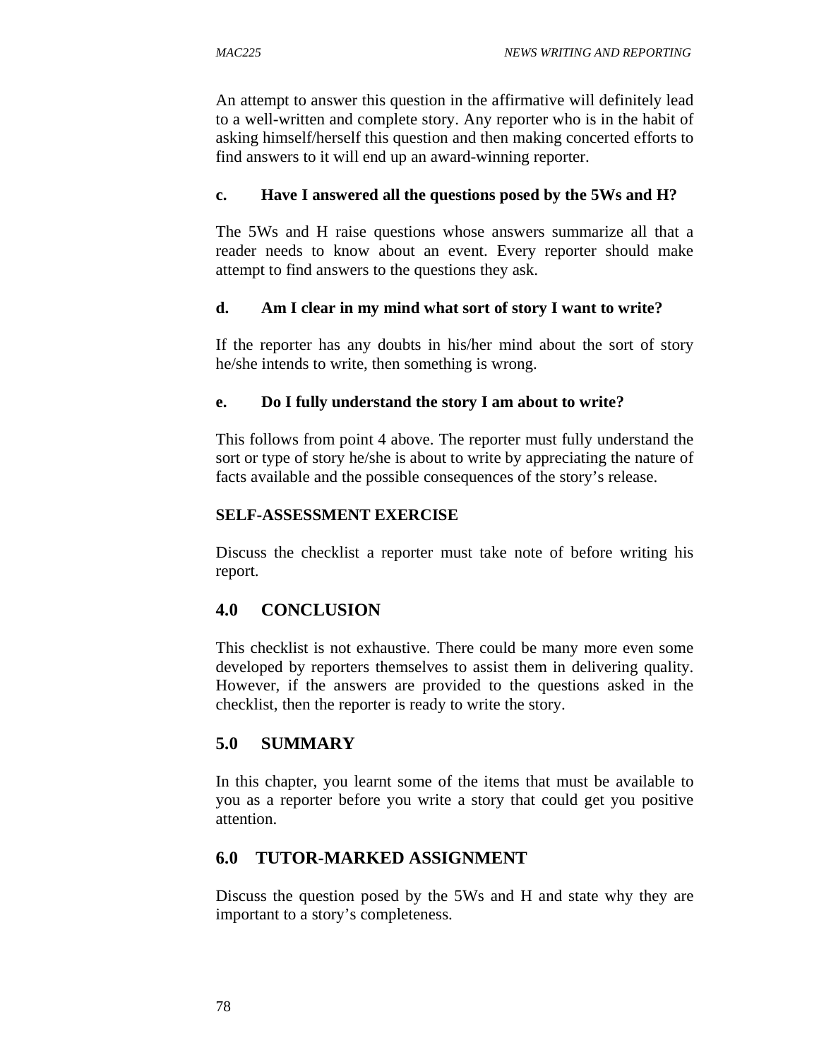An attempt to answer this question in the affirmative will definitely lead to a well-written and complete story. Any reporter who is in the habit of asking himself/herself this question and then making concerted efforts to find answers to it will end up an award-winning reporter.

**c. Have I answered all the questions posed by the 5Ws and H?**

The 5Ws and H raise questions whose answers summarize all that a reader needs to know about an event. Every reporter should make attempt to find answers to the questions they ask.

**d. Am I clear in my mind what sort of story I want to write?**

If the reporter has any doubts in his/her mind about the sort of story he/she intends to write, then something is wrong.

**e. Do I fully understand the story I am about to write?**

This follows from point 4 above. The reporter must fully understand the sort or type of story he/she is about to write by appreciating the nature of facts available and the possible consequences of the story's release.

**SELF-ASSESSMENT EXERCISE**

Discuss the checklist a reporter must take note of before writing his report.

## 4.0 CONCLUSION

This checklist is not exhaustive. There could be many more even some developed by reporters themselves to assist them in delivering quality. However, if the answers are provided to the questions asked in the checklist, then the reporter is ready to write the story.

## 5.0 SUMMARY

In this chapter, you learnt some of the items that must be available to you as a reporter before you write a story that could get you positive attention.

## 6.0 TUTOR-MARKED ASSIGNMENT

Discuss the question posed by the 5Ws and H and state why they are important to a story's completeness.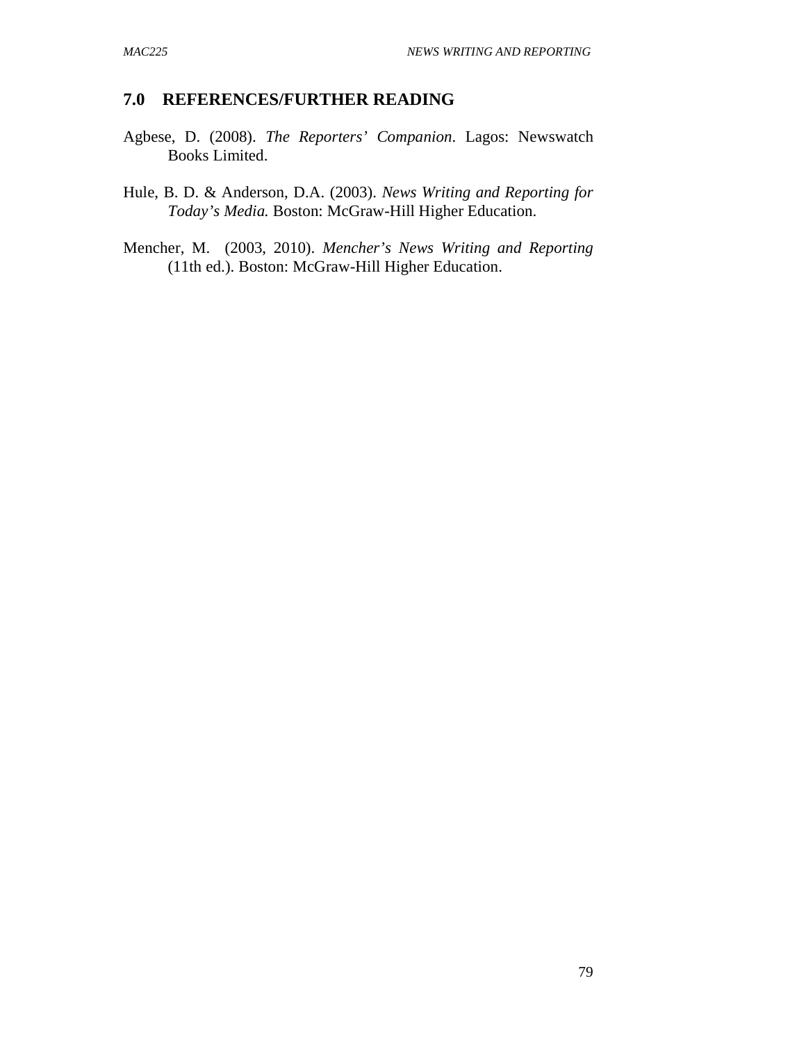## 7.0 REFERENCES/FURTHER READING

Agbese, D. (2008). *The Reporters' Companion*. Lagos: Newswatch Books Limited.

Hule, B. D. & Anderson, D.A. (2003). *News Writing and Reporting for Today's Media.* Boston: McGraw-Hill Higher Education.

Mencher, M. (2003, 2010). *Mencher's News Writing and Reporting* (11th ed.). Boston: McGraw-Hill Higher Education.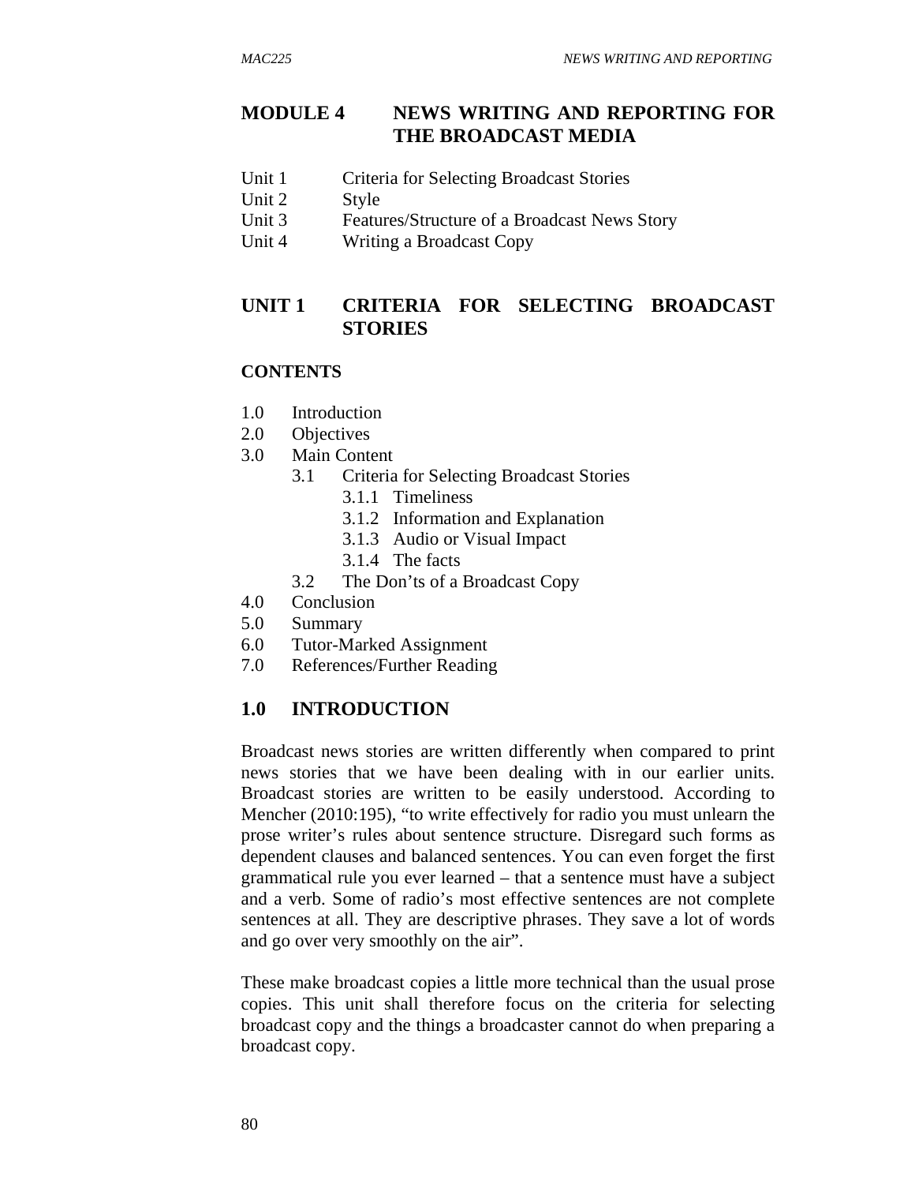# MODULE 4 NEWS WRITING AND REPORTING FOR THE BROADCAST MEDIA

Unit 1 Criteria for Selecting Broadcast Stories
Unit 2 Style
Unit 3 Features/Structure of a Broadcast News Story
Unit 4 Writing a Broadcast Copy

## UNIT 1 CRITERIA FOR SELECTING BROADCAST STORIES

**CONTENTS**

- 1.0 Introduction
- 2.0 Objectives
- 3.0 Main Content
    - 3.1 Criteria for Selecting Broadcast Stories
        - 3.1.1 Timeliness
        - 3.1.2 Information and Explanation
        - 3.1.3 Audio or Visual Impact
        - 3.1.4 The facts
    - 3.2 The Don'ts of a Broadcast Copy
- 4.0 Conclusion
- 5.0 Summary
- 6.0 Tutor-Marked Assignment
- 7.0 References/Further Reading

## 1.0 INTRODUCTION

Broadcast news stories are written differently when compared to print news stories that we have been dealing with in our earlier units. Broadcast stories are written to be easily understood. According to Mencher (2010:195), "to write effectively for radio you must unlearn the prose writer's rules about sentence structure. Disregard such forms as dependent clauses and balanced sentences. You can even forget the first grammatical rule you ever learned – that a sentence must have a subject and a verb. Some of radio's most effective sentences are not complete sentences at all. They are descriptive phrases. They save a lot of words and go over very smoothly on the air".

These make broadcast copies a little more technical than the usual prose copies. This unit shall therefore focus on the criteria for selecting broadcast copy and the things a broadcaster cannot do when preparing a broadcast copy.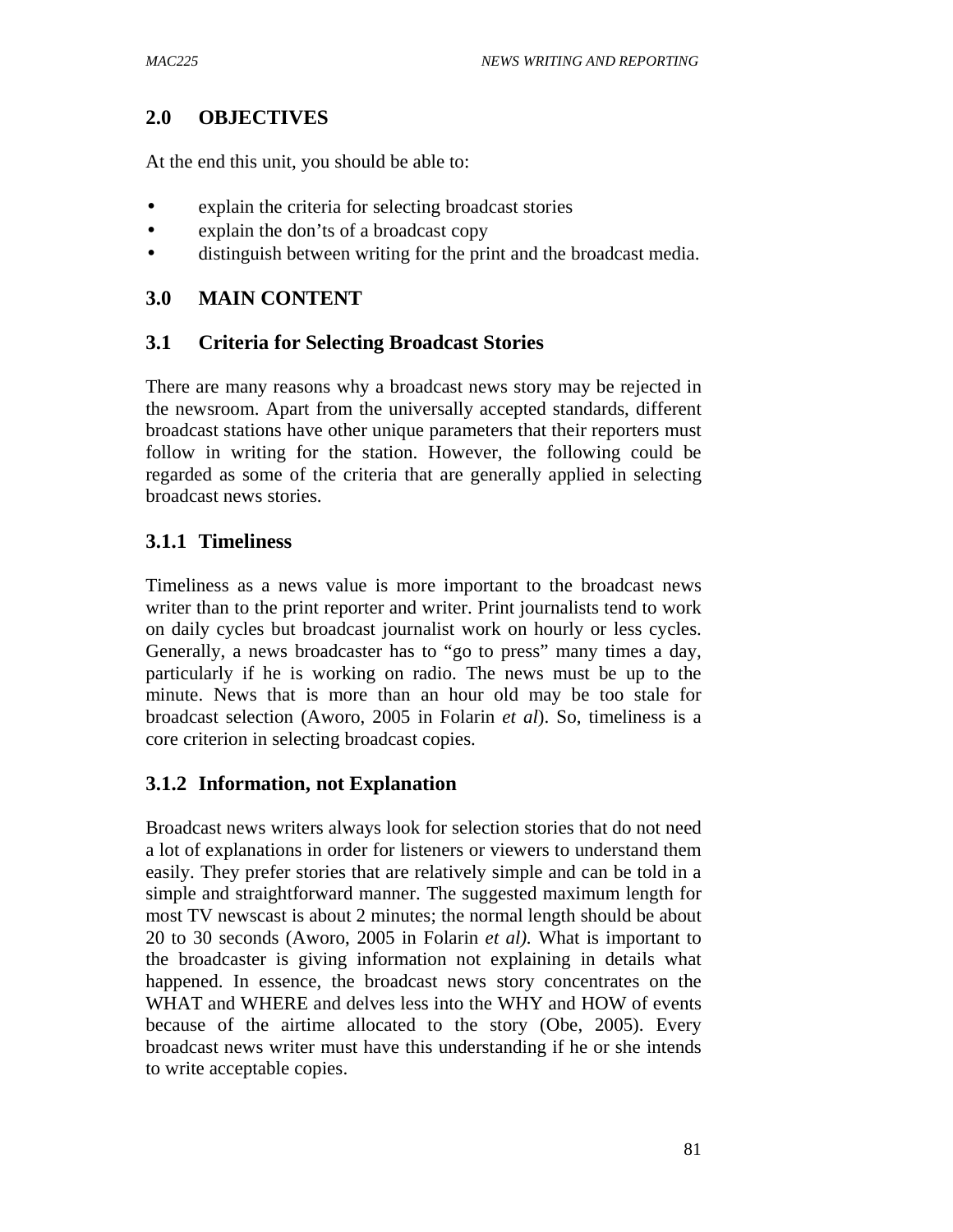## 2.0 OBJECTIVES

At the end this unit, you should be able to:

- explain the criteria for selecting broadcast stories
- explain the don'ts of a broadcast copy
- distinguish between writing for the print and the broadcast media.

## 3.0 MAIN CONTENT

### 3.1 Criteria for Selecting Broadcast Stories

There are many reasons why a broadcast news story may be rejected in the newsroom. Apart from the universally accepted standards, different broadcast stations have other unique parameters that their reporters must follow in writing for the station. However, the following could be regarded as some of the criteria that are generally applied in selecting broadcast news stories.

#### 3.1.1 Timeliness

Timeliness as a news value is more important to the broadcast news writer than to the print reporter and writer. Print journalists tend to work on daily cycles but broadcast journalist work on hourly or less cycles. Generally, a news broadcaster has to "go to press" many times a day, particularly if he is working on radio. The news must be up to the minute. News that is more than an hour old may be too stale for broadcast selection (Aworo, 2005 in Folarin *et al*). So, timeliness is a core criterion in selecting broadcast copies.

#### 3.1.2 Information, not Explanation

Broadcast news writers always look for selection stories that do not need a lot of explanations in order for listeners or viewers to understand them easily. They prefer stories that are relatively simple and can be told in a simple and straightforward manner. The suggested maximum length for most TV newscast is about 2 minutes; the normal length should be about 20 to 30 seconds (Aworo, 2005 in Folarin *et al).* What is important to the broadcaster is giving information not explaining in details what happened. In essence, the broadcast news story concentrates on the WHAT and WHERE and delves less into the WHY and HOW of events because of the airtime allocated to the story (Obe, 2005). Every broadcast news writer must have this understanding if he or she intends to write acceptable copies.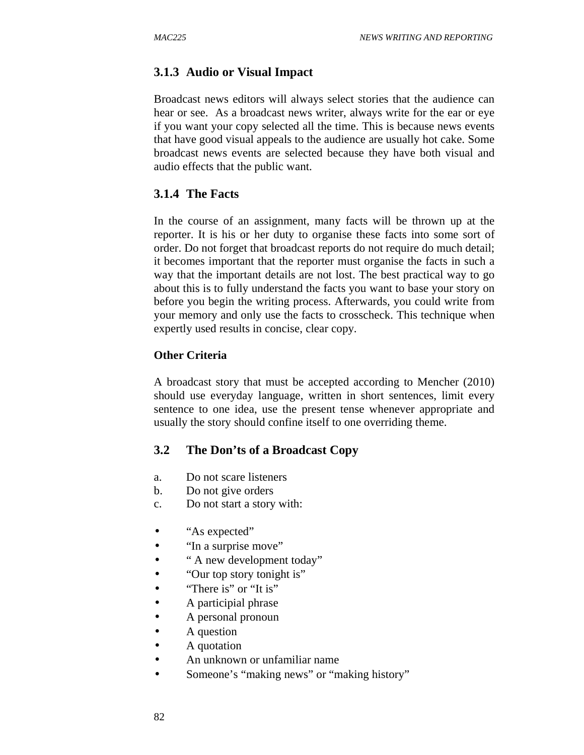### 3.1.3 Audio or Visual Impact

Broadcast news editors will always select stories that the audience can hear or see. As a broadcast news writer, always write for the ear or eye if you want your copy selected all the time. This is because news events that have good visual appeals to the audience are usually hot cake. Some broadcast news events are selected because they have both visual and audio effects that the public want.

### 3.1.4 The Facts

In the course of an assignment, many facts will be thrown up at the reporter. It is his or her duty to organise these facts into some sort of order. Do not forget that broadcast reports do not require do much detail; it becomes important that the reporter must organise the facts in such a way that the important details are not lost. The best practical way to go about this is to fully understand the facts you want to base your story on before you begin the writing process. Afterwards, you could write from your memory and only use the facts to crosscheck. This technique when expertly used results in concise, clear copy.

**Other Criteria**

A broadcast story that must be accepted according to Mencher (2010) should use everyday language, written in short sentences, limit every sentence to one idea, use the present tense whenever appropriate and usually the story should confine itself to one overriding theme.

## 3.2 The Don'ts of a Broadcast Copy

a. Do not scare listeners
b. Do not give orders
c. Do not start a story with:

- "As expected"
- "In a surprise move"
- " A new development today"
- "Our top story tonight is"
- "There is" or "It is"
- A participial phrase
- A personal pronoun
- A question
- A quotation
- An unknown or unfamiliar name
- Someone's "making news" or "making history"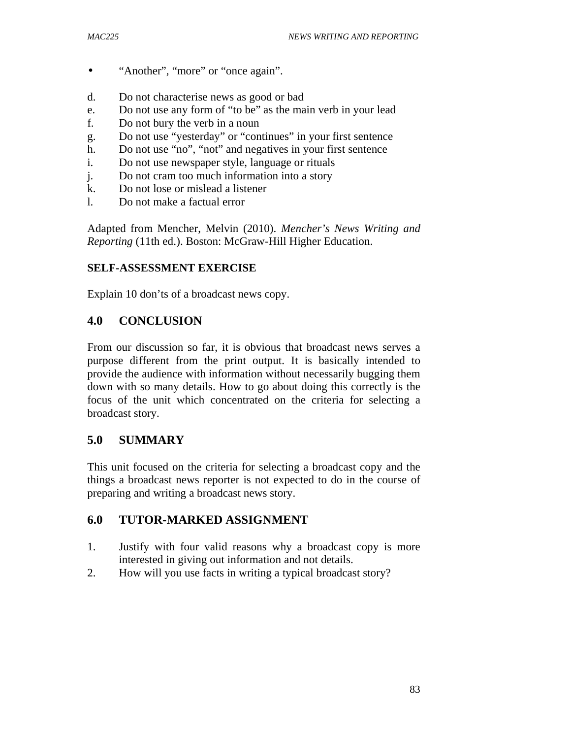- "Another", "more" or "once again".

d. Do not characterise news as good or bad
e. Do not use any form of "to be" as the main verb in your lead
f. Do not bury the verb in a noun
g. Do not use "yesterday" or "continues" in your first sentence
h. Do not use "no", "not" and negatives in your first sentence
i. Do not use newspaper style, language or rituals
j. Do not cram too much information into a story
k. Do not lose or mislead a listener
l. Do not make a factual error

Adapted from Mencher, Melvin (2010). *Mencher's News Writing and Reporting* (11th ed.). Boston: McGraw-Hill Higher Education.

**SELF-ASSESSMENT EXERCISE**

Explain 10 don'ts of a broadcast news copy.

## 4.0 CONCLUSION

From our discussion so far, it is obvious that broadcast news serves a purpose different from the print output. It is basically intended to provide the audience with information without necessarily bugging them down with so many details. How to go about doing this correctly is the focus of the unit which concentrated on the criteria for selecting a broadcast story.

## 5.0 SUMMARY

This unit focused on the criteria for selecting a broadcast copy and the things a broadcast news reporter is not expected to do in the course of preparing and writing a broadcast news story.

## 6.0 TUTOR-MARKED ASSIGNMENT

1. Justify with four valid reasons why a broadcast copy is more interested in giving out information and not details.
2. How will you use facts in writing a typical broadcast story?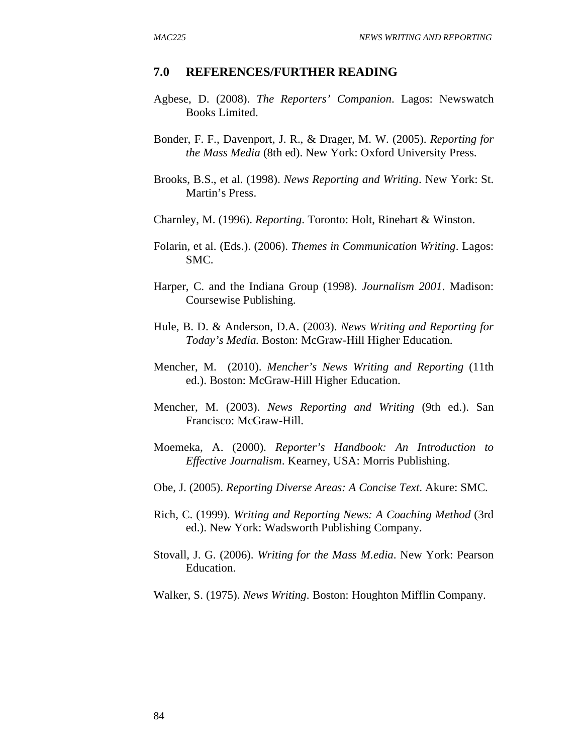## 7.0 REFERENCES/FURTHER READING

Agbese, D. (2008). *The Reporters' Companion*. Lagos: Newswatch Books Limited.

Bonder, F. F., Davenport, J. R., & Drager, M. W. (2005). *Reporting for the Mass Media* (8th ed). New York: Oxford University Press.

Brooks, B.S., et al. (1998). *News Reporting and Writing*. New York: St. Martin's Press.

Charnley, M. (1996). *Reporting*. Toronto: Holt, Rinehart & Winston.

Folarin, et al. (Eds.). (2006). *Themes in Communication Writing*. Lagos: SMC.

Harper, C. and the Indiana Group (1998). *Journalism 2001*. Madison: Coursewise Publishing.

Hule, B. D. & Anderson, D.A. (2003). *News Writing and Reporting for Today's Media.* Boston: McGraw-Hill Higher Education.

Mencher, M. (2010). *Mencher's News Writing and Reporting* (11th ed.). Boston: McGraw-Hill Higher Education.

Mencher, M. (2003). *News Reporting and Writing* (9th ed.). San Francisco: McGraw-Hill.

Moemeka, A. (2000). *Reporter's Handbook: An Introduction to Effective Journalism*. Kearney, USA: Morris Publishing.

Obe, J. (2005). *Reporting Diverse Areas: A Concise Text*. Akure: SMC.

Rich, C. (1999). *Writing and Reporting News: A Coaching Method* (3rd ed.). New York: Wadsworth Publishing Company.

Stovall, J. G. (2006). *Writing for the Mass M.edia*. New York: Pearson Education.

Walker, S. (1975). *News Writing*. Boston: Houghton Mifflin Company.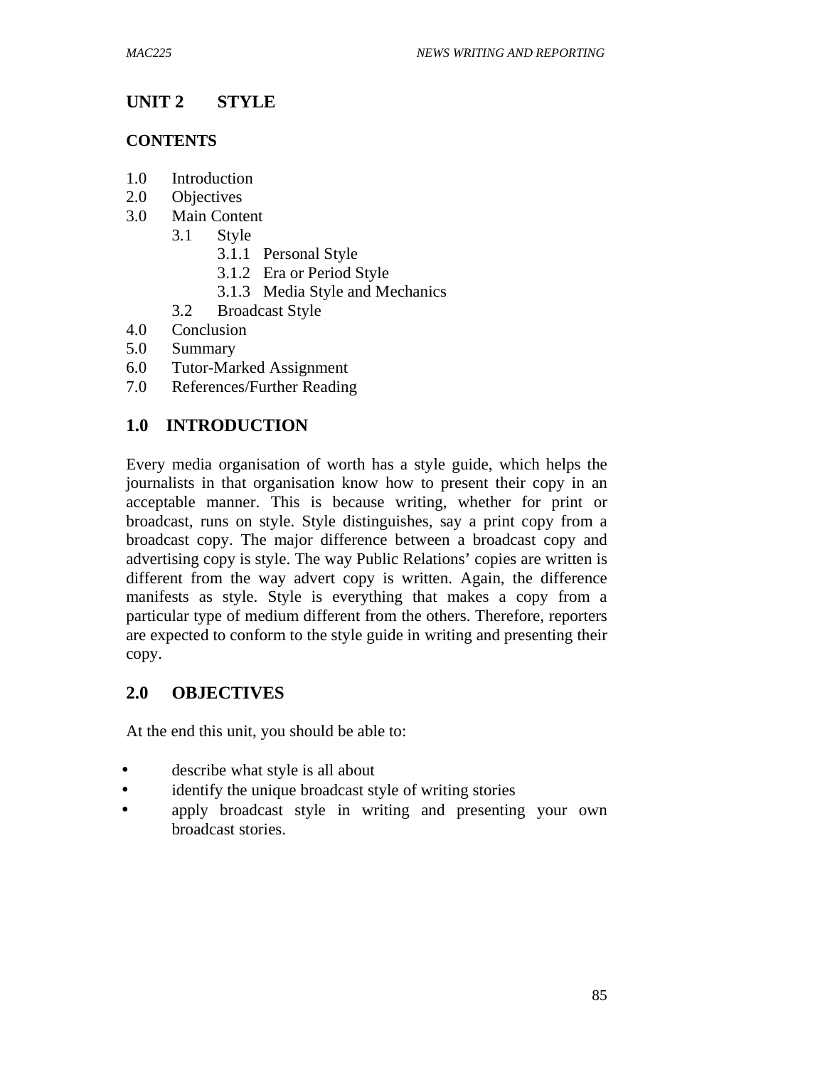# UNIT 2 STYLE

**CONTENTS**

1.0 Introduction
2.0 Objectives
3.0 Main Content
 3.1 Style
  3.1.1 Personal Style
  3.1.2 Era or Period Style
  3.1.3 Media Style and Mechanics
 3.2 Broadcast Style
4.0 Conclusion
5.0 Summary
6.0 Tutor-Marked Assignment
7.0 References/Further Reading

## 1.0 INTRODUCTION

Every media organisation of worth has a style guide, which helps the journalists in that organisation know how to present their copy in an acceptable manner. This is because writing, whether for print or broadcast, runs on style. Style distinguishes, say a print copy from a broadcast copy. The major difference between a broadcast copy and advertising copy is style. The way Public Relations' copies are written is different from the way advert copy is written. Again, the difference manifests as style. Style is everything that makes a copy from a particular type of medium different from the others. Therefore, reporters are expected to conform to the style guide in writing and presenting their copy.

## 2.0 OBJECTIVES

At the end this unit, you should be able to:

- describe what style is all about
- identify the unique broadcast style of writing stories
- apply broadcast style in writing and presenting your own broadcast stories.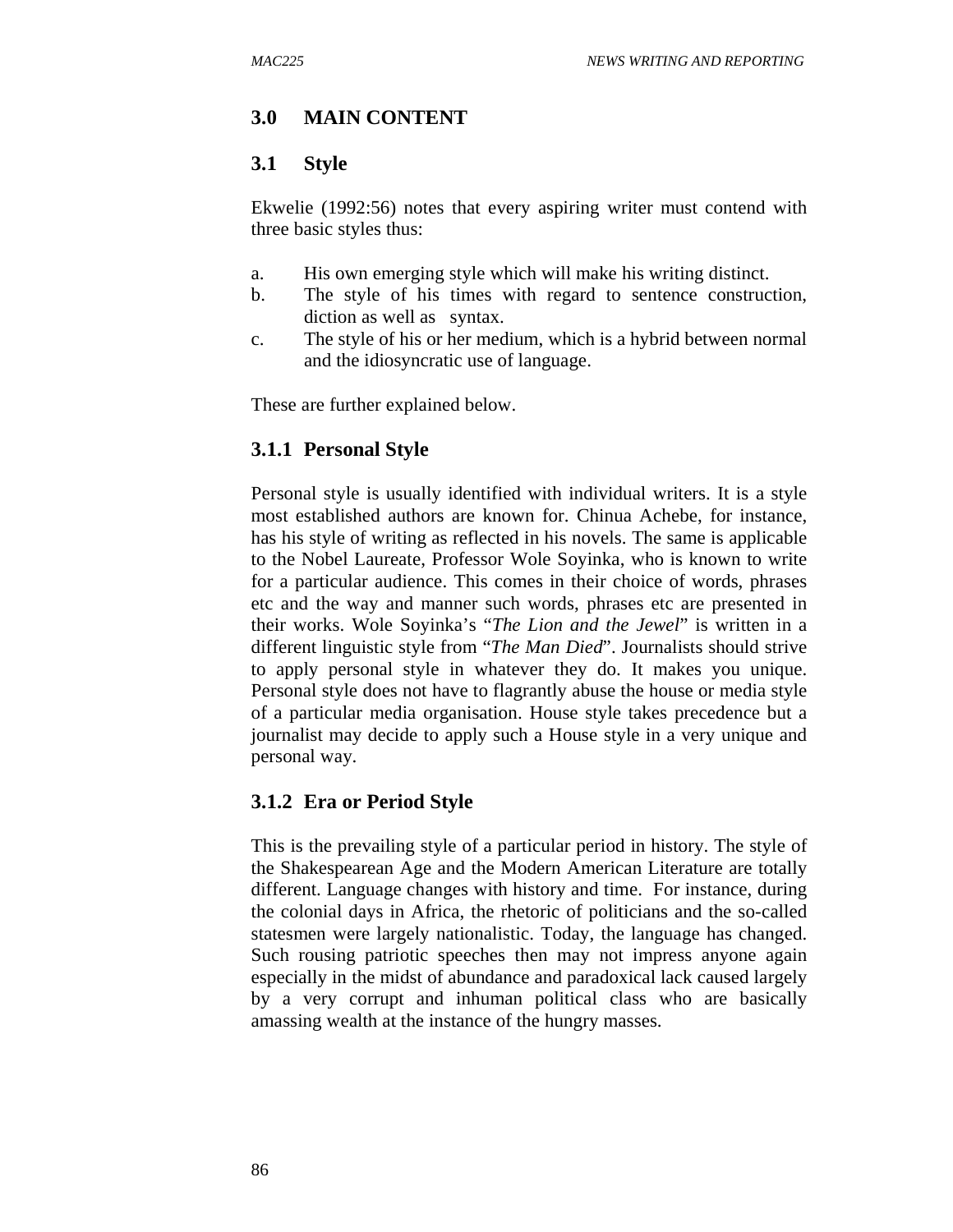## 3.0 MAIN CONTENT

### 3.1 Style

Ekwelie (1992:56) notes that every aspiring writer must contend with three basic styles thus:

a. His own emerging style which will make his writing distinct.
b. The style of his times with regard to sentence construction, diction as well as syntax.
c. The style of his or her medium, which is a hybrid between normal and the idiosyncratic use of language.

These are further explained below.

#### 3.1.1 Personal Style

Personal style is usually identified with individual writers. It is a style most established authors are known for. Chinua Achebe, for instance, has his style of writing as reflected in his novels. The same is applicable to the Nobel Laureate, Professor Wole Soyinka, who is known to write for a particular audience. This comes in their choice of words, phrases etc and the way and manner such words, phrases etc are presented in their works. Wole Soyinka's "*The Lion and the Jewel*" is written in a different linguistic style from "*The Man Died*". Journalists should strive to apply personal style in whatever they do. It makes you unique. Personal style does not have to flagrantly abuse the house or media style of a particular media organisation. House style takes precedence but a journalist may decide to apply such a House style in a very unique and personal way.

#### 3.1.2 Era or Period Style

This is the prevailing style of a particular period in history. The style of the Shakespearean Age and the Modern American Literature are totally different. Language changes with history and time. For instance, during the colonial days in Africa, the rhetoric of politicians and the so-called statesmen were largely nationalistic. Today, the language has changed. Such rousing patriotic speeches then may not impress anyone again especially in the midst of abundance and paradoxical lack caused largely by a very corrupt and inhuman political class who are basically amassing wealth at the instance of the hungry masses.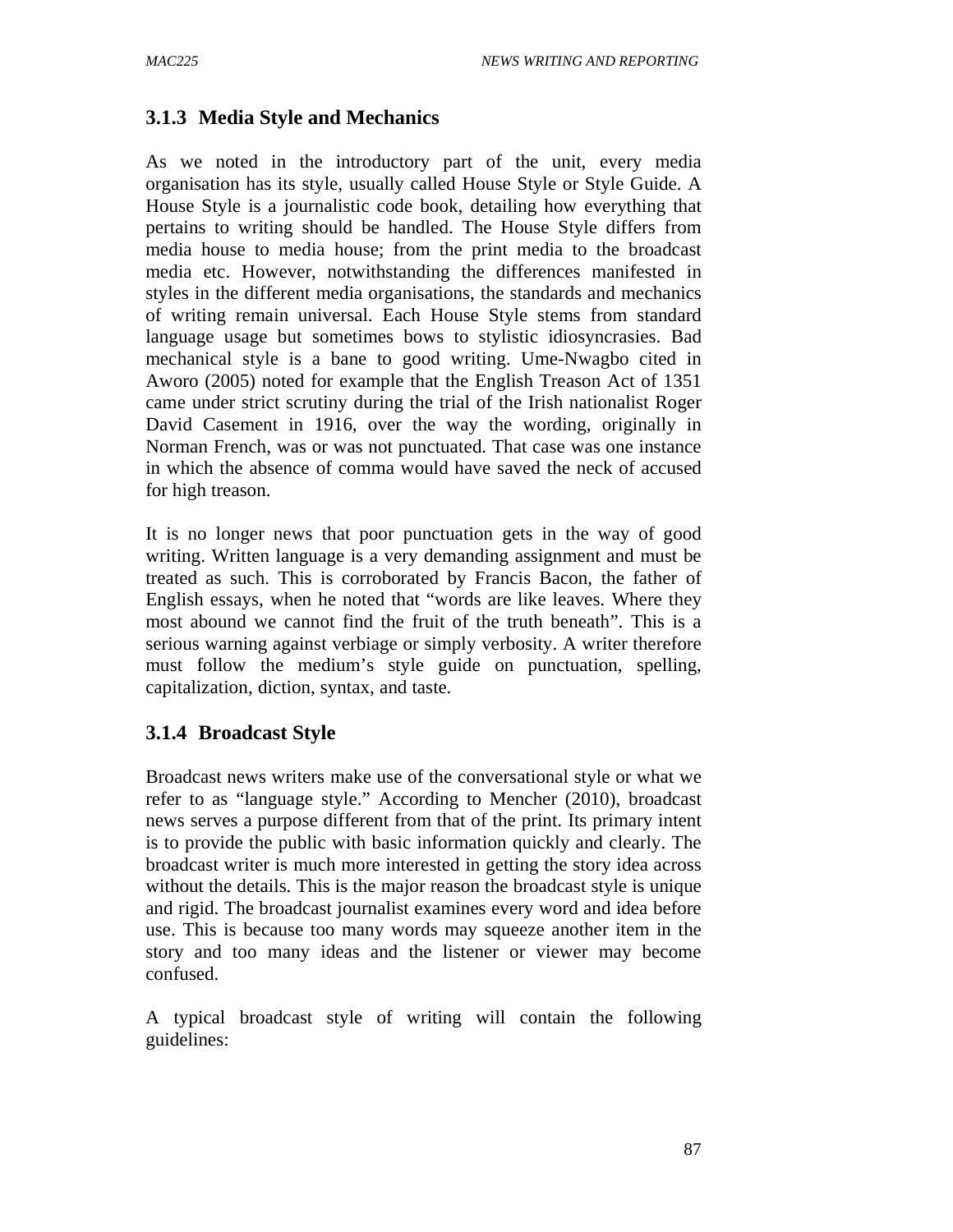### 3.1.3 Media Style and Mechanics

As we noted in the introductory part of the unit, every media organisation has its style, usually called House Style or Style Guide. A House Style is a journalistic code book, detailing how everything that pertains to writing should be handled. The House Style differs from media house to media house; from the print media to the broadcast media etc. However, notwithstanding the differences manifested in styles in the different media organisations, the standards and mechanics of writing remain universal. Each House Style stems from standard language usage but sometimes bows to stylistic idiosyncrasies. Bad mechanical style is a bane to good writing. Ume-Nwagbo cited in Aworo (2005) noted for example that the English Treason Act of 1351 came under strict scrutiny during the trial of the Irish nationalist Roger David Casement in 1916, over the way the wording, originally in Norman French, was or was not punctuated. That case was one instance in which the absence of comma would have saved the neck of accused for high treason.

It is no longer news that poor punctuation gets in the way of good writing. Written language is a very demanding assignment and must be treated as such. This is corroborated by Francis Bacon, the father of English essays, when he noted that "words are like leaves. Where they most abound we cannot find the fruit of the truth beneath". This is a serious warning against verbiage or simply verbosity. A writer therefore must follow the medium's style guide on punctuation, spelling, capitalization, diction, syntax, and taste.

### 3.1.4 Broadcast Style

Broadcast news writers make use of the conversational style or what we refer to as "language style." According to Mencher (2010), broadcast news serves a purpose different from that of the print. Its primary intent is to provide the public with basic information quickly and clearly. The broadcast writer is much more interested in getting the story idea across without the details. This is the major reason the broadcast style is unique and rigid. The broadcast journalist examines every word and idea before use. This is because too many words may squeeze another item in the story and too many ideas and the listener or viewer may become confused.

A typical broadcast style of writing will contain the following guidelines: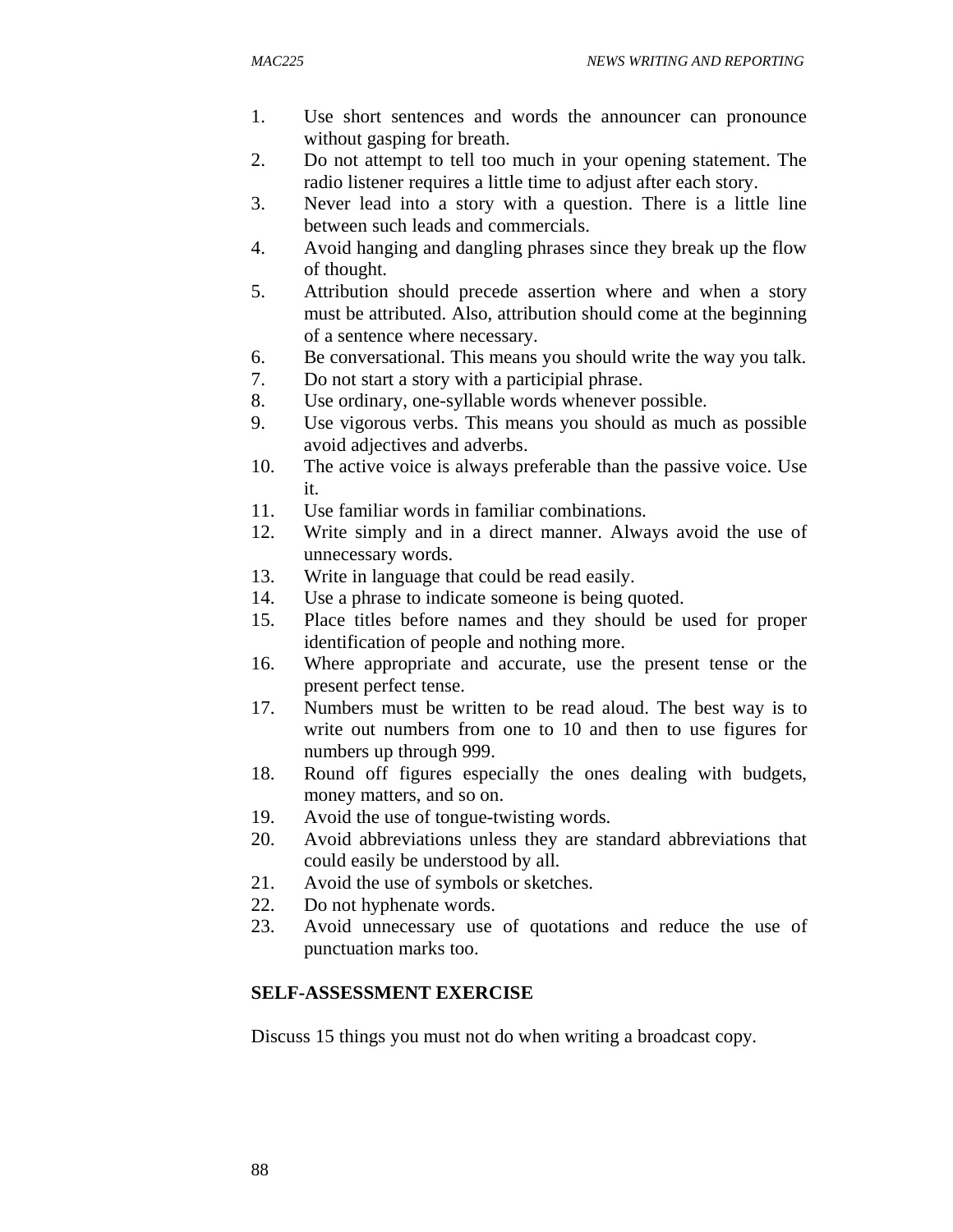1. Use short sentences and words the announcer can pronounce without gasping for breath.
2. Do not attempt to tell too much in your opening statement. The radio listener requires a little time to adjust after each story.
3. Never lead into a story with a question. There is a little line between such leads and commercials.
4. Avoid hanging and dangling phrases since they break up the flow of thought.
5. Attribution should precede assertion where and when a story must be attributed. Also, attribution should come at the beginning of a sentence where necessary.
6. Be conversational. This means you should write the way you talk.
7. Do not start a story with a participial phrase.
8. Use ordinary, one-syllable words whenever possible.
9. Use vigorous verbs. This means you should as much as possible avoid adjectives and adverbs.
10. The active voice is always preferable than the passive voice. Use it.
11. Use familiar words in familiar combinations.
12. Write simply and in a direct manner. Always avoid the use of unnecessary words.
13. Write in language that could be read easily.
14. Use a phrase to indicate someone is being quoted.
15. Place titles before names and they should be used for proper identification of people and nothing more.
16. Where appropriate and accurate, use the present tense or the present perfect tense.
17. Numbers must be written to be read aloud. The best way is to write out numbers from one to 10 and then to use figures for numbers up through 999.
18. Round off figures especially the ones dealing with budgets, money matters, and so on.
19. Avoid the use of tongue-twisting words.
20. Avoid abbreviations unless they are standard abbreviations that could easily be understood by all.
21. Avoid the use of symbols or sketches.
22. Do not hyphenate words.
23. Avoid unnecessary use of quotations and reduce the use of punctuation marks too.

## SELF-ASSESSMENT EXERCISE

Discuss 15 things you must not do when writing a broadcast copy.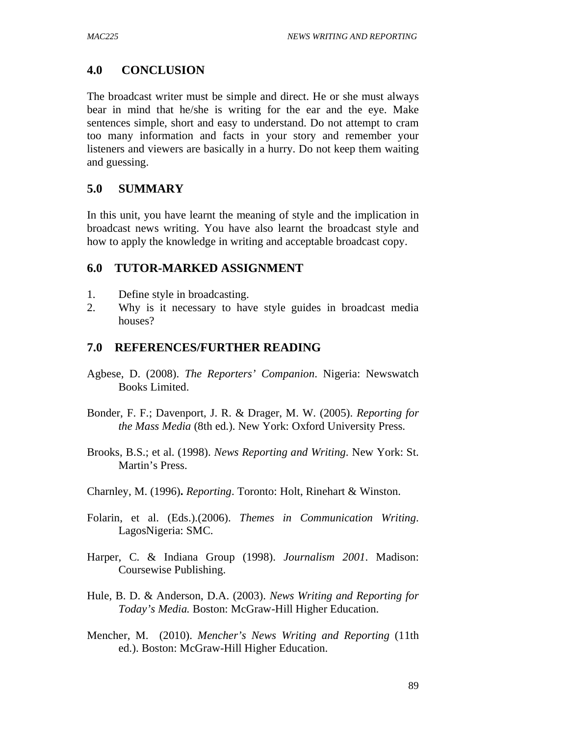## 4.0 CONCLUSION

The broadcast writer must be simple and direct. He or she must always bear in mind that he/she is writing for the ear and the eye. Make sentences simple, short and easy to understand. Do not attempt to cram too many information and facts in your story and remember your listeners and viewers are basically in a hurry. Do not keep them waiting and guessing.

## 5.0 SUMMARY

In this unit, you have learnt the meaning of style and the implication in broadcast news writing. You have also learnt the broadcast style and how to apply the knowledge in writing and acceptable broadcast copy.

## 6.0 TUTOR-MARKED ASSIGNMENT

1. Define style in broadcasting.
2. Why is it necessary to have style guides in broadcast media houses?

## 7.0 REFERENCES/FURTHER READING

Agbese, D. (2008). *The Reporters' Companion*. Nigeria: Newswatch Books Limited.

Bonder, F. F.; Davenport, J. R. & Drager, M. W. (2005). *Reporting for the Mass Media* (8th ed.). New York: Oxford University Press.

Brooks, B.S.; et al. (1998). *News Reporting and Writing*. New York: St. Martin's Press.

Charnley, M. (1996)**.** *Reporting*. Toronto: Holt, Rinehart & Winston.

Folarin, et al. (Eds.).(2006). *Themes in Communication Writing*. LagosNigeria: SMC.

Harper, C. & Indiana Group (1998). *Journalism 2001*. Madison: Coursewise Publishing.

Hule, B. D. & Anderson, D.A. (2003). *News Writing and Reporting for Today's Media.* Boston: McGraw-Hill Higher Education.

Mencher, M. (2010). *Mencher's News Writing and Reporting* (11th ed.). Boston: McGraw-Hill Higher Education.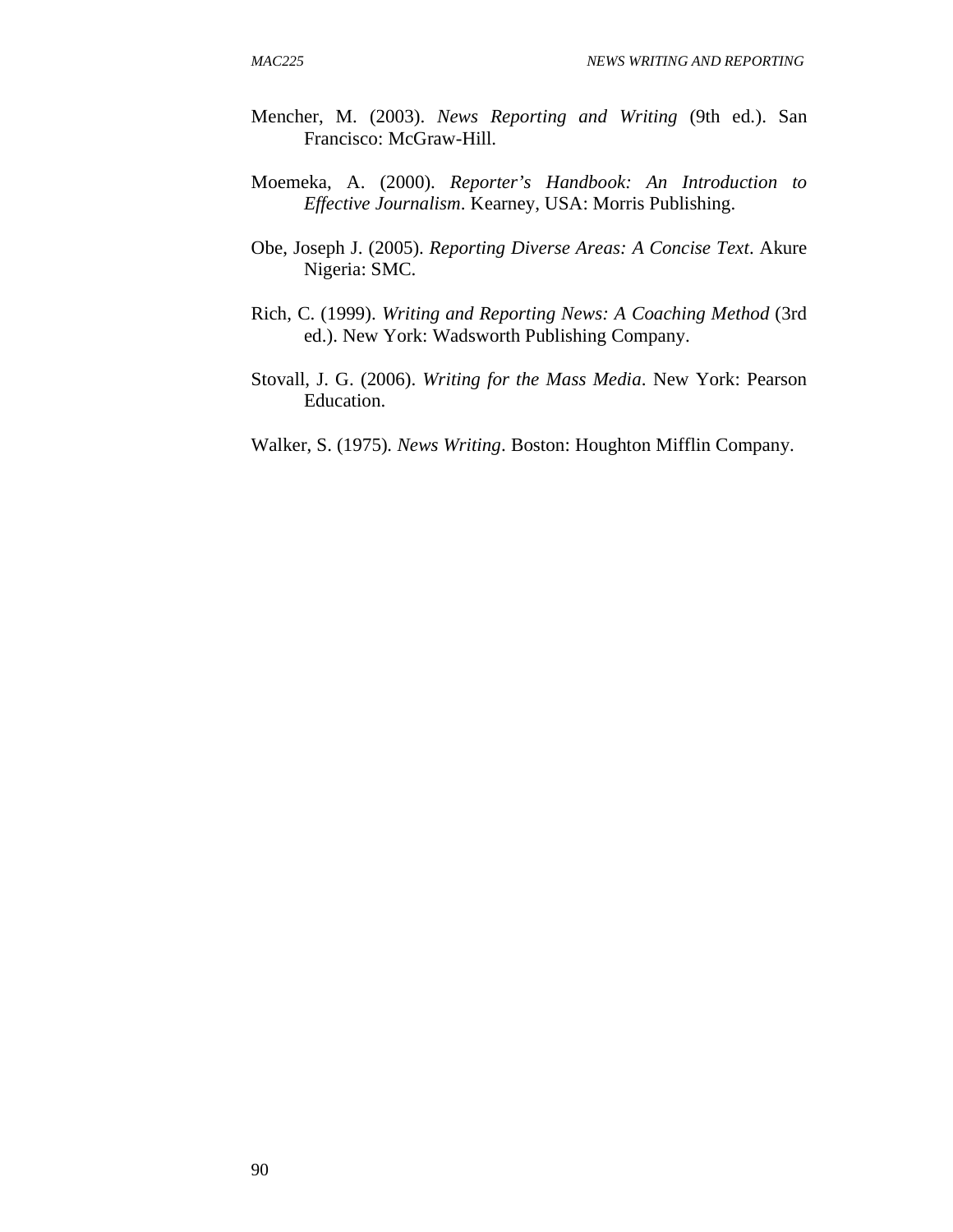Mencher, M. (2003). *News Reporting and Writing* (9th ed.). San Francisco: McGraw-Hill.

Moemeka, A. (2000). *Reporter's Handbook: An Introduction to Effective Journalism*. Kearney, USA: Morris Publishing.

Obe, Joseph J. (2005). *Reporting Diverse Areas: A Concise Text*. Akure Nigeria: SMC.

Rich, C. (1999). *Writing and Reporting News: A Coaching Method* (3rd ed.). New York: Wadsworth Publishing Company.

Stovall, J. G. (2006). *Writing for the Mass Media*. New York: Pearson Education.

Walker, S. (1975). *News Writing*. Boston: Houghton Mifflin Company.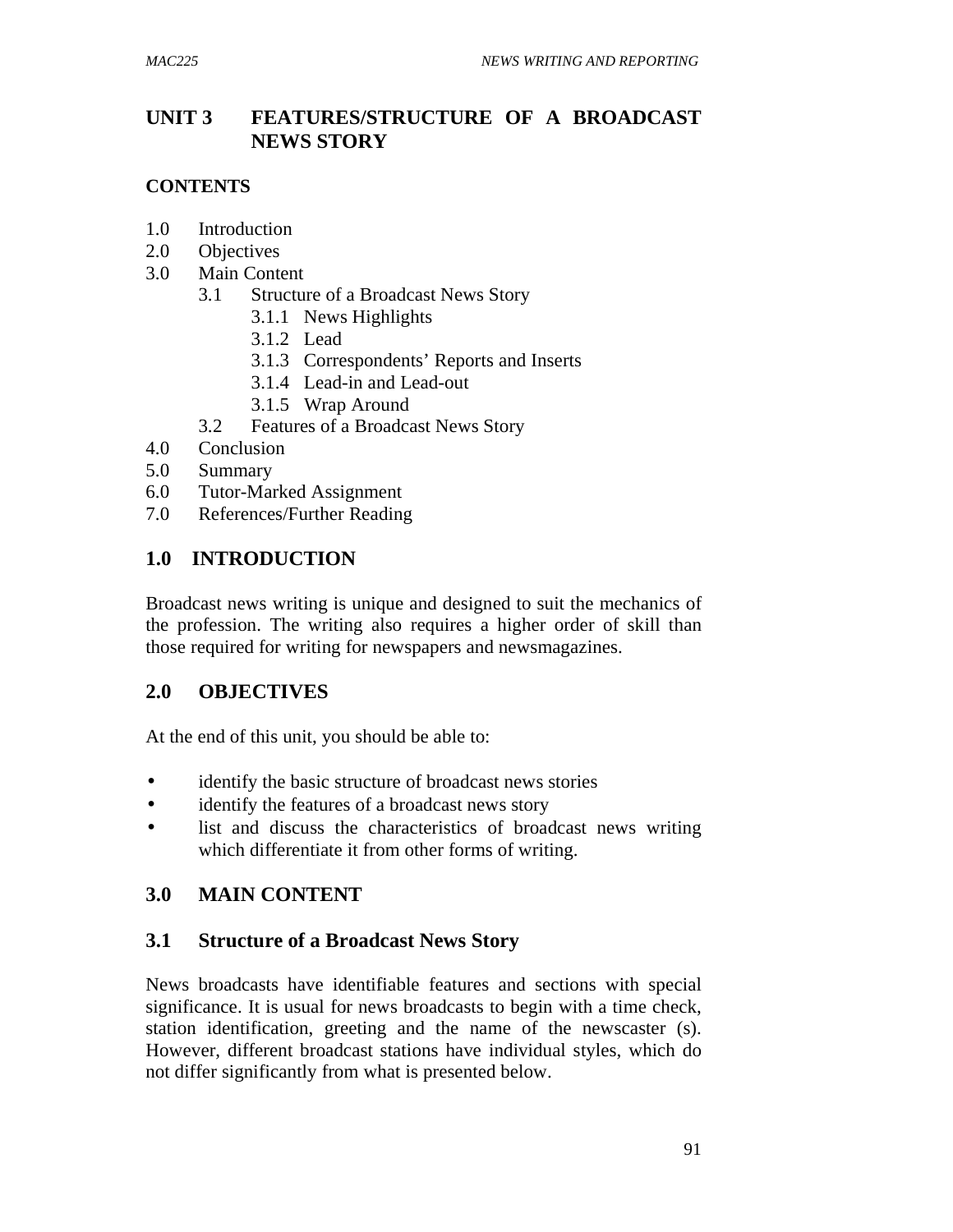# UNIT 3 FEATURES/STRUCTURE OF A BROADCAST NEWS STORY

## CONTENTS

1.0 Introduction
2.0 Objectives
3.0 Main Content
  3.1 Structure of a Broadcast News Story
    3.1.1 News Highlights
    3.1.2 Lead
    3.1.3 Correspondents' Reports and Inserts
    3.1.4 Lead-in and Lead-out
    3.1.5 Wrap Around
  3.2 Features of a Broadcast News Story
4.0 Conclusion
5.0 Summary
6.0 Tutor-Marked Assignment
7.0 References/Further Reading

## 1.0 INTRODUCTION

Broadcast news writing is unique and designed to suit the mechanics of the profession. The writing also requires a higher order of skill than those required for writing for newspapers and newsmagazines.

## 2.0 OBJECTIVES

At the end of this unit, you should be able to:

- identify the basic structure of broadcast news stories
- identify the features of a broadcast news story
- list and discuss the characteristics of broadcast news writing which differentiate it from other forms of writing.

## 3.0 MAIN CONTENT

### 3.1 Structure of a Broadcast News Story

News broadcasts have identifiable features and sections with special significance. It is usual for news broadcasts to begin with a time check, station identification, greeting and the name of the newscaster (s). However, different broadcast stations have individual styles, which do not differ significantly from what is presented below.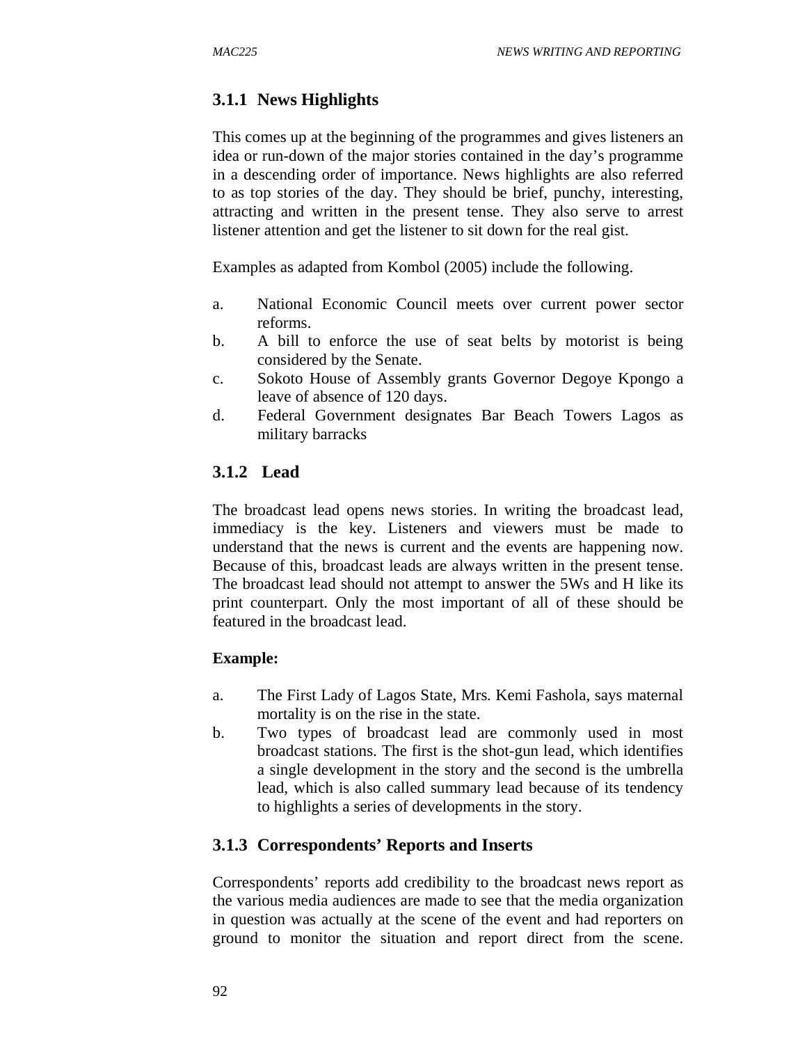### 3.1.1 News Highlights

This comes up at the beginning of the programmes and gives listeners an idea or run-down of the major stories contained in the day's programme in a descending order of importance. News highlights are also referred to as top stories of the day. They should be brief, punchy, interesting, attracting and written in the present tense. They also serve to arrest listener attention and get the listener to sit down for the real gist.

Examples as adapted from Kombol (2005) include the following.

a. National Economic Council meets over current power sector reforms.
b. A bill to enforce the use of seat belts by motorist is being considered by the Senate.
c. Sokoto House of Assembly grants Governor Degoye Kpongo a leave of absence of 120 days.
d. Federal Government designates Bar Beach Towers Lagos as military barracks

### 3.1.2 Lead

The broadcast lead opens news stories. In writing the broadcast lead, immediacy is the key. Listeners and viewers must be made to understand that the news is current and the events are happening now. Because of this, broadcast leads are always written in the present tense. The broadcast lead should not attempt to answer the 5Ws and H like its print counterpart. Only the most important of all of these should be featured in the broadcast lead.

**Example:**

a. The First Lady of Lagos State, Mrs. Kemi Fashola, says maternal mortality is on the rise in the state.
b. Two types of broadcast lead are commonly used in most broadcast stations. The first is the shot-gun lead, which identifies a single development in the story and the second is the umbrella lead, which is also called summary lead because of its tendency to highlights a series of developments in the story.

### 3.1.3 Correspondents' Reports and Inserts

Correspondents' reports add credibility to the broadcast news report as the various media audiences are made to see that the media organization in question was actually at the scene of the event and had reporters on ground to monitor the situation and report direct from the scene.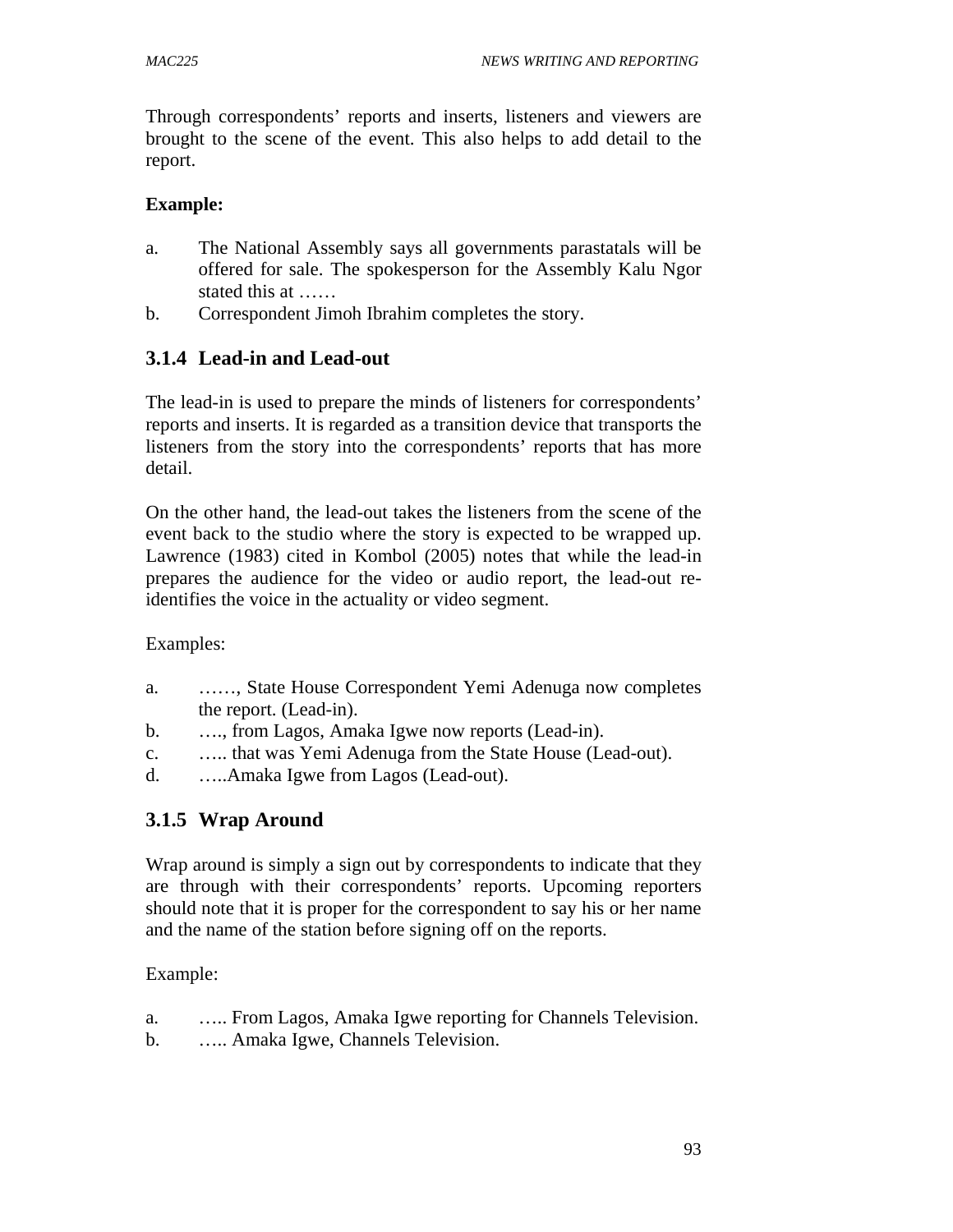Through correspondents' reports and inserts, listeners and viewers are brought to the scene of the event. This also helps to add detail to the report.

**Example:**

a. The National Assembly says all governments parastatals will be offered for sale. The spokesperson for the Assembly Kalu Ngor stated this at ……
b. Correspondent Jimoh Ibrahim completes the story.

### 3.1.4 Lead-in and Lead-out

The lead-in is used to prepare the minds of listeners for correspondents' reports and inserts. It is regarded as a transition device that transports the listeners from the story into the correspondents' reports that has more detail.

On the other hand, the lead-out takes the listeners from the scene of the event back to the studio where the story is expected to be wrapped up. Lawrence (1983) cited in Kombol (2005) notes that while the lead-in prepares the audience for the video or audio report, the lead-out re-identifies the voice in the actuality or video segment.

Examples:

a. ……, State House Correspondent Yemi Adenuga now completes the report. (Lead-in).
b. …., from Lagos, Amaka Igwe now reports (Lead-in).
c. ….. that was Yemi Adenuga from the State House (Lead-out).
d. …..Amaka Igwe from Lagos (Lead-out).

### 3.1.5 Wrap Around

Wrap around is simply a sign out by correspondents to indicate that they are through with their correspondents' reports. Upcoming reporters should note that it is proper for the correspondent to say his or her name and the name of the station before signing off on the reports.

Example:

a. ….. From Lagos, Amaka Igwe reporting for Channels Television.
b. ….. Amaka Igwe, Channels Television.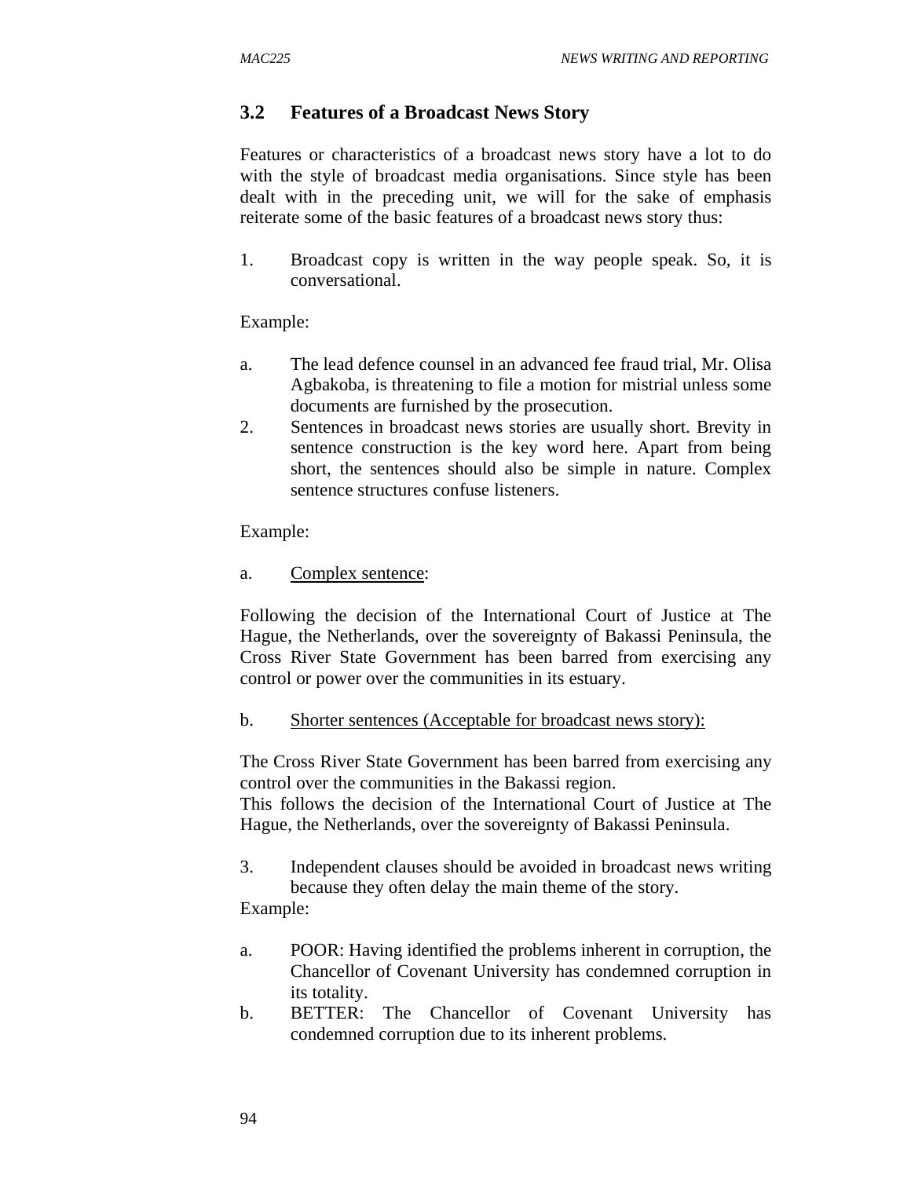## 3.2 Features of a Broadcast News Story

Features or characteristics of a broadcast news story have a lot to do with the style of broadcast media organisations. Since style has been dealt with in the preceding unit, we will for the sake of emphasis reiterate some of the basic features of a broadcast news story thus:

1. Broadcast copy is written in the way people speak. So, it is conversational.

Example:

a. The lead defence counsel in an advanced fee fraud trial, Mr. Olisa Agbakoba, is threatening to file a motion for mistrial unless some documents are furnished by the prosecution.

2. Sentences in broadcast news stories are usually short. Brevity in sentence construction is the key word here. Apart from being short, the sentences should also be simple in nature. Complex sentence structures confuse listeners.

Example:

a. <u>Complex sentence</u>:

Following the decision of the International Court of Justice at The Hague, the Netherlands, over the sovereignty of Bakassi Peninsula, the Cross River State Government has been barred from exercising any control or power over the communities in its estuary.

b. <u>Shorter sentences (Acceptable for broadcast news story):</u>

The Cross River State Government has been barred from exercising any control over the communities in the Bakassi region.
This follows the decision of the International Court of Justice at The Hague, the Netherlands, over the sovereignty of Bakassi Peninsula.

3. Independent clauses should be avoided in broadcast news writing because they often delay the main theme of the story.

Example:

a. POOR: Having identified the problems inherent in corruption, the Chancellor of Covenant University has condemned corruption in its totality.
b. BETTER: The Chancellor of Covenant University has condemned corruption due to its inherent problems.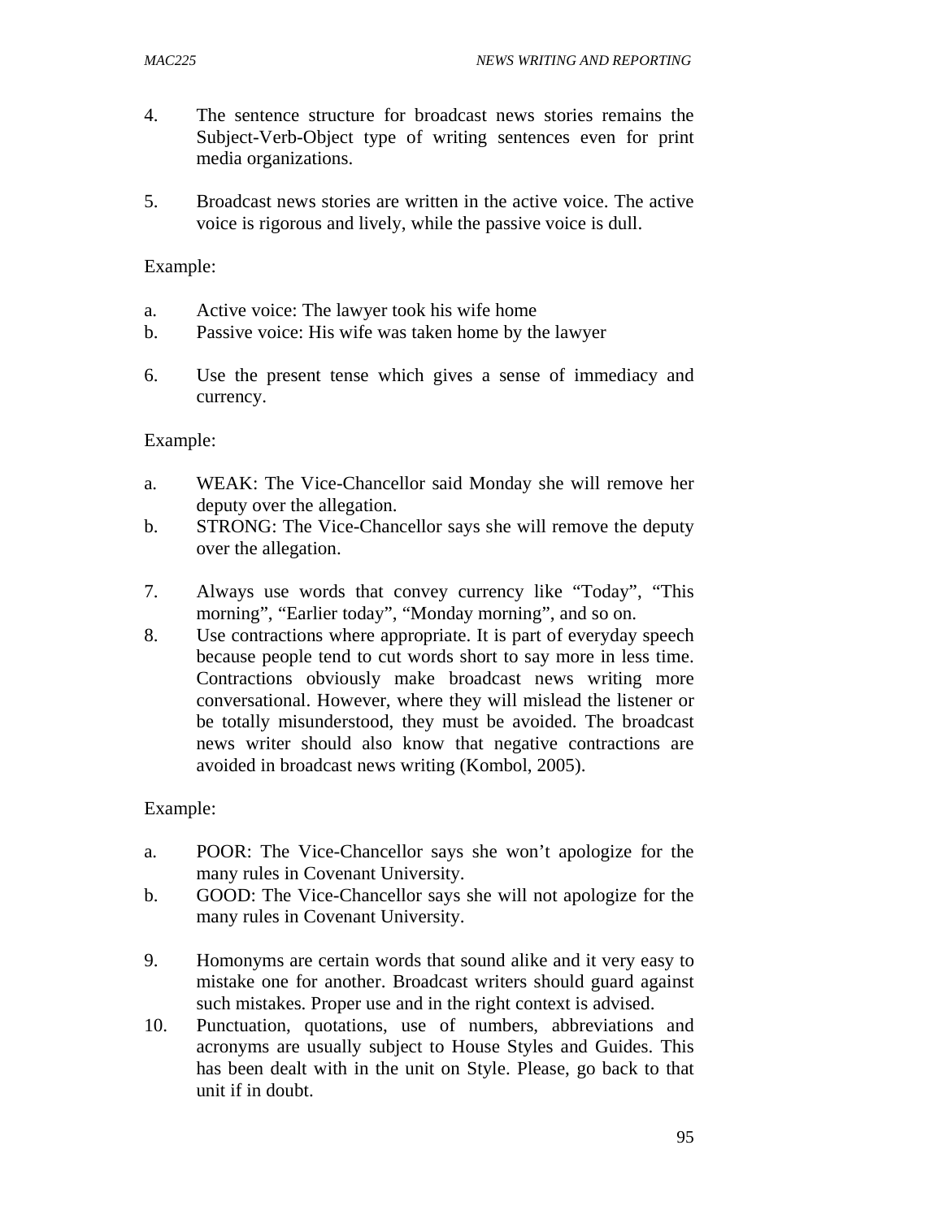4. The sentence structure for broadcast news stories remains the Subject-Verb-Object type of writing sentences even for print media organizations.

5. Broadcast news stories are written in the active voice. The active voice is rigorous and lively, while the passive voice is dull.

Example:

a. Active voice: The lawyer took his wife home
b. Passive voice: His wife was taken home by the lawyer

6. Use the present tense which gives a sense of immediacy and currency.

Example:

a. WEAK: The Vice-Chancellor said Monday she will remove her deputy over the allegation.
b. STRONG: The Vice-Chancellor says she will remove the deputy over the allegation.

7. Always use words that convey currency like “Today”, “This morning”, “Earlier today”, “Monday morning”, and so on.
8. Use contractions where appropriate. It is part of everyday speech because people tend to cut words short to say more in less time. Contractions obviously make broadcast news writing more conversational. However, where they will mislead the listener or be totally misunderstood, they must be avoided. The broadcast news writer should also know that negative contractions are avoided in broadcast news writing (Kombol, 2005).

Example:

a. POOR: The Vice-Chancellor says she won’t apologize for the many rules in Covenant University.
b. GOOD: The Vice-Chancellor says she will not apologize for the many rules in Covenant University.

9. Homonyms are certain words that sound alike and it very easy to mistake one for another. Broadcast writers should guard against such mistakes. Proper use and in the right context is advised.
10. Punctuation, quotations, use of numbers, abbreviations and acronyms are usually subject to House Styles and Guides. This has been dealt with in the unit on Style. Please, go back to that unit if in doubt.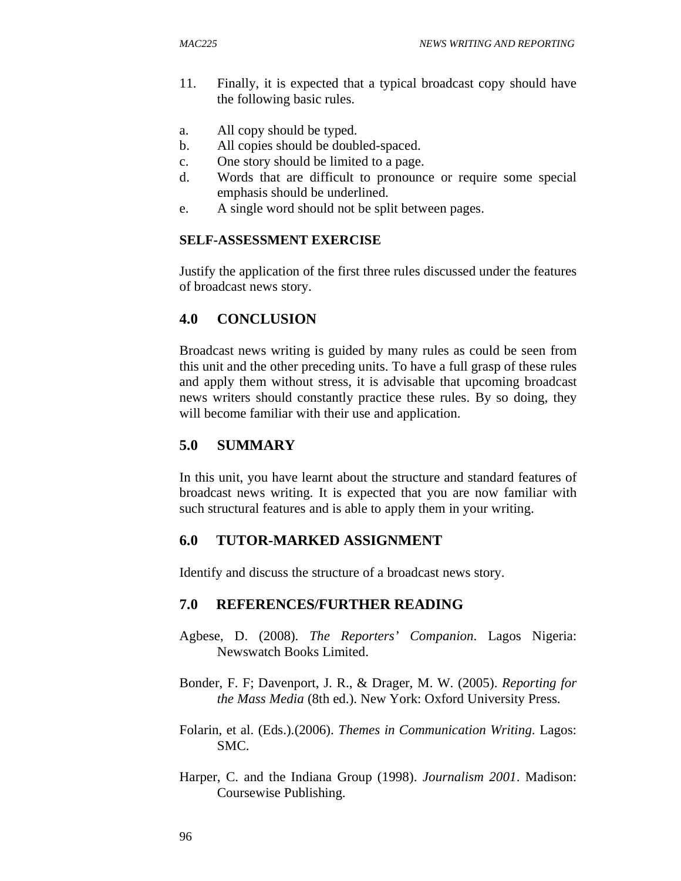11. Finally, it is expected that a typical broadcast copy should have the following basic rules.

a. All copy should be typed.
b. All copies should be doubled-spaced.
c. One story should be limited to a page.
d. Words that are difficult to pronounce or require some special emphasis should be underlined.
e. A single word should not be split between pages.

**SELF-ASSESSMENT EXERCISE**

Justify the application of the first three rules discussed under the features of broadcast news story.

## 4.0 CONCLUSION

Broadcast news writing is guided by many rules as could be seen from this unit and the other preceding units. To have a full grasp of these rules and apply them without stress, it is advisable that upcoming broadcast news writers should constantly practice these rules. By so doing, they will become familiar with their use and application.

## 5.0 SUMMARY

In this unit, you have learnt about the structure and standard features of broadcast news writing. It is expected that you are now familiar with such structural features and is able to apply them in your writing.

## 6.0 TUTOR-MARKED ASSIGNMENT

Identify and discuss the structure of a broadcast news story.

## 7.0 REFERENCES/FURTHER READING

Agbese, D. (2008). *The Reporters' Companion*. Lagos Nigeria: Newswatch Books Limited.

Bonder, F. F; Davenport, J. R., & Drager, M. W. (2005). *Reporting for the Mass Media* (8th ed.). New York: Oxford University Press.

Folarin, et al. (Eds.).(2006). *Themes in Communication Writing*. Lagos: SMC.

Harper, C. and the Indiana Group (1998). *Journalism 2001*. Madison: Coursewise Publishing.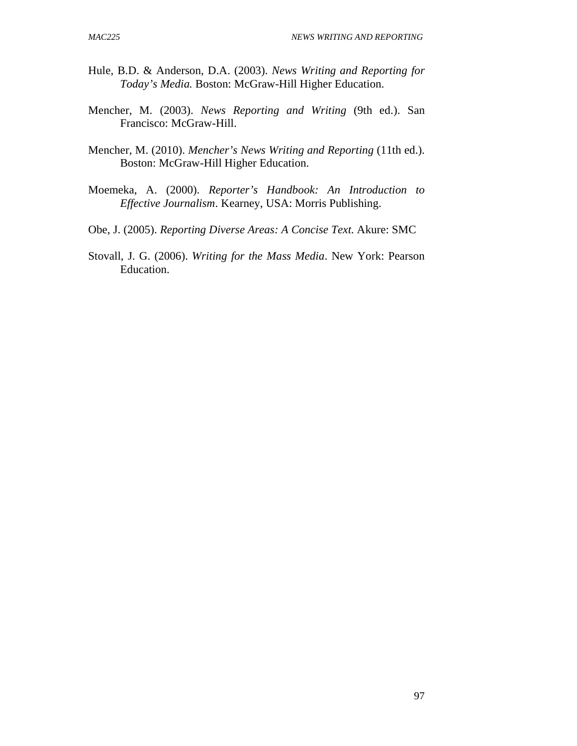Hule, B.D. & Anderson, D.A. (2003). *News Writing and Reporting for Today's Media.* Boston: McGraw-Hill Higher Education.

Mencher, M. (2003). *News Reporting and Writing* (9th ed.). San Francisco: McGraw-Hill.

Mencher, M. (2010). *Mencher's News Writing and Reporting* (11th ed.). Boston: McGraw-Hill Higher Education.

Moemeka, A. (2000). *Reporter's Handbook: An Introduction to Effective Journalism*. Kearney, USA: Morris Publishing.

Obe, J. (2005). *Reporting Diverse Areas: A Concise Text.* Akure: SMC

Stovall, J. G. (2006). *Writing for the Mass Media*. New York: Pearson Education.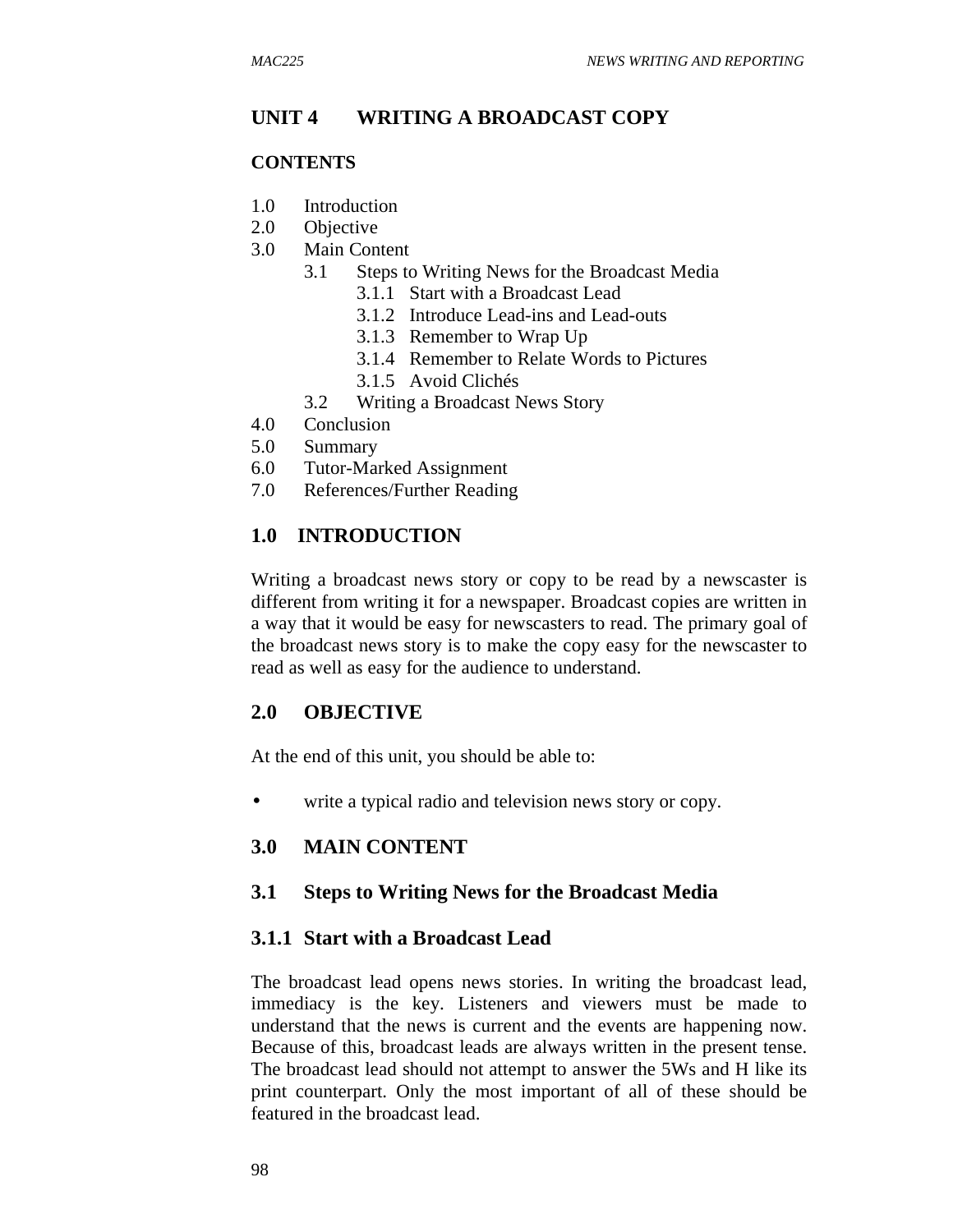# UNIT 4 WRITING A BROADCAST COPY

**CONTENTS**

1.0 Introduction
2.0 Objective
3.0 Main Content
    3.1 Steps to Writing News for the Broadcast Media
        3.1.1 Start with a Broadcast Lead
        3.1.2 Introduce Lead-ins and Lead-outs
        3.1.3 Remember to Wrap Up
        3.1.4 Remember to Relate Words to Pictures
        3.1.5 Avoid Clichés
    3.2 Writing a Broadcast News Story
4.0 Conclusion
5.0 Summary
6.0 Tutor-Marked Assignment
7.0 References/Further Reading

## 1.0 INTRODUCTION

Writing a broadcast news story or copy to be read by a newscaster is different from writing it for a newspaper. Broadcast copies are written in a way that it would be easy for newscasters to read. The primary goal of the broadcast news story is to make the copy easy for the newscaster to read as well as easy for the audience to understand.

## 2.0 OBJECTIVE

At the end of this unit, you should be able to:

- write a typical radio and television news story or copy.

## 3.0 MAIN CONTENT

### 3.1 Steps to Writing News for the Broadcast Media

#### 3.1.1 Start with a Broadcast Lead

The broadcast lead opens news stories. In writing the broadcast lead, immediacy is the key. Listeners and viewers must be made to understand that the news is current and the events are happening now. Because of this, broadcast leads are always written in the present tense. The broadcast lead should not attempt to answer the 5Ws and H like its print counterpart. Only the most important of all of these should be featured in the broadcast lead.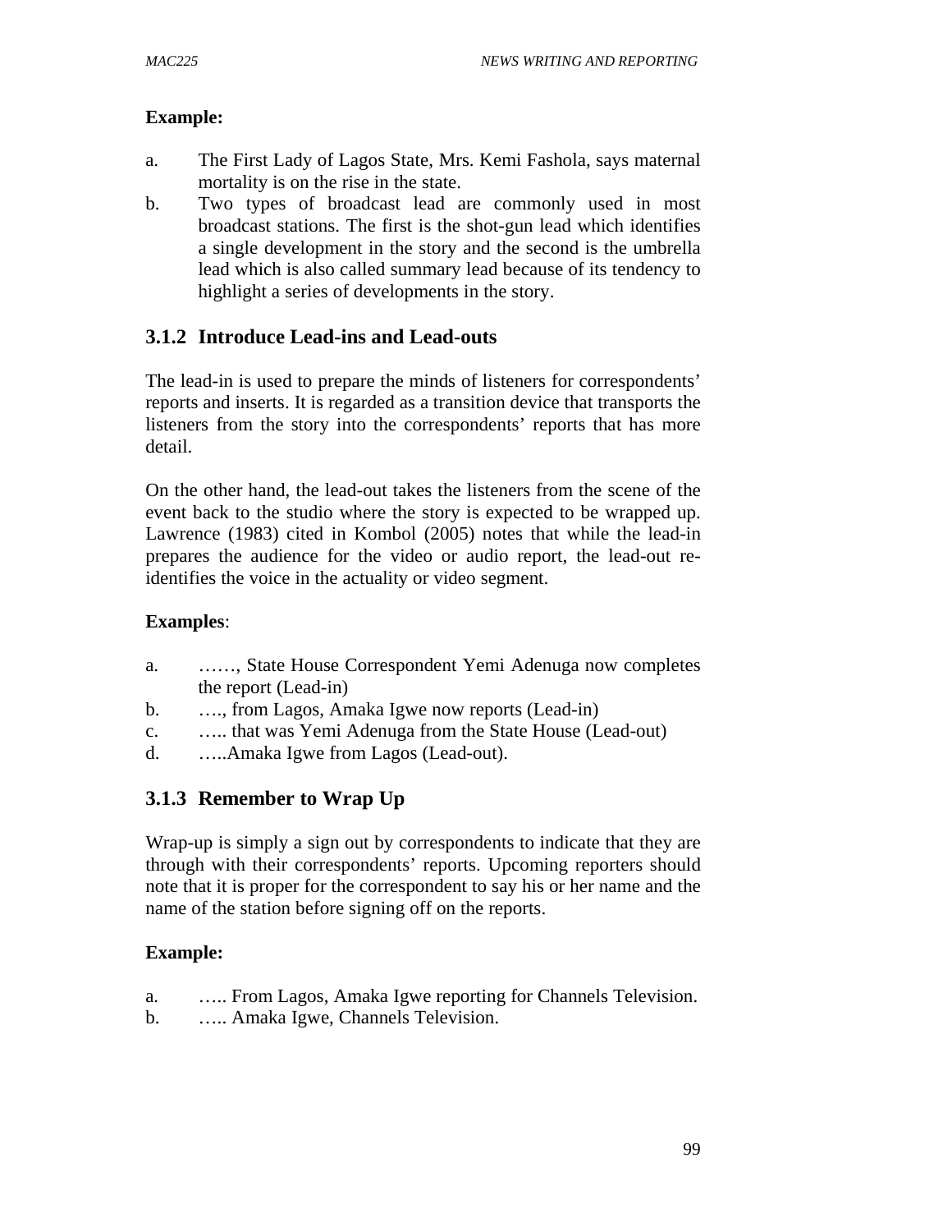**Example:**

a. The First Lady of Lagos State, Mrs. Kemi Fashola, says maternal mortality is on the rise in the state.
b. Two types of broadcast lead are commonly used in most broadcast stations. The first is the shot-gun lead which identifies a single development in the story and the second is the umbrella lead which is also called summary lead because of its tendency to highlight a series of developments in the story.

### 3.1.2 Introduce Lead-ins and Lead-outs

The lead-in is used to prepare the minds of listeners for correspondents' reports and inserts. It is regarded as a transition device that transports the listeners from the story into the correspondents' reports that has more detail.

On the other hand, the lead-out takes the listeners from the scene of the event back to the studio where the story is expected to be wrapped up. Lawrence (1983) cited in Kombol (2005) notes that while the lead-in prepares the audience for the video or audio report, the lead-out re-identifies the voice in the actuality or video segment.

**Examples**:

a. ……, State House Correspondent Yemi Adenuga now completes the report (Lead-in)
b. …., from Lagos, Amaka Igwe now reports (Lead-in)
c. ….. that was Yemi Adenuga from the State House (Lead-out)
d. …..Amaka Igwe from Lagos (Lead-out).

### 3.1.3 Remember to Wrap Up

Wrap-up is simply a sign out by correspondents to indicate that they are through with their correspondents' reports. Upcoming reporters should note that it is proper for the correspondent to say his or her name and the name of the station before signing off on the reports.

**Example:**

a. ….. From Lagos, Amaka Igwe reporting for Channels Television.
b. ….. Amaka Igwe, Channels Television.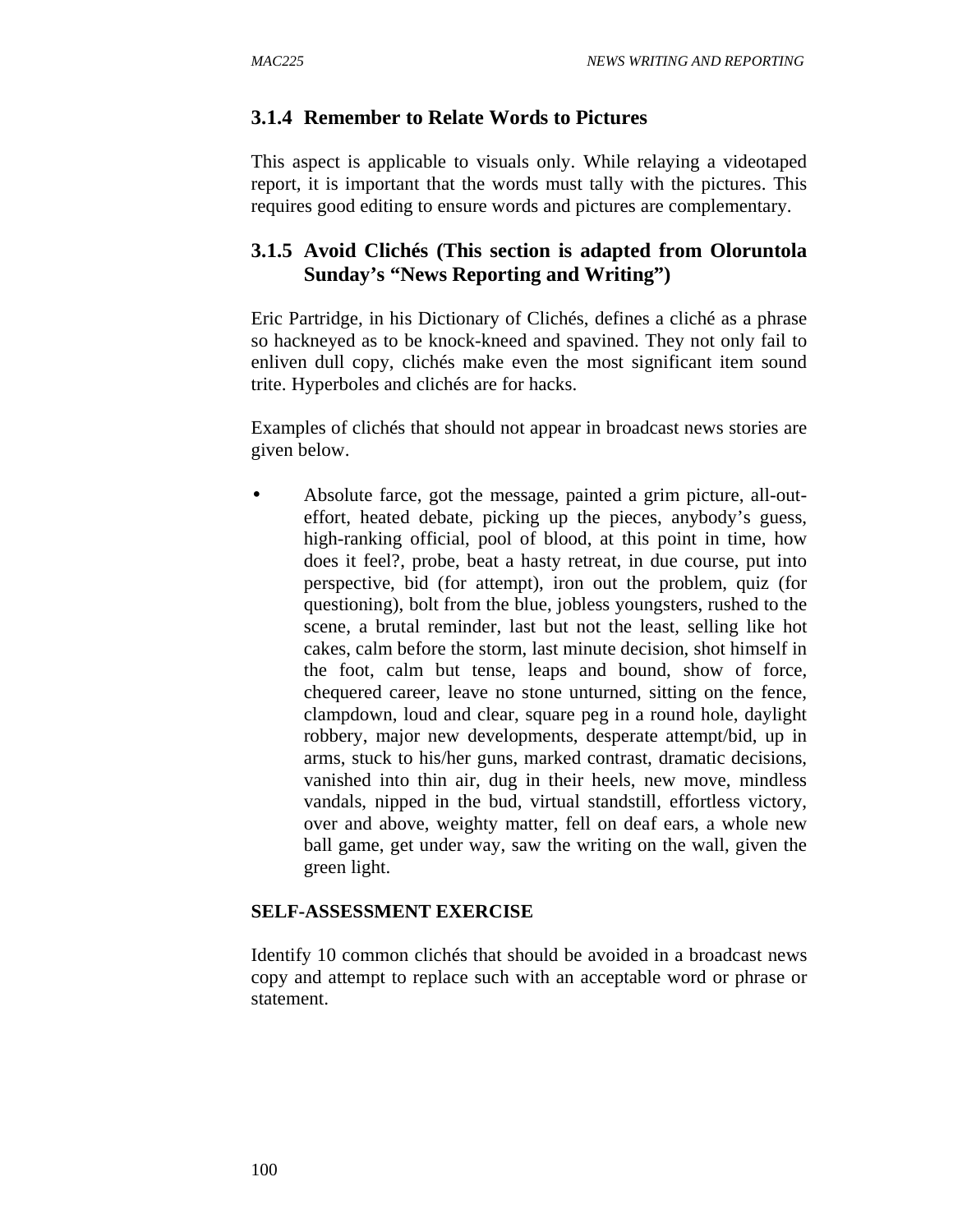### 3.1.4 Remember to Relate Words to Pictures

This aspect is applicable to visuals only. While relaying a videotaped report, it is important that the words must tally with the pictures. This requires good editing to ensure words and pictures are complementary.

### 3.1.5 Avoid Clichés (This section is adapted from Oloruntola Sunday's "News Reporting and Writing")

Eric Partridge, in his Dictionary of Clichés, defines a cliché as a phrase so hackneyed as to be knock-kneed and spavined. They not only fail to enliven dull copy, clichés make even the most significant item sound trite. Hyperboles and clichés are for hacks.

Examples of clichés that should not appear in broadcast news stories are given below.

- Absolute farce, got the message, painted a grim picture, all-out-effort, heated debate, picking up the pieces, anybody's guess, high-ranking official, pool of blood, at this point in time, how does it feel?, probe, beat a hasty retreat, in due course, put into perspective, bid (for attempt), iron out the problem, quiz (for questioning), bolt from the blue, jobless youngsters, rushed to the scene, a brutal reminder, last but not the least, selling like hot cakes, calm before the storm, last minute decision, shot himself in the foot, calm but tense, leaps and bound, show of force, chequered career, leave no stone unturned, sitting on the fence, clampdown, loud and clear, square peg in a round hole, daylight robbery, major new developments, desperate attempt/bid, up in arms, stuck to his/her guns, marked contrast, dramatic decisions, vanished into thin air, dug in their heels, new move, mindless vandals, nipped in the bud, virtual standstill, effortless victory, over and above, weighty matter, fell on deaf ears, a whole new ball game, get under way, saw the writing on the wall, given the green light.

**SELF-ASSESSMENT EXERCISE**

Identify 10 common clichés that should be avoided in a broadcast news copy and attempt to replace such with an acceptable word or phrase or statement.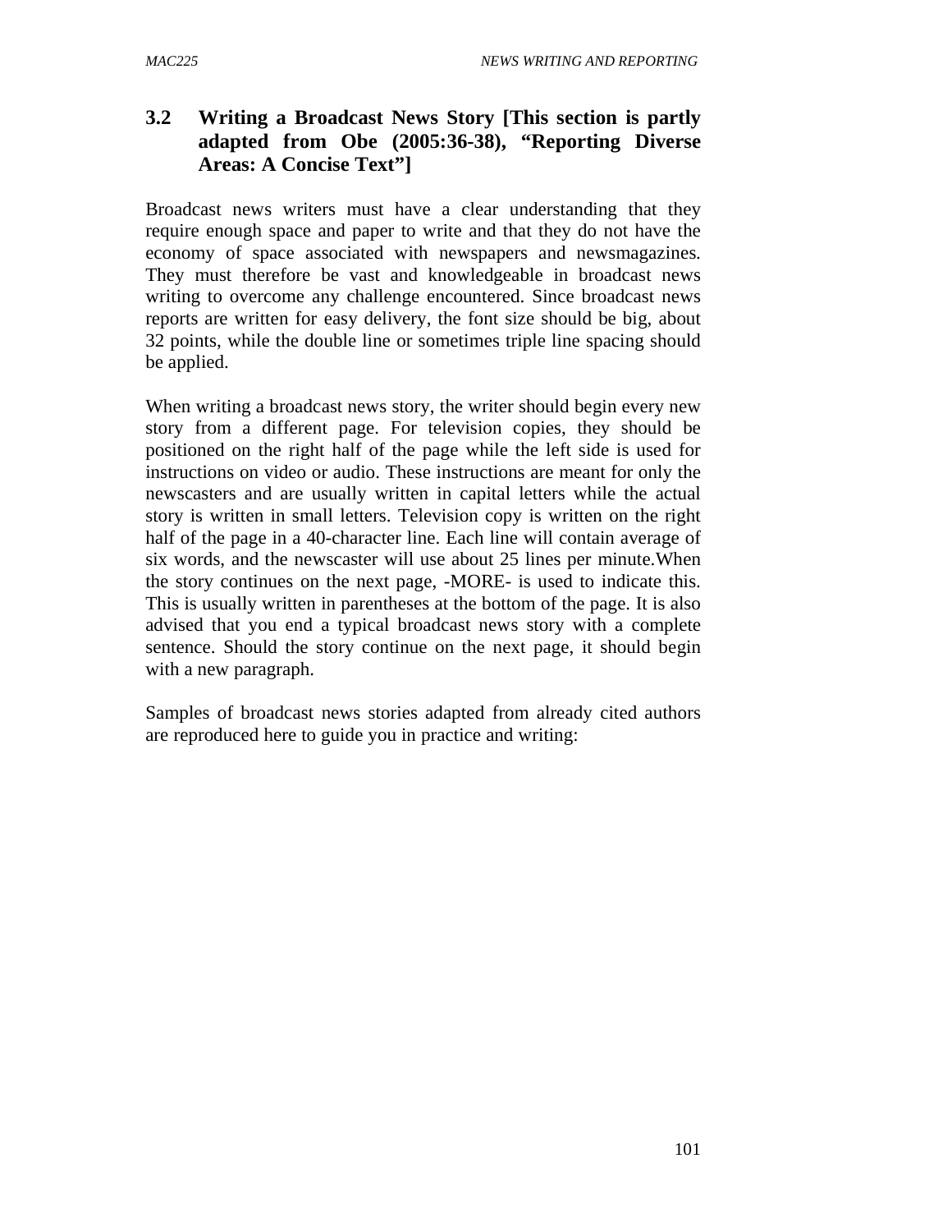## 3.2 Writing a Broadcast News Story [This section is partly adapted from Obe (2005:36-38), "Reporting Diverse Areas: A Concise Text"]

Broadcast news writers must have a clear understanding that they require enough space and paper to write and that they do not have the economy of space associated with newspapers and newsmagazines. They must therefore be vast and knowledgeable in broadcast news writing to overcome any challenge encountered. Since broadcast news reports are written for easy delivery, the font size should be big, about 32 points, while the double line or sometimes triple line spacing should be applied.

When writing a broadcast news story, the writer should begin every new story from a different page. For television copies, they should be positioned on the right half of the page while the left side is used for instructions on video or audio. These instructions are meant for only the newscasters and are usually written in capital letters while the actual story is written in small letters. Television copy is written on the right half of the page in a 40-character line. Each line will contain average of six words, and the newscaster will use about 25 lines per minute.When the story continues on the next page, -MORE- is used to indicate this. This is usually written in parentheses at the bottom of the page. It is also advised that you end a typical broadcast news story with a complete sentence. Should the story continue on the next page, it should begin with a new paragraph.

Samples of broadcast news stories adapted from already cited authors are reproduced here to guide you in practice and writing: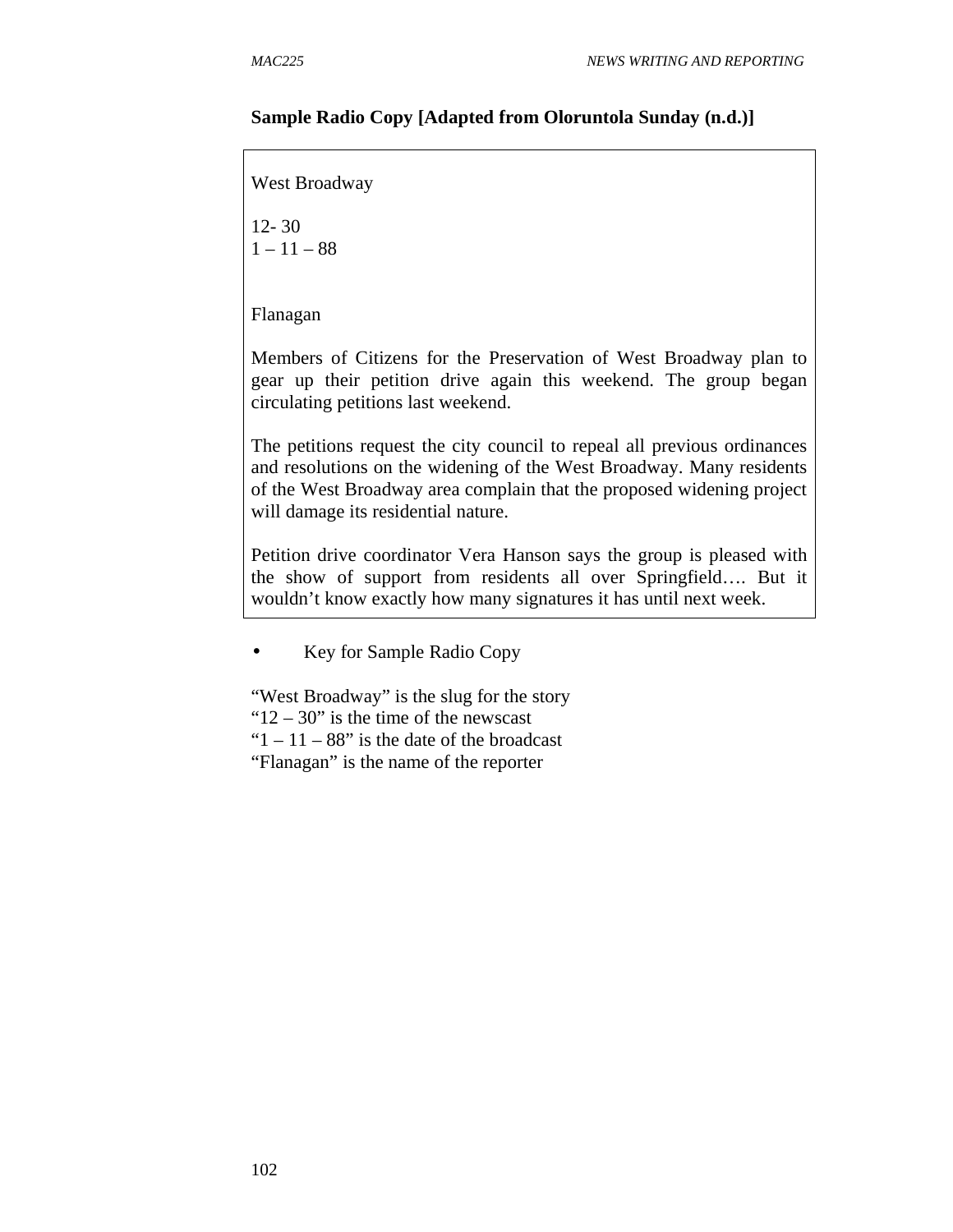**Sample Radio Copy [Adapted from Oloruntola Sunday (n.d.)]**

West Broadway

12- 30
1 – 11 – 88

Flanagan

Members of Citizens for the Preservation of West Broadway plan to gear up their petition drive again this weekend. The group began circulating petitions last weekend.

The petitions request the city council to repeal all previous ordinances and resolutions on the widening of the West Broadway. Many residents of the West Broadway area complain that the proposed widening project will damage its residential nature.

Petition drive coordinator Vera Hanson says the group is pleased with the show of support from residents all over Springfield…. But it wouldn't know exactly how many signatures it has until next week.

- Key for Sample Radio Copy

"West Broadway" is the slug for the story
"12 – 30" is the time of the newscast
"1 – 11 – 88" is the date of the broadcast
"Flanagan" is the name of the reporter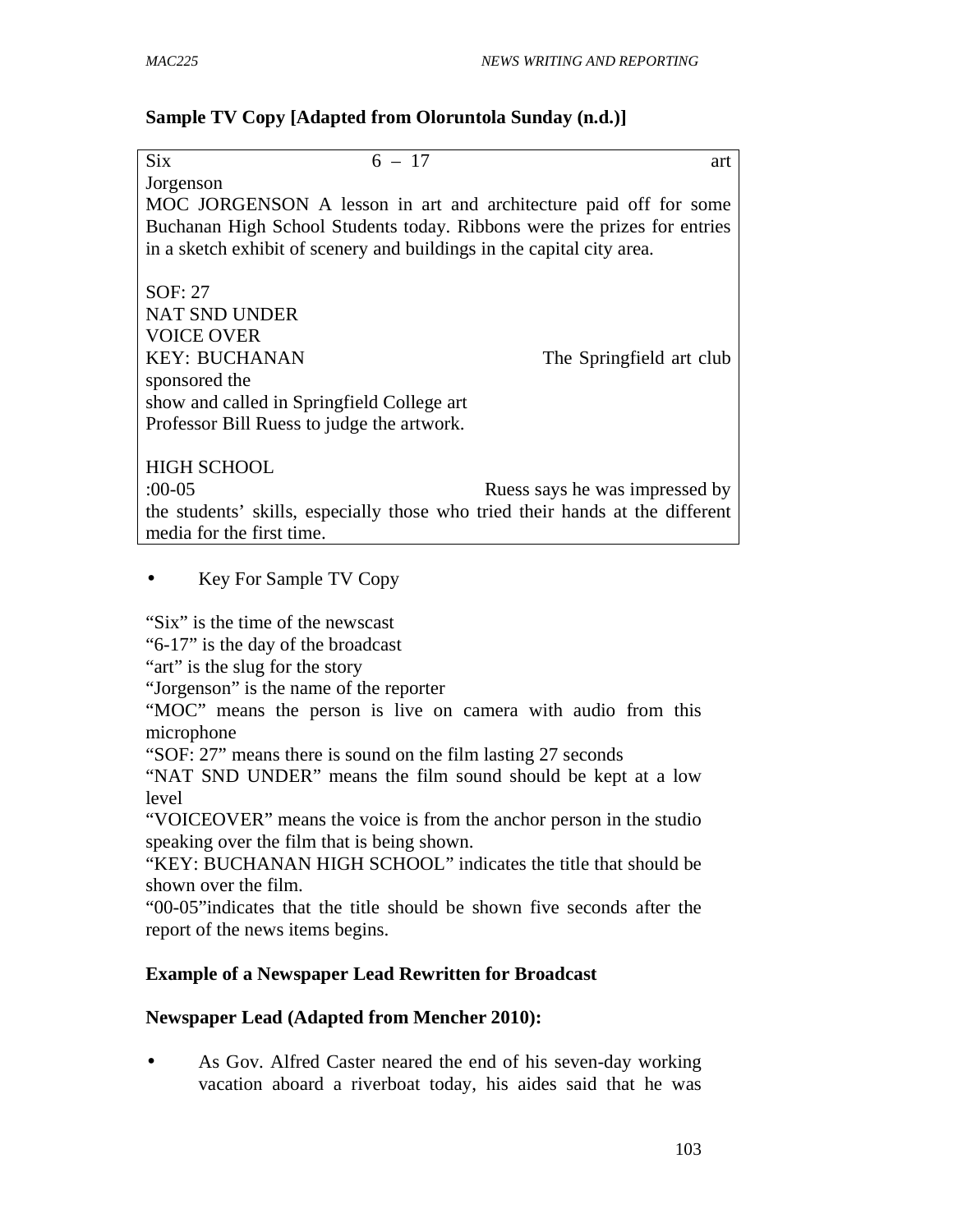**Sample TV Copy [Adapted from Oloruntola Sunday (n.d.)]**

```
Six                     6 – 17                                   art
Jorgenson
MOC JORGENSON A lesson in art and architecture paid off for some
Buchanan High School Students today. Ribbons were the prizes for entries
in a sketch exhibit of scenery and buildings in the capital city area.

SOF: 27
NAT SND UNDER
VOICE OVER
KEY: BUCHANAN                                The Springfield art club
sponsored the
show and called in Springfield College art
Professor Bill Ruess to judge the artwork.

HIGH SCHOOL
:00-05                                  Ruess says he was impressed by
the students' skills, especially those who tried their hands at the different
media for the first time.
```

- Key For Sample TV Copy

"Six" is the time of the newscast
"6-17" is the day of the broadcast
"art" is the slug for the story
"Jorgenson" is the name of the reporter
"MOC" means the person is live on camera with audio from this microphone
"SOF: 27" means there is sound on the film lasting 27 seconds
"NAT SND UNDER" means the film sound should be kept at a low level
"VOICEOVER" means the voice is from the anchor person in the studio speaking over the film that is being shown.
"KEY: BUCHANAN HIGH SCHOOL" indicates the title that should be shown over the film.
"00-05"indicates that the title should be shown five seconds after the report of the news items begins.

**Example of a Newspaper Lead Rewritten for Broadcast**

**Newspaper Lead (Adapted from Mencher 2010):**

- As Gov. Alfred Caster neared the end of his seven-day working vacation aboard a riverboat today, his aides said that he was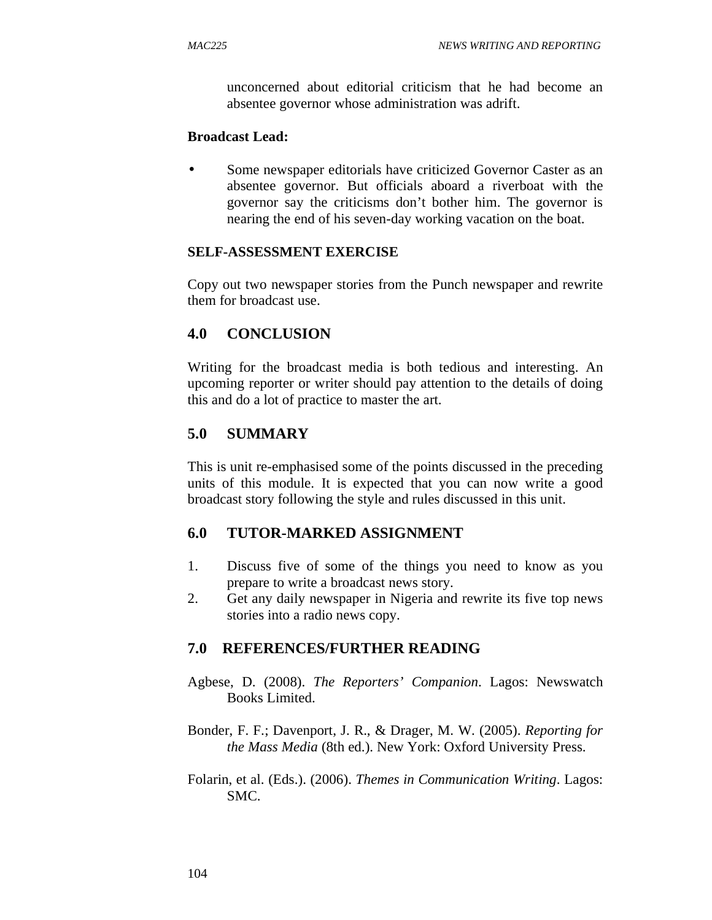unconcerned about editorial criticism that he had become an absentee governor whose administration was adrift.

**Broadcast Lead:**

- Some newspaper editorials have criticized Governor Caster as an absentee governor. But officials aboard a riverboat with the governor say the criticisms don't bother him. The governor is nearing the end of his seven-day working vacation on the boat.

**SELF-ASSESSMENT EXERCISE**

Copy out two newspaper stories from the Punch newspaper and rewrite them for broadcast use.

## 4.0 CONCLUSION

Writing for the broadcast media is both tedious and interesting. An upcoming reporter or writer should pay attention to the details of doing this and do a lot of practice to master the art.

## 5.0 SUMMARY

This is unit re-emphasised some of the points discussed in the preceding units of this module. It is expected that you can now write a good broadcast story following the style and rules discussed in this unit.

## 6.0 TUTOR-MARKED ASSIGNMENT

1. Discuss five of some of the things you need to know as you prepare to write a broadcast news story.
2. Get any daily newspaper in Nigeria and rewrite its five top news stories into a radio news copy.

## 7.0 REFERENCES/FURTHER READING

Agbese, D. (2008). *The Reporters' Companion*. Lagos: Newswatch Books Limited.

Bonder, F. F.; Davenport, J. R., & Drager, M. W. (2005). *Reporting for the Mass Media* (8th ed.). New York: Oxford University Press.

Folarin, et al. (Eds.). (2006). *Themes in Communication Writing*. Lagos: SMC.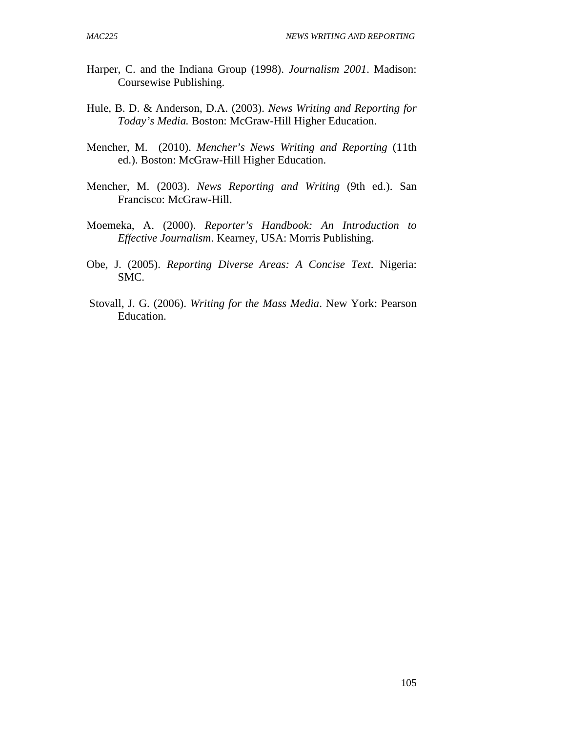Harper, C. and the Indiana Group (1998). *Journalism 2001*. Madison: Coursewise Publishing.

Hule, B. D. & Anderson, D.A. (2003). *News Writing and Reporting for Today's Media.* Boston: McGraw-Hill Higher Education.

Mencher, M. (2010). *Mencher's News Writing and Reporting* (11th ed.). Boston: McGraw-Hill Higher Education.

Mencher, M. (2003). *News Reporting and Writing* (9th ed.). San Francisco: McGraw-Hill.

Moemeka, A. (2000). *Reporter's Handbook: An Introduction to Effective Journalism*. Kearney, USA: Morris Publishing.

Obe, J. (2005). *Reporting Diverse Areas: A Concise Text*. Nigeria: SMC.

Stovall, J. G. (2006). *Writing for the Mass Media*. New York: Pearson Education.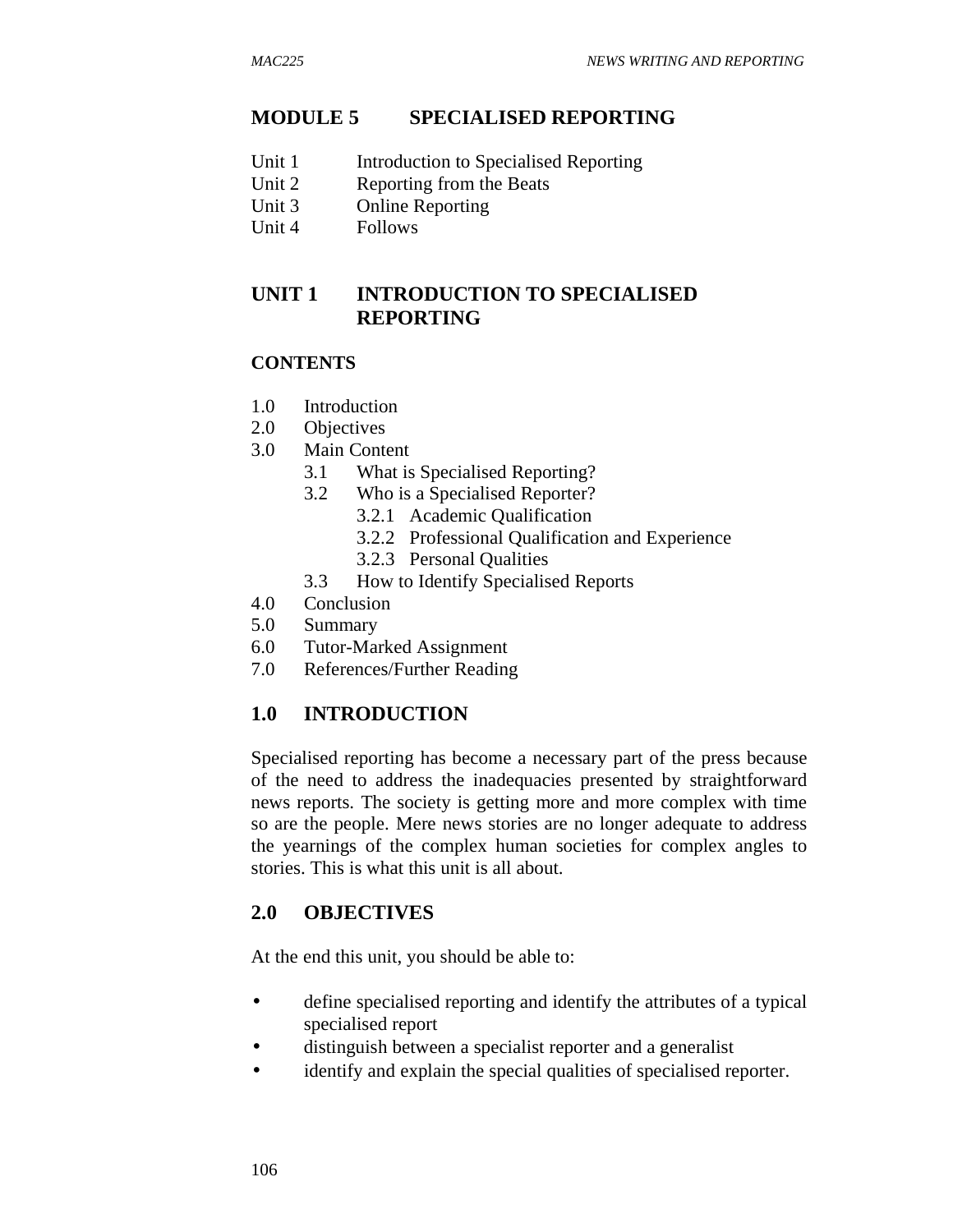# MODULE 5 SPECIALISED REPORTING

Unit 1 Introduction to Specialised Reporting
Unit 2 Reporting from the Beats
Unit 3 Online Reporting
Unit 4 Follows

## UNIT 1 INTRODUCTION TO SPECIALISED REPORTING

### CONTENTS

1.0 Introduction
2.0 Objectives
3.0 Main Content
  3.1 What is Specialised Reporting?
  3.2 Who is a Specialised Reporter?
    3.2.1 Academic Qualification
    3.2.2 Professional Qualification and Experience
    3.2.3 Personal Qualities
  3.3 How to Identify Specialised Reports
4.0 Conclusion
5.0 Summary
6.0 Tutor-Marked Assignment
7.0 References/Further Reading

### 1.0 INTRODUCTION

Specialised reporting has become a necessary part of the press because of the need to address the inadequacies presented by straightforward news reports. The society is getting more and more complex with time so are the people. Mere news stories are no longer adequate to address the yearnings of the complex human societies for complex angles to stories. This is what this unit is all about.

### 2.0 OBJECTIVES

At the end this unit, you should be able to:

- define specialised reporting and identify the attributes of a typical specialised report
- distinguish between a specialist reporter and a generalist
- identify and explain the special qualities of specialised reporter.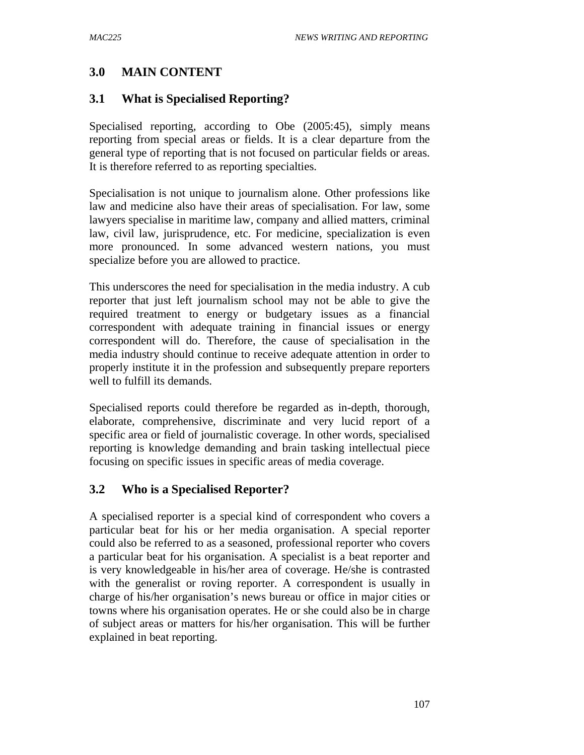## 3.0 MAIN CONTENT

### 3.1 What is Specialised Reporting?

Specialised reporting, according to Obe (2005:45), simply means reporting from special areas or fields. It is a clear departure from the general type of reporting that is not focused on particular fields or areas. It is therefore referred to as reporting specialties.

Specialisation is not unique to journalism alone. Other professions like law and medicine also have their areas of specialisation. For law, some lawyers specialise in maritime law, company and allied matters, criminal law, civil law, jurisprudence, etc. For medicine, specialization is even more pronounced. In some advanced western nations, you must specialize before you are allowed to practice.

This underscores the need for specialisation in the media industry. A cub reporter that just left journalism school may not be able to give the required treatment to energy or budgetary issues as a financial correspondent with adequate training in financial issues or energy correspondent will do. Therefore, the cause of specialisation in the media industry should continue to receive adequate attention in order to properly institute it in the profession and subsequently prepare reporters well to fulfill its demands.

Specialised reports could therefore be regarded as in-depth, thorough, elaborate, comprehensive, discriminate and very lucid report of a specific area or field of journalistic coverage. In other words, specialised reporting is knowledge demanding and brain tasking intellectual piece focusing on specific issues in specific areas of media coverage.

### 3.2 Who is a Specialised Reporter?

A specialised reporter is a special kind of correspondent who covers a particular beat for his or her media organisation. A special reporter could also be referred to as a seasoned, professional reporter who covers a particular beat for his organisation. A specialist is a beat reporter and is very knowledgeable in his/her area of coverage. He/she is contrasted with the generalist or roving reporter. A correspondent is usually in charge of his/her organisation's news bureau or office in major cities or towns where his organisation operates. He or she could also be in charge of subject areas or matters for his/her organisation. This will be further explained in beat reporting.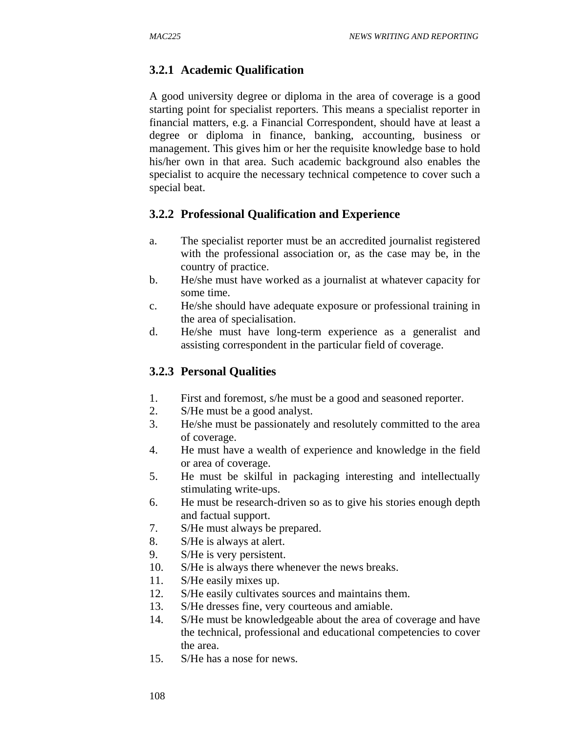### 3.2.1 Academic Qualification

A good university degree or diploma in the area of coverage is a good starting point for specialist reporters. This means a specialist reporter in financial matters, e.g. a Financial Correspondent, should have at least a degree or diploma in finance, banking, accounting, business or management. This gives him or her the requisite knowledge base to hold his/her own in that area. Such academic background also enables the specialist to acquire the necessary technical competence to cover such a special beat.

### 3.2.2 Professional Qualification and Experience

a. The specialist reporter must be an accredited journalist registered with the professional association or, as the case may be, in the country of practice.
b. He/she must have worked as a journalist at whatever capacity for some time.
c. He/she should have adequate exposure or professional training in the area of specialisation.
d. He/she must have long-term experience as a generalist and assisting correspondent in the particular field of coverage.

### 3.2.3 Personal Qualities

1. First and foremost, s/he must be a good and seasoned reporter.
2. S/He must be a good analyst.
3. He/she must be passionately and resolutely committed to the area of coverage.
4. He must have a wealth of experience and knowledge in the field or area of coverage.
5. He must be skilful in packaging interesting and intellectually stimulating write-ups.
6. He must be research-driven so as to give his stories enough depth and factual support.
7. S/He must always be prepared.
8. S/He is always at alert.
9. S/He is very persistent.
10. S/He is always there whenever the news breaks.
11. S/He easily mixes up.
12. S/He easily cultivates sources and maintains them.
13. S/He dresses fine, very courteous and amiable.
14. S/He must be knowledgeable about the area of coverage and have the technical, professional and educational competencies to cover the area.
15. S/He has a nose for news.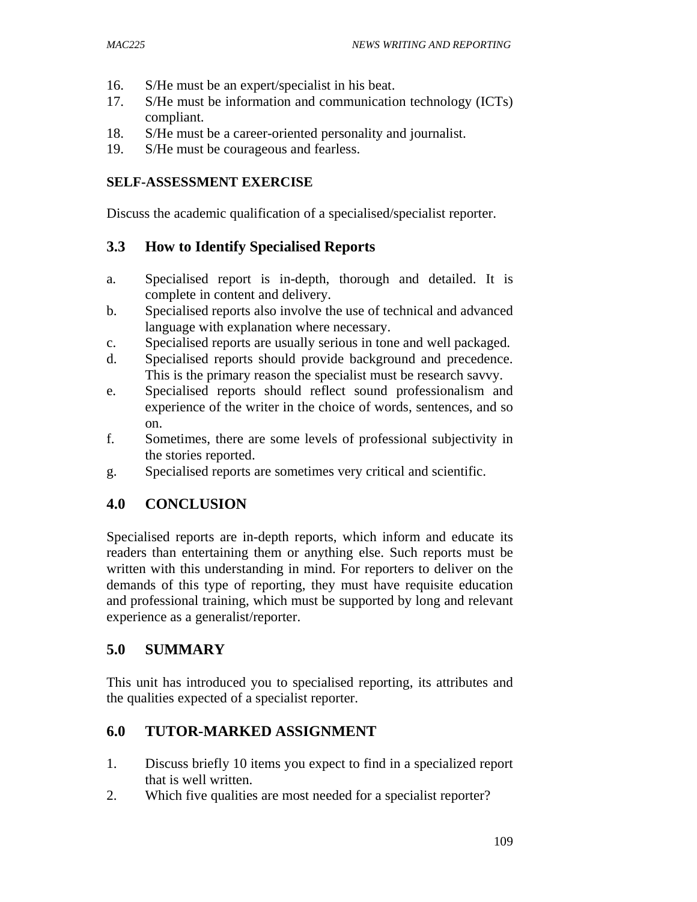16. S/He must be an expert/specialist in his beat.
17. S/He must be information and communication technology (ICTs) compliant.
18. S/He must be a career-oriented personality and journalist.
19. S/He must be courageous and fearless.

**SELF-ASSESSMENT EXERCISE**

Discuss the academic qualification of a specialised/specialist reporter.

## 3.3 How to Identify Specialised Reports

a. Specialised report is in-depth, thorough and detailed. It is complete in content and delivery.
b. Specialised reports also involve the use of technical and advanced language with explanation where necessary.
c. Specialised reports are usually serious in tone and well packaged.
d. Specialised reports should provide background and precedence. This is the primary reason the specialist must be research savvy.
e. Specialised reports should reflect sound professionalism and experience of the writer in the choice of words, sentences, and so on.
f. Sometimes, there are some levels of professional subjectivity in the stories reported.
g. Specialised reports are sometimes very critical and scientific.

## 4.0 CONCLUSION

Specialised reports are in-depth reports, which inform and educate its readers than entertaining them or anything else. Such reports must be written with this understanding in mind. For reporters to deliver on the demands of this type of reporting, they must have requisite education and professional training, which must be supported by long and relevant experience as a generalist/reporter.

## 5.0 SUMMARY

This unit has introduced you to specialised reporting, its attributes and the qualities expected of a specialist reporter.

## 6.0 TUTOR-MARKED ASSIGNMENT

1. Discuss briefly 10 items you expect to find in a specialized report that is well written.
2. Which five qualities are most needed for a specialist reporter?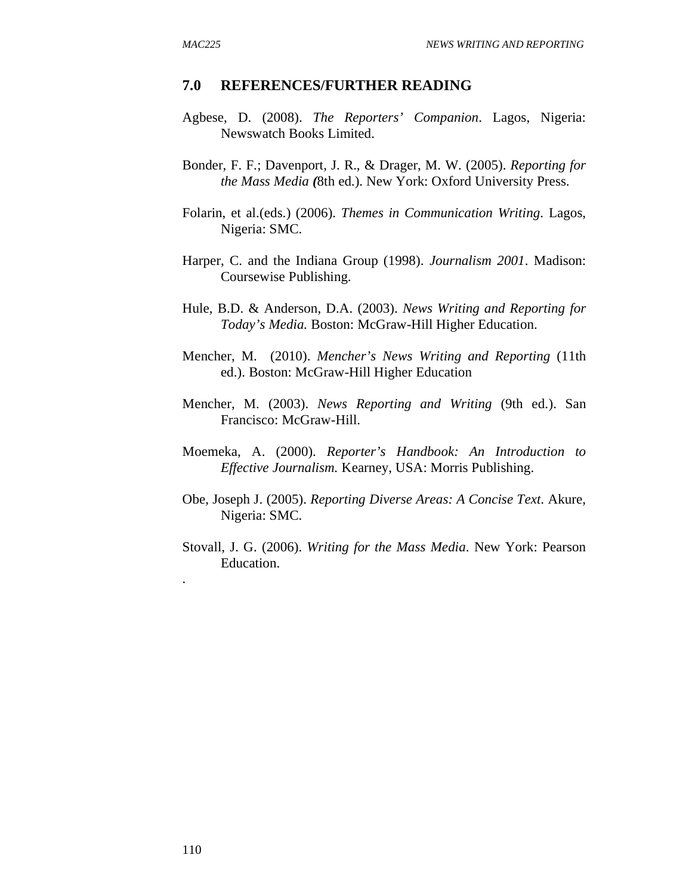## 7.0 REFERENCES/FURTHER READING

Agbese, D. (2008). *The Reporters' Companion*. Lagos, Nigeria: Newswatch Books Limited.

Bonder, F. F.; Davenport, J. R., & Drager, M. W. (2005). *Reporting for the Mass Media* **(**8th ed.). New York: Oxford University Press.

Folarin, et al.(eds.) (2006). *Themes in Communication Writing*. Lagos, Nigeria: SMC.

Harper, C. and the Indiana Group (1998). *Journalism 2001*. Madison: Coursewise Publishing.

Hule, B.D. & Anderson, D.A. (2003). *News Writing and Reporting for Today's Media.* Boston: McGraw-Hill Higher Education.

Mencher, M. (2010). *Mencher's News Writing and Reporting* (11th ed.). Boston: McGraw-Hill Higher Education

Mencher, M. (2003). *News Reporting and Writing* (9th ed.). San Francisco: McGraw-Hill.

Moemeka, A. (2000). *Reporter's Handbook: An Introduction to Effective Journalism.* Kearney, USA: Morris Publishing.

Obe, Joseph J. (2005). *Reporting Diverse Areas: A Concise Text*. Akure, Nigeria: SMC.

Stovall, J. G. (2006). *Writing for the Mass Media*. New York: Pearson Education.

.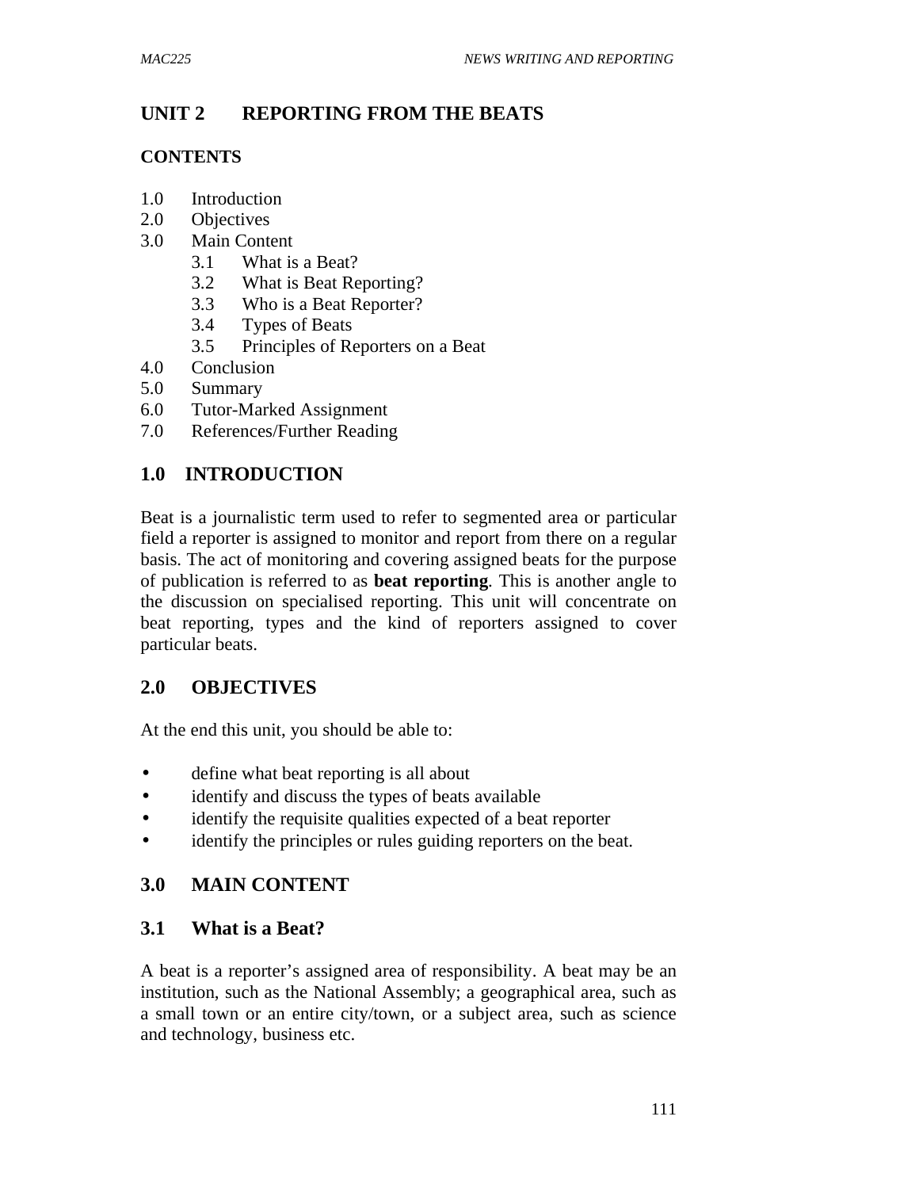# UNIT 2 REPORTING FROM THE BEATS

**CONTENTS**

1.0 Introduction
2.0 Objectives
3.0 Main Content
    3.1 What is a Beat?
    3.2 What is Beat Reporting?
    3.3 Who is a Beat Reporter?
    3.4 Types of Beats
    3.5 Principles of Reporters on a Beat
4.0 Conclusion
5.0 Summary
6.0 Tutor-Marked Assignment
7.0 References/Further Reading

## 1.0 INTRODUCTION

Beat is a journalistic term used to refer to segmented area or particular field a reporter is assigned to monitor and report from there on a regular basis. The act of monitoring and covering assigned beats for the purpose of publication is referred to as **beat reporting**. This is another angle to the discussion on specialised reporting. This unit will concentrate on beat reporting, types and the kind of reporters assigned to cover particular beats.

## 2.0 OBJECTIVES

At the end this unit, you should be able to:

- define what beat reporting is all about
- identify and discuss the types of beats available
- identify the requisite qualities expected of a beat reporter
- identify the principles or rules guiding reporters on the beat.

## 3.0 MAIN CONTENT

### 3.1 What is a Beat?

A beat is a reporter's assigned area of responsibility. A beat may be an institution, such as the National Assembly; a geographical area, such as a small town or an entire city/town, or a subject area, such as science and technology, business etc.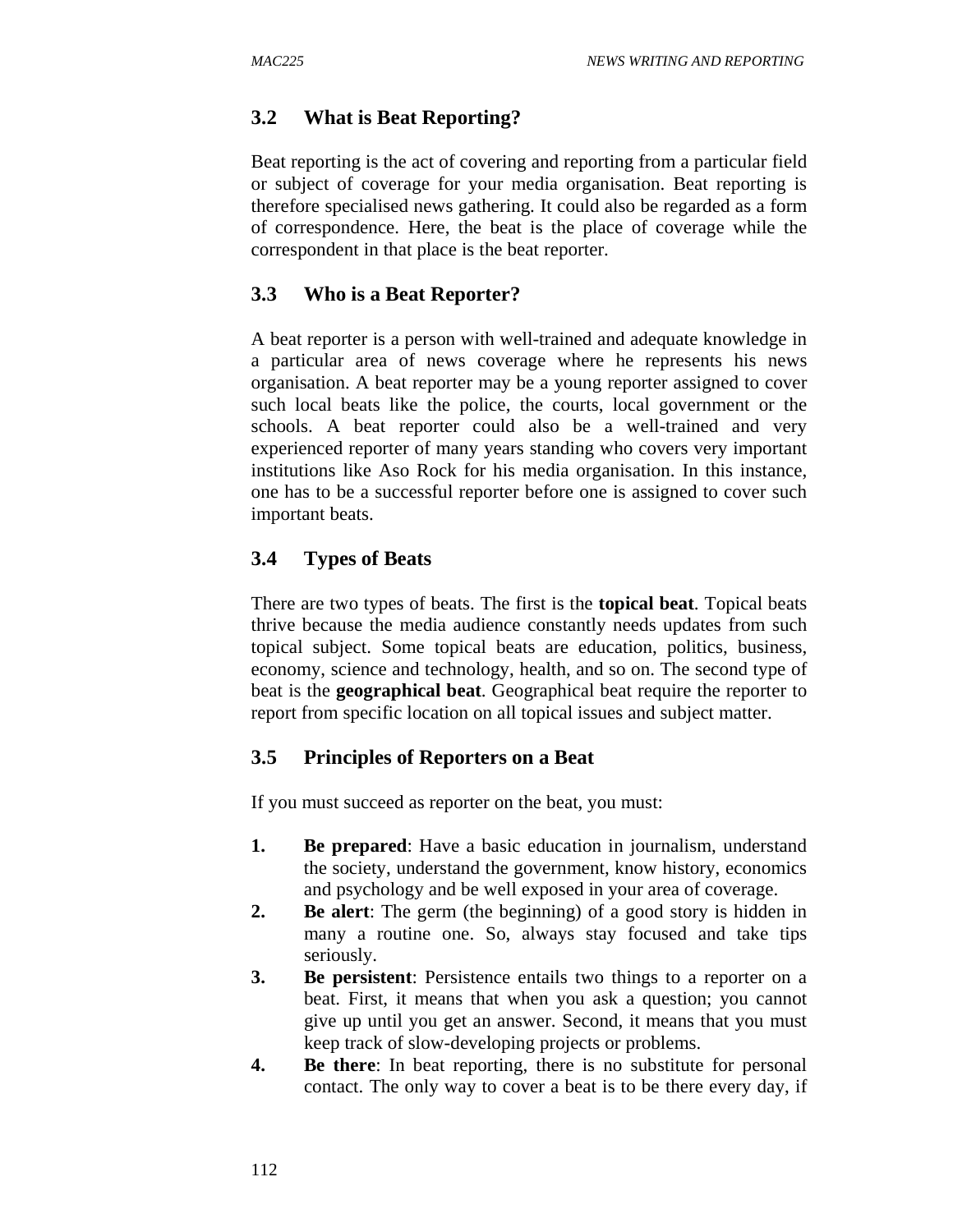## 3.2 What is Beat Reporting?

Beat reporting is the act of covering and reporting from a particular field or subject of coverage for your media organisation. Beat reporting is therefore specialised news gathering. It could also be regarded as a form of correspondence. Here, the beat is the place of coverage while the correspondent in that place is the beat reporter.

## 3.3 Who is a Beat Reporter?

A beat reporter is a person with well-trained and adequate knowledge in a particular area of news coverage where he represents his news organisation. A beat reporter may be a young reporter assigned to cover such local beats like the police, the courts, local government or the schools. A beat reporter could also be a well-trained and very experienced reporter of many years standing who covers very important institutions like Aso Rock for his media organisation. In this instance, one has to be a successful reporter before one is assigned to cover such important beats.

## 3.4 Types of Beats

There are two types of beats. The first is the **topical beat**. Topical beats thrive because the media audience constantly needs updates from such topical subject. Some topical beats are education, politics, business, economy, science and technology, health, and so on. The second type of beat is the **geographical beat**. Geographical beat require the reporter to report from specific location on all topical issues and subject matter.

## 3.5 Principles of Reporters on a Beat

If you must succeed as reporter on the beat, you must:

1. **Be prepared**: Have a basic education in journalism, understand the society, understand the government, know history, economics and psychology and be well exposed in your area of coverage.
2. **Be alert**: The germ (the beginning) of a good story is hidden in many a routine one. So, always stay focused and take tips seriously.
3. **Be persistent**: Persistence entails two things to a reporter on a beat. First, it means that when you ask a question; you cannot give up until you get an answer. Second, it means that you must keep track of slow-developing projects or problems.
4. **Be there**: In beat reporting, there is no substitute for personal contact. The only way to cover a beat is to be there every day, if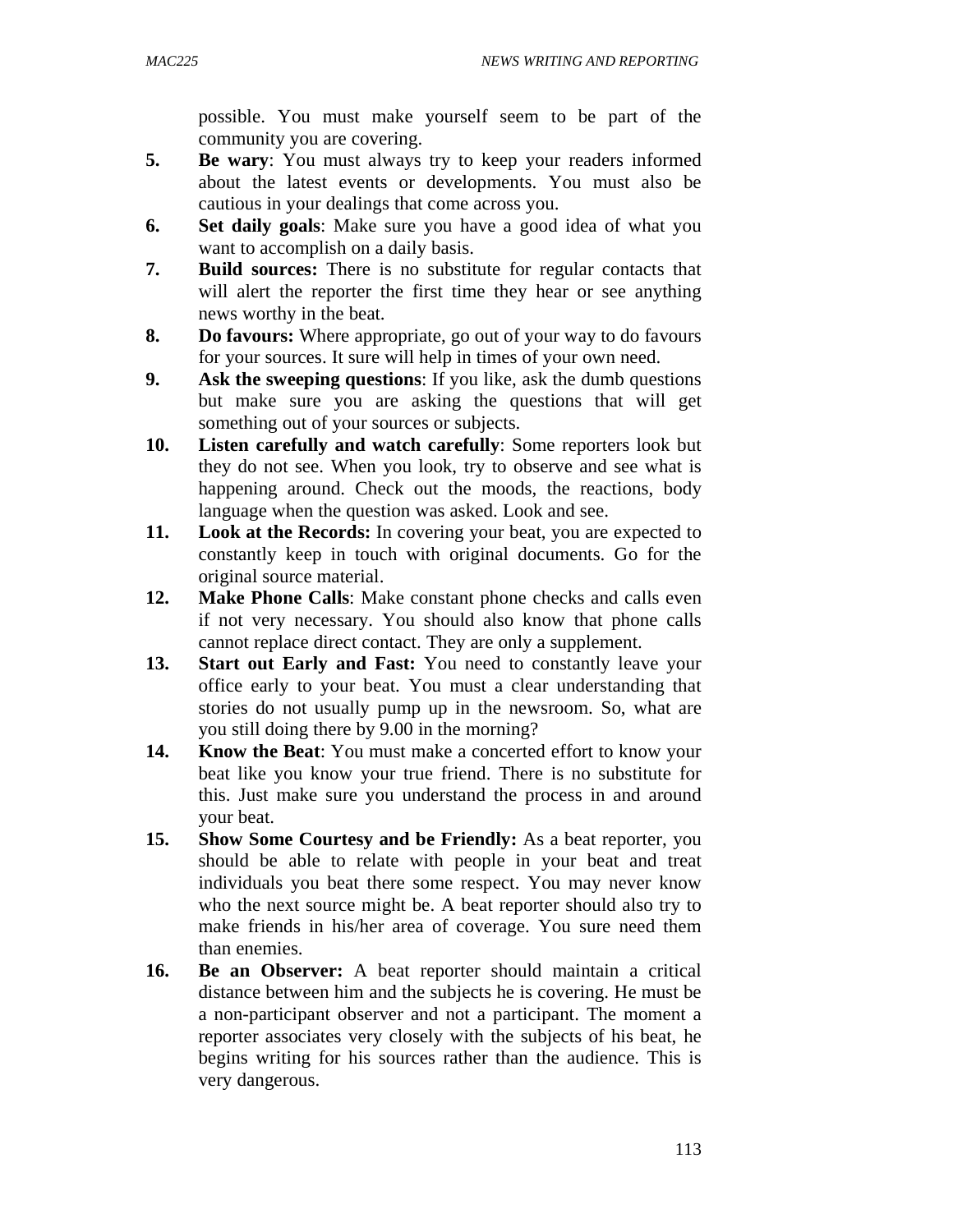possible. You must make yourself seem to be part of the community you are covering.

5. **Be wary**: You must always try to keep your readers informed about the latest events or developments. You must also be cautious in your dealings that come across you.
6. **Set daily goals**: Make sure you have a good idea of what you want to accomplish on a daily basis.
7. **Build sources:** There is no substitute for regular contacts that will alert the reporter the first time they hear or see anything news worthy in the beat.
8. **Do favours:** Where appropriate, go out of your way to do favours for your sources. It sure will help in times of your own need.
9. **Ask the sweeping questions**: If you like, ask the dumb questions but make sure you are asking the questions that will get something out of your sources or subjects.
10. **Listen carefully and watch carefully**: Some reporters look but they do not see. When you look, try to observe and see what is happening around. Check out the moods, the reactions, body language when the question was asked. Look and see.
11. **Look at the Records:** In covering your beat, you are expected to constantly keep in touch with original documents. Go for the original source material.
12. **Make Phone Calls**: Make constant phone checks and calls even if not very necessary. You should also know that phone calls cannot replace direct contact. They are only a supplement.
13. **Start out Early and Fast:** You need to constantly leave your office early to your beat. You must a clear understanding that stories do not usually pump up in the newsroom. So, what are you still doing there by 9.00 in the morning?
14. **Know the Beat**: You must make a concerted effort to know your beat like you know your true friend. There is no substitute for this. Just make sure you understand the process in and around your beat.
15. **Show Some Courtesy and be Friendly:** As a beat reporter, you should be able to relate with people in your beat and treat individuals you beat there some respect. You may never know who the next source might be. A beat reporter should also try to make friends in his/her area of coverage. You sure need them than enemies.
16. **Be an Observer:** A beat reporter should maintain a critical distance between him and the subjects he is covering. He must be a non-participant observer and not a participant. The moment a reporter associates very closely with the subjects of his beat, he begins writing for his sources rather than the audience. This is very dangerous.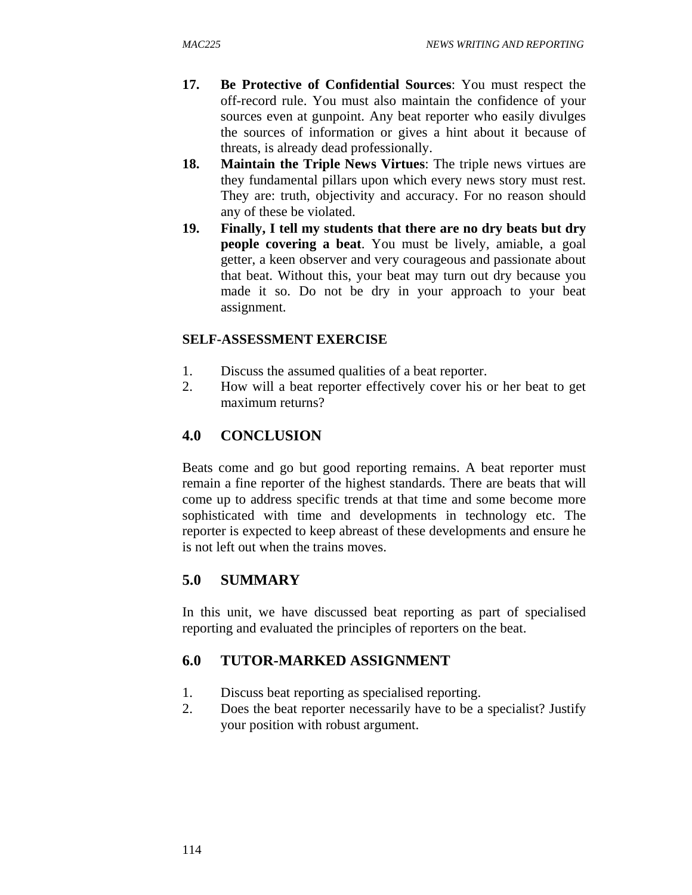17. **Be Protective of Confidential Sources**: You must respect the off-record rule. You must also maintain the confidence of your sources even at gunpoint. Any beat reporter who easily divulges the sources of information or gives a hint about it because of threats, is already dead professionally.
18. **Maintain the Triple News Virtues**: The triple news virtues are they fundamental pillars upon which every news story must rest. They are: truth, objectivity and accuracy. For no reason should any of these be violated.
19. **Finally, I tell my students that there are no dry beats but dry people covering a beat**. You must be lively, amiable, a goal getter, a keen observer and very courageous and passionate about that beat. Without this, your beat may turn out dry because you made it so. Do not be dry in your approach to your beat assignment.

**SELF-ASSESSMENT EXERCISE**

1. Discuss the assumed qualities of a beat reporter.
2. How will a beat reporter effectively cover his or her beat to get maximum returns?

## 4.0 CONCLUSION

Beats come and go but good reporting remains. A beat reporter must remain a fine reporter of the highest standards. There are beats that will come up to address specific trends at that time and some become more sophisticated with time and developments in technology etc. The reporter is expected to keep abreast of these developments and ensure he is not left out when the trains moves.

## 5.0 SUMMARY

In this unit, we have discussed beat reporting as part of specialised reporting and evaluated the principles of reporters on the beat.

## 6.0 TUTOR-MARKED ASSIGNMENT

1. Discuss beat reporting as specialised reporting.
2. Does the beat reporter necessarily have to be a specialist? Justify your position with robust argument.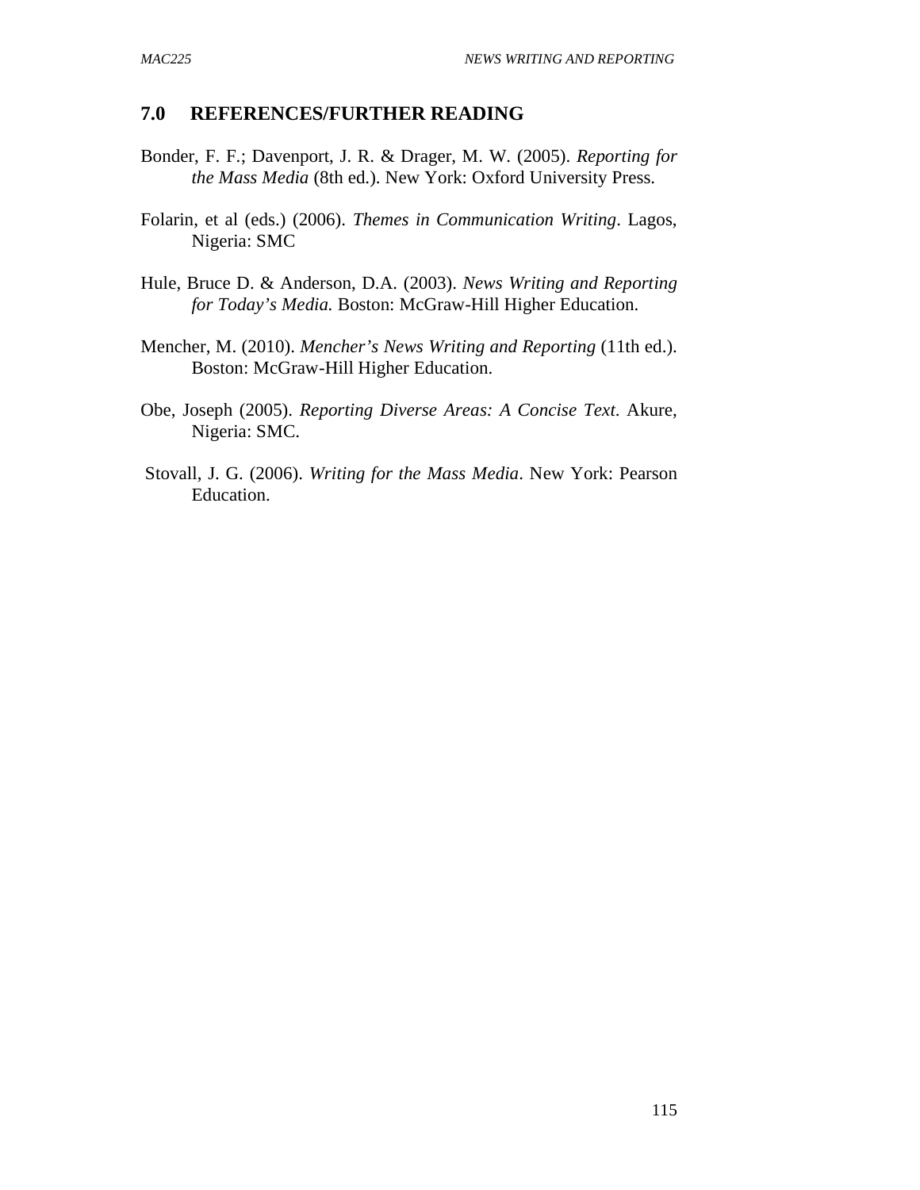## 7.0 REFERENCES/FURTHER READING

Bonder, F. F.; Davenport, J. R. & Drager, M. W. (2005). *Reporting for the Mass Media* (8th ed.). New York: Oxford University Press.

Folarin, et al (eds.) (2006). *Themes in Communication Writing*. Lagos, Nigeria: SMC

Hule, Bruce D. & Anderson, D.A. (2003). *News Writing and Reporting for Today's Media.* Boston: McGraw-Hill Higher Education.

Mencher, M. (2010). *Mencher's News Writing and Reporting* (11th ed.). Boston: McGraw-Hill Higher Education.

Obe, Joseph (2005). *Reporting Diverse Areas: A Concise Text*. Akure, Nigeria: SMC.

Stovall, J. G. (2006). *Writing for the Mass Media*. New York: Pearson Education.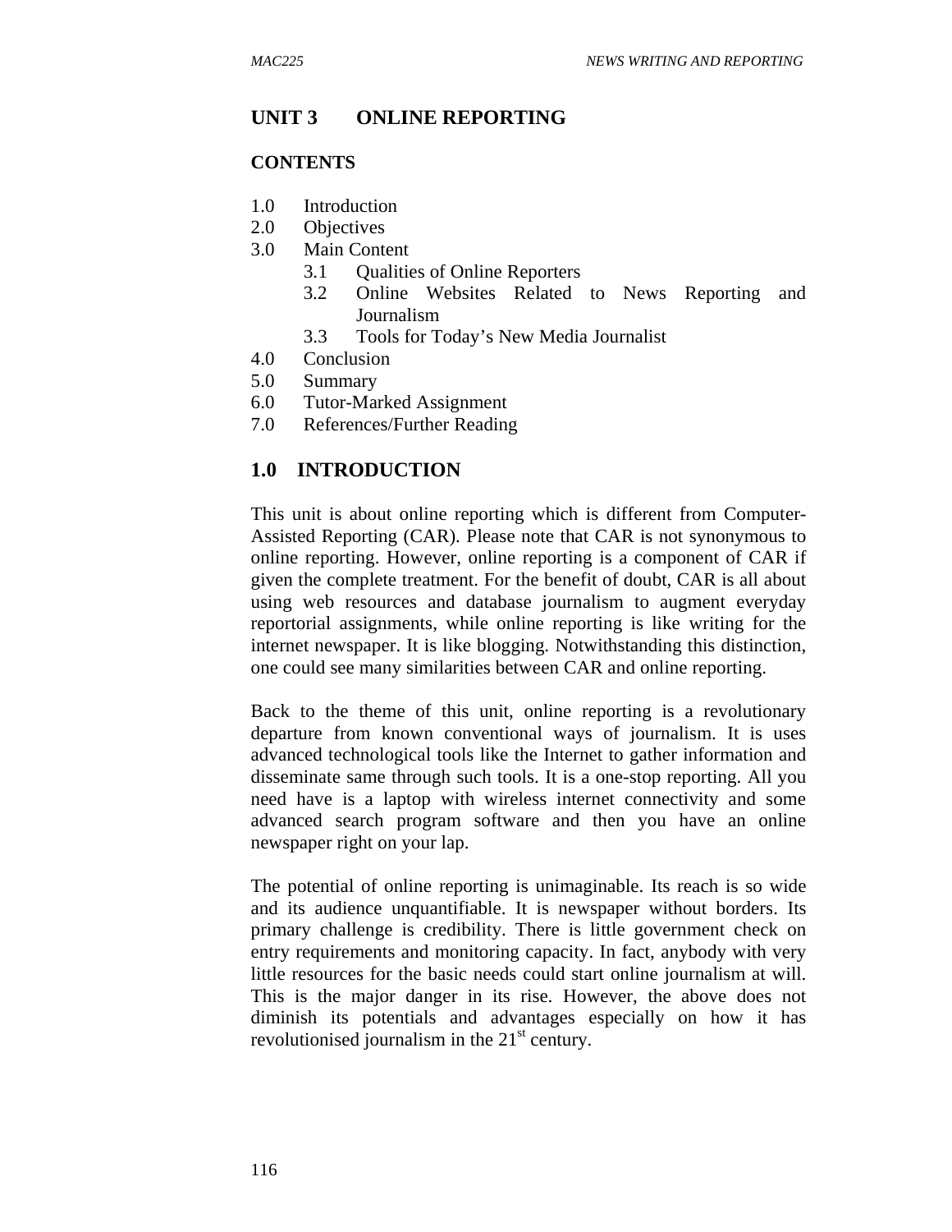## UNIT 3 ONLINE REPORTING

### CONTENTS

1.0 Introduction
2.0 Objectives
3.0 Main Content
   3.1 Qualities of Online Reporters
   3.2 Online Websites Related to News Reporting and Journalism
   3.3 Tools for Today's New Media Journalist
4.0 Conclusion
5.0 Summary
6.0 Tutor-Marked Assignment
7.0 References/Further Reading

### 1.0 INTRODUCTION

This unit is about online reporting which is different from Computer-Assisted Reporting (CAR). Please note that CAR is not synonymous to online reporting. However, online reporting is a component of CAR if given the complete treatment. For the benefit of doubt, CAR is all about using web resources and database journalism to augment everyday reportorial assignments, while online reporting is like writing for the internet newspaper. It is like blogging. Notwithstanding this distinction, one could see many similarities between CAR and online reporting.

Back to the theme of this unit, online reporting is a revolutionary departure from known conventional ways of journalism. It is uses advanced technological tools like the Internet to gather information and disseminate same through such tools. It is a one-stop reporting. All you need have is a laptop with wireless internet connectivity and some advanced search program software and then you have an online newspaper right on your lap.

The potential of online reporting is unimaginable. Its reach is so wide and its audience unquantifiable. It is newspaper without borders. Its primary challenge is credibility. There is little government check on entry requirements and monitoring capacity. In fact, anybody with very little resources for the basic needs could start online journalism at will. This is the major danger in its rise. However, the above does not diminish its potentials and advantages especially on how it has revolutionised journalism in the 21st century.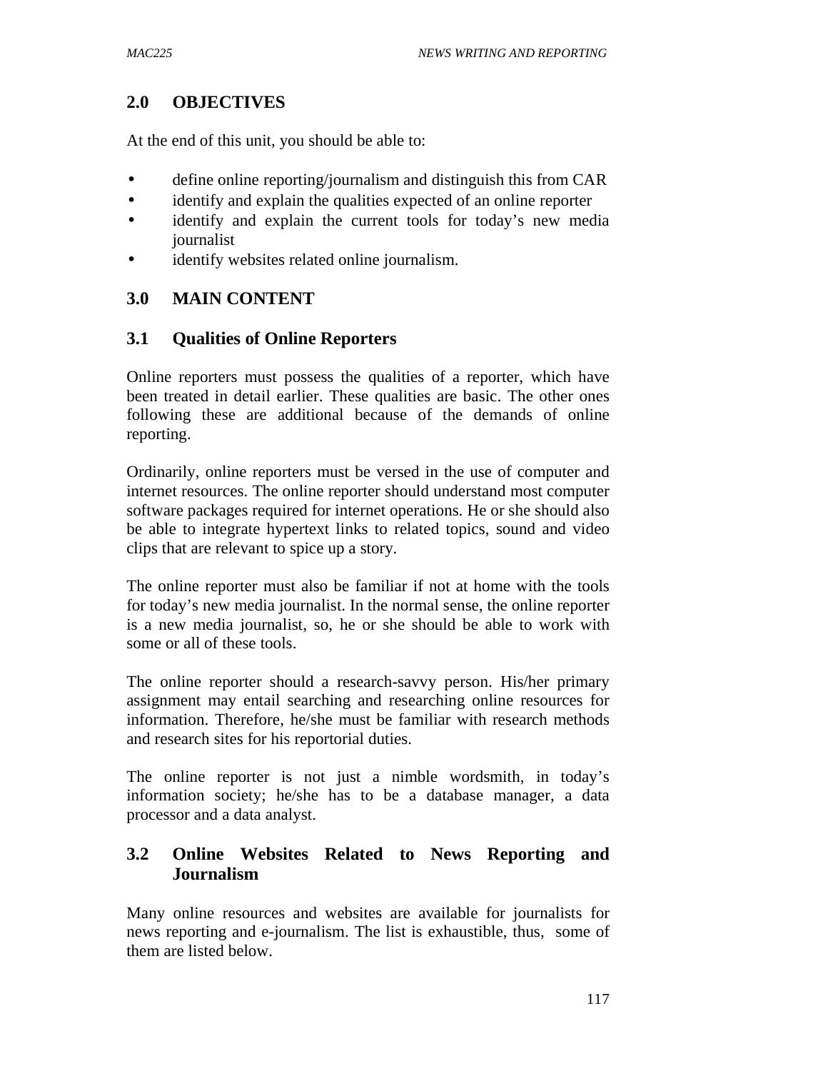## 2.0 OBJECTIVES

At the end of this unit, you should be able to:

- define online reporting/journalism and distinguish this from CAR
- identify and explain the qualities expected of an online reporter
- identify and explain the current tools for today's new media journalist
- identify websites related online journalism.

## 3.0 MAIN CONTENT

### 3.1 Qualities of Online Reporters

Online reporters must possess the qualities of a reporter, which have been treated in detail earlier. These qualities are basic. The other ones following these are additional because of the demands of online reporting.

Ordinarily, online reporters must be versed in the use of computer and internet resources. The online reporter should understand most computer software packages required for internet operations. He or she should also be able to integrate hypertext links to related topics, sound and video clips that are relevant to spice up a story.

The online reporter must also be familiar if not at home with the tools for today's new media journalist. In the normal sense, the online reporter is a new media journalist, so, he or she should be able to work with some or all of these tools.

The online reporter should a research-savvy person. His/her primary assignment may entail searching and researching online resources for information. Therefore, he/she must be familiar with research methods and research sites for his reportorial duties.

The online reporter is not just a nimble wordsmith, in today's information society; he/she has to be a database manager, a data processor and a data analyst.

### 3.2 Online Websites Related to News Reporting and Journalism

Many online resources and websites are available for journalists for news reporting and e-journalism. The list is exhaustible, thus, some of them are listed below.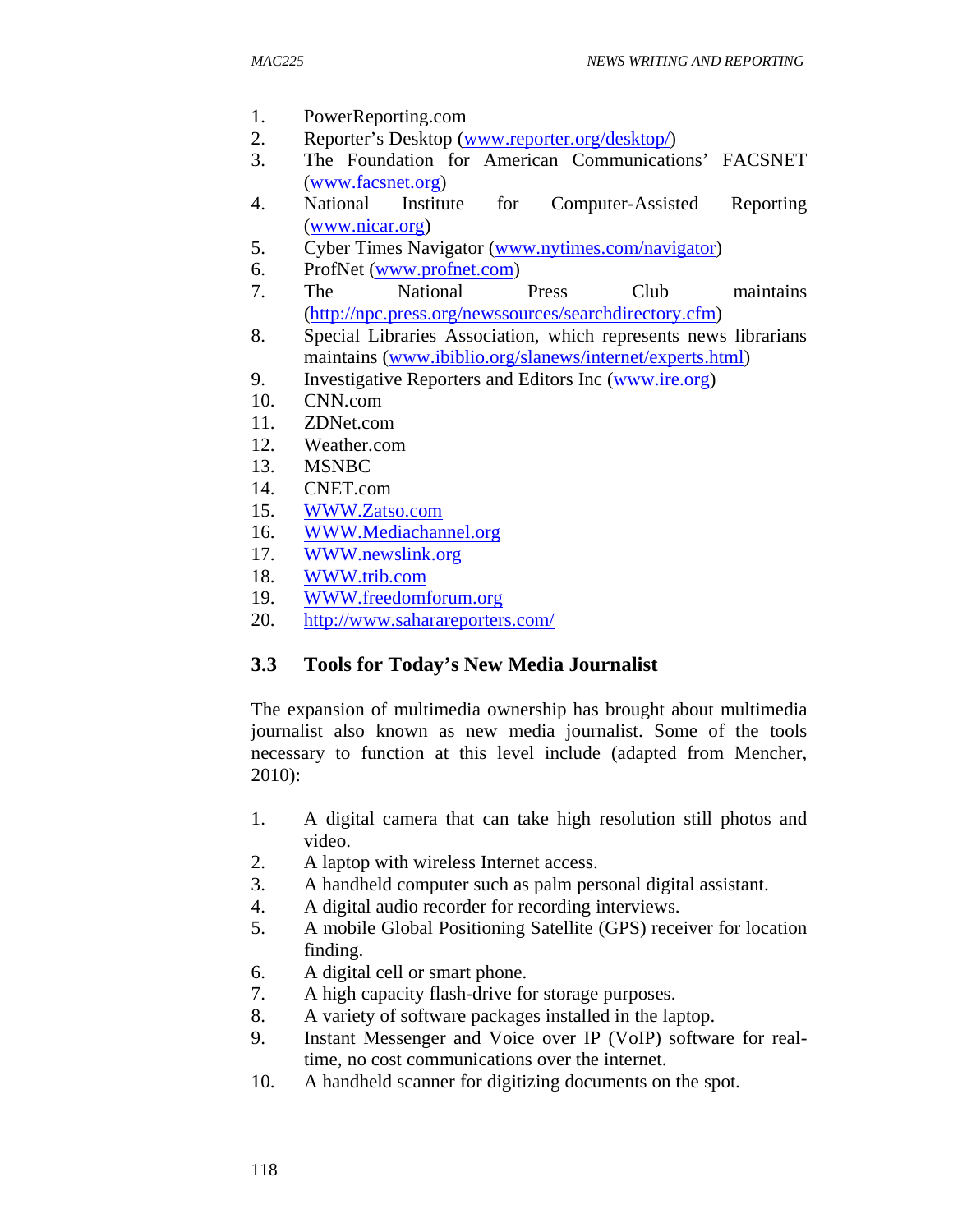1. PowerReporting.com
2. Reporter's Desktop (www.reporter.org/desktop/)
3. The Foundation for American Communications' FACSNET (www.facsnet.org)
4. National Institute for Computer-Assisted Reporting (www.nicar.org)
5. Cyber Times Navigator (www.nytimes.com/navigator)
6. ProfNet (www.profnet.com)
7. The National Press Club maintains (http://npc.press.org/newssources/searchdirectory.cfm)
8. Special Libraries Association, which represents news librarians maintains (www.ibiblio.org/slanews/internet/experts.html)
9. Investigative Reporters and Editors Inc (www.ire.org)
10. CNN.com
11. ZDNet.com
12. Weather.com
13. MSNBC
14. CNET.com
15. WWW.Zatso.com
16. WWW.Mediachannel.org
17. WWW.newslink.org
18. WWW.trib.com
19. WWW.freedomforum.org
20. http://www.saharareporters.com/

## 3.3 Tools for Today's New Media Journalist

The expansion of multimedia ownership has brought about multimedia journalist also known as new media journalist. Some of the tools necessary to function at this level include (adapted from Mencher, 2010):

1. A digital camera that can take high resolution still photos and video.
2. A laptop with wireless Internet access.
3. A handheld computer such as palm personal digital assistant.
4. A digital audio recorder for recording interviews.
5. A mobile Global Positioning Satellite (GPS) receiver for location finding.
6. A digital cell or smart phone.
7. A high capacity flash-drive for storage purposes.
8. A variety of software packages installed in the laptop.
9. Instant Messenger and Voice over IP (VoIP) software for real-time, no cost communications over the internet.
10. A handheld scanner for digitizing documents on the spot.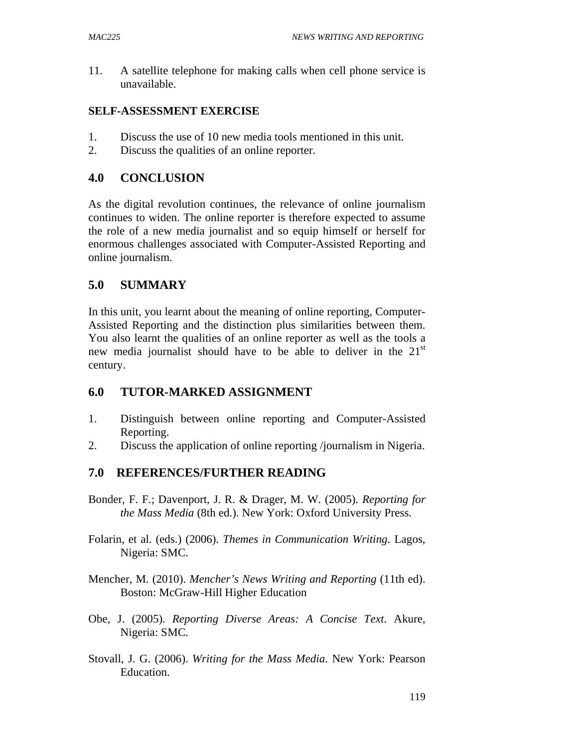11. A satellite telephone for making calls when cell phone service is unavailable.

**SELF-ASSESSMENT EXERCISE**

1. Discuss the use of 10 new media tools mentioned in this unit.
2. Discuss the qualities of an online reporter.

## 4.0 CONCLUSION

As the digital revolution continues, the relevance of online journalism continues to widen. The online reporter is therefore expected to assume the role of a new media journalist and so equip himself or herself for enormous challenges associated with Computer-Assisted Reporting and online journalism.

## 5.0 SUMMARY

In this unit, you learnt about the meaning of online reporting, Computer-Assisted Reporting and the distinction plus similarities between them. You also learnt the qualities of an online reporter as well as the tools a new media journalist should have to be able to deliver in the 21st century.

## 6.0 TUTOR-MARKED ASSIGNMENT

1. Distinguish between online reporting and Computer-Assisted Reporting.
2. Discuss the application of online reporting /journalism in Nigeria.

## 7.0 REFERENCES/FURTHER READING

Bonder, F. F.; Davenport, J. R. & Drager, M. W. (2005). *Reporting for the Mass Media* (8th ed.). New York: Oxford University Press.

Folarin, et al. (eds.) (2006). *Themes in Communication Writing*. Lagos, Nigeria: SMC.

Mencher, M. (2010). *Mencher's News Writing and Reporting* (11th ed). Boston: McGraw-Hill Higher Education

Obe, J. (2005). *Reporting Diverse Areas: A Concise Text*. Akure, Nigeria: SMC.

Stovall, J. G. (2006). *Writing for the Mass Media*. New York: Pearson Education.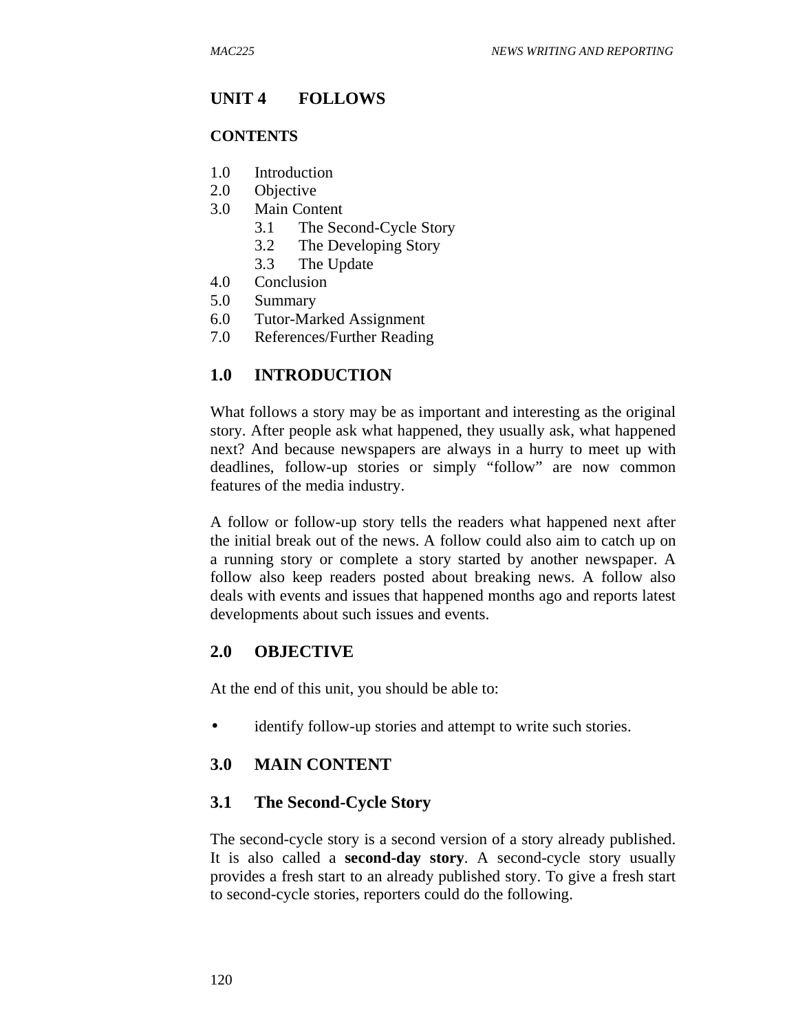# UNIT 4 FOLLOWS

## CONTENTS

1.0 Introduction
2.0 Objective
3.0 Main Content
 3.1 The Second-Cycle Story
 3.2 The Developing Story
 3.3 The Update
4.0 Conclusion
5.0 Summary
6.0 Tutor-Marked Assignment
7.0 References/Further Reading

## 1.0 INTRODUCTION

What follows a story may be as important and interesting as the original story. After people ask what happened, they usually ask, what happened next? And because newspapers are always in a hurry to meet up with deadlines, follow-up stories or simply "follow" are now common features of the media industry.

A follow or follow-up story tells the readers what happened next after the initial break out of the news. A follow could also aim to catch up on a running story or complete a story started by another newspaper. A follow also keep readers posted about breaking news. A follow also deals with events and issues that happened months ago and reports latest developments about such issues and events.

## 2.0 OBJECTIVE

At the end of this unit, you should be able to:

- identify follow-up stories and attempt to write such stories.

## 3.0 MAIN CONTENT

### 3.1 The Second-Cycle Story

The second-cycle story is a second version of a story already published. It is also called a **second-day story**. A second-cycle story usually provides a fresh start to an already published story. To give a fresh start to second-cycle stories, reporters could do the following.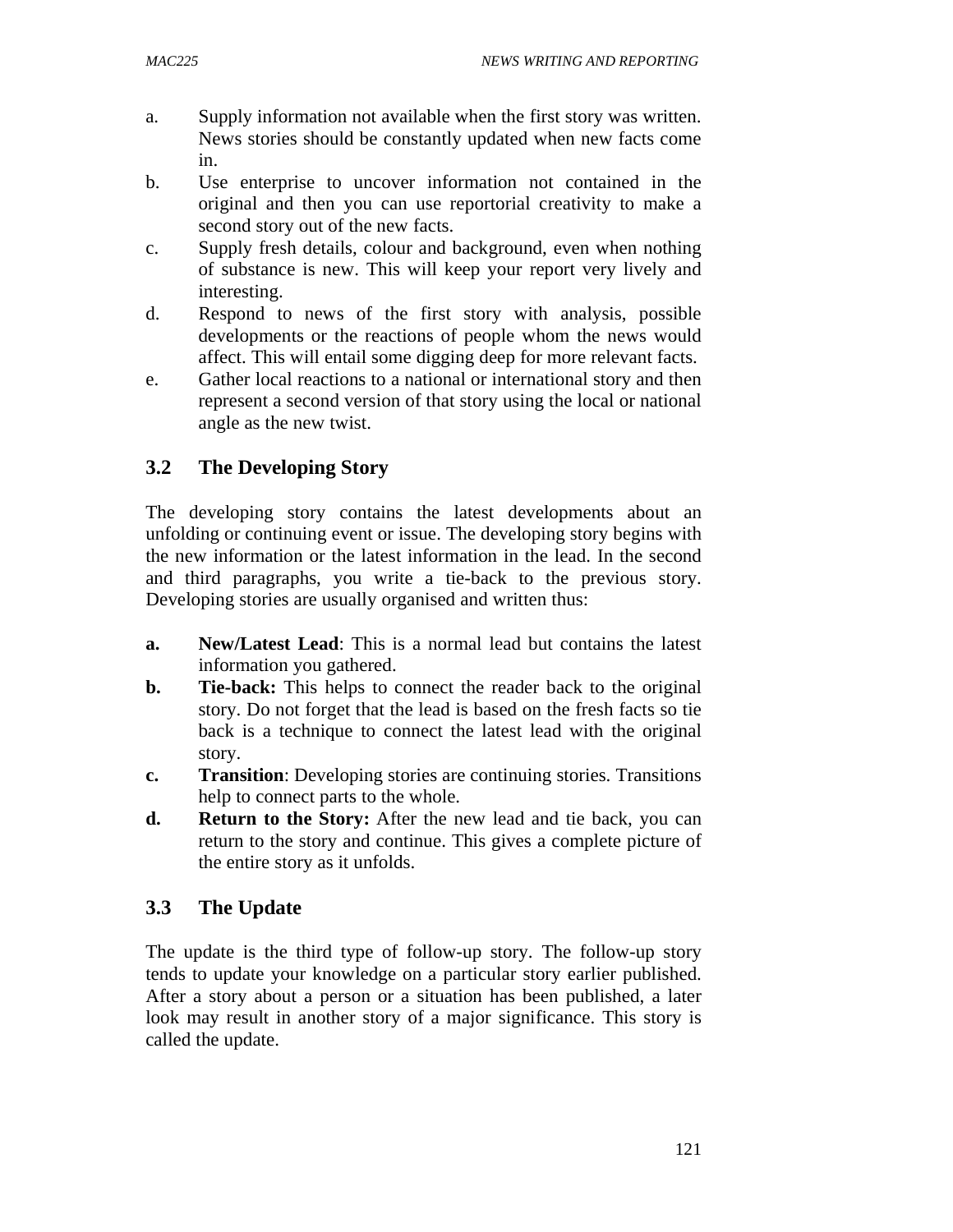a. Supply information not available when the first story was written. News stories should be constantly updated when new facts come in.
b. Use enterprise to uncover information not contained in the original and then you can use reportorial creativity to make a second story out of the new facts.
c. Supply fresh details, colour and background, even when nothing of substance is new. This will keep your report very lively and interesting.
d. Respond to news of the first story with analysis, possible developments or the reactions of people whom the news would affect. This will entail some digging deep for more relevant facts.
e. Gather local reactions to a national or international story and then represent a second version of that story using the local or national angle as the new twist.

## 3.2 The Developing Story

The developing story contains the latest developments about an unfolding or continuing event or issue. The developing story begins with the new information or the latest information in the lead. In the second and third paragraphs, you write a tie-back to the previous story. Developing stories are usually organised and written thus:

**a. New/Latest Lead**: This is a normal lead but contains the latest information you gathered.

**b. Tie-back:** This helps to connect the reader back to the original story. Do not forget that the lead is based on the fresh facts so tie back is a technique to connect the latest lead with the original story.

**c. Transition**: Developing stories are continuing stories. Transitions help to connect parts to the whole.

**d. Return to the Story:** After the new lead and tie back, you can return to the story and continue. This gives a complete picture of the entire story as it unfolds.

## 3.3 The Update

The update is the third type of follow-up story. The follow-up story tends to update your knowledge on a particular story earlier published. After a story about a person or a situation has been published, a later look may result in another story of a major significance. This story is called the update.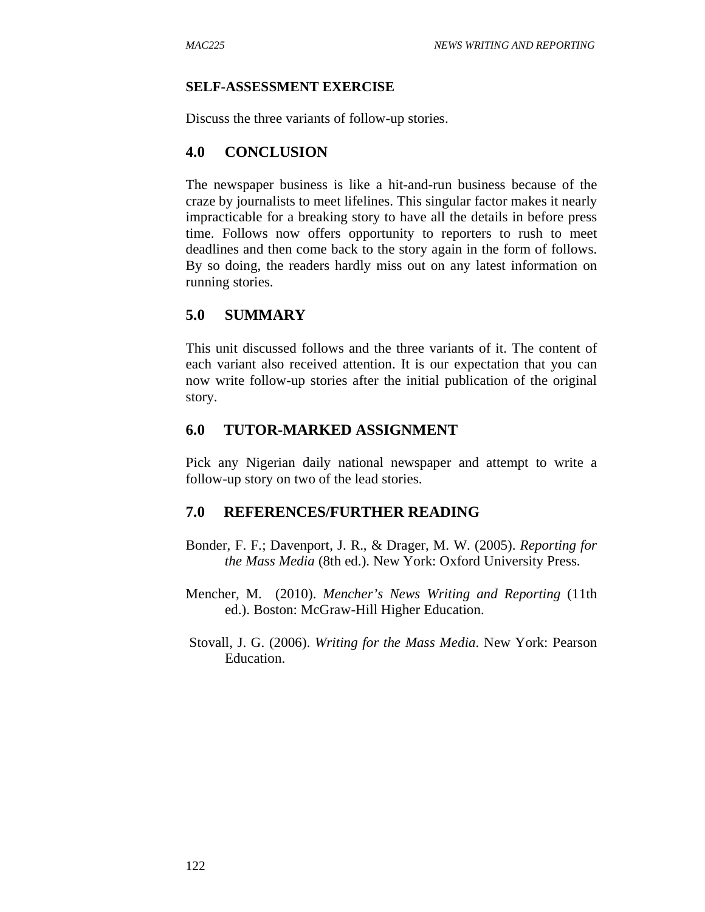**SELF-ASSESSMENT EXERCISE**

Discuss the three variants of follow-up stories.

## 4.0 CONCLUSION

The newspaper business is like a hit-and-run business because of the craze by journalists to meet lifelines. This singular factor makes it nearly impracticable for a breaking story to have all the details in before press time. Follows now offers opportunity to reporters to rush to meet deadlines and then come back to the story again in the form of follows. By so doing, the readers hardly miss out on any latest information on running stories.

## 5.0 SUMMARY

This unit discussed follows and the three variants of it. The content of each variant also received attention. It is our expectation that you can now write follow-up stories after the initial publication of the original story.

## 6.0 TUTOR-MARKED ASSIGNMENT

Pick any Nigerian daily national newspaper and attempt to write a follow-up story on two of the lead stories.

## 7.0 REFERENCES/FURTHER READING

Bonder, F. F.; Davenport, J. R., & Drager, M. W. (2005). *Reporting for the Mass Media* (8th ed.). New York: Oxford University Press.

Mencher, M. (2010). *Mencher's News Writing and Reporting* (11th ed.). Boston: McGraw-Hill Higher Education.

Stovall, J. G. (2006). *Writing for the Mass Media*. New York: Pearson Education.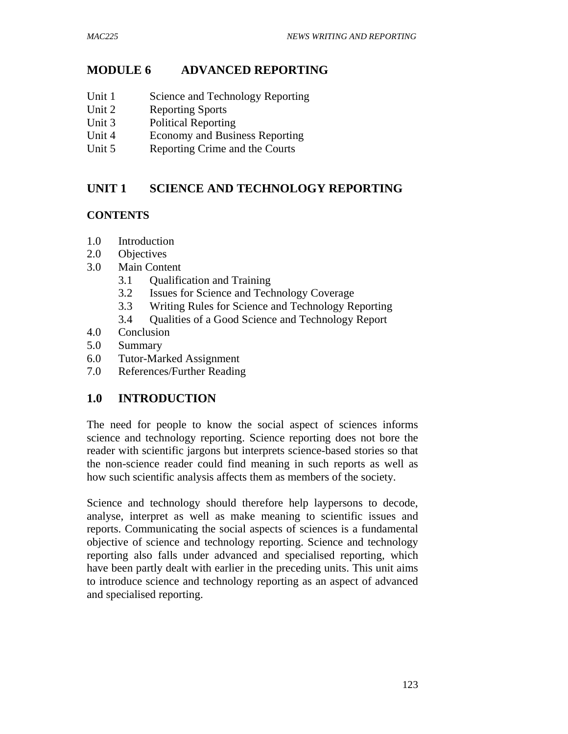# MODULE 6 ADVANCED REPORTING

Unit 1 Science and Technology Reporting
Unit 2 Reporting Sports
Unit 3 Political Reporting
Unit 4 Economy and Business Reporting
Unit 5 Reporting Crime and the Courts

## UNIT 1 SCIENCE AND TECHNOLOGY REPORTING

**CONTENTS**

1.0 Introduction
2.0 Objectives
3.0 Main Content
  3.1 Qualification and Training
  3.2 Issues for Science and Technology Coverage
  3.3 Writing Rules for Science and Technology Reporting
  3.4 Qualities of a Good Science and Technology Report
4.0 Conclusion
5.0 Summary
6.0 Tutor-Marked Assignment
7.0 References/Further Reading

## 1.0 INTRODUCTION

The need for people to know the social aspect of sciences informs science and technology reporting. Science reporting does not bore the reader with scientific jargons but interprets science-based stories so that the non-science reader could find meaning in such reports as well as how such scientific analysis affects them as members of the society.

Science and technology should therefore help laypersons to decode, analyse, interpret as well as make meaning to scientific issues and reports. Communicating the social aspects of sciences is a fundamental objective of science and technology reporting. Science and technology reporting also falls under advanced and specialised reporting, which have been partly dealt with earlier in the preceding units. This unit aims to introduce science and technology reporting as an aspect of advanced and specialised reporting.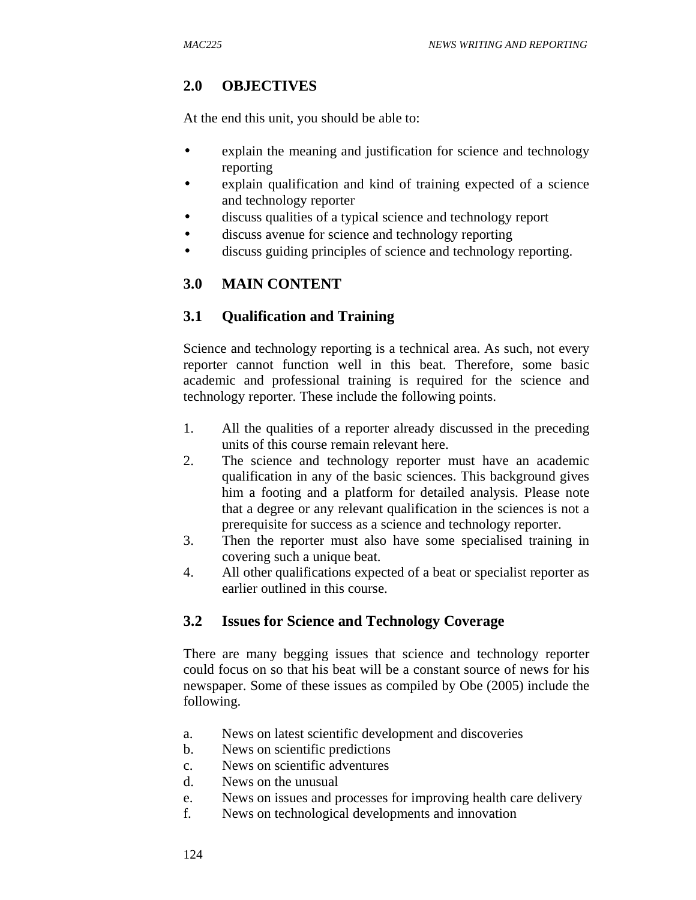## 2.0 OBJECTIVES

At the end this unit, you should be able to:

- explain the meaning and justification for science and technology reporting
- explain qualification and kind of training expected of a science and technology reporter
- discuss qualities of a typical science and technology report
- discuss avenue for science and technology reporting
- discuss guiding principles of science and technology reporting.

## 3.0 MAIN CONTENT

### 3.1 Qualification and Training

Science and technology reporting is a technical area. As such, not every reporter cannot function well in this beat. Therefore, some basic academic and professional training is required for the science and technology reporter. These include the following points.

1. All the qualities of a reporter already discussed in the preceding units of this course remain relevant here.
2. The science and technology reporter must have an academic qualification in any of the basic sciences. This background gives him a footing and a platform for detailed analysis. Please note that a degree or any relevant qualification in the sciences is not a prerequisite for success as a science and technology reporter.
3. Then the reporter must also have some specialised training in covering such a unique beat.
4. All other qualifications expected of a beat or specialist reporter as earlier outlined in this course.

### 3.2 Issues for Science and Technology Coverage

There are many begging issues that science and technology reporter could focus on so that his beat will be a constant source of news for his newspaper. Some of these issues as compiled by Obe (2005) include the following.

a. News on latest scientific development and discoveries
b. News on scientific predictions
c. News on scientific adventures
d. News on the unusual
e. News on issues and processes for improving health care delivery
f. News on technological developments and innovation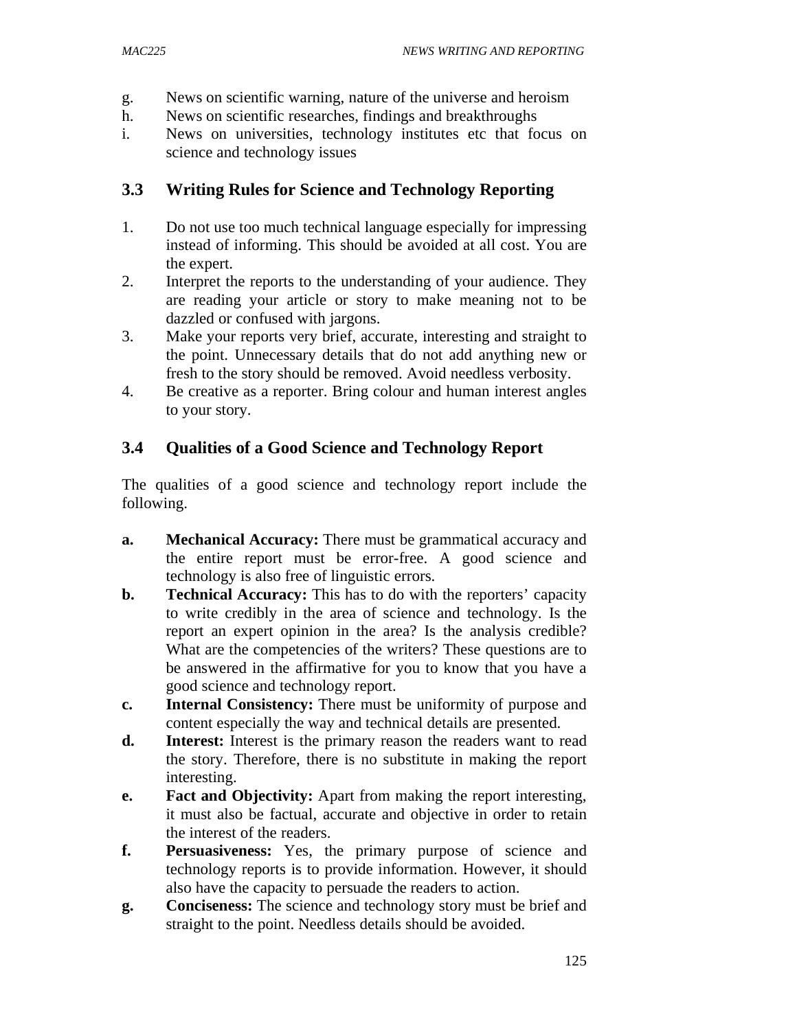g. News on scientific warning, nature of the universe and heroism
h. News on scientific researches, findings and breakthroughs
i. News on universities, technology institutes etc that focus on science and technology issues

## 3.3 Writing Rules for Science and Technology Reporting

1. Do not use too much technical language especially for impressing instead of informing. This should be avoided at all cost. You are the expert.
2. Interpret the reports to the understanding of your audience. They are reading your article or story to make meaning not to be dazzled or confused with jargons.
3. Make your reports very brief, accurate, interesting and straight to the point. Unnecessary details that do not add anything new or fresh to the story should be removed. Avoid needless verbosity.
4. Be creative as a reporter. Bring colour and human interest angles to your story.

## 3.4 Qualities of a Good Science and Technology Report

The qualities of a good science and technology report include the following.

- **a. Mechanical Accuracy:** There must be grammatical accuracy and the entire report must be error-free. A good science and technology is also free of linguistic errors.
- **b. Technical Accuracy:** This has to do with the reporters' capacity to write credibly in the area of science and technology. Is the report an expert opinion in the area? Is the analysis credible? What are the competencies of the writers? These questions are to be answered in the affirmative for you to know that you have a good science and technology report.
- **c. Internal Consistency:** There must be uniformity of purpose and content especially the way and technical details are presented.
- **d. Interest:** Interest is the primary reason the readers want to read the story. Therefore, there is no substitute in making the report interesting.
- **e. Fact and Objectivity:** Apart from making the report interesting, it must also be factual, accurate and objective in order to retain the interest of the readers.
- **f. Persuasiveness:** Yes, the primary purpose of science and technology reports is to provide information. However, it should also have the capacity to persuade the readers to action.
- **g. Conciseness:** The science and technology story must be brief and straight to the point. Needless details should be avoided.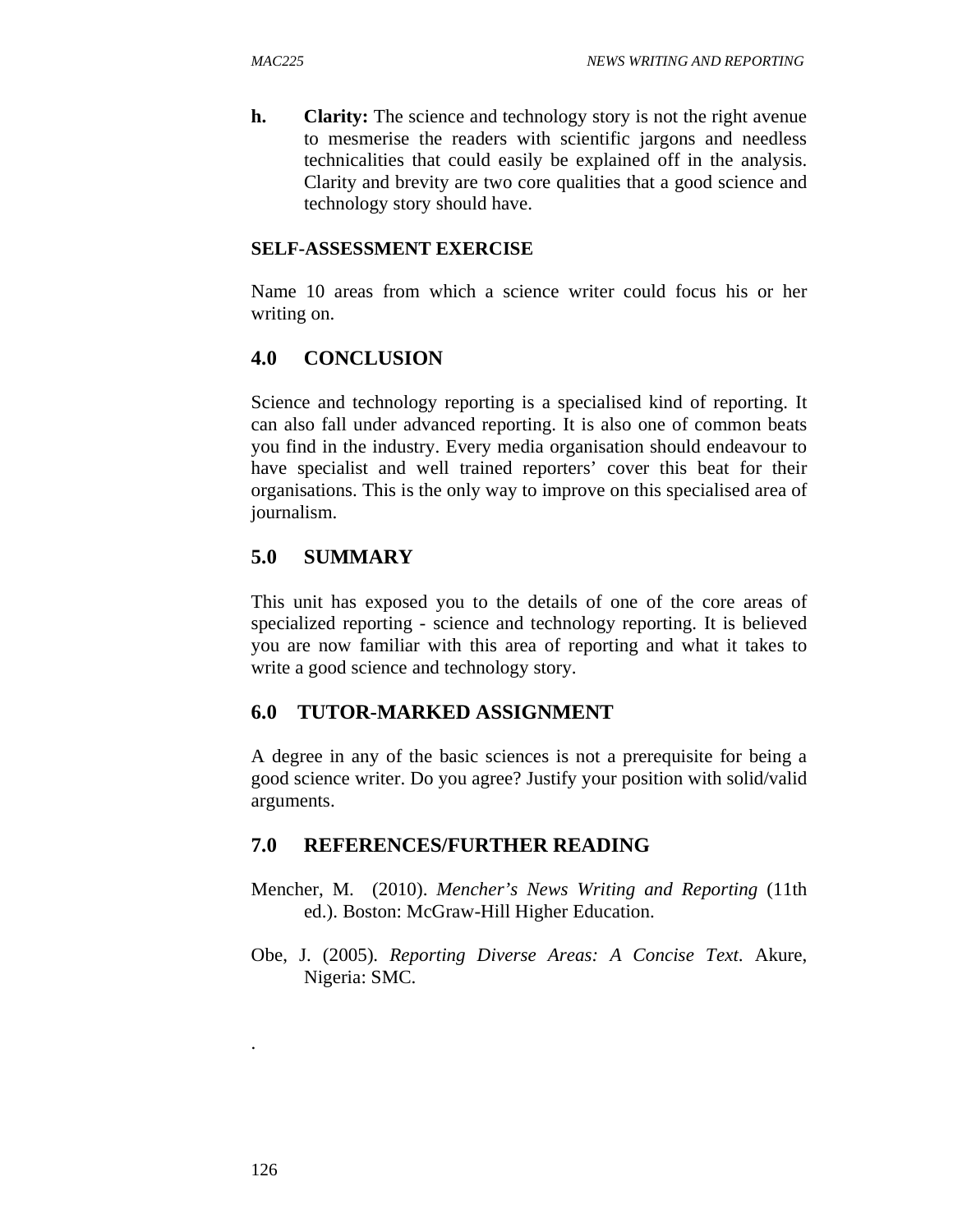**h.** **Clarity:** The science and technology story is not the right avenue to mesmerise the readers with scientific jargons and needless technicalities that could easily be explained off in the analysis. Clarity and brevity are two core qualities that a good science and technology story should have.

**SELF-ASSESSMENT EXERCISE**

Name 10 areas from which a science writer could focus his or her writing on.

## 4.0 CONCLUSION

Science and technology reporting is a specialised kind of reporting. It can also fall under advanced reporting. It is also one of common beats you find in the industry. Every media organisation should endeavour to have specialist and well trained reporters' cover this beat for their organisations. This is the only way to improve on this specialised area of journalism.

## 5.0 SUMMARY

This unit has exposed you to the details of one of the core areas of specialized reporting - science and technology reporting. It is believed you are now familiar with this area of reporting and what it takes to write a good science and technology story.

## 6.0 TUTOR-MARKED ASSIGNMENT

A degree in any of the basic sciences is not a prerequisite for being a good science writer. Do you agree? Justify your position with solid/valid arguments.

## 7.0 REFERENCES/FURTHER READING

Mencher, M. (2010). *Mencher's News Writing and Reporting* (11th ed.). Boston: McGraw-Hill Higher Education.

Obe, J. (2005). *Reporting Diverse Areas: A Concise Text.* Akure, Nigeria: SMC.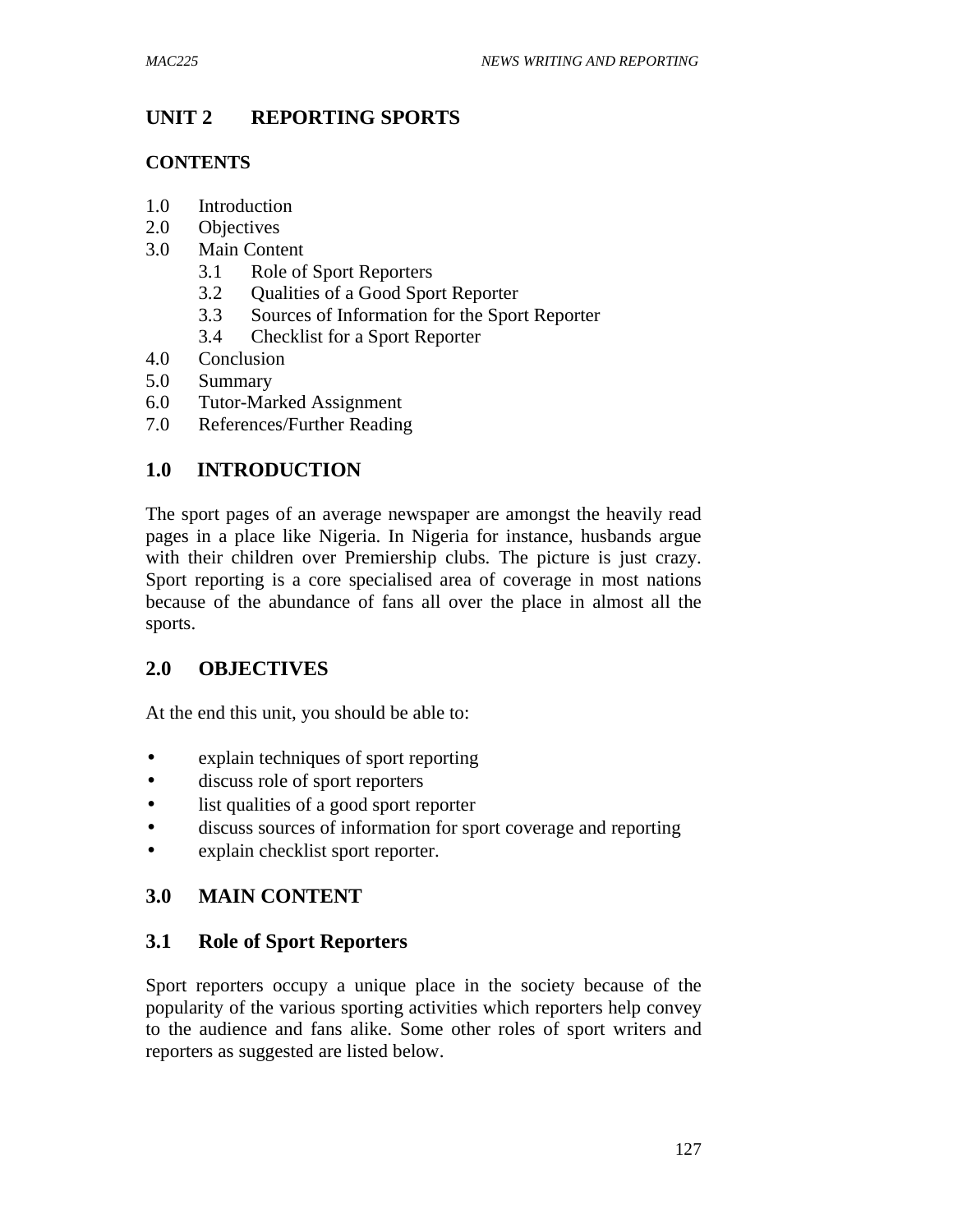## UNIT 2 REPORTING SPORTS

**CONTENTS**

1.0 Introduction
2.0 Objectives
3.0 Main Content
   3.1 Role of Sport Reporters
   3.2 Qualities of a Good Sport Reporter
   3.3 Sources of Information for the Sport Reporter
   3.4 Checklist for a Sport Reporter
4.0 Conclusion
5.0 Summary
6.0 Tutor-Marked Assignment
7.0 References/Further Reading

## 1.0 INTRODUCTION

The sport pages of an average newspaper are amongst the heavily read pages in a place like Nigeria. In Nigeria for instance, husbands argue with their children over Premiership clubs. The picture is just crazy. Sport reporting is a core specialised area of coverage in most nations because of the abundance of fans all over the place in almost all the sports.

## 2.0 OBJECTIVES

At the end this unit, you should be able to:

- explain techniques of sport reporting
- discuss role of sport reporters
- list qualities of a good sport reporter
- discuss sources of information for sport coverage and reporting
- explain checklist sport reporter.

## 3.0 MAIN CONTENT

### 3.1 Role of Sport Reporters

Sport reporters occupy a unique place in the society because of the popularity of the various sporting activities which reporters help convey to the audience and fans alike. Some other roles of sport writers and reporters as suggested are listed below.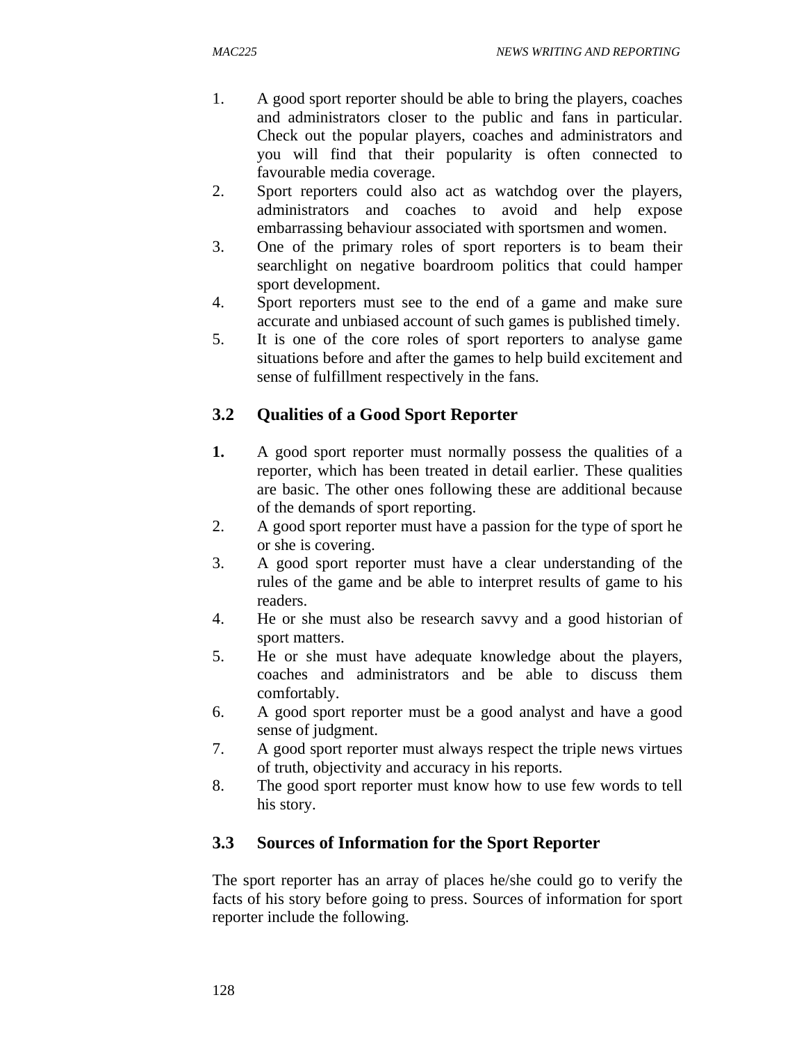1. A good sport reporter should be able to bring the players, coaches and administrators closer to the public and fans in particular. Check out the popular players, coaches and administrators and you will find that their popularity is often connected to favourable media coverage.
2. Sport reporters could also act as watchdog over the players, administrators and coaches to avoid and help expose embarrassing behaviour associated with sportsmen and women.
3. One of the primary roles of sport reporters is to beam their searchlight on negative boardroom politics that could hamper sport development.
4. Sport reporters must see to the end of a game and make sure accurate and unbiased account of such games is published timely.
5. It is one of the core roles of sport reporters to analyse game situations before and after the games to help build excitement and sense of fulfillment respectively in the fans.

## 3.2 Qualities of a Good Sport Reporter

1. A good sport reporter must normally possess the qualities of a reporter, which has been treated in detail earlier. These qualities are basic. The other ones following these are additional because of the demands of sport reporting.
2. A good sport reporter must have a passion for the type of sport he or she is covering.
3. A good sport reporter must have a clear understanding of the rules of the game and be able to interpret results of game to his readers.
4. He or she must also be research savvy and a good historian of sport matters.
5. He or she must have adequate knowledge about the players, coaches and administrators and be able to discuss them comfortably.
6. A good sport reporter must be a good analyst and have a good sense of judgment.
7. A good sport reporter must always respect the triple news virtues of truth, objectivity and accuracy in his reports.
8. The good sport reporter must know how to use few words to tell his story.

## 3.3 Sources of Information for the Sport Reporter

The sport reporter has an array of places he/she could go to verify the facts of his story before going to press. Sources of information for sport reporter include the following.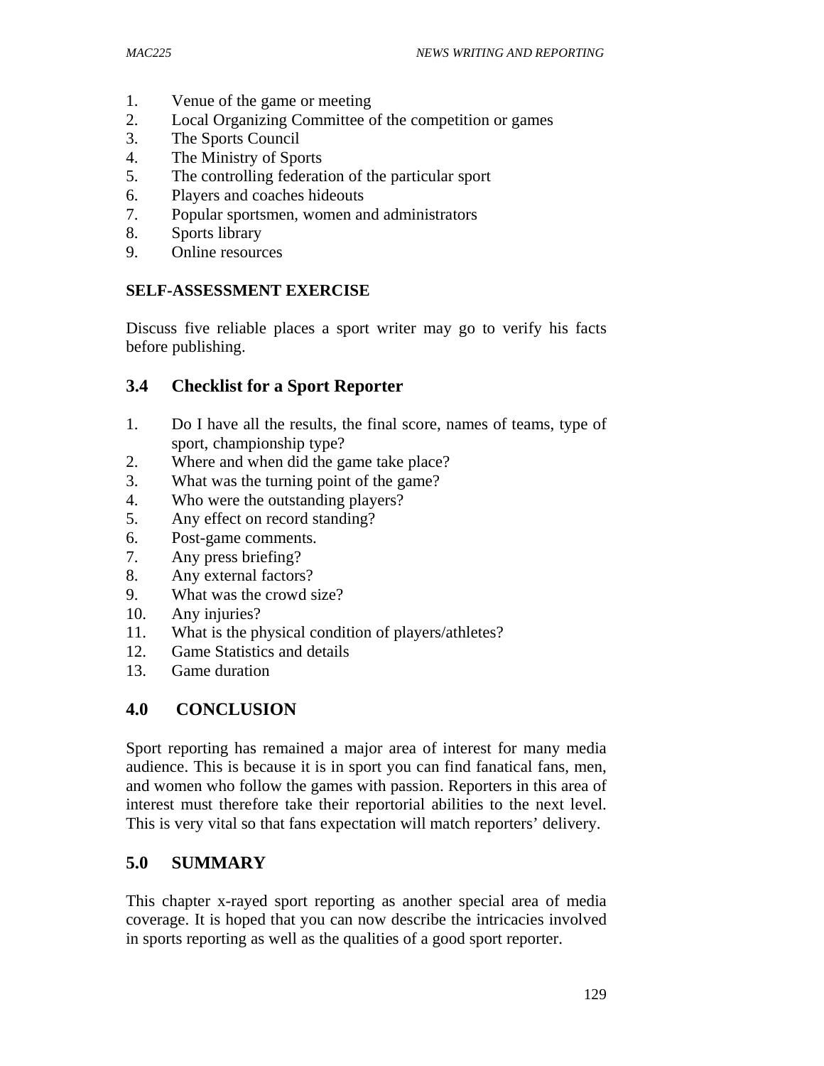1. Venue of the game or meeting
2. Local Organizing Committee of the competition or games
3. The Sports Council
4. The Ministry of Sports
5. The controlling federation of the particular sport
6. Players and coaches hideouts
7. Popular sportsmen, women and administrators
8. Sports library
9. Online resources

**SELF-ASSESSMENT EXERCISE**

Discuss five reliable places a sport writer may go to verify his facts before publishing.

## 3.4 Checklist for a Sport Reporter

1. Do I have all the results, the final score, names of teams, type of sport, championship type?
2. Where and when did the game take place?
3. What was the turning point of the game?
4. Who were the outstanding players?
5. Any effect on record standing?
6. Post-game comments.
7. Any press briefing?
8. Any external factors?
9. What was the crowd size?
10. Any injuries?
11. What is the physical condition of players/athletes?
12. Game Statistics and details
13. Game duration

## 4.0 CONCLUSION

Sport reporting has remained a major area of interest for many media audience. This is because it is in sport you can find fanatical fans, men, and women who follow the games with passion. Reporters in this area of interest must therefore take their reportorial abilities to the next level. This is very vital so that fans expectation will match reporters' delivery.

## 5.0 SUMMARY

This chapter x-rayed sport reporting as another special area of media coverage. It is hoped that you can now describe the intricacies involved in sports reporting as well as the qualities of a good sport reporter.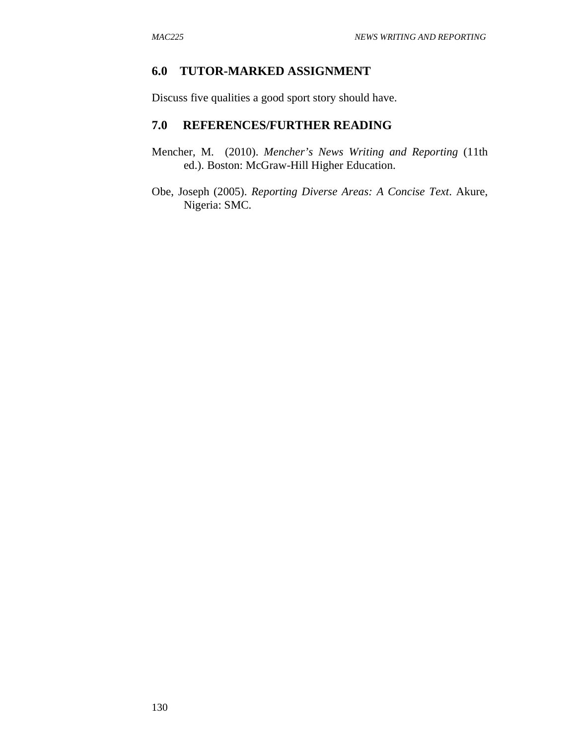## 6.0 TUTOR-MARKED ASSIGNMENT

Discuss five qualities a good sport story should have.

## 7.0 REFERENCES/FURTHER READING

Mencher, M. (2010). *Mencher's News Writing and Reporting* (11th ed.). Boston: McGraw-Hill Higher Education.

Obe, Joseph (2005). *Reporting Diverse Areas: A Concise Text*. Akure, Nigeria: SMC.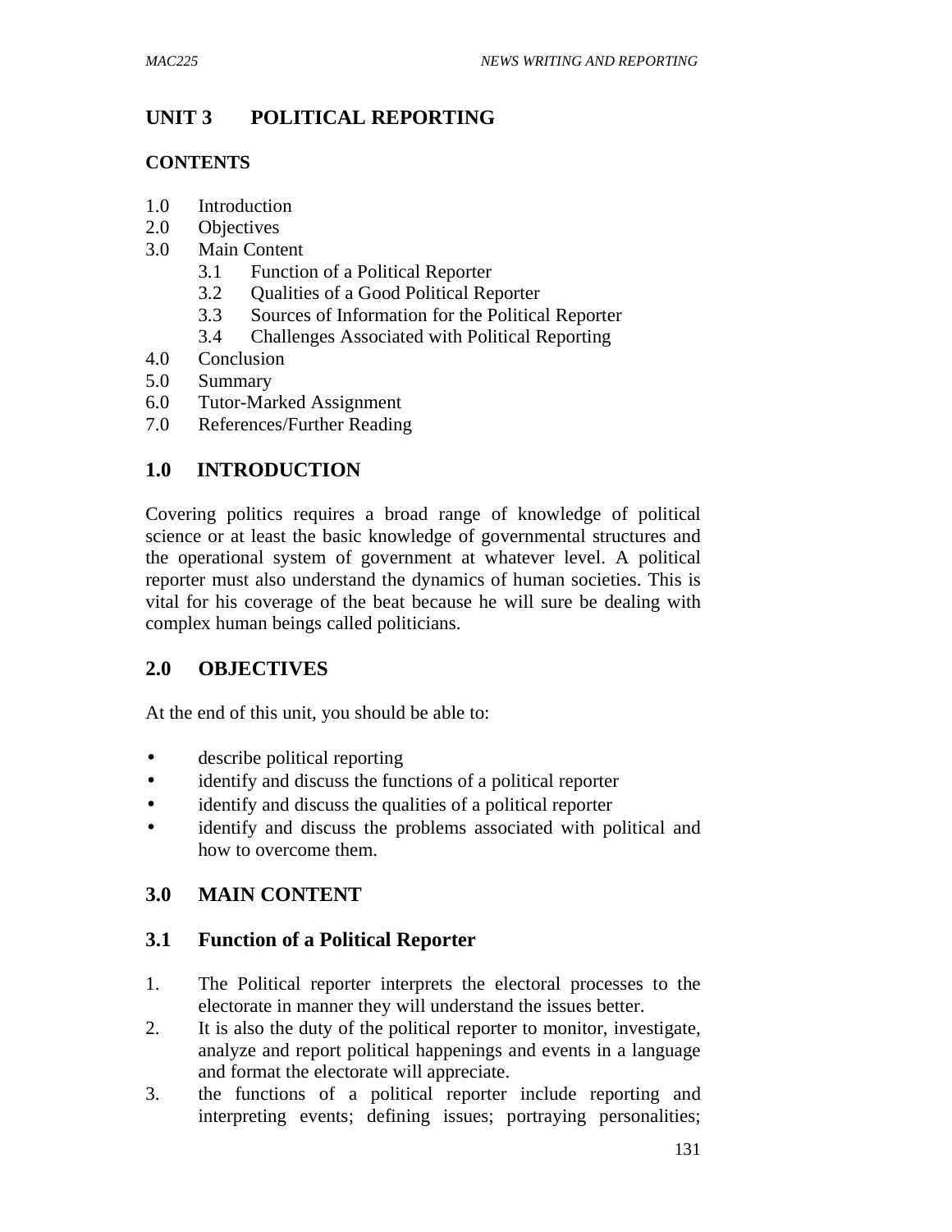# UNIT 3 POLITICAL REPORTING

**CONTENTS**

1.0 Introduction
2.0 Objectives
3.0 Main Content
   3.1 Function of a Political Reporter
   3.2 Qualities of a Good Political Reporter
   3.3 Sources of Information for the Political Reporter
   3.4 Challenges Associated with Political Reporting
4.0 Conclusion
5.0 Summary
6.0 Tutor-Marked Assignment
7.0 References/Further Reading

## 1.0 INTRODUCTION

Covering politics requires a broad range of knowledge of political science or at least the basic knowledge of governmental structures and the operational system of government at whatever level. A political reporter must also understand the dynamics of human societies. This is vital for his coverage of the beat because he will sure be dealing with complex human beings called politicians.

## 2.0 OBJECTIVES

At the end of this unit, you should be able to:

- describe political reporting
- identify and discuss the functions of a political reporter
- identify and discuss the qualities of a political reporter
- identify and discuss the problems associated with political and how to overcome them.

## 3.0 MAIN CONTENT

### 3.1 Function of a Political Reporter

1. The Political reporter interprets the electoral processes to the electorate in manner they will understand the issues better.
2. It is also the duty of the political reporter to monitor, investigate, analyze and report political happenings and events in a language and format the electorate will appreciate.
3. the functions of a political reporter include reporting and interpreting events; defining issues; portraying personalities;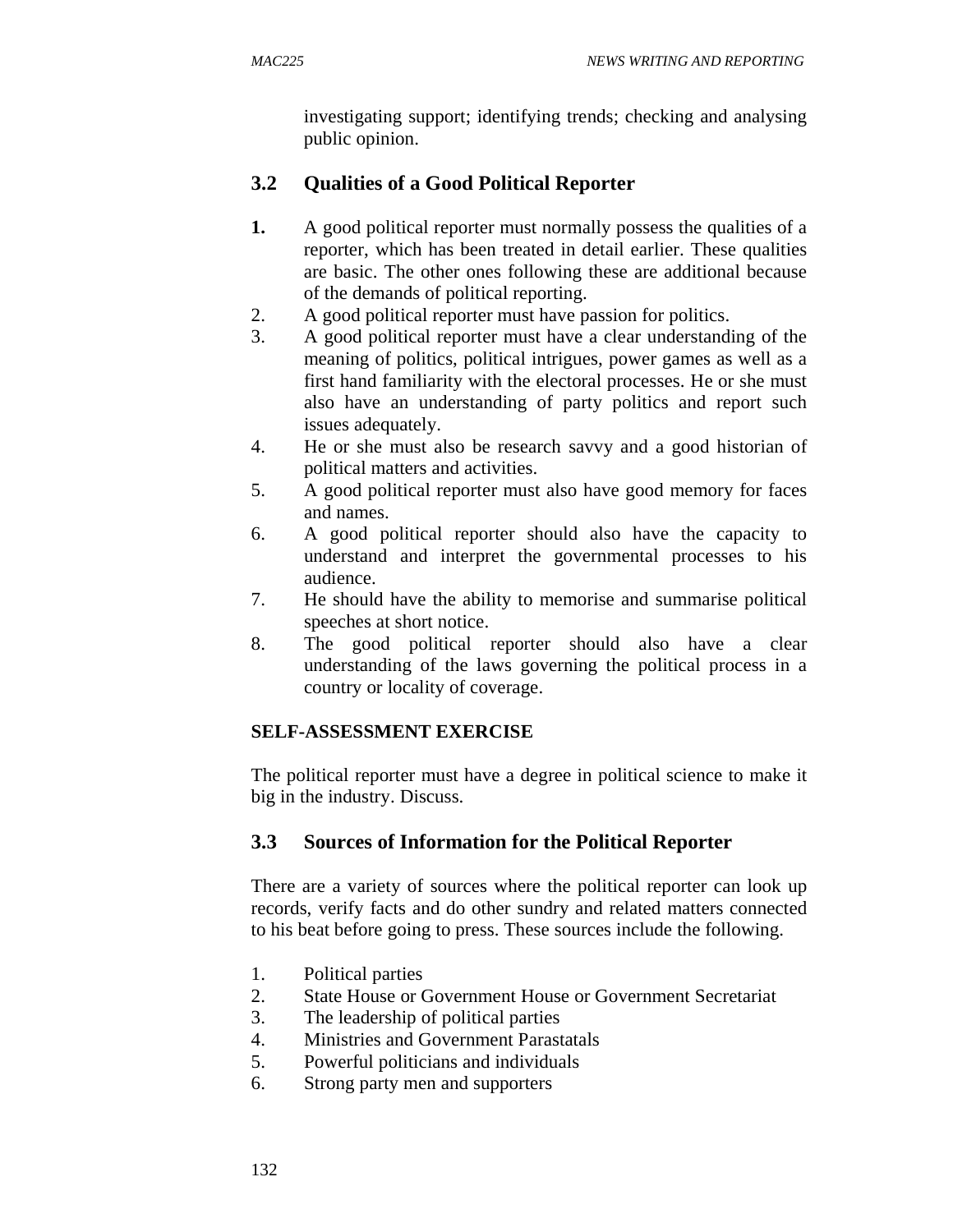investigating support; identifying trends; checking and analysing public opinion.

## 3.2 Qualities of a Good Political Reporter

1. A good political reporter must normally possess the qualities of a reporter, which has been treated in detail earlier. These qualities are basic. The other ones following these are additional because of the demands of political reporting.
2. A good political reporter must have passion for politics.
3. A good political reporter must have a clear understanding of the meaning of politics, political intrigues, power games as well as a first hand familiarity with the electoral processes. He or she must also have an understanding of party politics and report such issues adequately.
4. He or she must also be research savvy and a good historian of political matters and activities.
5. A good political reporter must also have good memory for faces and names.
6. A good political reporter should also have the capacity to understand and interpret the governmental processes to his audience.
7. He should have the ability to memorise and summarise political speeches at short notice.
8. The good political reporter should also have a clear understanding of the laws governing the political process in a country or locality of coverage.

**SELF-ASSESSMENT EXERCISE**

The political reporter must have a degree in political science to make it big in the industry. Discuss.

## 3.3 Sources of Information for the Political Reporter

There are a variety of sources where the political reporter can look up records, verify facts and do other sundry and related matters connected to his beat before going to press. These sources include the following.

1. Political parties
2. State House or Government House or Government Secretariat
3. The leadership of political parties
4. Ministries and Government Parastatals
5. Powerful politicians and individuals
6. Strong party men and supporters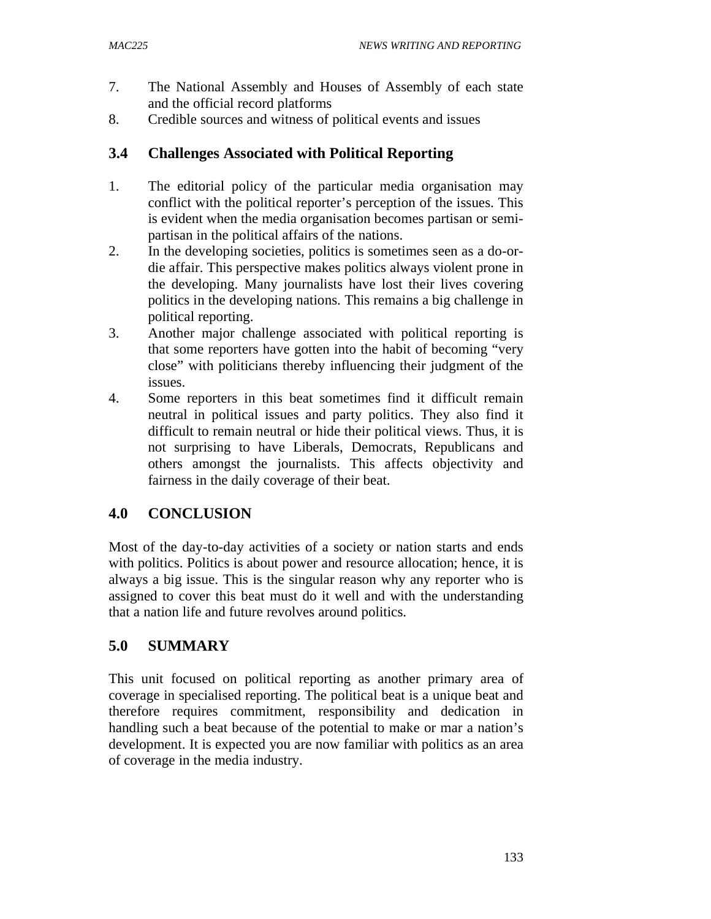7. The National Assembly and Houses of Assembly of each state and the official record platforms
8. Credible sources and witness of political events and issues

## 3.4 Challenges Associated with Political Reporting

1. The editorial policy of the particular media organisation may conflict with the political reporter's perception of the issues. This is evident when the media organisation becomes partisan or semi-partisan in the political affairs of the nations.
2. In the developing societies, politics is sometimes seen as a do-or-die affair. This perspective makes politics always violent prone in the developing. Many journalists have lost their lives covering politics in the developing nations. This remains a big challenge in political reporting.
3. Another major challenge associated with political reporting is that some reporters have gotten into the habit of becoming "very close" with politicians thereby influencing their judgment of the issues.
4. Some reporters in this beat sometimes find it difficult remain neutral in political issues and party politics. They also find it difficult to remain neutral or hide their political views. Thus, it is not surprising to have Liberals, Democrats, Republicans and others amongst the journalists. This affects objectivity and fairness in the daily coverage of their beat.

# 4.0 CONCLUSION

Most of the day-to-day activities of a society or nation starts and ends with politics. Politics is about power and resource allocation; hence, it is always a big issue. This is the singular reason why any reporter who is assigned to cover this beat must do it well and with the understanding that a nation life and future revolves around politics.

# 5.0 SUMMARY

This unit focused on political reporting as another primary area of coverage in specialised reporting. The political beat is a unique beat and therefore requires commitment, responsibility and dedication in handling such a beat because of the potential to make or mar a nation's development. It is expected you are now familiar with politics as an area of coverage in the media industry.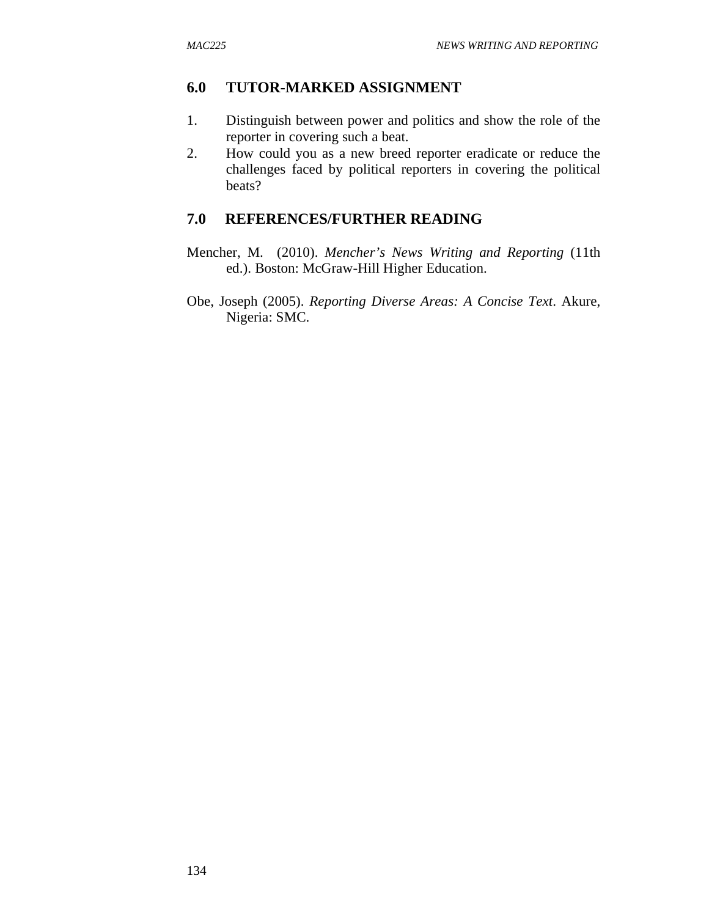## 6.0 TUTOR-MARKED ASSIGNMENT

1. Distinguish between power and politics and show the role of the reporter in covering such a beat.
2. How could you as a new breed reporter eradicate or reduce the challenges faced by political reporters in covering the political beats?

## 7.0 REFERENCES/FURTHER READING

Mencher, M. (2010). *Mencher's News Writing and Reporting* (11th ed.). Boston: McGraw-Hill Higher Education.

Obe, Joseph (2005). *Reporting Diverse Areas: A Concise Text*. Akure, Nigeria: SMC.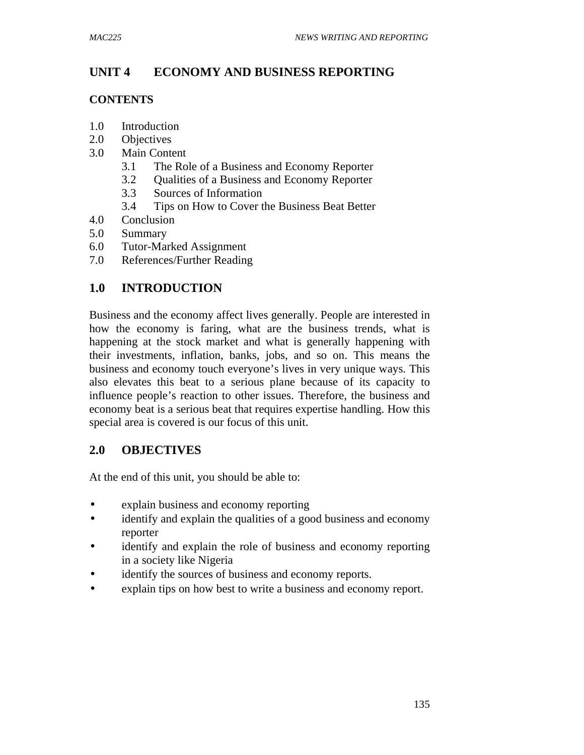# UNIT 4 ECONOMY AND BUSINESS REPORTING

## CONTENTS

1.0 Introduction
2.0 Objectives
3.0 Main Content
 3.1 The Role of a Business and Economy Reporter
 3.2 Qualities of a Business and Economy Reporter
 3.3 Sources of Information
 3.4 Tips on How to Cover the Business Beat Better
4.0 Conclusion
5.0 Summary
6.0 Tutor-Marked Assignment
7.0 References/Further Reading

## 1.0 INTRODUCTION

Business and the economy affect lives generally. People are interested in how the economy is faring, what are the business trends, what is happening at the stock market and what is generally happening with their investments, inflation, banks, jobs, and so on. This means the business and economy touch everyone's lives in very unique ways. This also elevates this beat to a serious plane because of its capacity to influence people's reaction to other issues. Therefore, the business and economy beat is a serious beat that requires expertise handling. How this special area is covered is our focus of this unit.

## 2.0 OBJECTIVES

At the end of this unit, you should be able to:

- explain business and economy reporting
- identify and explain the qualities of a good business and economy reporter
- identify and explain the role of business and economy reporting in a society like Nigeria
- identify the sources of business and economy reports.
- explain tips on how best to write a business and economy report.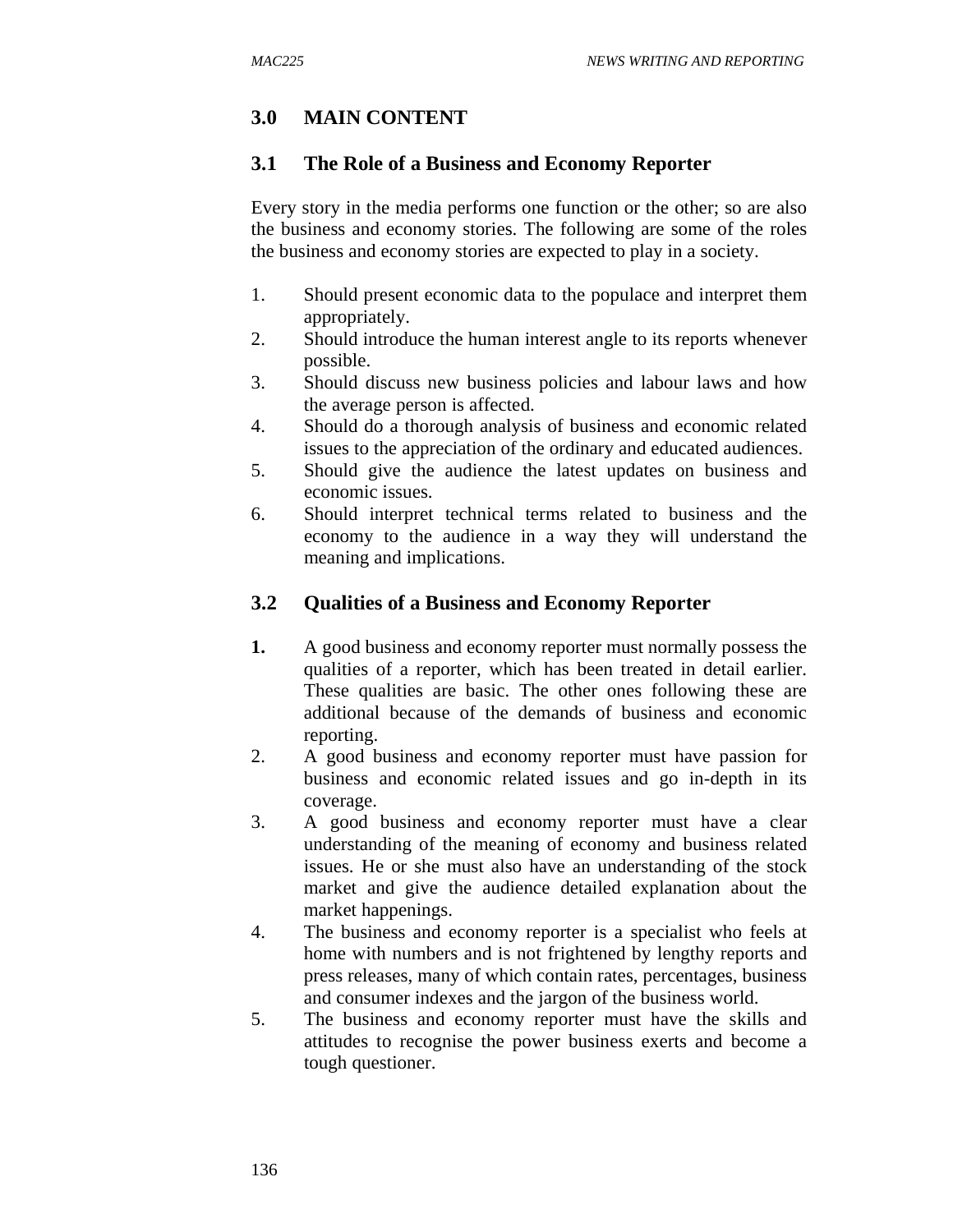## 3.0 MAIN CONTENT

### 3.1 The Role of a Business and Economy Reporter

Every story in the media performs one function or the other; so are also the business and economy stories. The following are some of the roles the business and economy stories are expected to play in a society.

1. Should present economic data to the populace and interpret them appropriately.
2. Should introduce the human interest angle to its reports whenever possible.
3. Should discuss new business policies and labour laws and how the average person is affected.
4. Should do a thorough analysis of business and economic related issues to the appreciation of the ordinary and educated audiences.
5. Should give the audience the latest updates on business and economic issues.
6. Should interpret technical terms related to business and the economy to the audience in a way they will understand the meaning and implications.

### 3.2 Qualities of a Business and Economy Reporter

1. A good business and economy reporter must normally possess the qualities of a reporter, which has been treated in detail earlier. These qualities are basic. The other ones following these are additional because of the demands of business and economic reporting.
2. A good business and economy reporter must have passion for business and economic related issues and go in-depth in its coverage.
3. A good business and economy reporter must have a clear understanding of the meaning of economy and business related issues. He or she must also have an understanding of the stock market and give the audience detailed explanation about the market happenings.
4. The business and economy reporter is a specialist who feels at home with numbers and is not frightened by lengthy reports and press releases, many of which contain rates, percentages, business and consumer indexes and the jargon of the business world.
5. The business and economy reporter must have the skills and attitudes to recognise the power business exerts and become a tough questioner.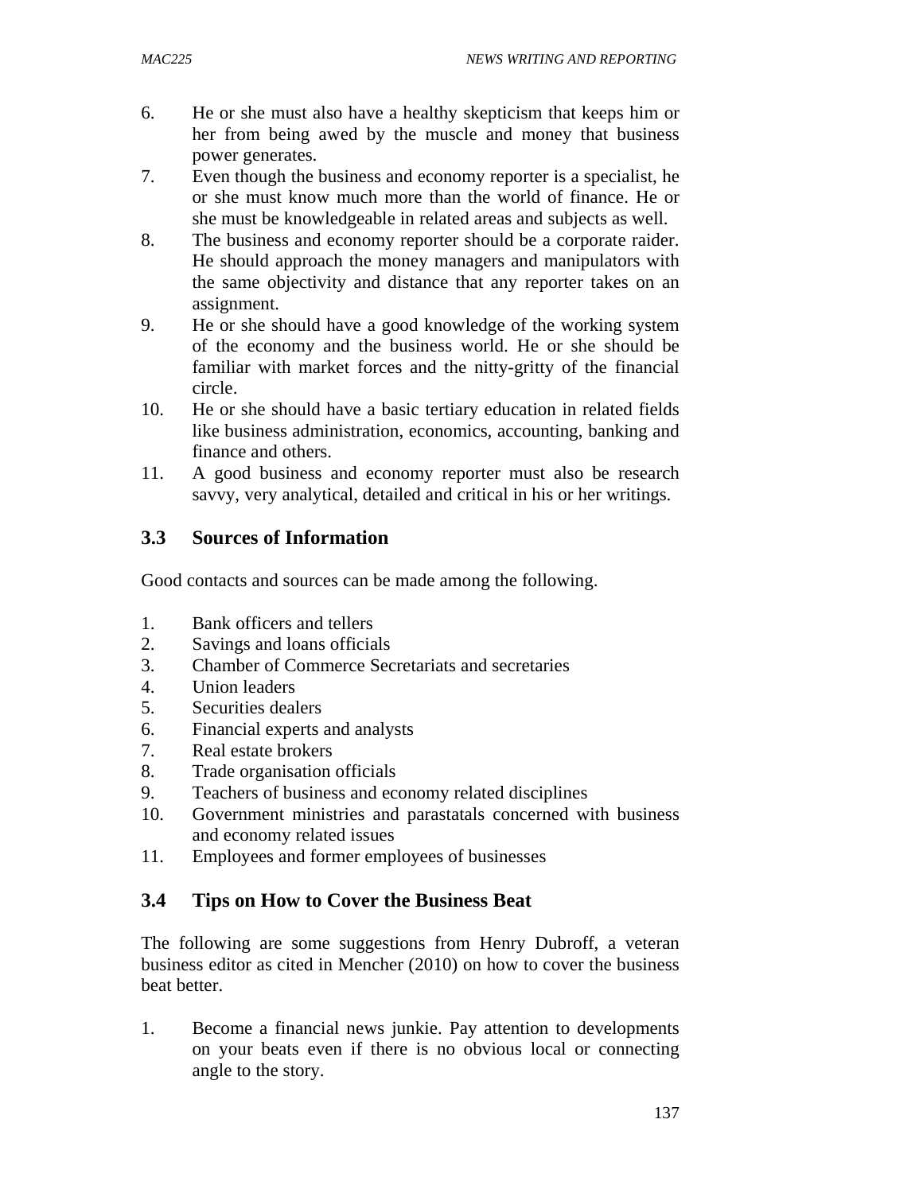6. He or she must also have a healthy skepticism that keeps him or her from being awed by the muscle and money that business power generates.
7. Even though the business and economy reporter is a specialist, he or she must know much more than the world of finance. He or she must be knowledgeable in related areas and subjects as well.
8. The business and economy reporter should be a corporate raider. He should approach the money managers and manipulators with the same objectivity and distance that any reporter takes on an assignment.
9. He or she should have a good knowledge of the working system of the economy and the business world. He or she should be familiar with market forces and the nitty-gritty of the financial circle.
10. He or she should have a basic tertiary education in related fields like business administration, economics, accounting, banking and finance and others.
11. A good business and economy reporter must also be research savvy, very analytical, detailed and critical in his or her writings.

## 3.3 Sources of Information

Good contacts and sources can be made among the following.

1. Bank officers and tellers
2. Savings and loans officials
3. Chamber of Commerce Secretariats and secretaries
4. Union leaders
5. Securities dealers
6. Financial experts and analysts
7. Real estate brokers
8. Trade organisation officials
9. Teachers of business and economy related disciplines
10. Government ministries and parastatals concerned with business and economy related issues
11. Employees and former employees of businesses

## 3.4 Tips on How to Cover the Business Beat

The following are some suggestions from Henry Dubroff, a veteran business editor as cited in Mencher (2010) on how to cover the business beat better.

1. Become a financial news junkie. Pay attention to developments on your beats even if there is no obvious local or connecting angle to the story.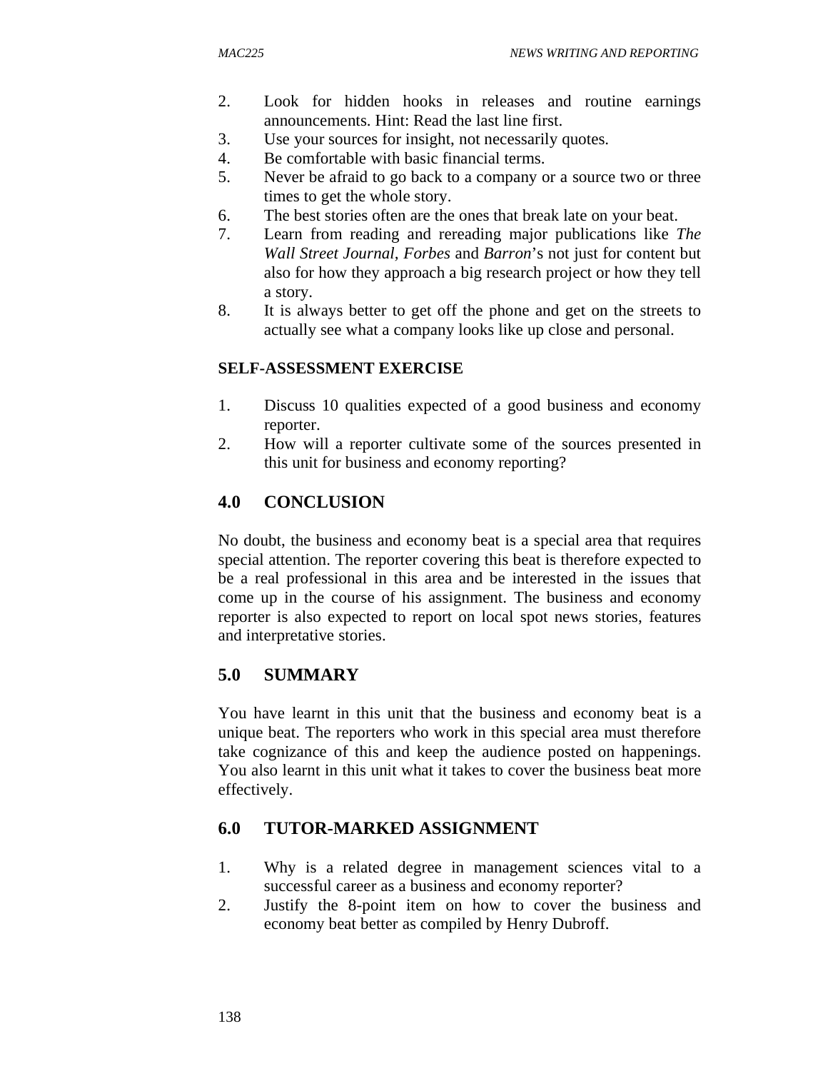2. Look for hidden hooks in releases and routine earnings announcements. Hint: Read the last line first.
3. Use your sources for insight, not necessarily quotes.
4. Be comfortable with basic financial terms.
5. Never be afraid to go back to a company or a source two or three times to get the whole story.
6. The best stories often are the ones that break late on your beat.
7. Learn from reading and rereading major publications like *The Wall Street Journal, Forbes* and *Barron*'s not just for content but also for how they approach a big research project or how they tell a story.
8. It is always better to get off the phone and get on the streets to actually see what a company looks like up close and personal.

**SELF-ASSESSMENT EXERCISE**

1. Discuss 10 qualities expected of a good business and economy reporter.
2. How will a reporter cultivate some of the sources presented in this unit for business and economy reporting?

## 4.0 CONCLUSION

No doubt, the business and economy beat is a special area that requires special attention. The reporter covering this beat is therefore expected to be a real professional in this area and be interested in the issues that come up in the course of his assignment. The business and economy reporter is also expected to report on local spot news stories, features and interpretative stories.

## 5.0 SUMMARY

You have learnt in this unit that the business and economy beat is a unique beat. The reporters who work in this special area must therefore take cognizance of this and keep the audience posted on happenings. You also learnt in this unit what it takes to cover the business beat more effectively.

## 6.0 TUTOR-MARKED ASSIGNMENT

1. Why is a related degree in management sciences vital to a successful career as a business and economy reporter?
2. Justify the 8-point item on how to cover the business and economy beat better as compiled by Henry Dubroff.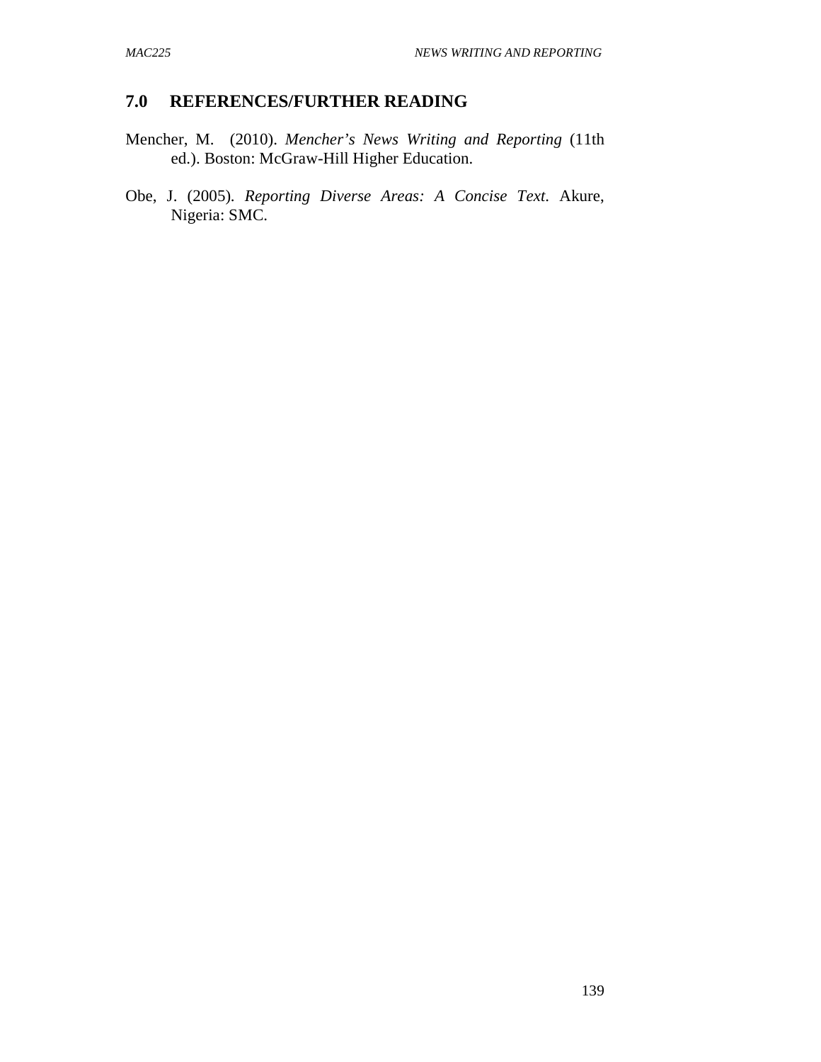## 7.0 REFERENCES/FURTHER READING

Mencher, M. (2010). *Mencher's News Writing and Reporting* (11th ed.). Boston: McGraw-Hill Higher Education.

Obe, J. (2005). *Reporting Diverse Areas: A Concise Text*. Akure, Nigeria: SMC.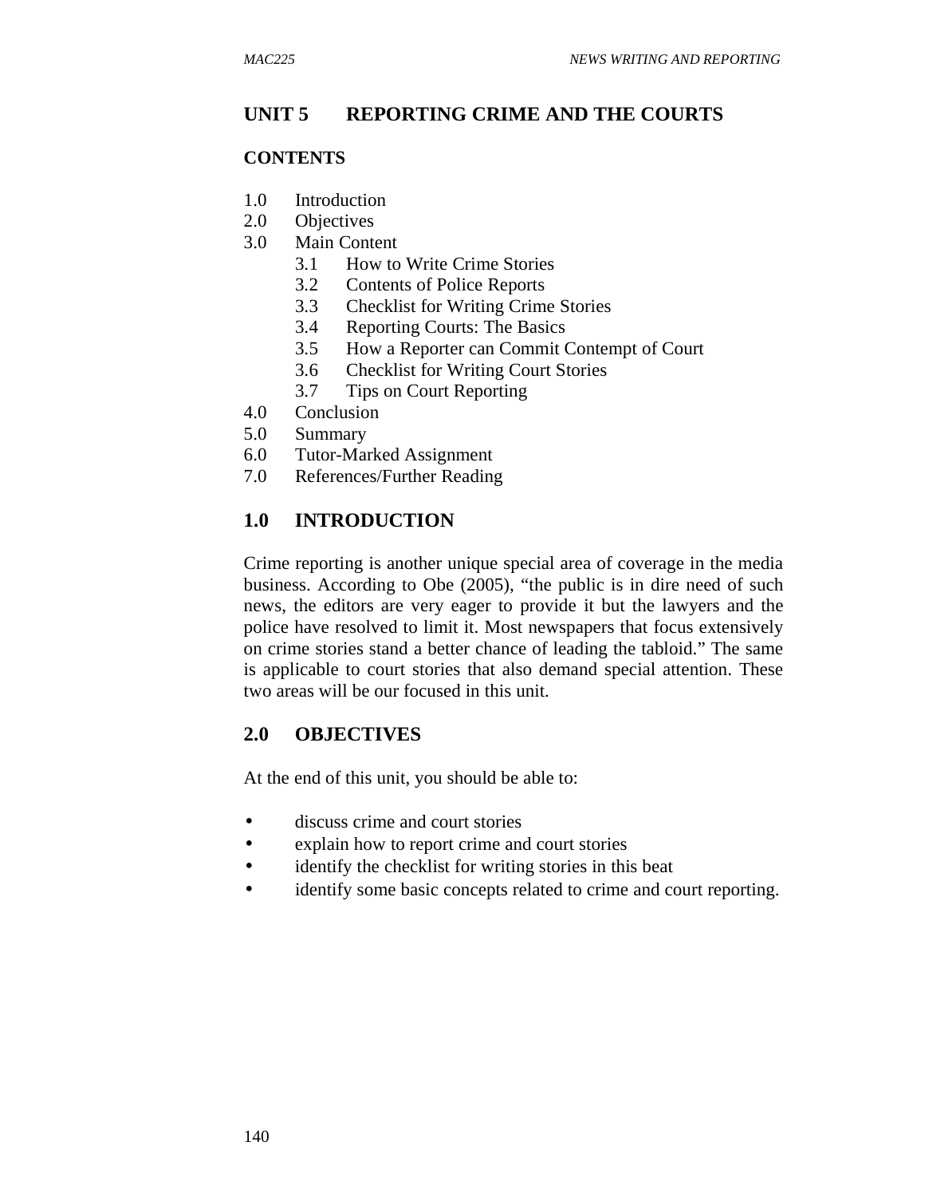# UNIT 5 REPORTING CRIME AND THE COURTS

## CONTENTS

1.0 Introduction
2.0 Objectives
3.0 Main Content
  3.1 How to Write Crime Stories
  3.2 Contents of Police Reports
  3.3 Checklist for Writing Crime Stories
  3.4 Reporting Courts: The Basics
  3.5 How a Reporter can Commit Contempt of Court
  3.6 Checklist for Writing Court Stories
  3.7 Tips on Court Reporting
4.0 Conclusion
5.0 Summary
6.0 Tutor-Marked Assignment
7.0 References/Further Reading

## 1.0 INTRODUCTION

Crime reporting is another unique special area of coverage in the media business. According to Obe (2005), "the public is in dire need of such news, the editors are very eager to provide it but the lawyers and the police have resolved to limit it. Most newspapers that focus extensively on crime stories stand a better chance of leading the tabloid." The same is applicable to court stories that also demand special attention. These two areas will be our focused in this unit.

## 2.0 OBJECTIVES

At the end of this unit, you should be able to:

- discuss crime and court stories
- explain how to report crime and court stories
- identify the checklist for writing stories in this beat
- identify some basic concepts related to crime and court reporting.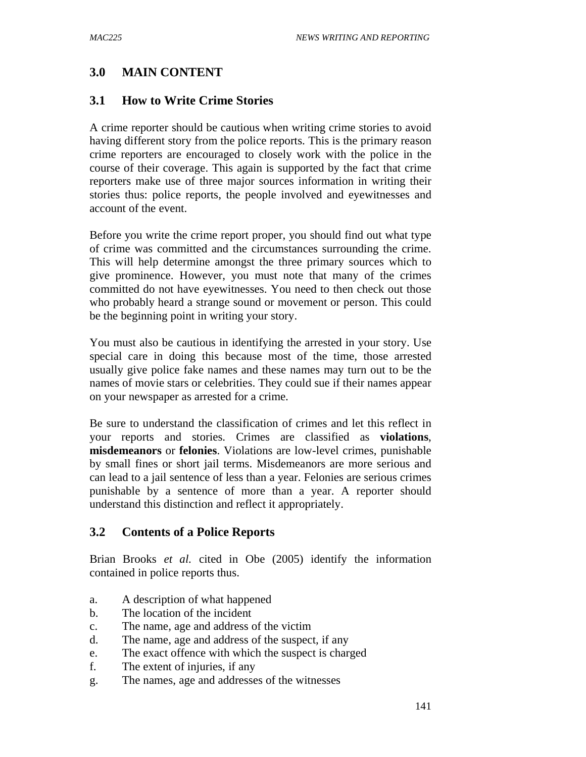## 3.0 MAIN CONTENT

### 3.1 How to Write Crime Stories

A crime reporter should be cautious when writing crime stories to avoid having different story from the police reports. This is the primary reason crime reporters are encouraged to closely work with the police in the course of their coverage. This again is supported by the fact that crime reporters make use of three major sources information in writing their stories thus: police reports, the people involved and eyewitnesses and account of the event.

Before you write the crime report proper, you should find out what type of crime was committed and the circumstances surrounding the crime. This will help determine amongst the three primary sources which to give prominence. However, you must note that many of the crimes committed do not have eyewitnesses. You need to then check out those who probably heard a strange sound or movement or person. This could be the beginning point in writing your story.

You must also be cautious in identifying the arrested in your story. Use special care in doing this because most of the time, those arrested usually give police fake names and these names may turn out to be the names of movie stars or celebrities. They could sue if their names appear on your newspaper as arrested for a crime.

Be sure to understand the classification of crimes and let this reflect in your reports and stories. Crimes are classified as **violations**, **misdemeanors** or **felonies**. Violations are low-level crimes, punishable by small fines or short jail terms. Misdemeanors are more serious and can lead to a jail sentence of less than a year. Felonies are serious crimes punishable by a sentence of more than a year. A reporter should understand this distinction and reflect it appropriately.

### 3.2 Contents of a Police Reports

Brian Brooks *et al.* cited in Obe (2005) identify the information contained in police reports thus.

a. A description of what happened
b. The location of the incident
c. The name, age and address of the victim
d. The name, age and address of the suspect, if any
e. The exact offence with which the suspect is charged
f. The extent of injuries, if any
g. The names, age and addresses of the witnesses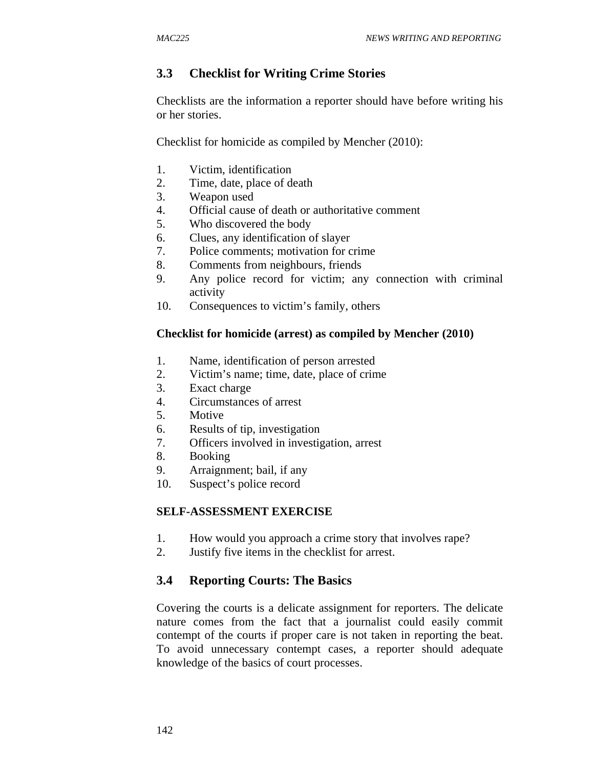## 3.3 Checklist for Writing Crime Stories

Checklists are the information a reporter should have before writing his or her stories.

Checklist for homicide as compiled by Mencher (2010):

1. Victim, identification
2. Time, date, place of death
3. Weapon used
4. Official cause of death or authoritative comment
5. Who discovered the body
6. Clues, any identification of slayer
7. Police comments; motivation for crime
8. Comments from neighbours, friends
9. Any police record for victim; any connection with criminal activity
10. Consequences to victim's family, others

**Checklist for homicide (arrest) as compiled by Mencher (2010)**

1. Name, identification of person arrested
2. Victim's name; time, date, place of crime
3. Exact charge
4. Circumstances of arrest
5. Motive
6. Results of tip, investigation
7. Officers involved in investigation, arrest
8. Booking
9. Arraignment; bail, if any
10. Suspect's police record

**SELF-ASSESSMENT EXERCISE**

1. How would you approach a crime story that involves rape?
2. Justify five items in the checklist for arrest.

## 3.4 Reporting Courts: The Basics

Covering the courts is a delicate assignment for reporters. The delicate nature comes from the fact that a journalist could easily commit contempt of the courts if proper care is not taken in reporting the beat. To avoid unnecessary contempt cases, a reporter should adequate knowledge of the basics of court processes.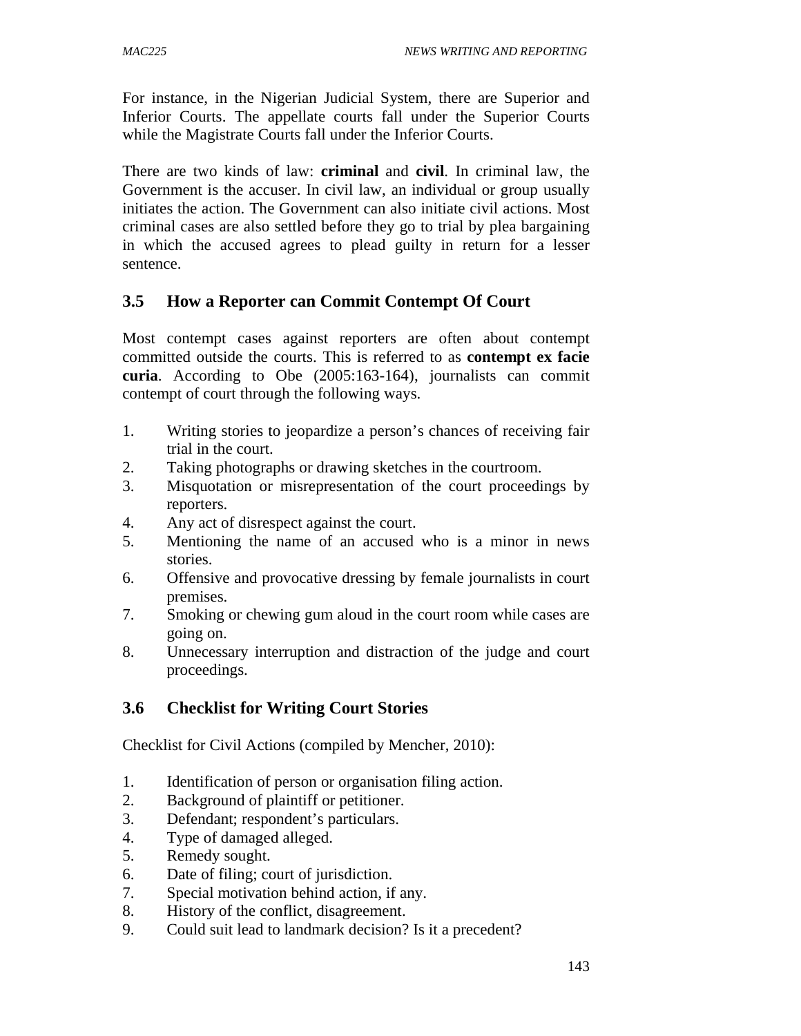For instance, in the Nigerian Judicial System, there are Superior and Inferior Courts. The appellate courts fall under the Superior Courts while the Magistrate Courts fall under the Inferior Courts.

There are two kinds of law: **criminal** and **civil**. In criminal law, the Government is the accuser. In civil law, an individual or group usually initiates the action. The Government can also initiate civil actions. Most criminal cases are also settled before they go to trial by plea bargaining in which the accused agrees to plead guilty in return for a lesser sentence.

### 3.5 How a Reporter can Commit Contempt Of Court

Most contempt cases against reporters are often about contempt committed outside the courts. This is referred to as **contempt ex facie curia**. According to Obe (2005:163-164), journalists can commit contempt of court through the following ways.

1. Writing stories to jeopardize a person's chances of receiving fair trial in the court.
2. Taking photographs or drawing sketches in the courtroom.
3. Misquotation or misrepresentation of the court proceedings by reporters.
4. Any act of disrespect against the court.
5. Mentioning the name of an accused who is a minor in news stories.
6. Offensive and provocative dressing by female journalists in court premises.
7. Smoking or chewing gum aloud in the court room while cases are going on.
8. Unnecessary interruption and distraction of the judge and court proceedings.

### 3.6 Checklist for Writing Court Stories

Checklist for Civil Actions (compiled by Mencher, 2010):

1. Identification of person or organisation filing action.
2. Background of plaintiff or petitioner.
3. Defendant; respondent's particulars.
4. Type of damaged alleged.
5. Remedy sought.
6. Date of filing; court of jurisdiction.
7. Special motivation behind action, if any.
8. History of the conflict, disagreement.
9. Could suit lead to landmark decision? Is it a precedent?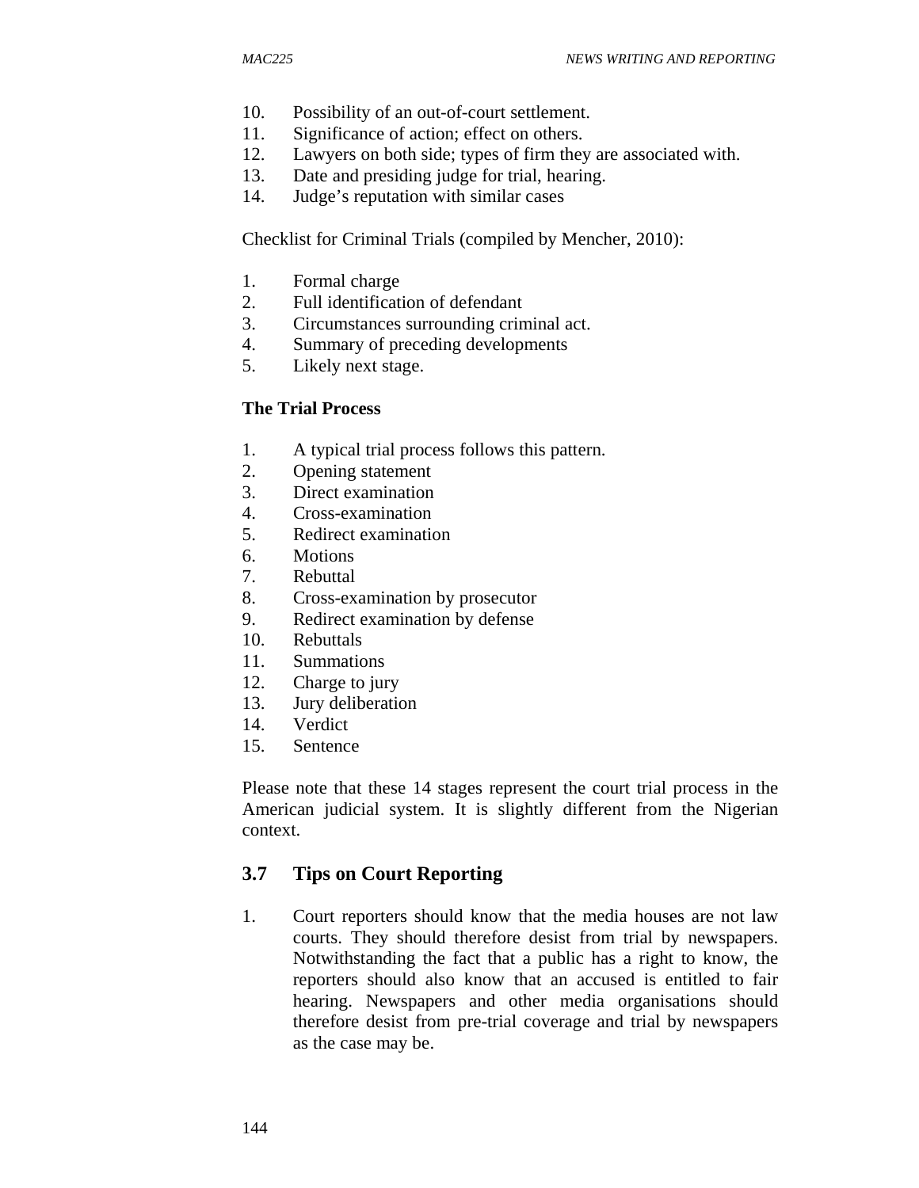10. Possibility of an out-of-court settlement.
11. Significance of action; effect on others.
12. Lawyers on both side; types of firm they are associated with.
13. Date and presiding judge for trial, hearing.
14. Judge's reputation with similar cases

Checklist for Criminal Trials (compiled by Mencher, 2010):

1. Formal charge
2. Full identification of defendant
3. Circumstances surrounding criminal act.
4. Summary of preceding developments
5. Likely next stage.

**The Trial Process**

1. A typical trial process follows this pattern.
2. Opening statement
3. Direct examination
4. Cross-examination
5. Redirect examination
6. Motions
7. Rebuttal
8. Cross-examination by prosecutor
9. Redirect examination by defense
10. Rebuttals
11. Summations
12. Charge to jury
13. Jury deliberation
14. Verdict
15. Sentence

Please note that these 14 stages represent the court trial process in the American judicial system. It is slightly different from the Nigerian context.

## 3.7 Tips on Court Reporting

1. Court reporters should know that the media houses are not law courts. They should therefore desist from trial by newspapers. Notwithstanding the fact that a public has a right to know, the reporters should also know that an accused is entitled to fair hearing. Newspapers and other media organisations should therefore desist from pre-trial coverage and trial by newspapers as the case may be.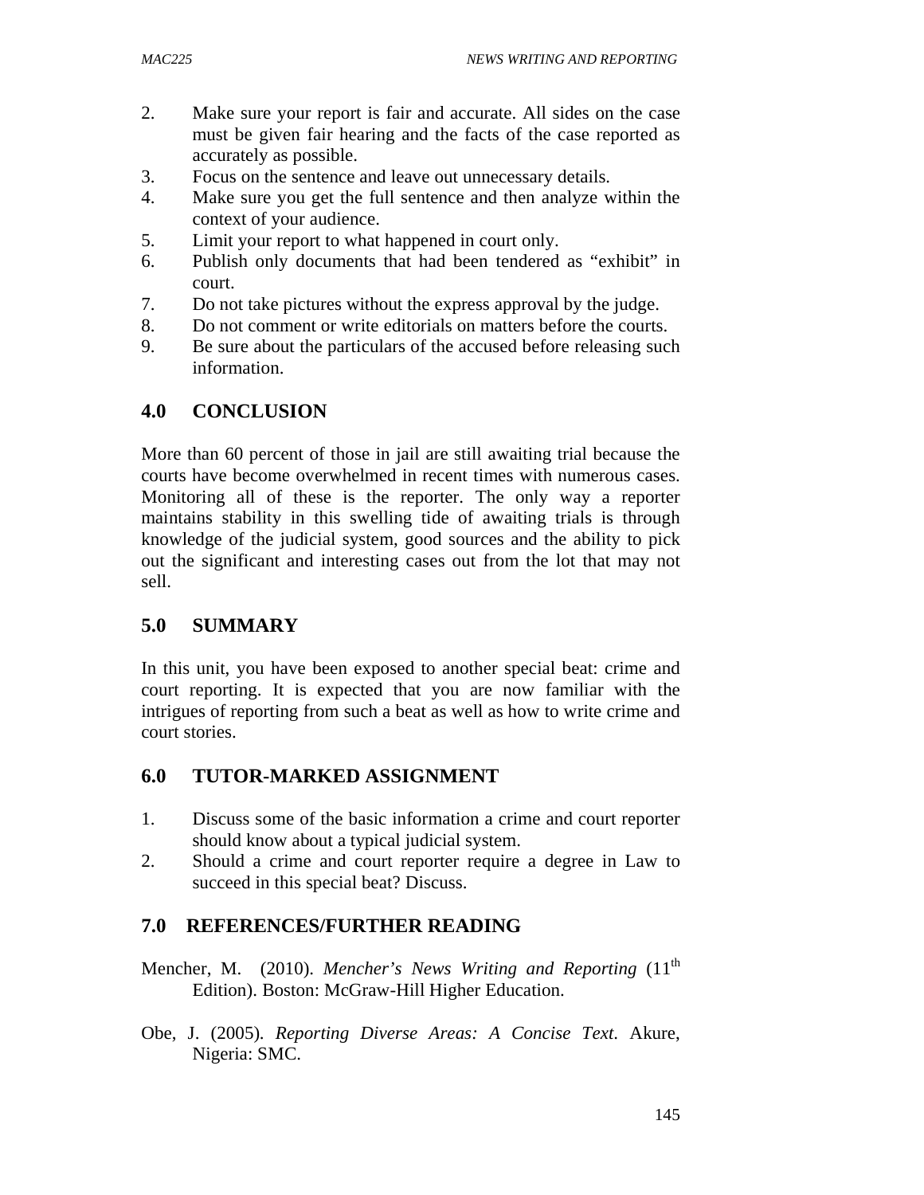2. Make sure your report is fair and accurate. All sides on the case must be given fair hearing and the facts of the case reported as accurately as possible.
3. Focus on the sentence and leave out unnecessary details.
4. Make sure you get the full sentence and then analyze within the context of your audience.
5. Limit your report to what happened in court only.
6. Publish only documents that had been tendered as "exhibit" in court.
7. Do not take pictures without the express approval by the judge.
8. Do not comment or write editorials on matters before the courts.
9. Be sure about the particulars of the accused before releasing such information.

## 4.0 CONCLUSION

More than 60 percent of those in jail are still awaiting trial because the courts have become overwhelmed in recent times with numerous cases. Monitoring all of these is the reporter. The only way a reporter maintains stability in this swelling tide of awaiting trials is through knowledge of the judicial system, good sources and the ability to pick out the significant and interesting cases out from the lot that may not sell.

## 5.0 SUMMARY

In this unit, you have been exposed to another special beat: crime and court reporting. It is expected that you are now familiar with the intrigues of reporting from such a beat as well as how to write crime and court stories.

## 6.0 TUTOR-MARKED ASSIGNMENT

1. Discuss some of the basic information a crime and court reporter should know about a typical judicial system.
2. Should a crime and court reporter require a degree in Law to succeed in this special beat? Discuss.

## 7.0 REFERENCES/FURTHER READING

Mencher, M. (2010). *Mencher's News Writing and Reporting* (11th Edition). Boston: McGraw-Hill Higher Education.

Obe, J. (2005). *Reporting Diverse Areas: A Concise Text*. Akure, Nigeria: SMC.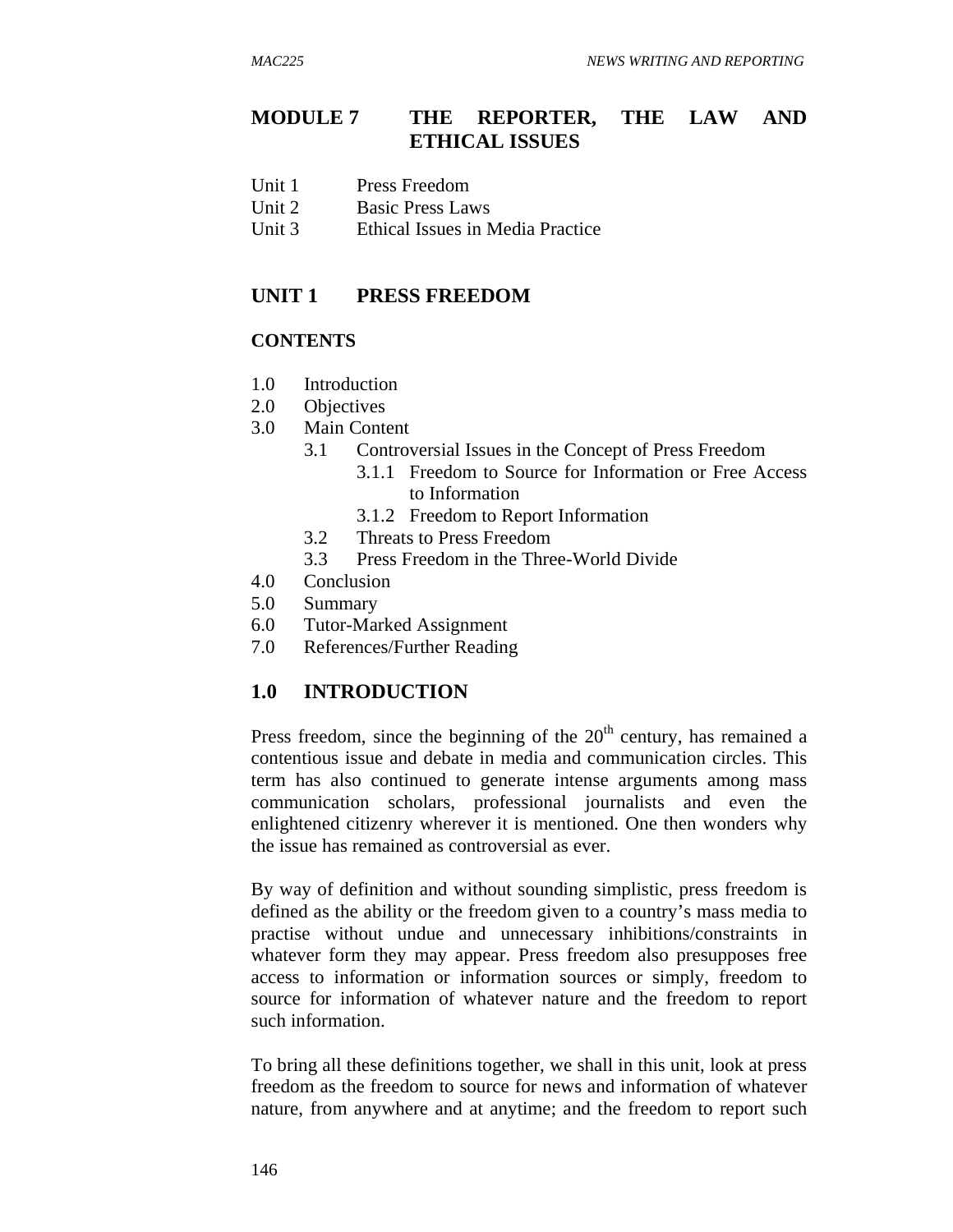# MODULE 7 THE REPORTER, THE LAW AND ETHICAL ISSUES

Unit 1 Press Freedom
Unit 2 Basic Press Laws
Unit 3 Ethical Issues in Media Practice

## UNIT 1 PRESS FREEDOM

### CONTENTS

1.0 Introduction
2.0 Objectives
3.0 Main Content
  3.1 Controversial Issues in the Concept of Press Freedom
    3.1.1 Freedom to Source for Information or Free Access to Information
    3.1.2 Freedom to Report Information
  3.2 Threats to Press Freedom
  3.3 Press Freedom in the Three-World Divide
4.0 Conclusion
5.0 Summary
6.0 Tutor-Marked Assignment
7.0 References/Further Reading

## 1.0 INTRODUCTION

Press freedom, since the beginning of the 20th century, has remained a contentious issue and debate in media and communication circles. This term has also continued to generate intense arguments among mass communication scholars, professional journalists and even the enlightened citizenry wherever it is mentioned. One then wonders why the issue has remained as controversial as ever.

By way of definition and without sounding simplistic, press freedom is defined as the ability or the freedom given to a country's mass media to practise without undue and unnecessary inhibitions/constraints in whatever form they may appear. Press freedom also presupposes free access to information or information sources or simply, freedom to source for information of whatever nature and the freedom to report such information.

To bring all these definitions together, we shall in this unit, look at press freedom as the freedom to source for news and information of whatever nature, from anywhere and at anytime; and the freedom to report such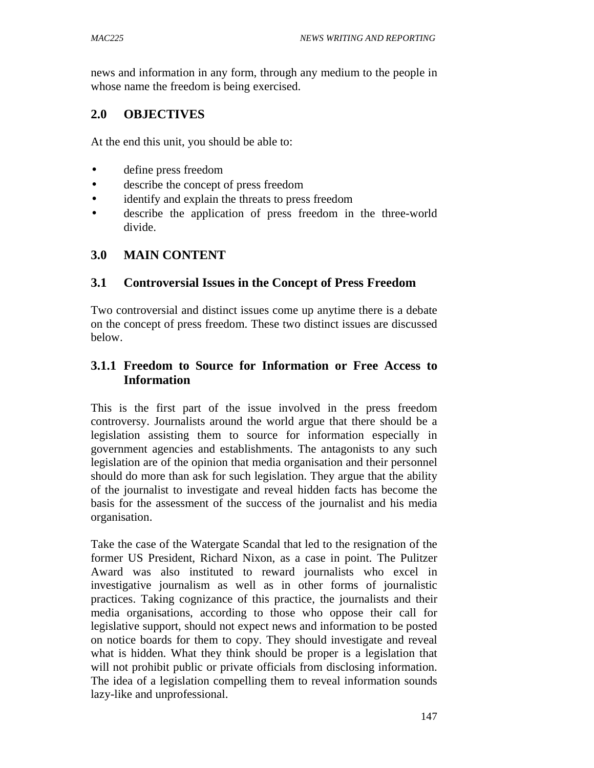news and information in any form, through any medium to the people in whose name the freedom is being exercised.

## 2.0 OBJECTIVES

At the end this unit, you should be able to:

- define press freedom
- describe the concept of press freedom
- identify and explain the threats to press freedom
- describe the application of press freedom in the three-world divide.

## 3.0 MAIN CONTENT

### 3.1 Controversial Issues in the Concept of Press Freedom

Two controversial and distinct issues come up anytime there is a debate on the concept of press freedom. These two distinct issues are discussed below.

#### 3.1.1 Freedom to Source for Information or Free Access to Information

This is the first part of the issue involved in the press freedom controversy. Journalists around the world argue that there should be a legislation assisting them to source for information especially in government agencies and establishments. The antagonists to any such legislation are of the opinion that media organisation and their personnel should do more than ask for such legislation. They argue that the ability of the journalist to investigate and reveal hidden facts has become the basis for the assessment of the success of the journalist and his media organisation.

Take the case of the Watergate Scandal that led to the resignation of the former US President, Richard Nixon, as a case in point. The Pulitzer Award was also instituted to reward journalists who excel in investigative journalism as well as in other forms of journalistic practices. Taking cognizance of this practice, the journalists and their media organisations, according to those who oppose their call for legislative support, should not expect news and information to be posted on notice boards for them to copy. They should investigate and reveal what is hidden. What they think should be proper is a legislation that will not prohibit public or private officials from disclosing information. The idea of a legislation compelling them to reveal information sounds lazy-like and unprofessional.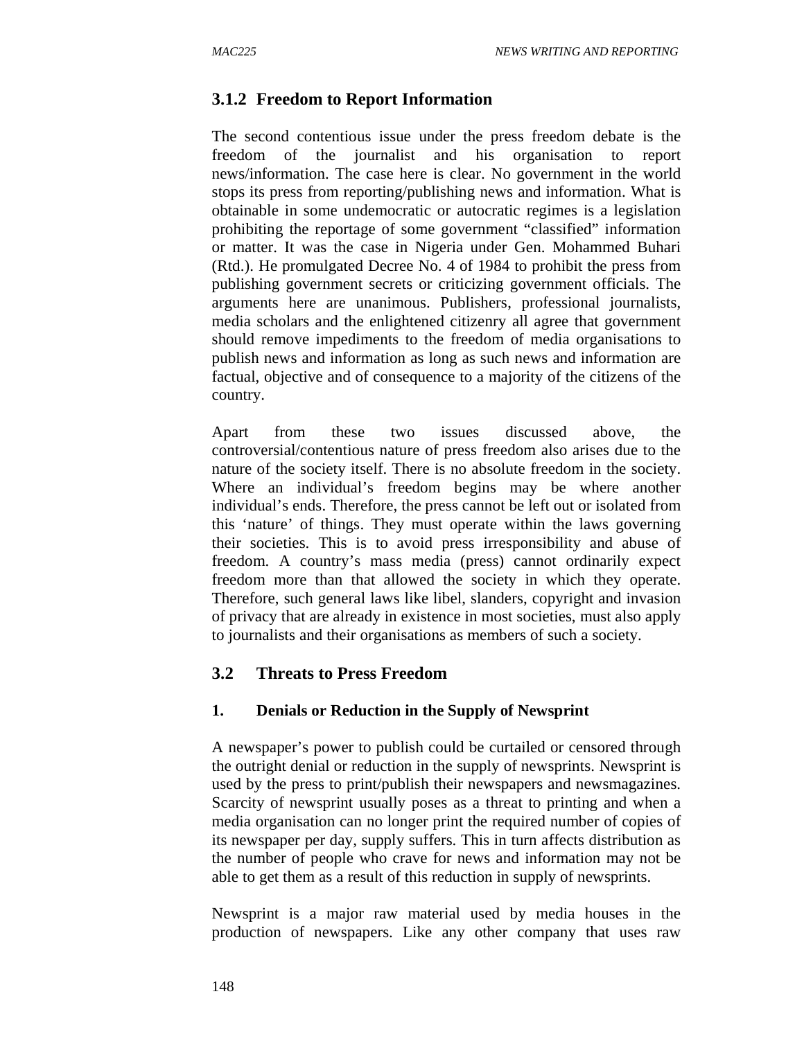### 3.1.2 Freedom to Report Information

The second contentious issue under the press freedom debate is the freedom of the journalist and his organisation to report news/information. The case here is clear. No government in the world stops its press from reporting/publishing news and information. What is obtainable in some undemocratic or autocratic regimes is a legislation prohibiting the reportage of some government "classified" information or matter. It was the case in Nigeria under Gen. Mohammed Buhari (Rtd.). He promulgated Decree No. 4 of 1984 to prohibit the press from publishing government secrets or criticizing government officials. The arguments here are unanimous. Publishers, professional journalists, media scholars and the enlightened citizenry all agree that government should remove impediments to the freedom of media organisations to publish news and information as long as such news and information are factual, objective and of consequence to a majority of the citizens of the country.

Apart from these two issues discussed above, the controversial/contentious nature of press freedom also arises due to the nature of the society itself. There is no absolute freedom in the society. Where an individual's freedom begins may be where another individual's ends. Therefore, the press cannot be left out or isolated from this 'nature' of things. They must operate within the laws governing their societies. This is to avoid press irresponsibility and abuse of freedom. A country's mass media (press) cannot ordinarily expect freedom more than that allowed the society in which they operate. Therefore, such general laws like libel, slanders, copyright and invasion of privacy that are already in existence in most societies, must also apply to journalists and their organisations as members of such a society.

## 3.2 Threats to Press Freedom

### 1. Denials or Reduction in the Supply of Newsprint

A newspaper's power to publish could be curtailed or censored through the outright denial or reduction in the supply of newsprints. Newsprint is used by the press to print/publish their newspapers and newsmagazines. Scarcity of newsprint usually poses as a threat to printing and when a media organisation can no longer print the required number of copies of its newspaper per day, supply suffers. This in turn affects distribution as the number of people who crave for news and information may not be able to get them as a result of this reduction in supply of newsprints.

Newsprint is a major raw material used by media houses in the production of newspapers. Like any other company that uses raw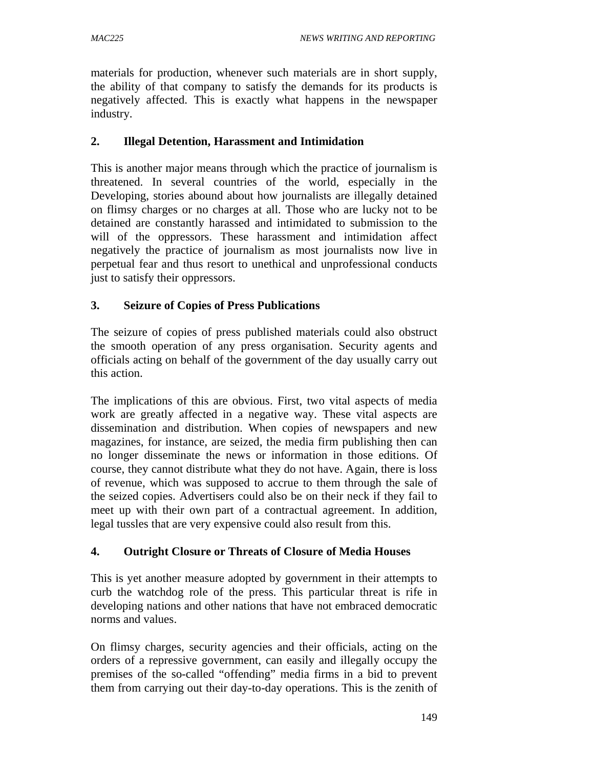materials for production, whenever such materials are in short supply, the ability of that company to satisfy the demands for its products is negatively affected. This is exactly what happens in the newspaper industry.

**2. Illegal Detention, Harassment and Intimidation**

This is another major means through which the practice of journalism is threatened. In several countries of the world, especially in the Developing, stories abound about how journalists are illegally detained on flimsy charges or no charges at all. Those who are lucky not to be detained are constantly harassed and intimidated to submission to the will of the oppressors. These harassment and intimidation affect negatively the practice of journalism as most journalists now live in perpetual fear and thus resort to unethical and unprofessional conducts just to satisfy their oppressors.

**3. Seizure of Copies of Press Publications**

The seizure of copies of press published materials could also obstruct the smooth operation of any press organisation. Security agents and officials acting on behalf of the government of the day usually carry out this action.

The implications of this are obvious. First, two vital aspects of media work are greatly affected in a negative way. These vital aspects are dissemination and distribution. When copies of newspapers and new magazines, for instance, are seized, the media firm publishing then can no longer disseminate the news or information in those editions. Of course, they cannot distribute what they do not have. Again, there is loss of revenue, which was supposed to accrue to them through the sale of the seized copies. Advertisers could also be on their neck if they fail to meet up with their own part of a contractual agreement. In addition, legal tussles that are very expensive could also result from this.

**4. Outright Closure or Threats of Closure of Media Houses**

This is yet another measure adopted by government in their attempts to curb the watchdog role of the press. This particular threat is rife in developing nations and other nations that have not embraced democratic norms and values.

On flimsy charges, security agencies and their officials, acting on the orders of a repressive government, can easily and illegally occupy the premises of the so-called “offending” media firms in a bid to prevent them from carrying out their day-to-day operations. This is the zenith of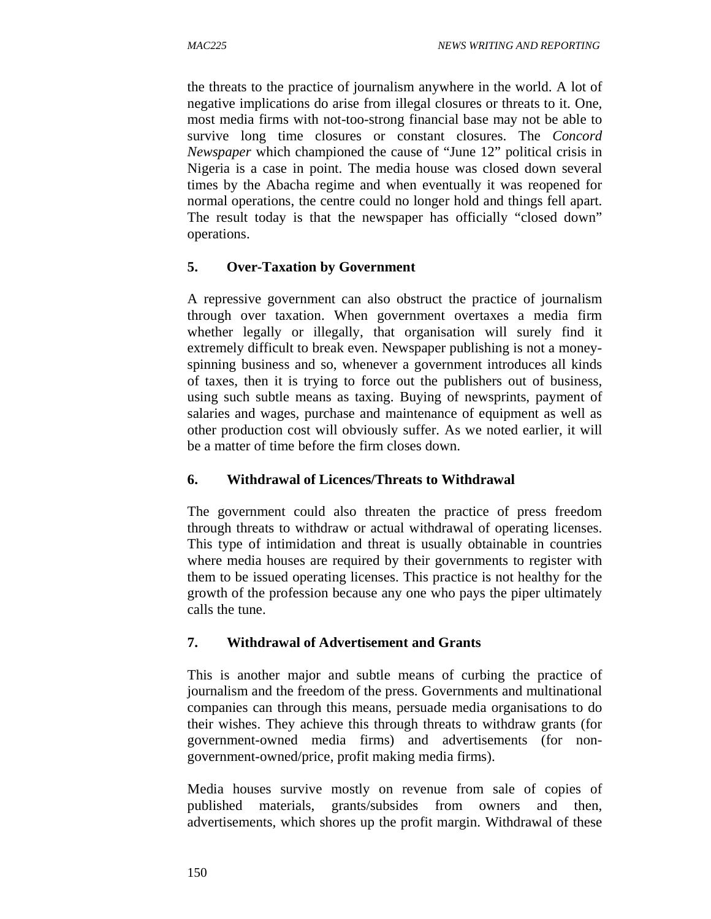the threats to the practice of journalism anywhere in the world. A lot of negative implications do arise from illegal closures or threats to it. One, most media firms with not-too-strong financial base may not be able to survive long time closures or constant closures. The *Concord Newspaper* which championed the cause of "June 12" political crisis in Nigeria is a case in point. The media house was closed down several times by the Abacha regime and when eventually it was reopened for normal operations, the centre could no longer hold and things fell apart. The result today is that the newspaper has officially "closed down" operations.

### 5. Over-Taxation by Government

A repressive government can also obstruct the practice of journalism through over taxation. When government overtaxes a media firm whether legally or illegally, that organisation will surely find it extremely difficult to break even. Newspaper publishing is not a money-spinning business and so, whenever a government introduces all kinds of taxes, then it is trying to force out the publishers out of business, using such subtle means as taxing. Buying of newsprints, payment of salaries and wages, purchase and maintenance of equipment as well as other production cost will obviously suffer. As we noted earlier, it will be a matter of time before the firm closes down.

### 6. Withdrawal of Licences/Threats to Withdrawal

The government could also threaten the practice of press freedom through threats to withdraw or actual withdrawal of operating licenses. This type of intimidation and threat is usually obtainable in countries where media houses are required by their governments to register with them to be issued operating licenses. This practice is not healthy for the growth of the profession because any one who pays the piper ultimately calls the tune.

### 7. Withdrawal of Advertisement and Grants

This is another major and subtle means of curbing the practice of journalism and the freedom of the press. Governments and multinational companies can through this means, persuade media organisations to do their wishes. They achieve this through threats to withdraw grants (for government-owned media firms) and advertisements (for non-government-owned/price, profit making media firms).

Media houses survive mostly on revenue from sale of copies of published materials, grants/subsides from owners and then, advertisements, which shores up the profit margin. Withdrawal of these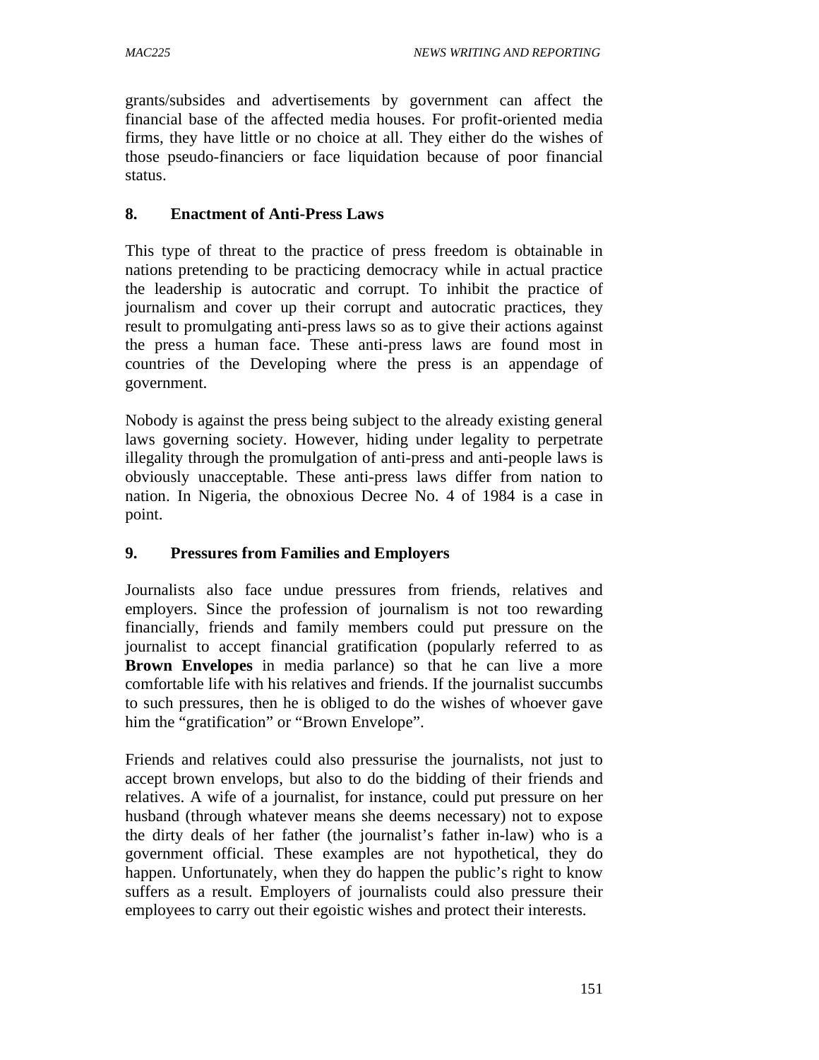grants/subsides and advertisements by government can affect the financial base of the affected media houses. For profit-oriented media firms, they have little or no choice at all. They either do the wishes of those pseudo-financiers or face liquidation because of poor financial status.

## 8. Enactment of Anti-Press Laws

This type of threat to the practice of press freedom is obtainable in nations pretending to be practicing democracy while in actual practice the leadership is autocratic and corrupt. To inhibit the practice of journalism and cover up their corrupt and autocratic practices, they result to promulgating anti-press laws so as to give their actions against the press a human face. These anti-press laws are found most in countries of the Developing where the press is an appendage of government.

Nobody is against the press being subject to the already existing general laws governing society. However, hiding under legality to perpetrate illegality through the promulgation of anti-press and anti-people laws is obviously unacceptable. These anti-press laws differ from nation to nation. In Nigeria, the obnoxious Decree No. 4 of 1984 is a case in point.

## 9. Pressures from Families and Employers

Journalists also face undue pressures from friends, relatives and employers. Since the profession of journalism is not too rewarding financially, friends and family members could put pressure on the journalist to accept financial gratification (popularly referred to as **Brown Envelopes** in media parlance) so that he can live a more comfortable life with his relatives and friends. If the journalist succumbs to such pressures, then he is obliged to do the wishes of whoever gave him the "gratification" or "Brown Envelope".

Friends and relatives could also pressurise the journalists, not just to accept brown envelops, but also to do the bidding of their friends and relatives. A wife of a journalist, for instance, could put pressure on her husband (through whatever means she deems necessary) not to expose the dirty deals of her father (the journalist's father in-law) who is a government official. These examples are not hypothetical, they do happen. Unfortunately, when they do happen the public's right to know suffers as a result. Employers of journalists could also pressure their employees to carry out their egoistic wishes and protect their interests.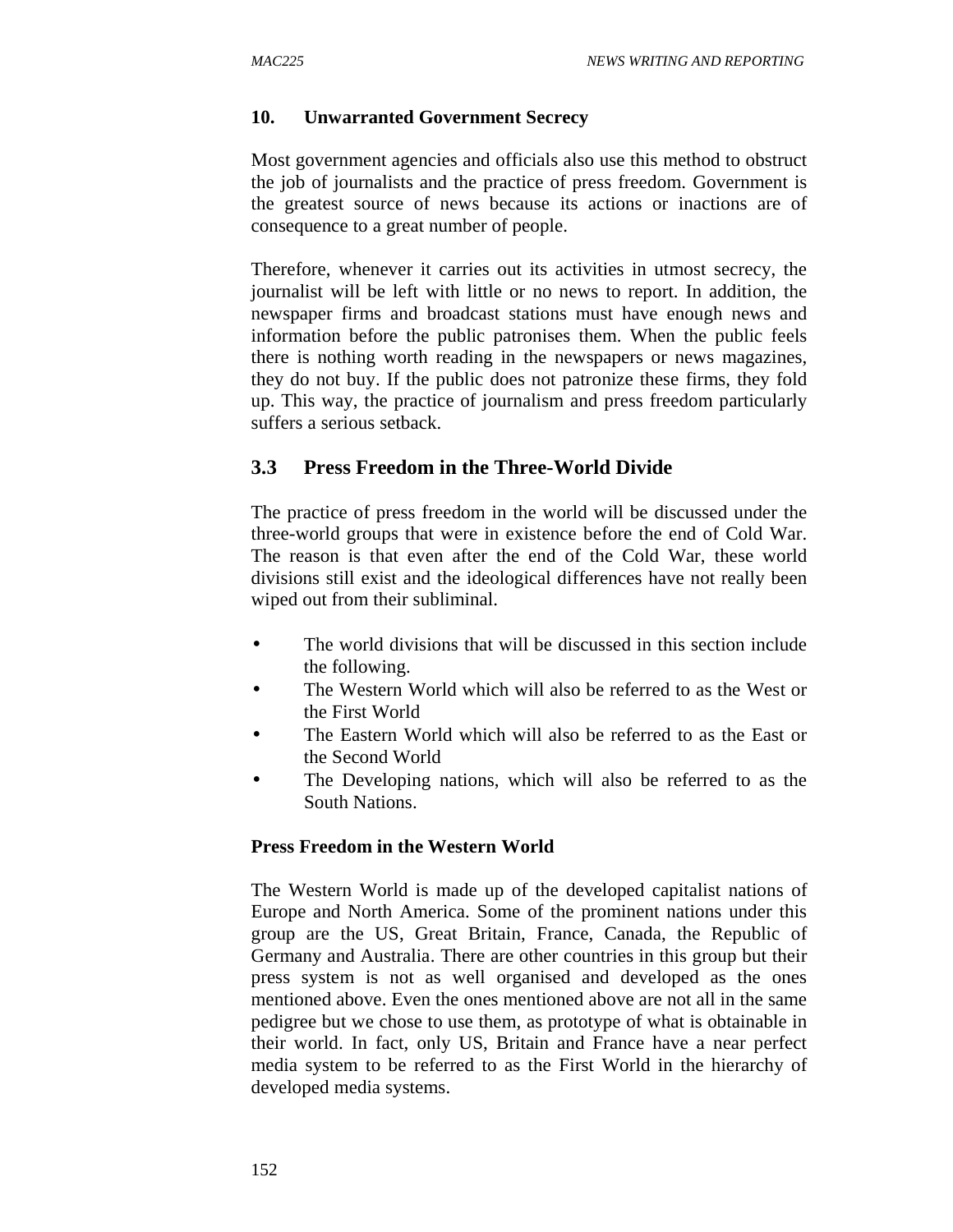**10. Unwarranted Government Secrecy**

Most government agencies and officials also use this method to obstruct the job of journalists and the practice of press freedom. Government is the greatest source of news because its actions or inactions are of consequence to a great number of people.

Therefore, whenever it carries out its activities in utmost secrecy, the journalist will be left with little or no news to report. In addition, the newspaper firms and broadcast stations must have enough news and information before the public patronises them. When the public feels there is nothing worth reading in the newspapers or news magazines, they do not buy. If the public does not patronize these firms, they fold up. This way, the practice of journalism and press freedom particularly suffers a serious setback.

## 3.3 Press Freedom in the Three-World Divide

The practice of press freedom in the world will be discussed under the three-world groups that were in existence before the end of Cold War. The reason is that even after the end of the Cold War, these world divisions still exist and the ideological differences have not really been wiped out from their subliminal.

- The world divisions that will be discussed in this section include the following.
- The Western World which will also be referred to as the West or the First World
- The Eastern World which will also be referred to as the East or the Second World
- The Developing nations, which will also be referred to as the South Nations.

**Press Freedom in the Western World**

The Western World is made up of the developed capitalist nations of Europe and North America. Some of the prominent nations under this group are the US, Great Britain, France, Canada, the Republic of Germany and Australia. There are other countries in this group but their press system is not as well organised and developed as the ones mentioned above. Even the ones mentioned above are not all in the same pedigree but we chose to use them, as prototype of what is obtainable in their world. In fact, only US, Britain and France have a near perfect media system to be referred to as the First World in the hierarchy of developed media systems.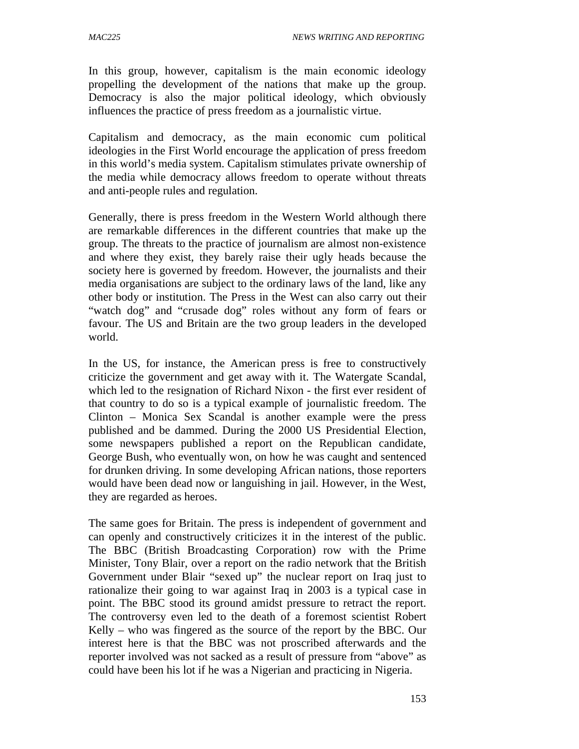In this group, however, capitalism is the main economic ideology propelling the development of the nations that make up the group. Democracy is also the major political ideology, which obviously influences the practice of press freedom as a journalistic virtue.

Capitalism and democracy, as the main economic cum political ideologies in the First World encourage the application of press freedom in this world's media system. Capitalism stimulates private ownership of the media while democracy allows freedom to operate without threats and anti-people rules and regulation.

Generally, there is press freedom in the Western World although there are remarkable differences in the different countries that make up the group. The threats to the practice of journalism are almost non-existence and where they exist, they barely raise their ugly heads because the society here is governed by freedom. However, the journalists and their media organisations are subject to the ordinary laws of the land, like any other body or institution. The Press in the West can also carry out their "watch dog" and "crusade dog" roles without any form of fears or favour. The US and Britain are the two group leaders in the developed world.

In the US, for instance, the American press is free to constructively criticize the government and get away with it. The Watergate Scandal, which led to the resignation of Richard Nixon - the first ever resident of that country to do so is a typical example of journalistic freedom. The Clinton – Monica Sex Scandal is another example were the press published and be dammed. During the 2000 US Presidential Election, some newspapers published a report on the Republican candidate, George Bush, who eventually won, on how he was caught and sentenced for drunken driving. In some developing African nations, those reporters would have been dead now or languishing in jail. However, in the West, they are regarded as heroes.

The same goes for Britain. The press is independent of government and can openly and constructively criticizes it in the interest of the public. The BBC (British Broadcasting Corporation) row with the Prime Minister, Tony Blair, over a report on the radio network that the British Government under Blair "sexed up" the nuclear report on Iraq just to rationalize their going to war against Iraq in 2003 is a typical case in point. The BBC stood its ground amidst pressure to retract the report. The controversy even led to the death of a foremost scientist Robert Kelly – who was fingered as the source of the report by the BBC. Our interest here is that the BBC was not proscribed afterwards and the reporter involved was not sacked as a result of pressure from "above" as could have been his lot if he was a Nigerian and practicing in Nigeria.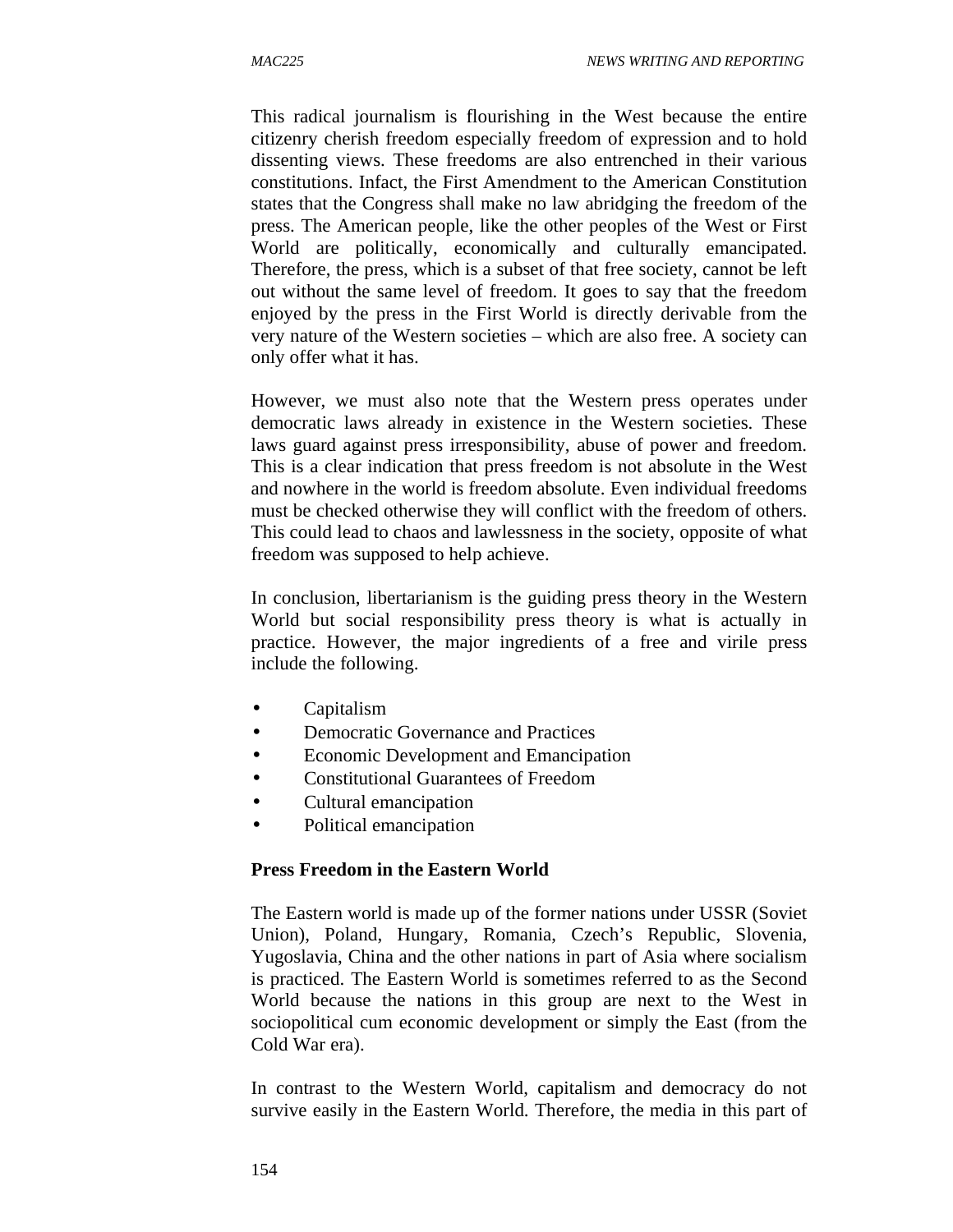This radical journalism is flourishing in the West because the entire citizenry cherish freedom especially freedom of expression and to hold dissenting views. These freedoms are also entrenched in their various constitutions. Infact, the First Amendment to the American Constitution states that the Congress shall make no law abridging the freedom of the press. The American people, like the other peoples of the West or First World are politically, economically and culturally emancipated. Therefore, the press, which is a subset of that free society, cannot be left out without the same level of freedom. It goes to say that the freedom enjoyed by the press in the First World is directly derivable from the very nature of the Western societies – which are also free. A society can only offer what it has.

However, we must also note that the Western press operates under democratic laws already in existence in the Western societies. These laws guard against press irresponsibility, abuse of power and freedom. This is a clear indication that press freedom is not absolute in the West and nowhere in the world is freedom absolute. Even individual freedoms must be checked otherwise they will conflict with the freedom of others. This could lead to chaos and lawlessness in the society, opposite of what freedom was supposed to help achieve.

In conclusion, libertarianism is the guiding press theory in the Western World but social responsibility press theory is what is actually in practice. However, the major ingredients of a free and virile press include the following.

- Capitalism
- Democratic Governance and Practices
- Economic Development and Emancipation
- Constitutional Guarantees of Freedom
- Cultural emancipation
- Political emancipation

**Press Freedom in the Eastern World**

The Eastern world is made up of the former nations under USSR (Soviet Union), Poland, Hungary, Romania, Czech's Republic, Slovenia, Yugoslavia, China and the other nations in part of Asia where socialism is practiced. The Eastern World is sometimes referred to as the Second World because the nations in this group are next to the West in sociopolitical cum economic development or simply the East (from the Cold War era).

In contrast to the Western World, capitalism and democracy do not survive easily in the Eastern World. Therefore, the media in this part of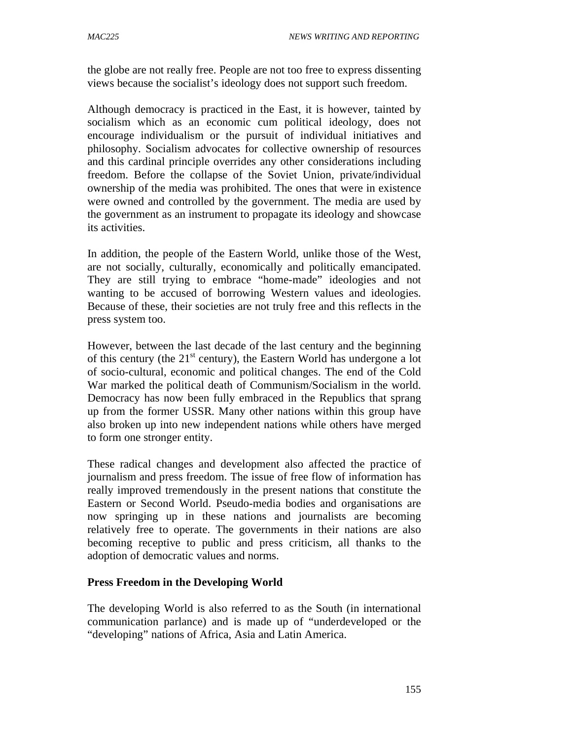the globe are not really free. People are not too free to express dissenting views because the socialist's ideology does not support such freedom.

Although democracy is practiced in the East, it is however, tainted by socialism which as an economic cum political ideology, does not encourage individualism or the pursuit of individual initiatives and philosophy. Socialism advocates for collective ownership of resources and this cardinal principle overrides any other considerations including freedom. Before the collapse of the Soviet Union, private/individual ownership of the media was prohibited. The ones that were in existence were owned and controlled by the government. The media are used by the government as an instrument to propagate its ideology and showcase its activities.

In addition, the people of the Eastern World, unlike those of the West, are not socially, culturally, economically and politically emancipated. They are still trying to embrace "home-made" ideologies and not wanting to be accused of borrowing Western values and ideologies. Because of these, their societies are not truly free and this reflects in the press system too.

However, between the last decade of the last century and the beginning of this century (the 21st century), the Eastern World has undergone a lot of socio-cultural, economic and political changes. The end of the Cold War marked the political death of Communism/Socialism in the world. Democracy has now been fully embraced in the Republics that sprang up from the former USSR. Many other nations within this group have also broken up into new independent nations while others have merged to form one stronger entity.

These radical changes and development also affected the practice of journalism and press freedom. The issue of free flow of information has really improved tremendously in the present nations that constitute the Eastern or Second World. Pseudo-media bodies and organisations are now springing up in these nations and journalists are becoming relatively free to operate. The governments in their nations are also becoming receptive to public and press criticism, all thanks to the adoption of democratic values and norms.

**Press Freedom in the Developing World**

The developing World is also referred to as the South (in international communication parlance) and is made up of "underdeveloped or the "developing" nations of Africa, Asia and Latin America.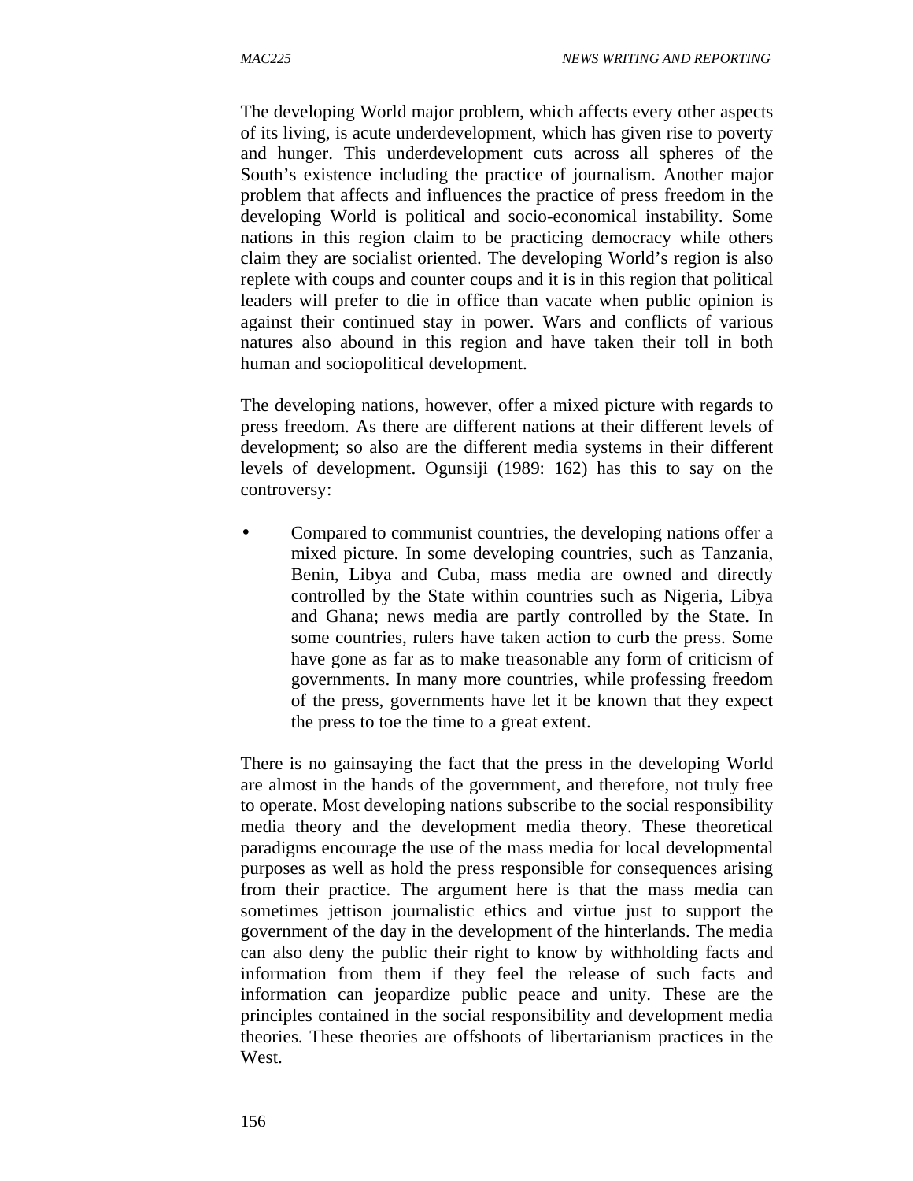The developing World major problem, which affects every other aspects of its living, is acute underdevelopment, which has given rise to poverty and hunger. This underdevelopment cuts across all spheres of the South's existence including the practice of journalism. Another major problem that affects and influences the practice of press freedom in the developing World is political and socio-economical instability. Some nations in this region claim to be practicing democracy while others claim they are socialist oriented. The developing World's region is also replete with coups and counter coups and it is in this region that political leaders will prefer to die in office than vacate when public opinion is against their continued stay in power. Wars and conflicts of various natures also abound in this region and have taken their toll in both human and sociopolitical development.

The developing nations, however, offer a mixed picture with regards to press freedom. As there are different nations at their different levels of development; so also are the different media systems in their different levels of development. Ogunsiji (1989: 162) has this to say on the controversy:

- Compared to communist countries, the developing nations offer a mixed picture. In some developing countries, such as Tanzania, Benin, Libya and Cuba, mass media are owned and directly controlled by the State within countries such as Nigeria, Libya and Ghana; news media are partly controlled by the State. In some countries, rulers have taken action to curb the press. Some have gone as far as to make treasonable any form of criticism of governments. In many more countries, while professing freedom of the press, governments have let it be known that they expect the press to toe the time to a great extent.

There is no gainsaying the fact that the press in the developing World are almost in the hands of the government, and therefore, not truly free to operate. Most developing nations subscribe to the social responsibility media theory and the development media theory. These theoretical paradigms encourage the use of the mass media for local developmental purposes as well as hold the press responsible for consequences arising from their practice. The argument here is that the mass media can sometimes jettison journalistic ethics and virtue just to support the government of the day in the development of the hinterlands. The media can also deny the public their right to know by withholding facts and information from them if they feel the release of such facts and information can jeopardize public peace and unity. These are the principles contained in the social responsibility and development media theories. These theories are offshoots of libertarianism practices in the West.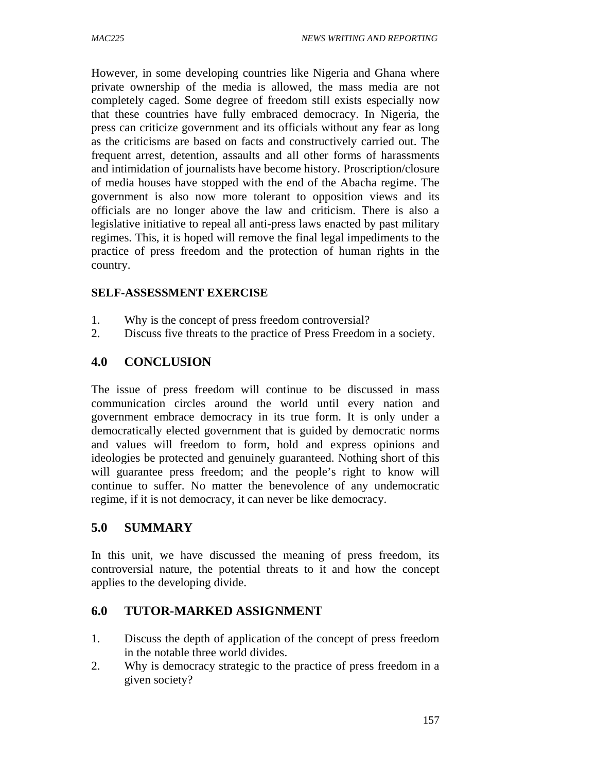However, in some developing countries like Nigeria and Ghana where private ownership of the media is allowed, the mass media are not completely caged. Some degree of freedom still exists especially now that these countries have fully embraced democracy. In Nigeria, the press can criticize government and its officials without any fear as long as the criticisms are based on facts and constructively carried out. The frequent arrest, detention, assaults and all other forms of harassments and intimidation of journalists have become history. Proscription/closure of media houses have stopped with the end of the Abacha regime. The government is also now more tolerant to opposition views and its officials are no longer above the law and criticism. There is also a legislative initiative to repeal all anti-press laws enacted by past military regimes. This, it is hoped will remove the final legal impediments to the practice of press freedom and the protection of human rights in the country.

**SELF-ASSESSMENT EXERCISE**

1. Why is the concept of press freedom controversial?
2. Discuss five threats to the practice of Press Freedom in a society.

## 4.0 CONCLUSION

The issue of press freedom will continue to be discussed in mass communication circles around the world until every nation and government embrace democracy in its true form. It is only under a democratically elected government that is guided by democratic norms and values will freedom to form, hold and express opinions and ideologies be protected and genuinely guaranteed. Nothing short of this will guarantee press freedom; and the people's right to know will continue to suffer. No matter the benevolence of any undemocratic regime, if it is not democracy, it can never be like democracy.

## 5.0 SUMMARY

In this unit, we have discussed the meaning of press freedom, its controversial nature, the potential threats to it and how the concept applies to the developing divide.

## 6.0 TUTOR-MARKED ASSIGNMENT

1. Discuss the depth of application of the concept of press freedom in the notable three world divides.
2. Why is democracy strategic to the practice of press freedom in a given society?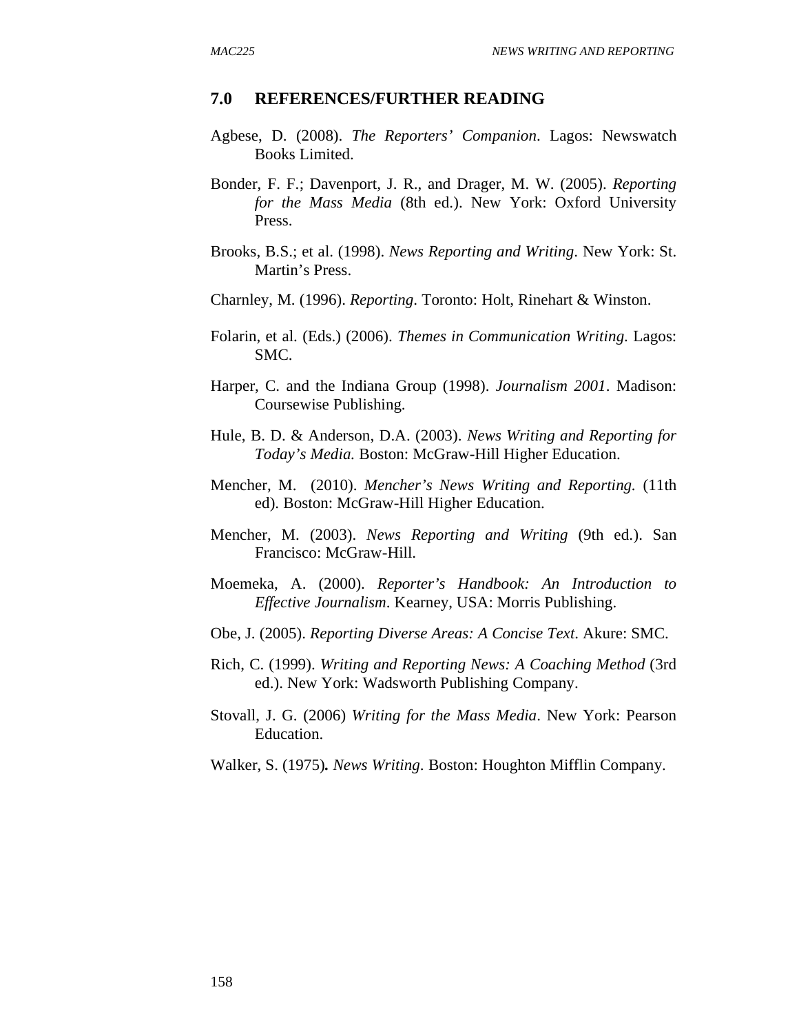## 7.0 REFERENCES/FURTHER READING

Agbese, D. (2008). *The Reporters' Companion*. Lagos: Newswatch Books Limited.

Bonder, F. F.; Davenport, J. R., and Drager, M. W. (2005). *Reporting for the Mass Media* (8th ed.). New York: Oxford University Press.

Brooks, B.S.; et al. (1998). *News Reporting and Writing*. New York: St. Martin's Press.

Charnley, M. (1996). *Reporting*. Toronto: Holt, Rinehart & Winston.

Folarin, et al. (Eds.) (2006). *Themes in Communication Writing*. Lagos: SMC.

Harper, C. and the Indiana Group (1998). *Journalism 2001*. Madison: Coursewise Publishing.

Hule, B. D. & Anderson, D.A. (2003). *News Writing and Reporting for Today's Media.* Boston: McGraw-Hill Higher Education.

Mencher, M. (2010). *Mencher's News Writing and Reporting.* (11th ed). Boston: McGraw-Hill Higher Education.

Mencher, M. (2003). *News Reporting and Writing* (9th ed.). San Francisco: McGraw-Hill.

Moemeka, A. (2000). *Reporter's Handbook: An Introduction to Effective Journalism*. Kearney, USA: Morris Publishing.

Obe, J. (2005). *Reporting Diverse Areas: A Concise Text*. Akure: SMC.

Rich, C. (1999). *Writing and Reporting News: A Coaching Method* (3rd ed.). New York: Wadsworth Publishing Company.

Stovall, J. G. (2006) *Writing for the Mass Media*. New York: Pearson Education.

Walker, S. (1975)**.** *News Writing*. Boston: Houghton Mifflin Company.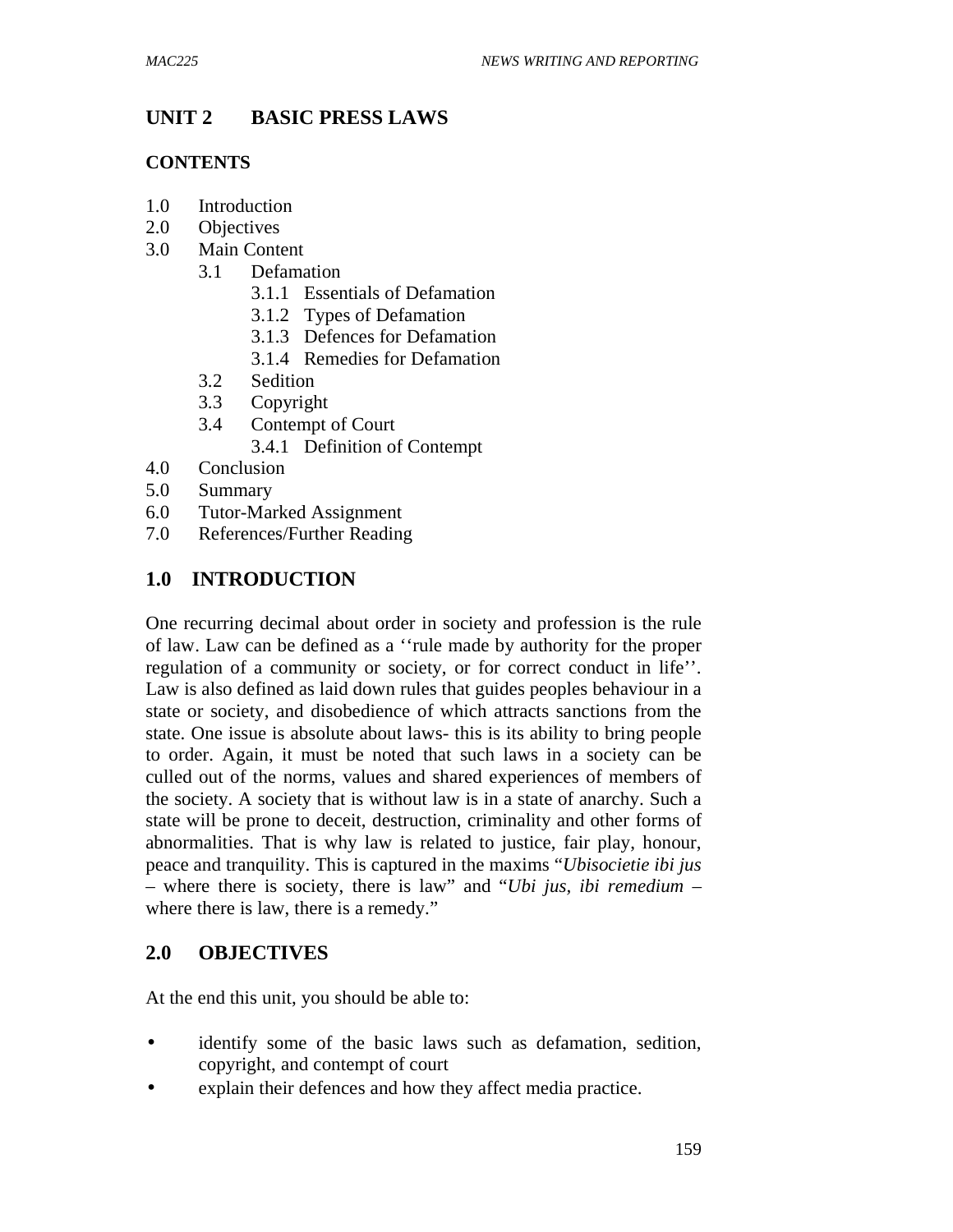## UNIT 2 BASIC PRESS LAWS

### CONTENTS

1.0 Introduction
2.0 Objectives
3.0 Main Content
    3.1 Defamation
        3.1.1 Essentials of Defamation
        3.1.2 Types of Defamation
        3.1.3 Defences for Defamation
        3.1.4 Remedies for Defamation
    3.2 Sedition
    3.3 Copyright
    3.4 Contempt of Court
        3.4.1 Definition of Contempt
4.0 Conclusion
5.0 Summary
6.0 Tutor-Marked Assignment
7.0 References/Further Reading

## 1.0 INTRODUCTION

One recurring decimal about order in society and profession is the rule of law. Law can be defined as a ‘‘rule made by authority for the proper regulation of a community or society, or for correct conduct in life’’. Law is also defined as laid down rules that guides peoples behaviour in a state or society, and disobedience of which attracts sanctions from the state. One issue is absolute about laws- this is its ability to bring people to order. Again, it must be noted that such laws in a society can be culled out of the norms, values and shared experiences of members of the society. A society that is without law is in a state of anarchy. Such a state will be prone to deceit, destruction, criminality and other forms of abnormalities. That is why law is related to justice, fair play, honour, peace and tranquility. This is captured in the maxims “*Ubisocietie ibi jus* – where there is society, there is law” and “*Ubi jus, ibi remedium* – where there is law, there is a remedy.”

## 2.0 OBJECTIVES

At the end this unit, you should be able to:

- identify some of the basic laws such as defamation, sedition, copyright, and contempt of court
- explain their defences and how they affect media practice.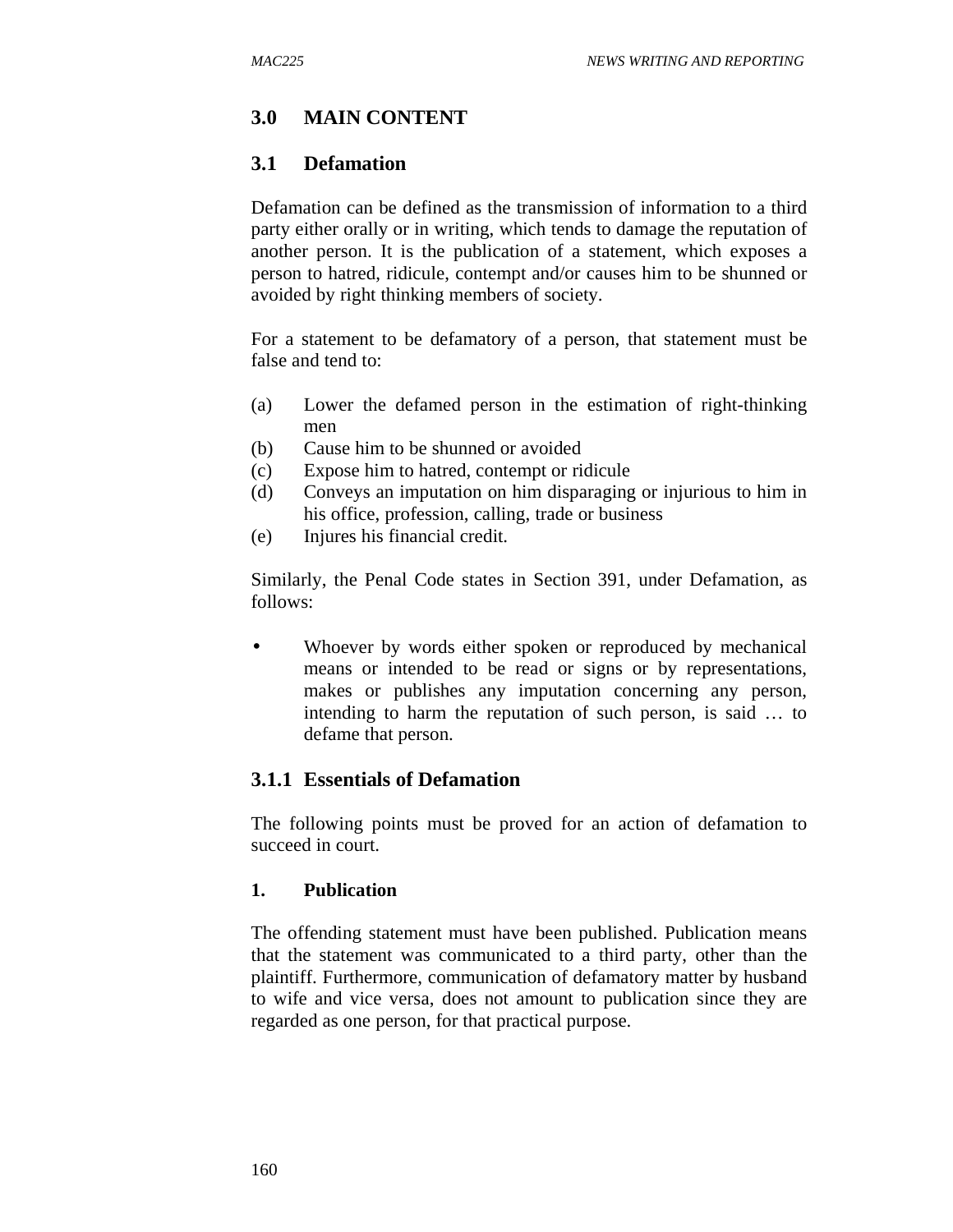## 3.0 MAIN CONTENT

### 3.1 Defamation

Defamation can be defined as the transmission of information to a third party either orally or in writing, which tends to damage the reputation of another person. It is the publication of a statement, which exposes a person to hatred, ridicule, contempt and/or causes him to be shunned or avoided by right thinking members of society.

For a statement to be defamatory of a person, that statement must be false and tend to:

(a) Lower the defamed person in the estimation of right-thinking men
(b) Cause him to be shunned or avoided
(c) Expose him to hatred, contempt or ridicule
(d) Conveys an imputation on him disparaging or injurious to him in his office, profession, calling, trade or business
(e) Injures his financial credit.

Similarly, the Penal Code states in Section 391, under Defamation, as follows:

- Whoever by words either spoken or reproduced by mechanical means or intended to be read or signs or by representations, makes or publishes any imputation concerning any person, intending to harm the reputation of such person, is said … to defame that person.

#### 3.1.1 Essentials of Defamation

The following points must be proved for an action of defamation to succeed in court.

**1. Publication**

The offending statement must have been published. Publication means that the statement was communicated to a third party, other than the plaintiff. Furthermore, communication of defamatory matter by husband to wife and vice versa, does not amount to publication since they are regarded as one person, for that practical purpose.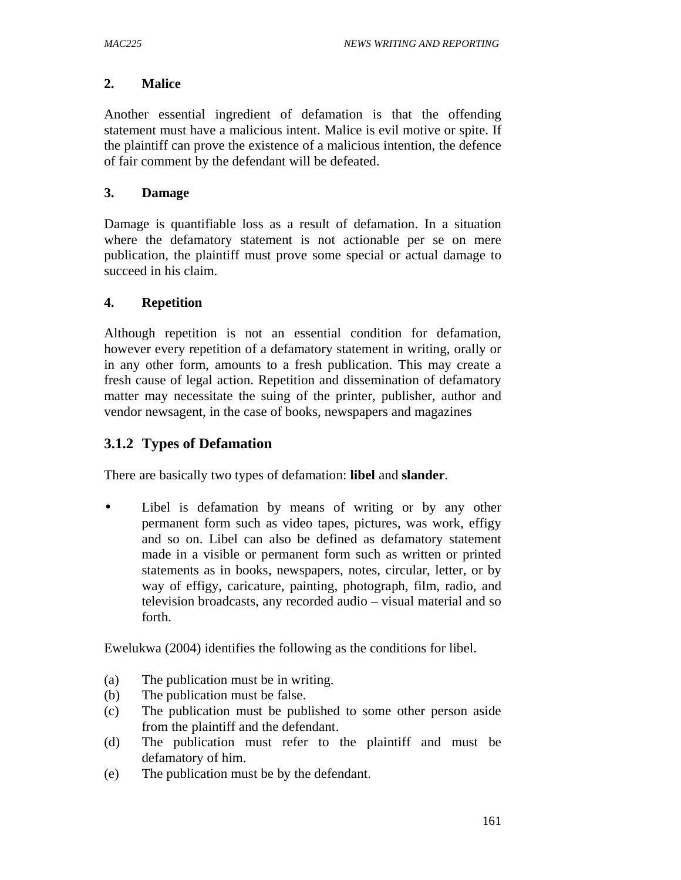**2. Malice**

Another essential ingredient of defamation is that the offending statement must have a malicious intent. Malice is evil motive or spite. If the plaintiff can prove the existence of a malicious intention, the defence of fair comment by the defendant will be defeated.

**3. Damage**

Damage is quantifiable loss as a result of defamation. In a situation where the defamatory statement is not actionable per se on mere publication, the plaintiff must prove some special or actual damage to succeed in his claim.

**4. Repetition**

Although repetition is not an essential condition for defamation, however every repetition of a defamatory statement in writing, orally or in any other form, amounts to a fresh publication. This may create a fresh cause of legal action. Repetition and dissemination of defamatory matter may necessitate the suing of the printer, publisher, author and vendor newsagent, in the case of books, newspapers and magazines

## 3.1.2 Types of Defamation

There are basically two types of defamation: **libel** and **slander**.

- Libel is defamation by means of writing or by any other permanent form such as video tapes, pictures, was work, effigy and so on. Libel can also be defined as defamatory statement made in a visible or permanent form such as written or printed statements as in books, newspapers, notes, circular, letter, or by way of effigy, caricature, painting, photograph, film, radio, and television broadcasts, any recorded audio – visual material and so forth.

Ewelukwa (2004) identifies the following as the conditions for libel.

(a) The publication must be in writing.
(b) The publication must be false.
(c) The publication must be published to some other person aside from the plaintiff and the defendant.
(d) The publication must refer to the plaintiff and must be defamatory of him.
(e) The publication must be by the defendant.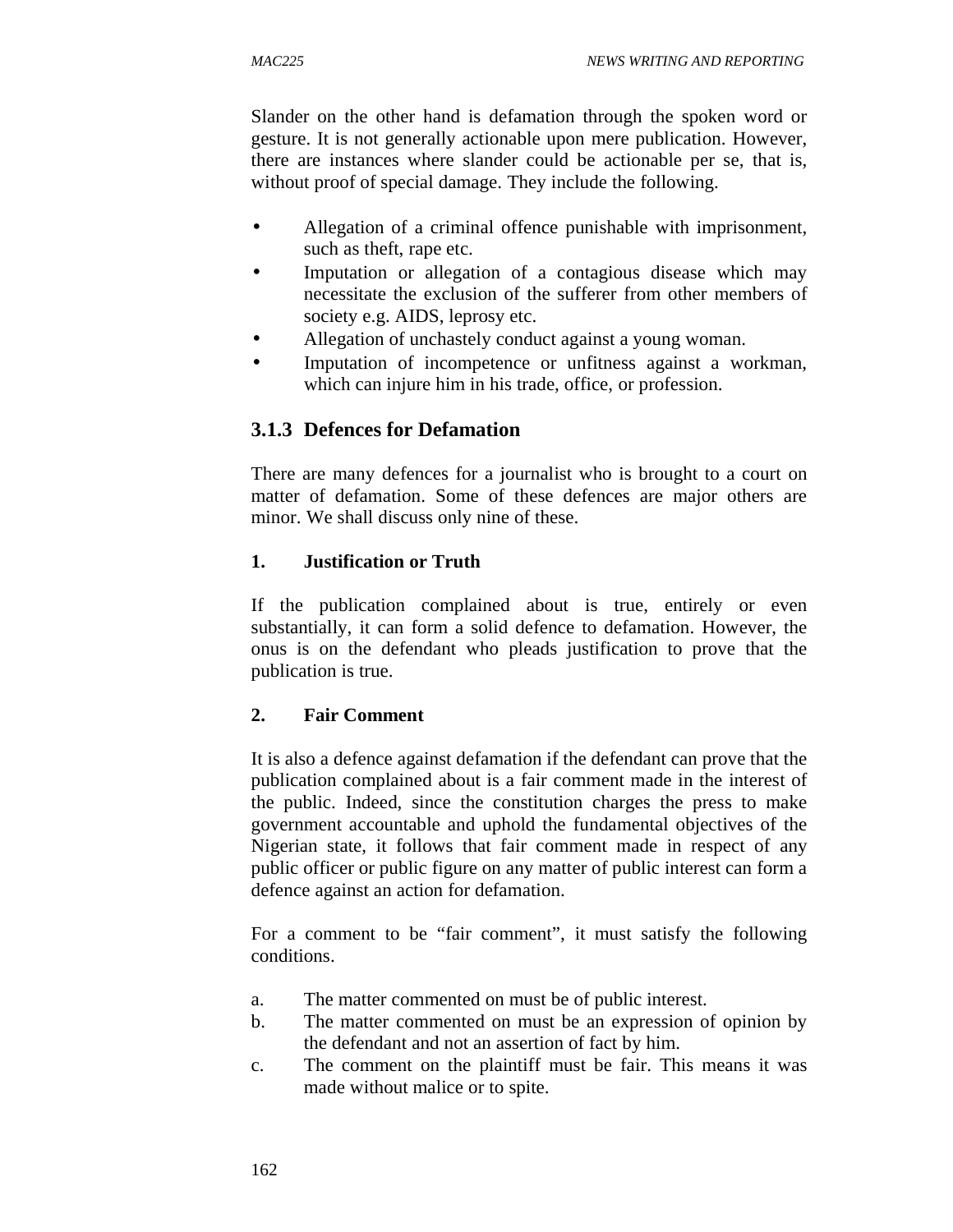Slander on the other hand is defamation through the spoken word or gesture. It is not generally actionable upon mere publication. However, there are instances where slander could be actionable per se, that is, without proof of special damage. They include the following.

- Allegation of a criminal offence punishable with imprisonment, such as theft, rape etc.
- Imputation or allegation of a contagious disease which may necessitate the exclusion of the sufferer from other members of society e.g. AIDS, leprosy etc.
- Allegation of unchastely conduct against a young woman.
- Imputation of incompetence or unfitness against a workman, which can injure him in his trade, office, or profession.

### 3.1.3 Defences for Defamation

There are many defences for a journalist who is brought to a court on matter of defamation. Some of these defences are major others are minor. We shall discuss only nine of these.

**1. Justification or Truth**

If the publication complained about is true, entirely or even substantially, it can form a solid defence to defamation. However, the onus is on the defendant who pleads justification to prove that the publication is true.

**2. Fair Comment**

It is also a defence against defamation if the defendant can prove that the publication complained about is a fair comment made in the interest of the public. Indeed, since the constitution charges the press to make government accountable and uphold the fundamental objectives of the Nigerian state, it follows that fair comment made in respect of any public officer or public figure on any matter of public interest can form a defence against an action for defamation.

For a comment to be "fair comment", it must satisfy the following conditions.

a. The matter commented on must be of public interest.
b. The matter commented on must be an expression of opinion by the defendant and not an assertion of fact by him.
c. The comment on the plaintiff must be fair. This means it was made without malice or to spite.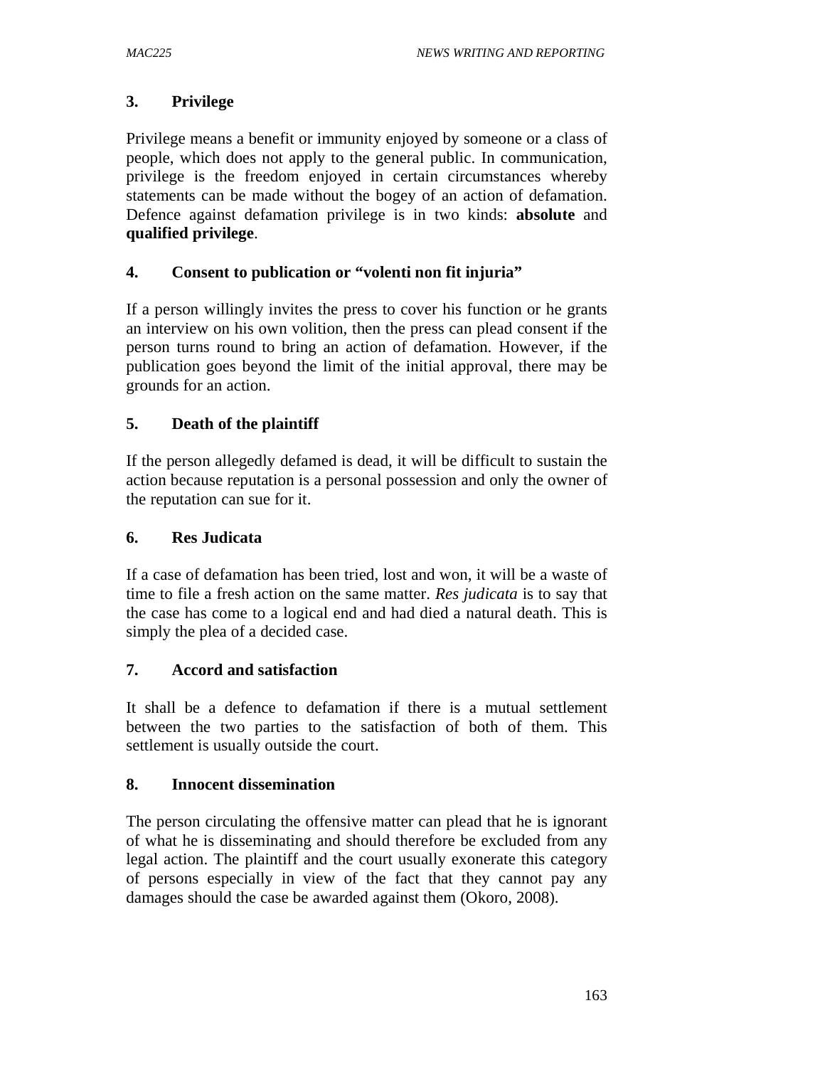### 3. Privilege

Privilege means a benefit or immunity enjoyed by someone or a class of people, which does not apply to the general public. In communication, privilege is the freedom enjoyed in certain circumstances whereby statements can be made without the bogey of an action of defamation. Defence against defamation privilege is in two kinds: **absolute** and **qualified privilege**.

### 4. Consent to publication or "volenti non fit injuria"

If a person willingly invites the press to cover his function or he grants an interview on his own volition, then the press can plead consent if the person turns round to bring an action of defamation. However, if the publication goes beyond the limit of the initial approval, there may be grounds for an action.

### 5. Death of the plaintiff

If the person allegedly defamed is dead, it will be difficult to sustain the action because reputation is a personal possession and only the owner of the reputation can sue for it.

### 6. Res Judicata

If a case of defamation has been tried, lost and won, it will be a waste of time to file a fresh action on the same matter. *Res judicata* is to say that the case has come to a logical end and had died a natural death. This is simply the plea of a decided case.

### 7. Accord and satisfaction

It shall be a defence to defamation if there is a mutual settlement between the two parties to the satisfaction of both of them. This settlement is usually outside the court.

### 8. Innocent dissemination

The person circulating the offensive matter can plead that he is ignorant of what he is disseminating and should therefore be excluded from any legal action. The plaintiff and the court usually exonerate this category of persons especially in view of the fact that they cannot pay any damages should the case be awarded against them (Okoro, 2008).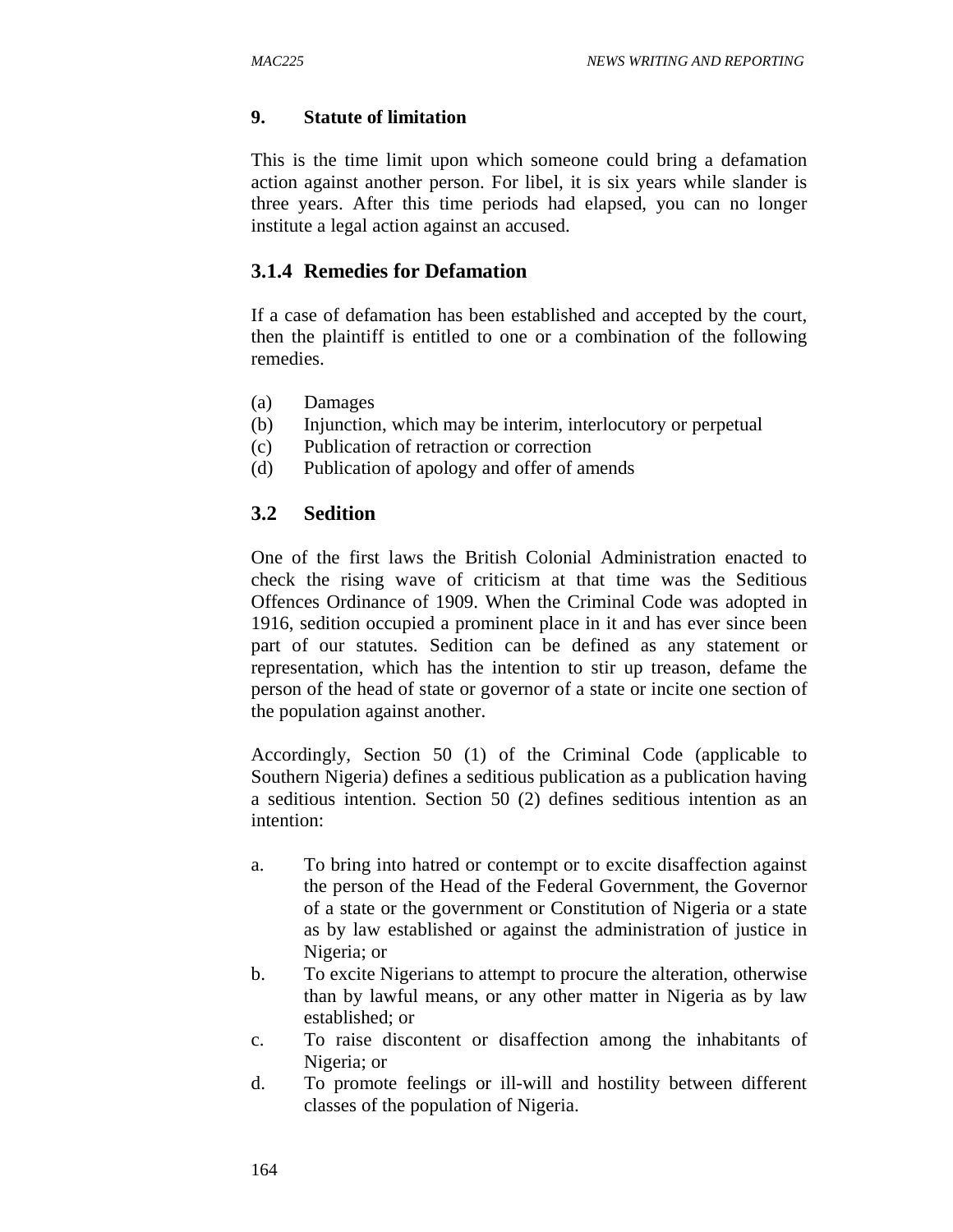**9. Statute of limitation**

This is the time limit upon which someone could bring a defamation action against another person. For libel, it is six years while slander is three years. After this time periods had elapsed, you can no longer institute a legal action against an accused.

### 3.1.4 Remedies for Defamation

If a case of defamation has been established and accepted by the court, then the plaintiff is entitled to one or a combination of the following remedies.

(a) Damages
(b) Injunction, which may be interim, interlocutory or perpetual
(c) Publication of retraction or correction
(d) Publication of apology and offer of amends

## 3.2 Sedition

One of the first laws the British Colonial Administration enacted to check the rising wave of criticism at that time was the Seditious Offences Ordinance of 1909. When the Criminal Code was adopted in 1916, sedition occupied a prominent place in it and has ever since been part of our statutes. Sedition can be defined as any statement or representation, which has the intention to stir up treason, defame the person of the head of state or governor of a state or incite one section of the population against another.

Accordingly, Section 50 (1) of the Criminal Code (applicable to Southern Nigeria) defines a seditious publication as a publication having a seditious intention. Section 50 (2) defines seditious intention as an intention:

a. To bring into hatred or contempt or to excite disaffection against the person of the Head of the Federal Government, the Governor of a state or the government or Constitution of Nigeria or a state as by law established or against the administration of justice in Nigeria; or
b. To excite Nigerians to attempt to procure the alteration, otherwise than by lawful means, or any other matter in Nigeria as by law established; or
c. To raise discontent or disaffection among the inhabitants of Nigeria; or
d. To promote feelings or ill-will and hostility between different classes of the population of Nigeria.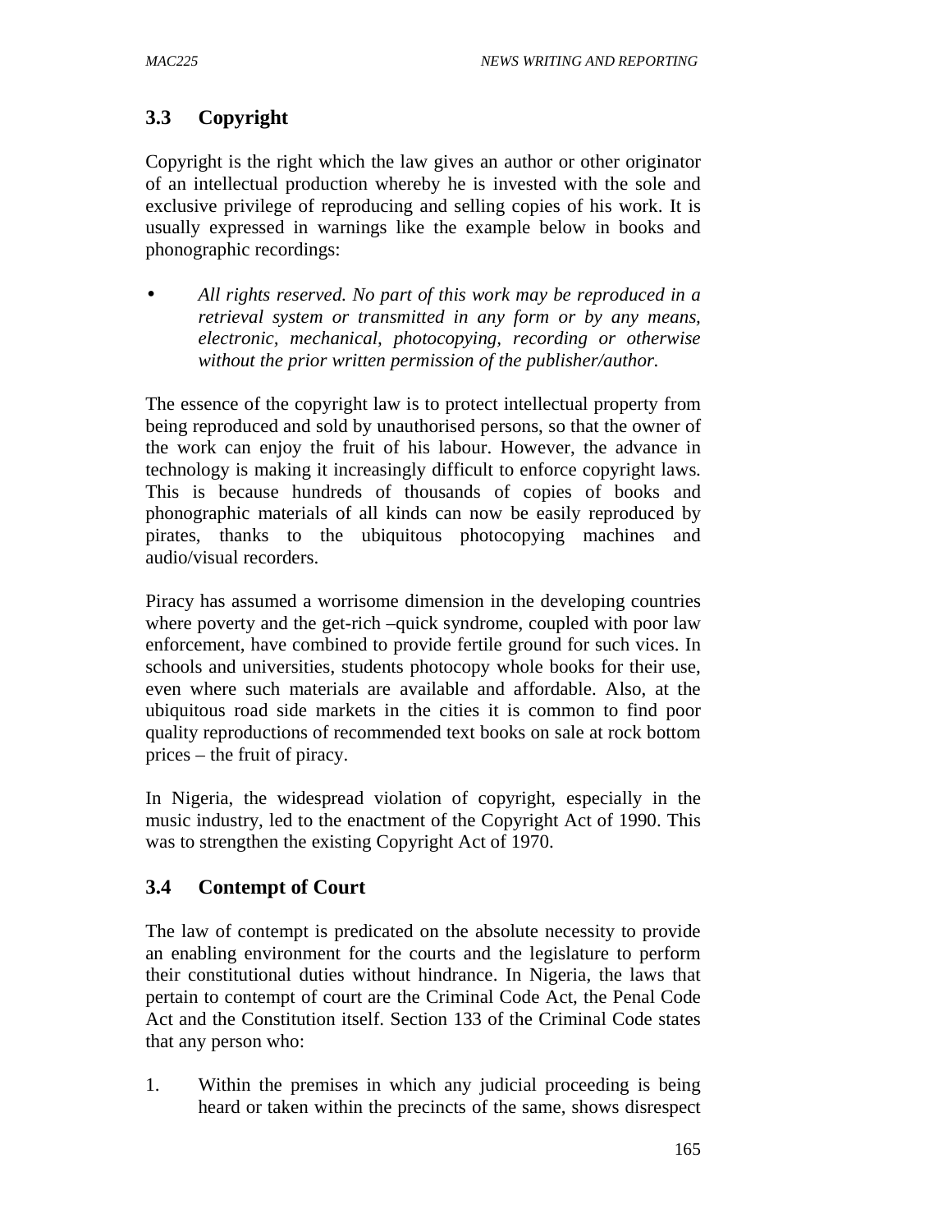### 3.3 Copyright

Copyright is the right which the law gives an author or other originator of an intellectual production whereby he is invested with the sole and exclusive privilege of reproducing and selling copies of his work. It is usually expressed in warnings like the example below in books and phonographic recordings:

- *All rights reserved. No part of this work may be reproduced in a retrieval system or transmitted in any form or by any means, electronic, mechanical, photocopying, recording or otherwise without the prior written permission of the publisher/author.*

The essence of the copyright law is to protect intellectual property from being reproduced and sold by unauthorised persons, so that the owner of the work can enjoy the fruit of his labour. However, the advance in technology is making it increasingly difficult to enforce copyright laws. This is because hundreds of thousands of copies of books and phonographic materials of all kinds can now be easily reproduced by pirates, thanks to the ubiquitous photocopying machines and audio/visual recorders.

Piracy has assumed a worrisome dimension in the developing countries where poverty and the get-rich –quick syndrome, coupled with poor law enforcement, have combined to provide fertile ground for such vices. In schools and universities, students photocopy whole books for their use, even where such materials are available and affordable. Also, at the ubiquitous road side markets in the cities it is common to find poor quality reproductions of recommended text books on sale at rock bottom prices – the fruit of piracy.

In Nigeria, the widespread violation of copyright, especially in the music industry, led to the enactment of the Copyright Act of 1990. This was to strengthen the existing Copyright Act of 1970.

### 3.4 Contempt of Court

The law of contempt is predicated on the absolute necessity to provide an enabling environment for the courts and the legislature to perform their constitutional duties without hindrance. In Nigeria, the laws that pertain to contempt of court are the Criminal Code Act, the Penal Code Act and the Constitution itself. Section 133 of the Criminal Code states that any person who:

1. Within the premises in which any judicial proceeding is being heard or taken within the precincts of the same, shows disrespect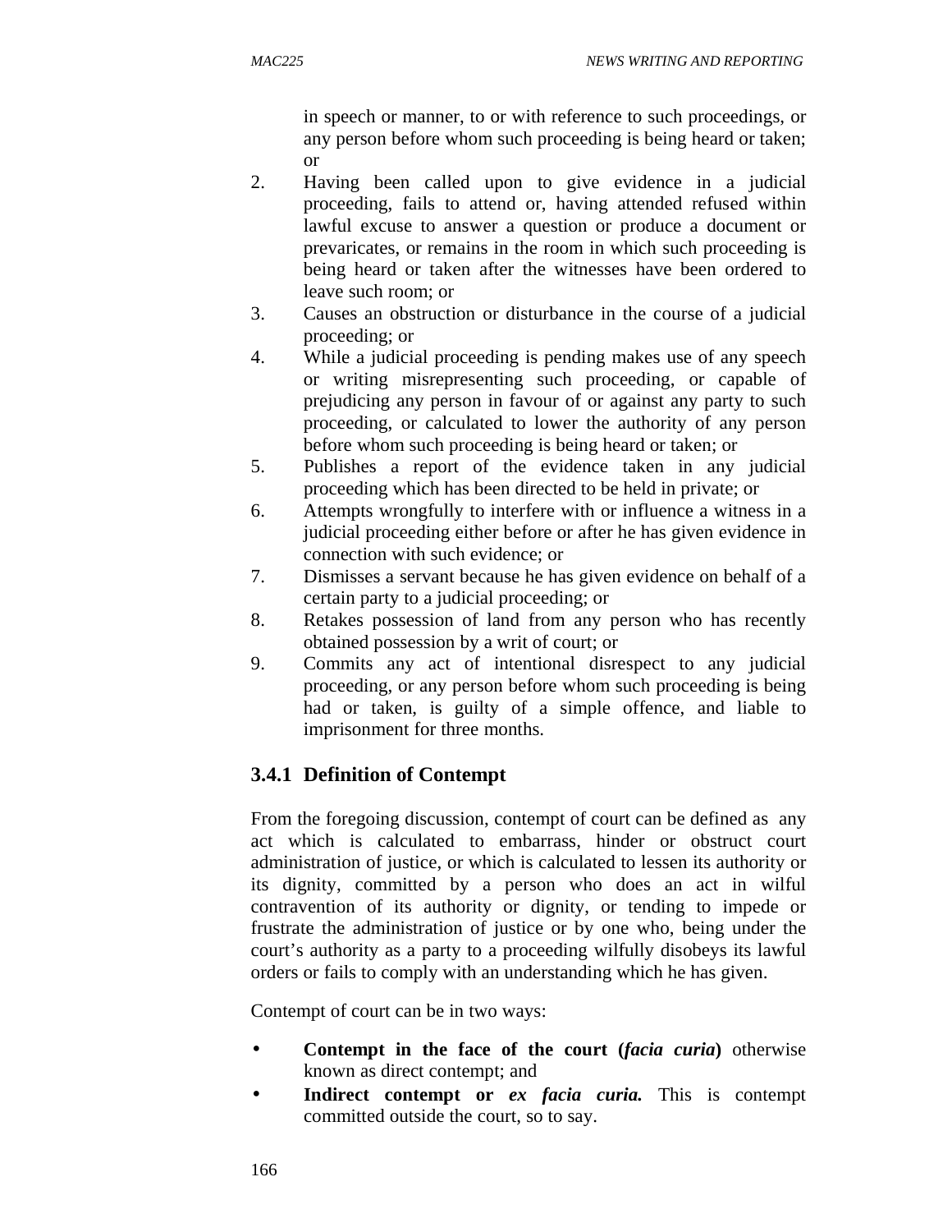in speech or manner, to or with reference to such proceedings, or any person before whom such proceeding is being heard or taken; or

2. Having been called upon to give evidence in a judicial proceeding, fails to attend or, having attended refused within lawful excuse to answer a question or produce a document or prevaricates, or remains in the room in which such proceeding is being heard or taken after the witnesses have been ordered to leave such room; or
3. Causes an obstruction or disturbance in the course of a judicial proceeding; or
4. While a judicial proceeding is pending makes use of any speech or writing misrepresenting such proceeding, or capable of prejudicing any person in favour of or against any party to such proceeding, or calculated to lower the authority of any person before whom such proceeding is being heard or taken; or
5. Publishes a report of the evidence taken in any judicial proceeding which has been directed to be held in private; or
6. Attempts wrongfully to interfere with or influence a witness in a judicial proceeding either before or after he has given evidence in connection with such evidence; or
7. Dismisses a servant because he has given evidence on behalf of a certain party to a judicial proceeding; or
8. Retakes possession of land from any person who has recently obtained possession by a writ of court; or
9. Commits any act of intentional disrespect to any judicial proceeding, or any person before whom such proceeding is being had or taken, is guilty of a simple offence, and liable to imprisonment for three months.

### 3.4.1 Definition of Contempt

From the foregoing discussion, contempt of court can be defined as any act which is calculated to embarrass, hinder or obstruct court administration of justice, or which is calculated to lessen its authority or its dignity, committed by a person who does an act in wilful contravention of its authority or dignity, or tending to impede or frustrate the administration of justice or by one who, being under the court's authority as a party to a proceeding wilfully disobeys its lawful orders or fails to comply with an understanding which he has given.

Contempt of court can be in two ways:

- **Contempt in the face of the court (*facia curia*)** otherwise known as direct contempt; and
- **Indirect contempt or *ex facia curia.*** This is contempt committed outside the court, so to say.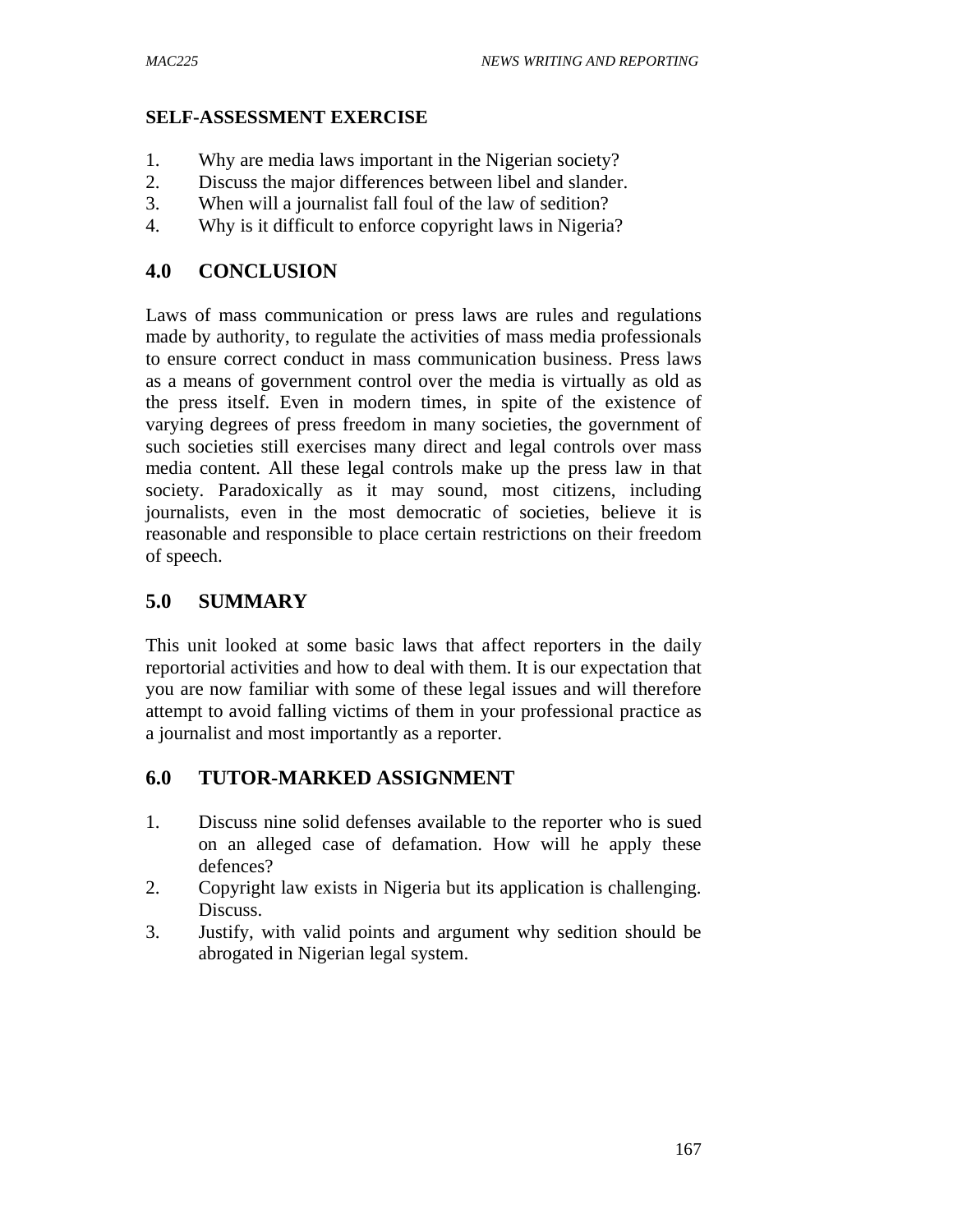**SELF-ASSESSMENT EXERCISE**

1. Why are media laws important in the Nigerian society?
2. Discuss the major differences between libel and slander.
3. When will a journalist fall foul of the law of sedition?
4. Why is it difficult to enforce copyright laws in Nigeria?

## 4.0 CONCLUSION

Laws of mass communication or press laws are rules and regulations made by authority, to regulate the activities of mass media professionals to ensure correct conduct in mass communication business. Press laws as a means of government control over the media is virtually as old as the press itself. Even in modern times, in spite of the existence of varying degrees of press freedom in many societies, the government of such societies still exercises many direct and legal controls over mass media content. All these legal controls make up the press law in that society. Paradoxically as it may sound, most citizens, including journalists, even in the most democratic of societies, believe it is reasonable and responsible to place certain restrictions on their freedom of speech.

## 5.0 SUMMARY

This unit looked at some basic laws that affect reporters in the daily reportorial activities and how to deal with them. It is our expectation that you are now familiar with some of these legal issues and will therefore attempt to avoid falling victims of them in your professional practice as a journalist and most importantly as a reporter.

## 6.0 TUTOR-MARKED ASSIGNMENT

1. Discuss nine solid defenses available to the reporter who is sued on an alleged case of defamation. How will he apply these defences?
2. Copyright law exists in Nigeria but its application is challenging. Discuss.
3. Justify, with valid points and argument why sedition should be abrogated in Nigerian legal system.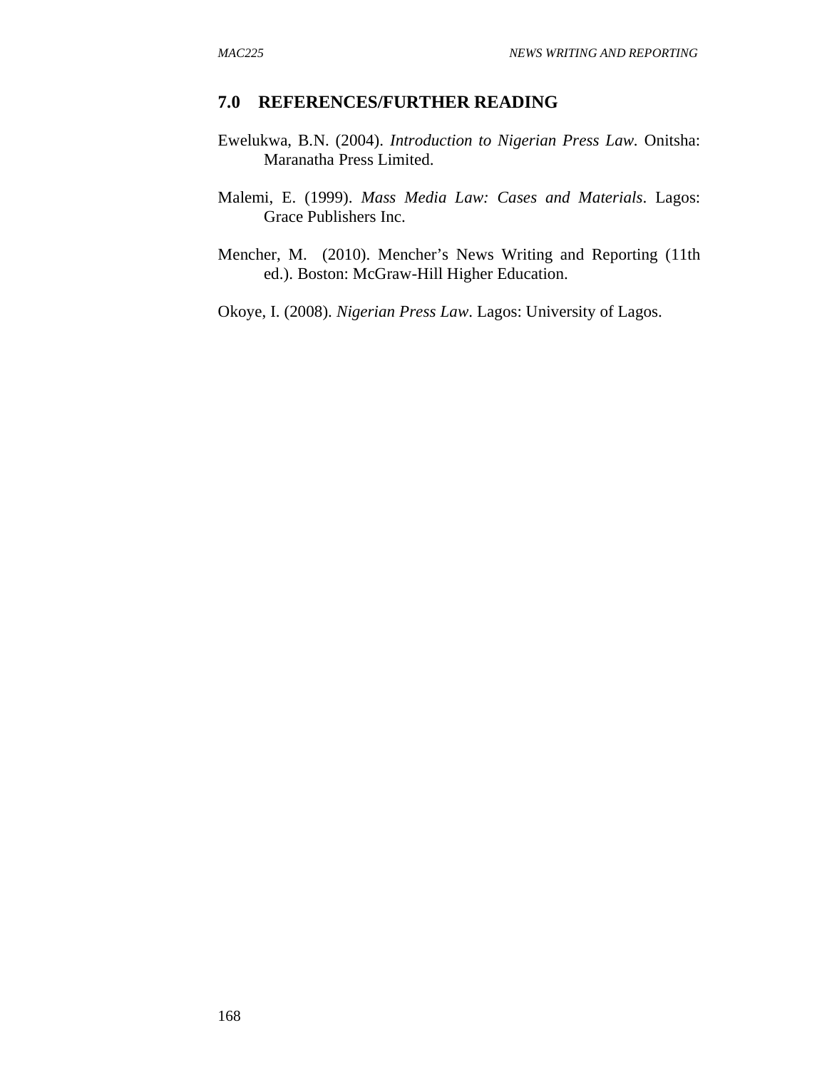## 7.0 REFERENCES/FURTHER READING

Ewelukwa, B.N. (2004). *Introduction to Nigerian Press Law*. Onitsha: Maranatha Press Limited.

Malemi, E. (1999). *Mass Media Law: Cases and Materials*. Lagos: Grace Publishers Inc.

Mencher, M. (2010). Mencher's News Writing and Reporting (11th ed.). Boston: McGraw-Hill Higher Education.

Okoye, I. (2008). *Nigerian Press Law*. Lagos: University of Lagos.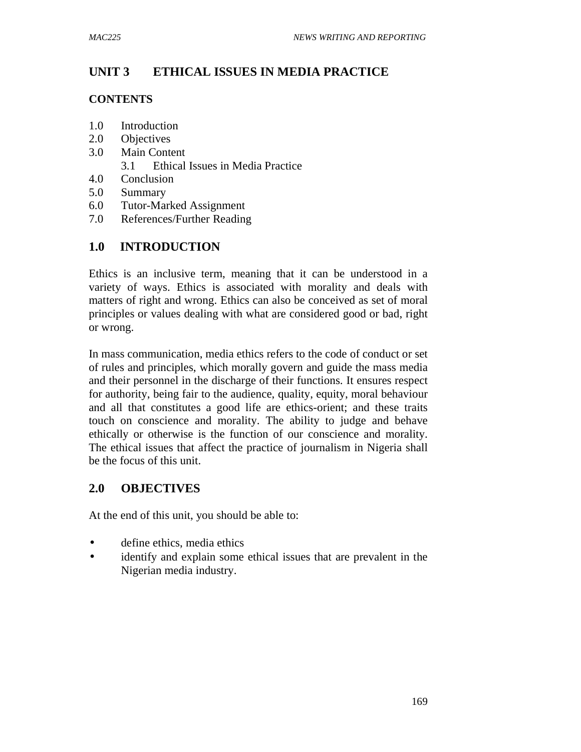# UNIT 3 ETHICAL ISSUES IN MEDIA PRACTICE

## CONTENTS

1.0 Introduction
2.0 Objectives
3.0 Main Content
    3.1 Ethical Issues in Media Practice
4.0 Conclusion
5.0 Summary
6.0 Tutor-Marked Assignment
7.0 References/Further Reading

## 1.0 INTRODUCTION

Ethics is an inclusive term, meaning that it can be understood in a variety of ways. Ethics is associated with morality and deals with matters of right and wrong. Ethics can also be conceived as set of moral principles or values dealing with what are considered good or bad, right or wrong.

In mass communication, media ethics refers to the code of conduct or set of rules and principles, which morally govern and guide the mass media and their personnel in the discharge of their functions. It ensures respect for authority, being fair to the audience, quality, equity, moral behaviour and all that constitutes a good life are ethics-orient; and these traits touch on conscience and morality. The ability to judge and behave ethically or otherwise is the function of our conscience and morality. The ethical issues that affect the practice of journalism in Nigeria shall be the focus of this unit.

## 2.0 OBJECTIVES

At the end of this unit, you should be able to:

- define ethics, media ethics
- identify and explain some ethical issues that are prevalent in the Nigerian media industry.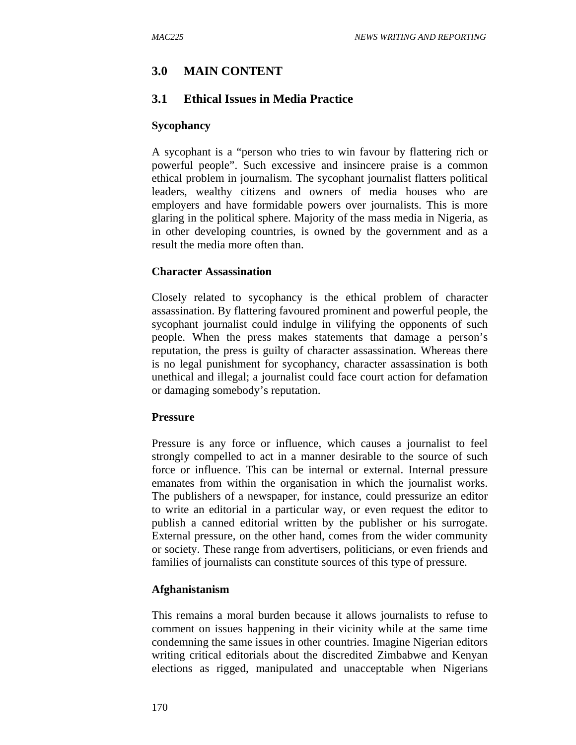## 3.0 MAIN CONTENT

### 3.1 Ethical Issues in Media Practice

**Sycophancy**

A sycophant is a “person who tries to win favour by flattering rich or powerful people”. Such excessive and insincere praise is a common ethical problem in journalism. The sycophant journalist flatters political leaders, wealthy citizens and owners of media houses who are employers and have formidable powers over journalists. This is more glaring in the political sphere. Majority of the mass media in Nigeria, as in other developing countries, is owned by the government and as a result the media more often than.

**Character Assassination**

Closely related to sycophancy is the ethical problem of character assassination. By flattering favoured prominent and powerful people, the sycophant journalist could indulge in vilifying the opponents of such people. When the press makes statements that damage a person’s reputation, the press is guilty of character assassination. Whereas there is no legal punishment for sycophancy, character assassination is both unethical and illegal; a journalist could face court action for defamation or damaging somebody’s reputation.

**Pressure**

Pressure is any force or influence, which causes a journalist to feel strongly compelled to act in a manner desirable to the source of such force or influence. This can be internal or external. Internal pressure emanates from within the organisation in which the journalist works. The publishers of a newspaper, for instance, could pressurize an editor to write an editorial in a particular way, or even request the editor to publish a canned editorial written by the publisher or his surrogate. External pressure, on the other hand, comes from the wider community or society. These range from advertisers, politicians, or even friends and families of journalists can constitute sources of this type of pressure.

**Afghanistanism**

This remains a moral burden because it allows journalists to refuse to comment on issues happening in their vicinity while at the same time condemning the same issues in other countries. Imagine Nigerian editors writing critical editorials about the discredited Zimbabwe and Kenyan elections as rigged, manipulated and unacceptable when Nigerians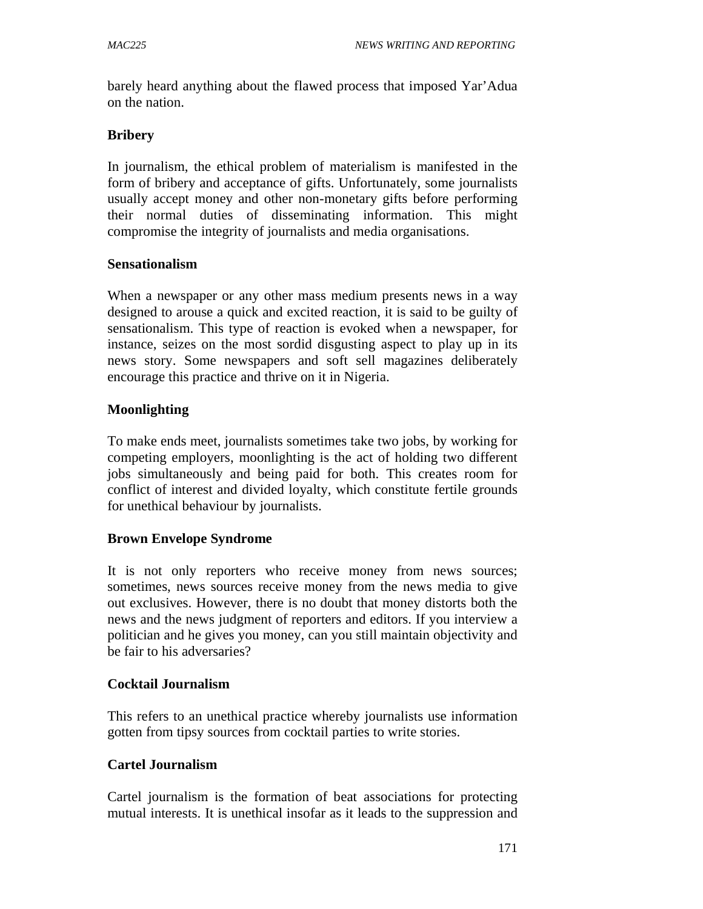barely heard anything about the flawed process that imposed Yar'Adua on the nation.

**Bribery**

In journalism, the ethical problem of materialism is manifested in the form of bribery and acceptance of gifts. Unfortunately, some journalists usually accept money and other non-monetary gifts before performing their normal duties of disseminating information. This might compromise the integrity of journalists and media organisations.

**Sensationalism**

When a newspaper or any other mass medium presents news in a way designed to arouse a quick and excited reaction, it is said to be guilty of sensationalism. This type of reaction is evoked when a newspaper, for instance, seizes on the most sordid disgusting aspect to play up in its news story. Some newspapers and soft sell magazines deliberately encourage this practice and thrive on it in Nigeria.

**Moonlighting**

To make ends meet, journalists sometimes take two jobs, by working for competing employers, moonlighting is the act of holding two different jobs simultaneously and being paid for both. This creates room for conflict of interest and divided loyalty, which constitute fertile grounds for unethical behaviour by journalists.

**Brown Envelope Syndrome**

It is not only reporters who receive money from news sources; sometimes, news sources receive money from the news media to give out exclusives. However, there is no doubt that money distorts both the news and the news judgment of reporters and editors. If you interview a politician and he gives you money, can you still maintain objectivity and be fair to his adversaries?

**Cocktail Journalism**

This refers to an unethical practice whereby journalists use information gotten from tipsy sources from cocktail parties to write stories.

**Cartel Journalism**

Cartel journalism is the formation of beat associations for protecting mutual interests. It is unethical insofar as it leads to the suppression and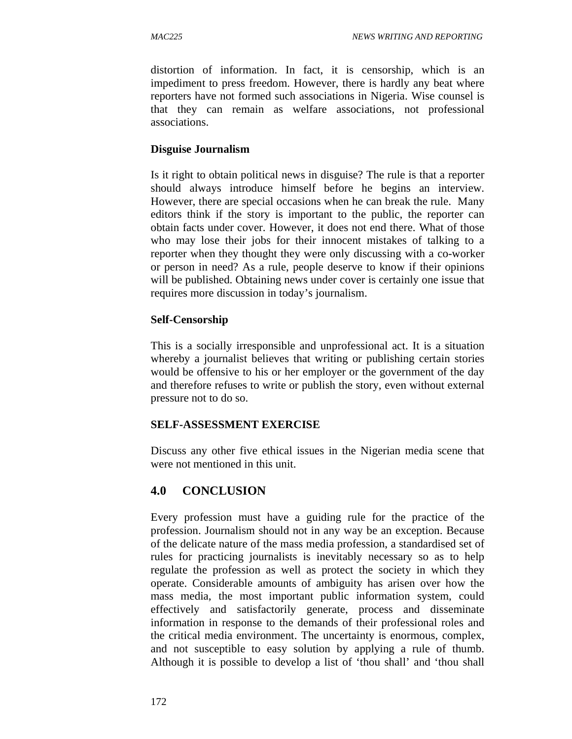distortion of information. In fact, it is censorship, which is an impediment to press freedom. However, there is hardly any beat where reporters have not formed such associations in Nigeria. Wise counsel is that they can remain as welfare associations, not professional associations.

**Disguise Journalism**

Is it right to obtain political news in disguise? The rule is that a reporter should always introduce himself before he begins an interview. However, there are special occasions when he can break the rule. Many editors think if the story is important to the public, the reporter can obtain facts under cover. However, it does not end there. What of those who may lose their jobs for their innocent mistakes of talking to a reporter when they thought they were only discussing with a co-worker or person in need? As a rule, people deserve to know if their opinions will be published. Obtaining news under cover is certainly one issue that requires more discussion in today's journalism.

**Self-Censorship**

This is a socially irresponsible and unprofessional act. It is a situation whereby a journalist believes that writing or publishing certain stories would be offensive to his or her employer or the government of the day and therefore refuses to write or publish the story, even without external pressure not to do so.

**SELF-ASSESSMENT EXERCISE**

Discuss any other five ethical issues in the Nigerian media scene that were not mentioned in this unit.

## 4.0 CONCLUSION

Every profession must have a guiding rule for the practice of the profession. Journalism should not in any way be an exception. Because of the delicate nature of the mass media profession, a standardised set of rules for practicing journalists is inevitably necessary so as to help regulate the profession as well as protect the society in which they operate. Considerable amounts of ambiguity has arisen over how the mass media, the most important public information system, could effectively and satisfactorily generate, process and disseminate information in response to the demands of their professional roles and the critical media environment. The uncertainty is enormous, complex, and not susceptible to easy solution by applying a rule of thumb. Although it is possible to develop a list of 'thou shall' and 'thou shall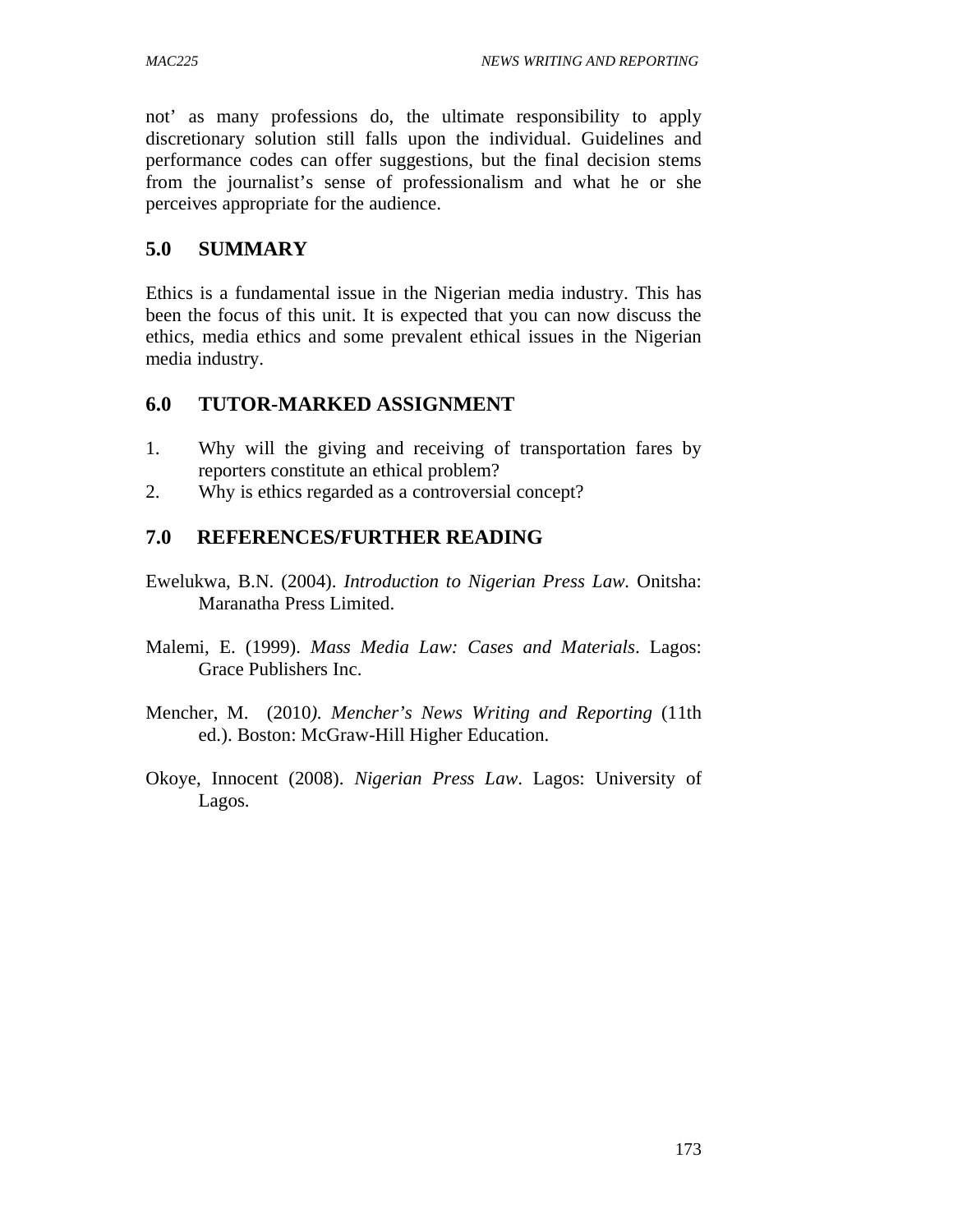not' as many professions do, the ultimate responsibility to apply discretionary solution still falls upon the individual. Guidelines and performance codes can offer suggestions, but the final decision stems from the journalist's sense of professionalism and what he or she perceives appropriate for the audience.

## 5.0 SUMMARY

Ethics is a fundamental issue in the Nigerian media industry. This has been the focus of this unit. It is expected that you can now discuss the ethics, media ethics and some prevalent ethical issues in the Nigerian media industry.

## 6.0 TUTOR-MARKED ASSIGNMENT

1. Why will the giving and receiving of transportation fares by reporters constitute an ethical problem?
2. Why is ethics regarded as a controversial concept?

## 7.0 REFERENCES/FURTHER READING

Ewelukwa, B.N. (2004). *Introduction to Nigerian Press Law*. Onitsha: Maranatha Press Limited.

Malemi, E. (1999). *Mass Media Law: Cases and Materials*. Lagos: Grace Publishers Inc.

Mencher, M. (2010). *Mencher's News Writing and Reporting* (11th ed.). Boston: McGraw-Hill Higher Education.

Okoye, Innocent (2008). *Nigerian Press Law*. Lagos: University of Lagos.